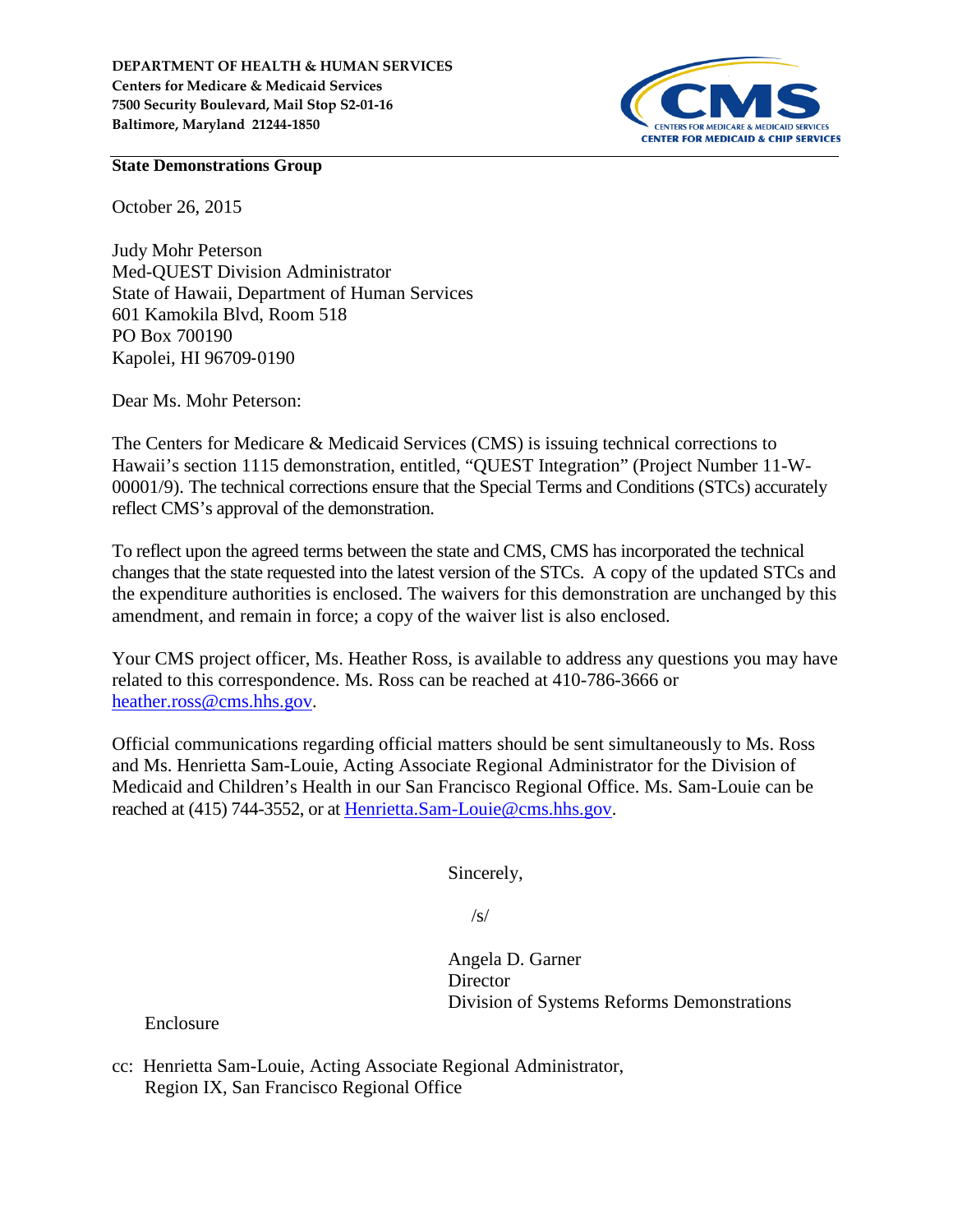DEPARTMENT OF HEALTH & HUMAN SERVICES
Centers for Medicare & Medicaid Services
7500 Security Boulevard, Mail Stop S2-01-16
Baltimore, Maryland 21244-1850

CENTERS FOR MEDICARE & MEDICAID SERVICES
CENTER FOR MEDICAID & CHIP SERVICES

**State Demonstrations Group**

October 26, 2015

Judy Mohr Peterson
Med-QUEST Division Administrator
State of Hawaii, Department of Human Services
601 Kamokila Blvd, Room 518
PO Box 700190
Kapolei, HI 96709-0190

Dear Ms. Mohr Peterson:

The Centers for Medicare & Medicaid Services (CMS) is issuing technical corrections to Hawaii's section 1115 demonstration, entitled, "QUEST Integration" (Project Number 11-W-00001/9). The technical corrections ensure that the Special Terms and Conditions (STCs) accurately reflect CMS's approval of the demonstration.

To reflect upon the agreed terms between the state and CMS, CMS has incorporated the technical changes that the state requested into the latest version of the STCs. A copy of the updated STCs and the expenditure authorities is enclosed. The waivers for this demonstration are unchanged by this amendment, and remain in force; a copy of the waiver list is also enclosed.

Your CMS project officer, Ms. Heather Ross, is available to address any questions you may have related to this correspondence. Ms. Ross can be reached at 410-786-3666 or heather.ross@cms.hhs.gov.

Official communications regarding official matters should be sent simultaneously to Ms. Ross and Ms. Henrietta Sam-Louie, Acting Associate Regional Administrator for the Division of Medicaid and Children's Health in our San Francisco Regional Office. Ms. Sam-Louie can be reached at (415) 744-3552, or at Henrietta.Sam-Louie@cms.hhs.gov.

Sincerely,

/s/

Angela D. Garner
Director
Division of Systems Reforms Demonstrations

Enclosure

cc: Henrietta Sam-Louie, Acting Associate Regional Administrator,
Region IX, San Francisco Regional Office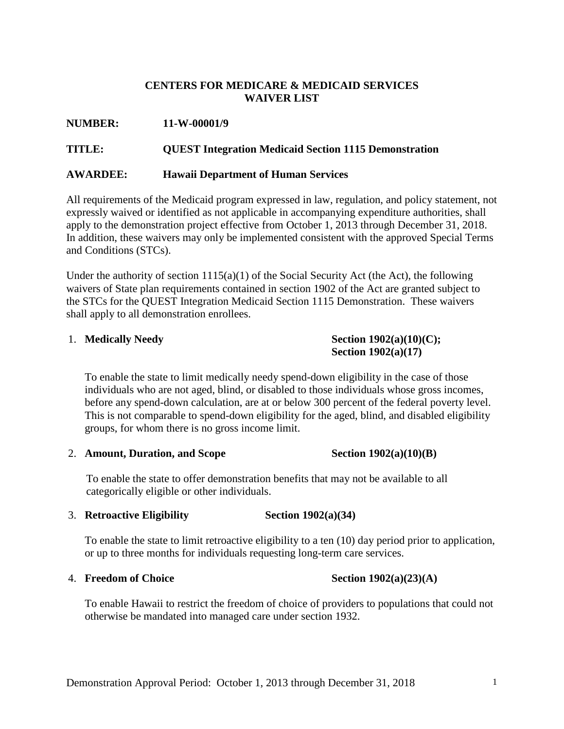**CENTERS FOR MEDICARE & MEDICAID SERVICES**
**WAIVER LIST**

**NUMBER:** **11-W-00001/9**

**TITLE:** **QUEST Integration Medicaid Section 1115 Demonstration**

**AWARDEE:** **Hawaii Department of Human Services**

All requirements of the Medicaid program expressed in law, regulation, and policy statement, not expressly waived or identified as not applicable in accompanying expenditure authorities, shall apply to the demonstration project effective from October 1, 2013 through December 31, 2018. In addition, these waivers may only be implemented consistent with the approved Special Terms and Conditions (STCs).

Under the authority of section 1115(a)(1) of the Social Security Act (the Act), the following waivers of State plan requirements contained in section 1902 of the Act are granted subject to the STCs for the QUEST Integration Medicaid Section 1115 Demonstration. These waivers shall apply to all demonstration enrollees.

1. **Medically Needy** **Section 1902(a)(10)(C); Section 1902(a)(17)**

   To enable the state to limit medically needy spend-down eligibility in the case of those individuals who are not aged, blind, or disabled to those individuals whose gross incomes, before any spend-down calculation, are at or below 300 percent of the federal poverty level. This is not comparable to spend-down eligibility for the aged, blind, and disabled eligibility groups, for whom there is no gross income limit.

2. **Amount, Duration, and Scope** **Section 1902(a)(10)(B)**

   To enable the state to offer demonstration benefits that may not be available to all categorically eligible or other individuals.

3. **Retroactive Eligibility** **Section 1902(a)(34)**

   To enable the state to limit retroactive eligibility to a ten (10) day period prior to application, or up to three months for individuals requesting long-term care services.

4. **Freedom of Choice** **Section 1902(a)(23)(A)**

   To enable Hawaii to restrict the freedom of choice of providers to populations that could not otherwise be mandated into managed care under section 1932.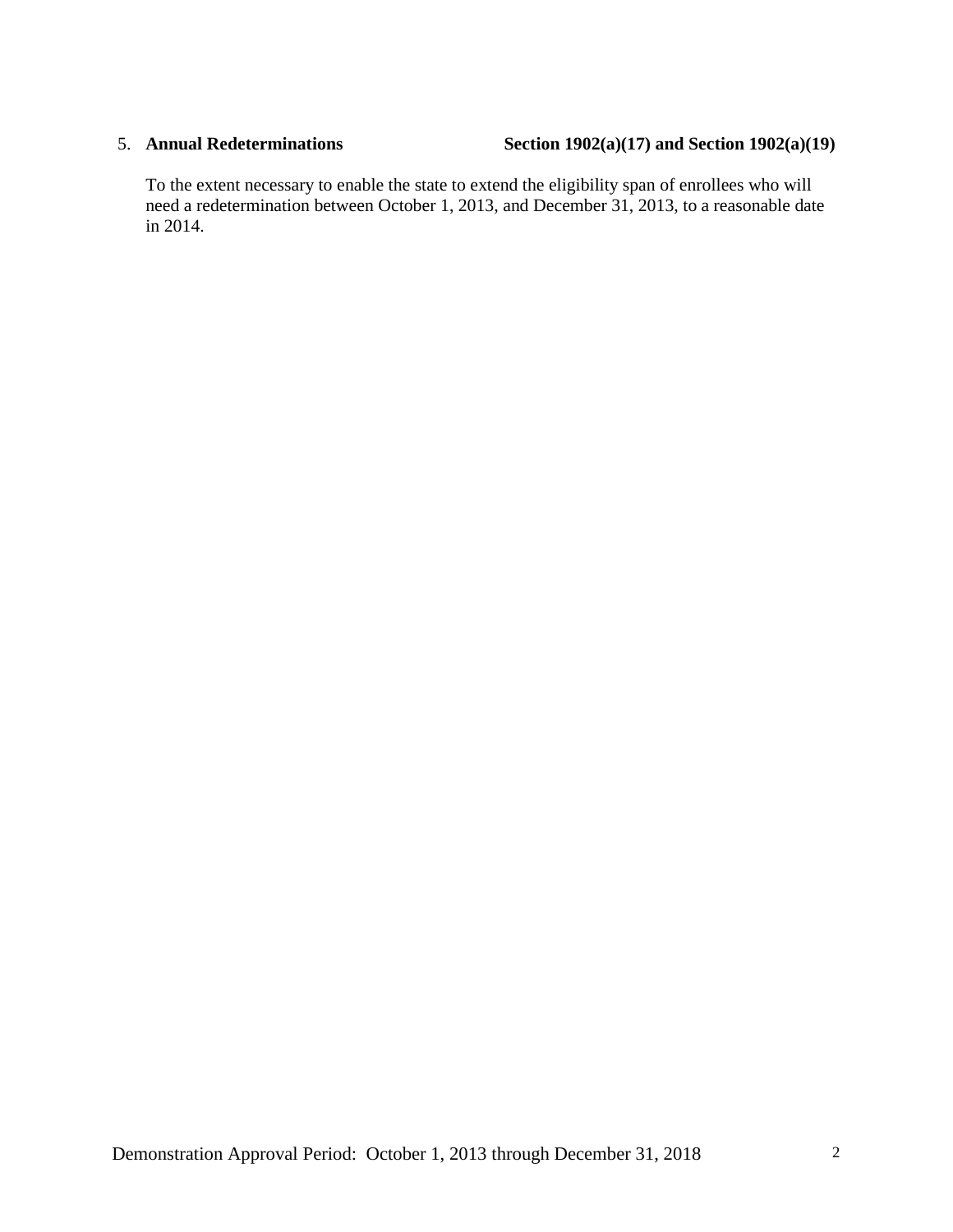5. **Annual Redeterminations** **Section 1902(a)(17) and Section 1902(a)(19)**

   To the extent necessary to enable the state to extend the eligibility span of enrollees who will need a redetermination between October 1, 2013, and December 31, 2013, to a reasonable date in 2014.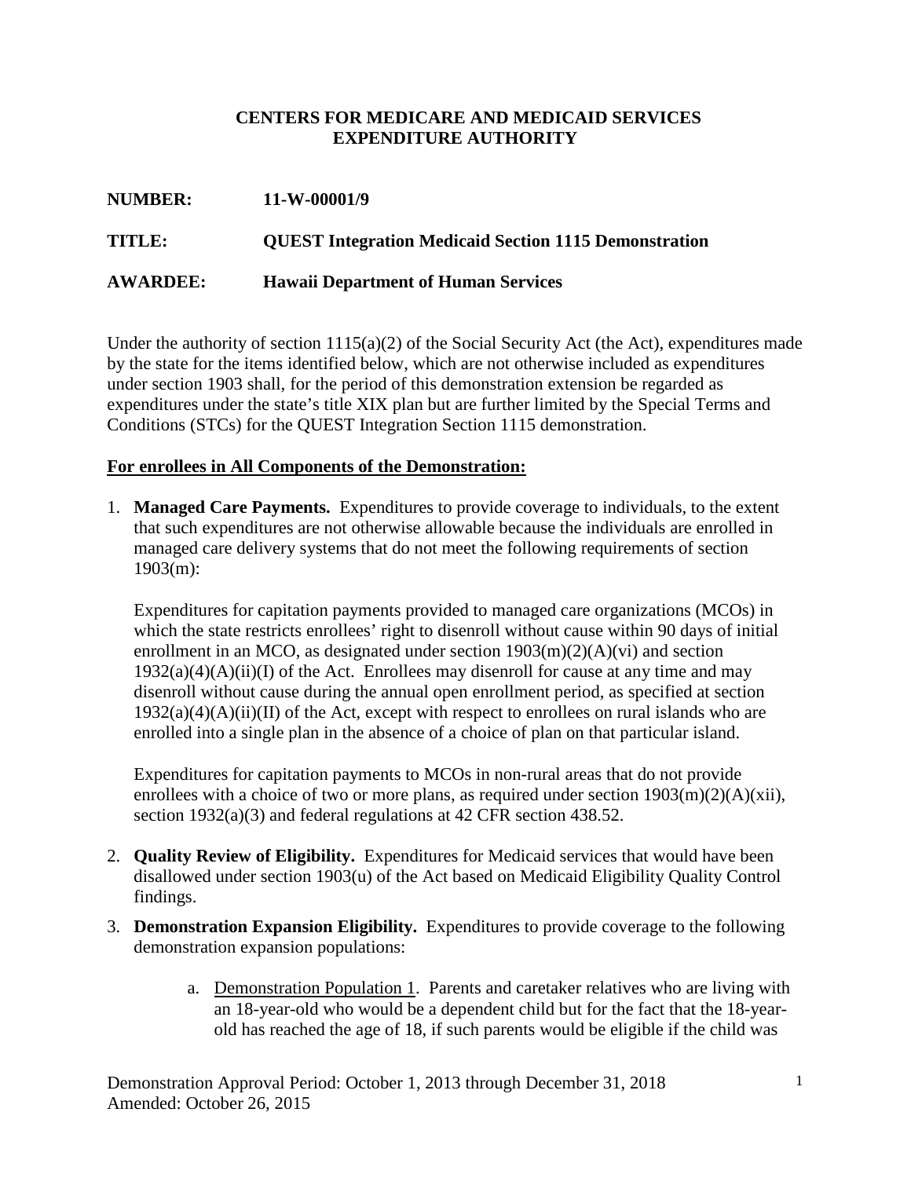**CENTERS FOR MEDICARE AND MEDICAID SERVICES**
**EXPENDITURE AUTHORITY**

**NUMBER:** **11-W-00001/9**

**TITLE:** **QUEST Integration Medicaid Section 1115 Demonstration**

**AWARDEE:** **Hawaii Department of Human Services**

Under the authority of section 1115(a)(2) of the Social Security Act (the Act), expenditures made by the state for the items identified below, which are not otherwise included as expenditures under section 1903 shall, for the period of this demonstration extension be regarded as expenditures under the state's title XIX plan but are further limited by the Special Terms and Conditions (STCs) for the QUEST Integration Section 1115 demonstration.

**For enrollees in All Components of the Demonstration:**

1. **Managed Care Payments.** Expenditures to provide coverage to individuals, to the extent that such expenditures are not otherwise allowable because the individuals are enrolled in managed care delivery systems that do not meet the following requirements of section 1903(m):

   Expenditures for capitation payments provided to managed care organizations (MCOs) in which the state restricts enrollees' right to disenroll without cause within 90 days of initial enrollment in an MCO, as designated under section 1903(m)(2)(A)(vi) and section 1932(a)(4)(A)(ii)(I) of the Act. Enrollees may disenroll for cause at any time and may disenroll without cause during the annual open enrollment period, as specified at section 1932(a)(4)(A)(ii)(II) of the Act, except with respect to enrollees on rural islands who are enrolled into a single plan in the absence of a choice of plan on that particular island.

   Expenditures for capitation payments to MCOs in non-rural areas that do not provide enrollees with a choice of two or more plans, as required under section 1903(m)(2)(A)(xii), section 1932(a)(3) and federal regulations at 42 CFR section 438.52.

2. **Quality Review of Eligibility.** Expenditures for Medicaid services that would have been disallowed under section 1903(u) of the Act based on Medicaid Eligibility Quality Control findings.

3. **Demonstration Expansion Eligibility.** Expenditures to provide coverage to the following demonstration expansion populations:

   a. Demonstration Population 1. Parents and caretaker relatives who are living with an 18-year-old who would be a dependent child but for the fact that the 18-year-old has reached the age of 18, if such parents would be eligible if the child was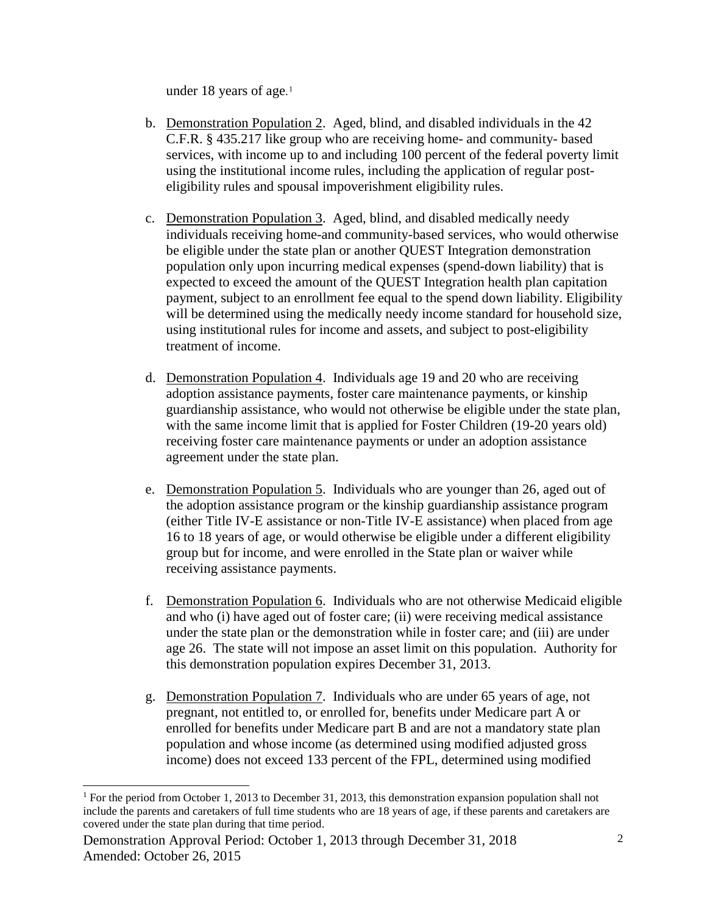under 18 years of age.[1]

b. Demonstration Population 2. Aged, blind, and disabled individuals in the 42 C.F.R. § 435.217 like group who are receiving home- and community- based services, with income up to and including 100 percent of the federal poverty limit using the institutional income rules, including the application of regular post-eligibility rules and spousal impoverishment eligibility rules.

c. Demonstration Population 3. Aged, blind, and disabled medically needy individuals receiving home-and community-based services, who would otherwise be eligible under the state plan or another QUEST Integration demonstration population only upon incurring medical expenses (spend-down liability) that is expected to exceed the amount of the QUEST Integration health plan capitation payment, subject to an enrollment fee equal to the spend down liability. Eligibility will be determined using the medically needy income standard for household size, using institutional rules for income and assets, and subject to post-eligibility treatment of income.

d. Demonstration Population 4. Individuals age 19 and 20 who are receiving adoption assistance payments, foster care maintenance payments, or kinship guardianship assistance, who would not otherwise be eligible under the state plan, with the same income limit that is applied for Foster Children (19-20 years old) receiving foster care maintenance payments or under an adoption assistance agreement under the state plan.

e. Demonstration Population 5. Individuals who are younger than 26, aged out of the adoption assistance program or the kinship guardianship assistance program (either Title IV-E assistance or non-Title IV-E assistance) when placed from age 16 to 18 years of age, or would otherwise be eligible under a different eligibility group but for income, and were enrolled in the State plan or waiver while receiving assistance payments.

f. Demonstration Population 6. Individuals who are not otherwise Medicaid eligible and who (i) have aged out of foster care; (ii) were receiving medical assistance under the state plan or the demonstration while in foster care; and (iii) are under age 26. The state will not impose an asset limit on this population. Authority for this demonstration population expires December 31, 2013.

g. Demonstration Population 7. Individuals who are under 65 years of age, not pregnant, not entitled to, or enrolled for, benefits under Medicare part A or enrolled for benefits under Medicare part B and are not a mandatory state plan population and whose income (as determined using modified adjusted gross income) does not exceed 133 percent of the FPL, determined using modified

[1] For the period from October 1, 2013 to December 31, 2013, this demonstration expansion population shall not include the parents and caretakers of full time students who are 18 years of age, if these parents and caretakers are covered under the state plan during that time period.

Demonstration Approval Period: October 1, 2013 through December 31, 2018
Amended: October 26, 2015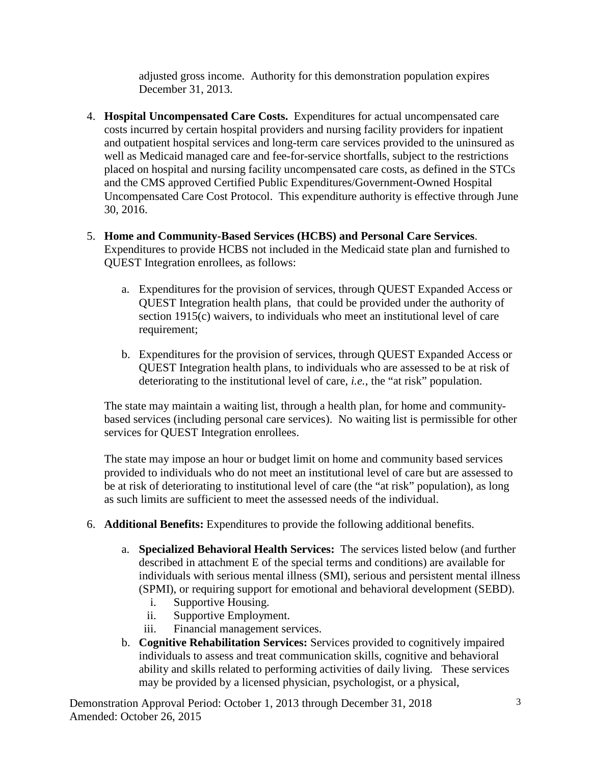adjusted gross income. Authority for this demonstration population expires December 31, 2013.

4. **Hospital Uncompensated Care Costs.** Expenditures for actual uncompensated care costs incurred by certain hospital providers and nursing facility providers for inpatient and outpatient hospital services and long-term care services provided to the uninsured as well as Medicaid managed care and fee-for-service shortfalls, subject to the restrictions placed on hospital and nursing facility uncompensated care costs, as defined in the STCs and the CMS approved Certified Public Expenditures/Government-Owned Hospital Uncompensated Care Cost Protocol. This expenditure authority is effective through June 30, 2016.

5. **Home and Community-Based Services (HCBS) and Personal Care Services**. Expenditures to provide HCBS not included in the Medicaid state plan and furnished to QUEST Integration enrollees, as follows:

   a. Expenditures for the provision of services, through QUEST Expanded Access or QUEST Integration health plans, that could be provided under the authority of section 1915(c) waivers, to individuals who meet an institutional level of care requirement;

   b. Expenditures for the provision of services, through QUEST Expanded Access or QUEST Integration health plans, to individuals who are assessed to be at risk of deteriorating to the institutional level of care, *i.e.*, the "at risk" population.

   The state may maintain a waiting list, through a health plan, for home and community-based services (including personal care services). No waiting list is permissible for other services for QUEST Integration enrollees.

   The state may impose an hour or budget limit on home and community based services provided to individuals who do not meet an institutional level of care but are assessed to be at risk of deteriorating to institutional level of care (the "at risk" population), as long as such limits are sufficient to meet the assessed needs of the individual.

6. **Additional Benefits:** Expenditures to provide the following additional benefits.

   a. **Specialized Behavioral Health Services:** The services listed below (and further described in attachment E of the special terms and conditions) are available for individuals with serious mental illness (SMI), serious and persistent mental illness (SPMI), or requiring support for emotional and behavioral development (SEBD).
      i. Supportive Housing.
      ii. Supportive Employment.
      iii. Financial management services.

   b. **Cognitive Rehabilitation Services:** Services provided to cognitively impaired individuals to assess and treat communication skills, cognitive and behavioral ability and skills related to performing activities of daily living. These services may be provided by a licensed physician, psychologist, or a physical,

Demonstration Approval Period: October 1, 2013 through December 31, 2018
Amended: October 26, 2015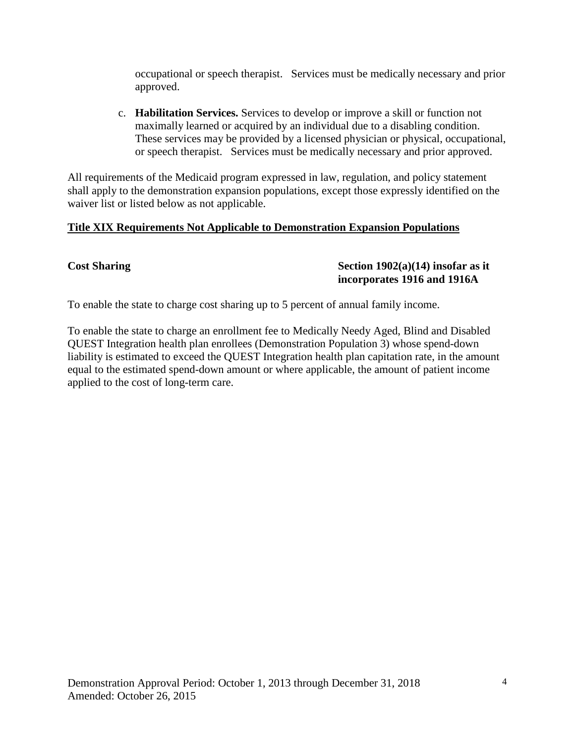occupational or speech therapist. Services must be medically necessary and prior approved.

c. **Habilitation Services.** Services to develop or improve a skill or function not maximally learned or acquired by an individual due to a disabling condition. These services may be provided by a licensed physician or physical, occupational, or speech therapist. Services must be medically necessary and prior approved.

All requirements of the Medicaid program expressed in law, regulation, and policy statement shall apply to the demonstration expansion populations, except those expressly identified on the waiver list or listed below as not applicable.

**<u>Title XIX Requirements Not Applicable to Demonstration Expansion Populations</u>**

**Cost Sharing** **Section 1902(a)(14) insofar as it incorporates 1916 and 1916A**

To enable the state to charge cost sharing up to 5 percent of annual family income.

To enable the state to charge an enrollment fee to Medically Needy Aged, Blind and Disabled QUEST Integration health plan enrollees (Demonstration Population 3) whose spend-down liability is estimated to exceed the QUEST Integration health plan capitation rate, in the amount equal to the estimated spend-down amount or where applicable, the amount of patient income applied to the cost of long-term care.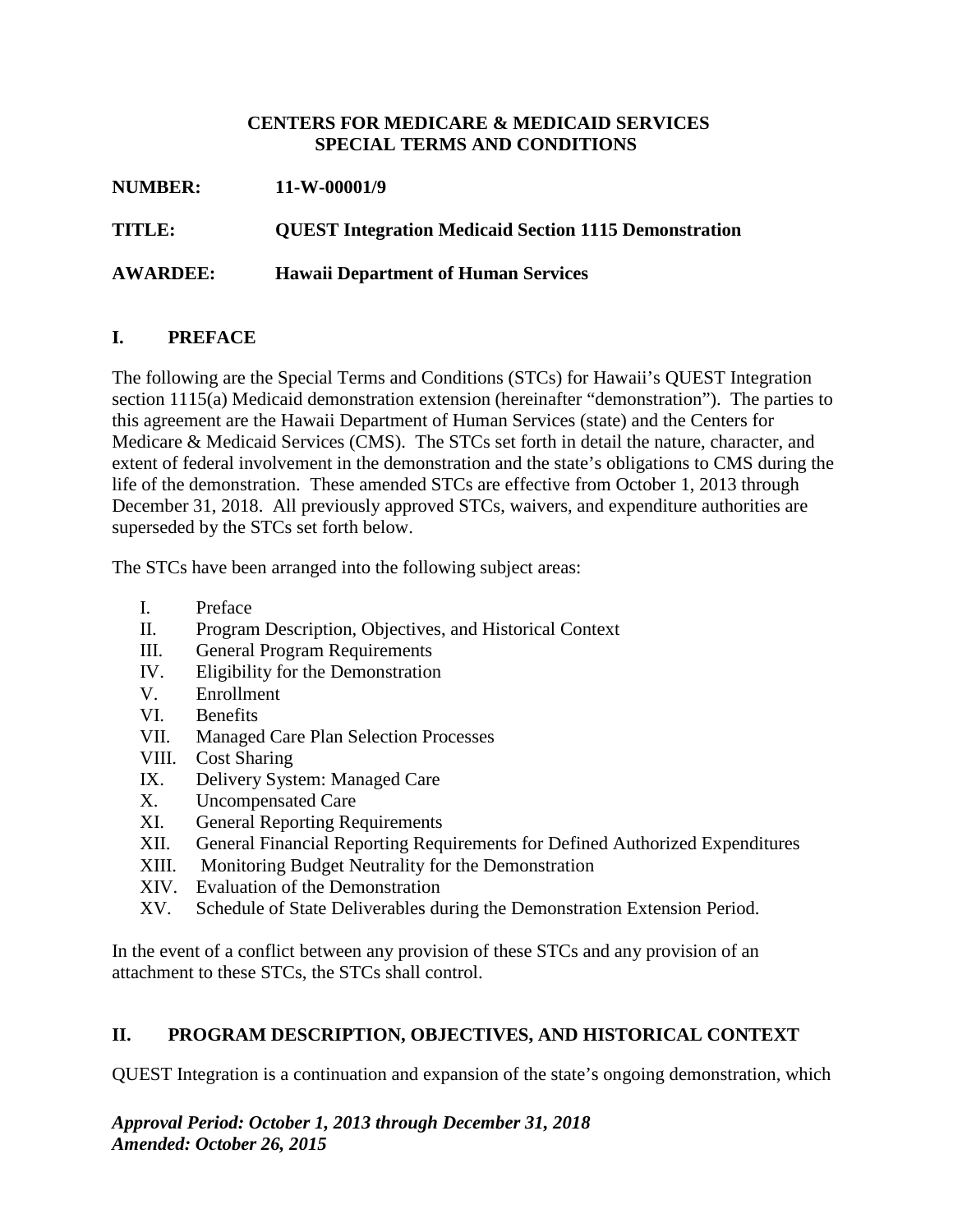**CENTERS FOR MEDICARE & MEDICAID SERVICES**
**SPECIAL TERMS AND CONDITIONS**

**NUMBER:** **11-W-00001/9**

**TITLE:** **QUEST Integration Medicaid Section 1115 Demonstration**

**AWARDEE:** **Hawaii Department of Human Services**

## I. PREFACE

The following are the Special Terms and Conditions (STCs) for Hawaii's QUEST Integration section 1115(a) Medicaid demonstration extension (hereinafter "demonstration"). The parties to this agreement are the Hawaii Department of Human Services (state) and the Centers for Medicare & Medicaid Services (CMS). The STCs set forth in detail the nature, character, and extent of federal involvement in the demonstration and the state's obligations to CMS during the life of the demonstration. These amended STCs are effective from October 1, 2013 through December 31, 2018. All previously approved STCs, waivers, and expenditure authorities are superseded by the STCs set forth below.

The STCs have been arranged into the following subject areas:

I. Preface
II. Program Description, Objectives, and Historical Context
III. General Program Requirements
IV. Eligibility for the Demonstration
V. Enrollment
VI. Benefits
VII. Managed Care Plan Selection Processes
VIII. Cost Sharing
IX. Delivery System: Managed Care
X. Uncompensated Care
XI. General Reporting Requirements
XII. General Financial Reporting Requirements for Defined Authorized Expenditures
XIII. Monitoring Budget Neutrality for the Demonstration
XIV. Evaluation of the Demonstration
XV. Schedule of State Deliverables during the Demonstration Extension Period.

In the event of a conflict between any provision of these STCs and any provision of an attachment to these STCs, the STCs shall control.

## II. PROGRAM DESCRIPTION, OBJECTIVES, AND HISTORICAL CONTEXT

QUEST Integration is a continuation and expansion of the state's ongoing demonstration, which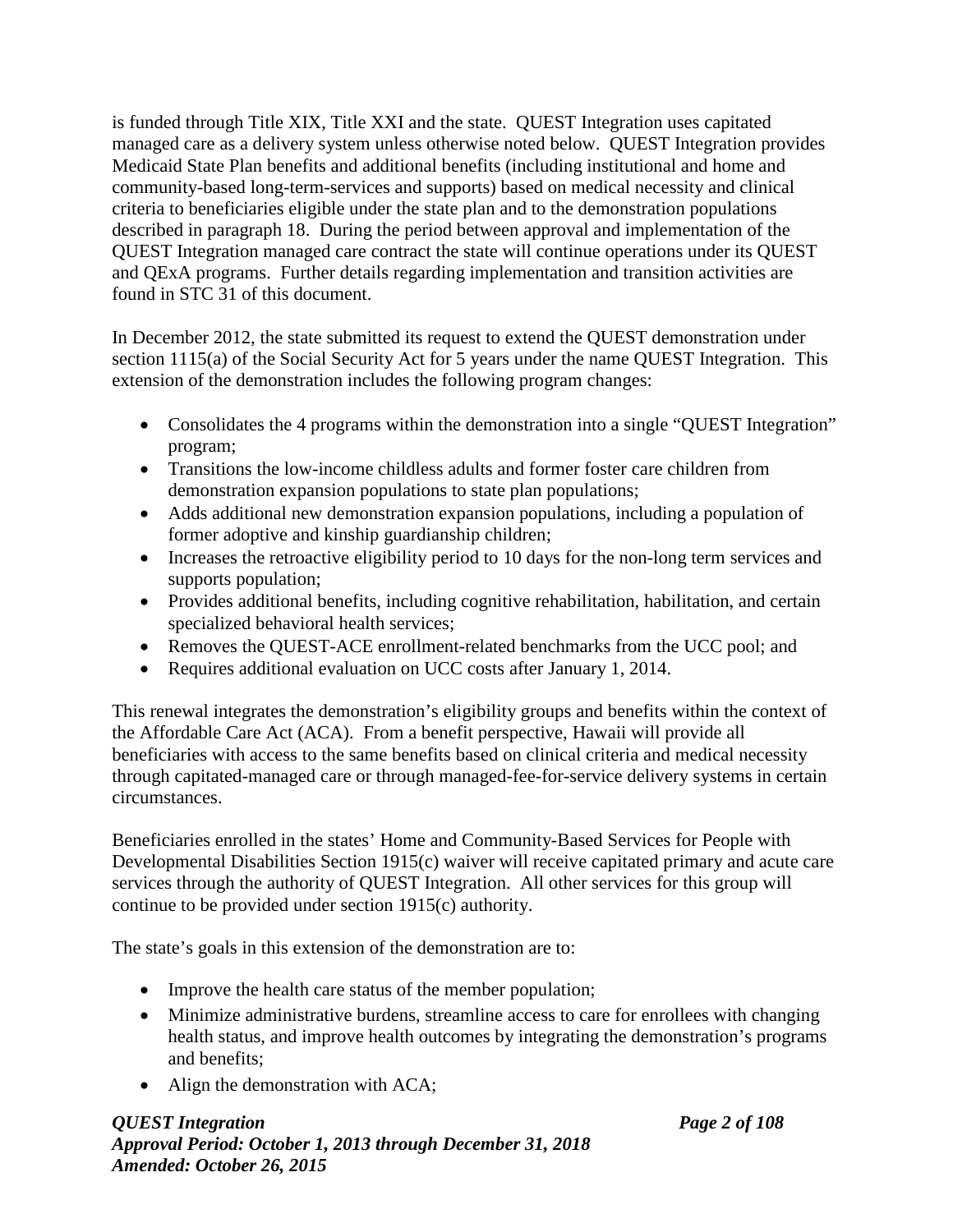is funded through Title XIX, Title XXI and the state. QUEST Integration uses capitated managed care as a delivery system unless otherwise noted below. QUEST Integration provides Medicaid State Plan benefits and additional benefits (including institutional and home and community-based long-term-services and supports) based on medical necessity and clinical criteria to beneficiaries eligible under the state plan and to the demonstration populations described in paragraph 18. During the period between approval and implementation of the QUEST Integration managed care contract the state will continue operations under its QUEST and QExA programs. Further details regarding implementation and transition activities are found in STC 31 of this document.

In December 2012, the state submitted its request to extend the QUEST demonstration under section 1115(a) of the Social Security Act for 5 years under the name QUEST Integration. This extension of the demonstration includes the following program changes:

- Consolidates the 4 programs within the demonstration into a single "QUEST Integration" program;
- Transitions the low-income childless adults and former foster care children from demonstration expansion populations to state plan populations;
- Adds additional new demonstration expansion populations, including a population of former adoptive and kinship guardianship children;
- Increases the retroactive eligibility period to 10 days for the non-long term services and supports population;
- Provides additional benefits, including cognitive rehabilitation, habilitation, and certain specialized behavioral health services;
- Removes the QUEST-ACE enrollment-related benchmarks from the UCC pool; and
- Requires additional evaluation on UCC costs after January 1, 2014.

This renewal integrates the demonstration's eligibility groups and benefits within the context of the Affordable Care Act (ACA). From a benefit perspective, Hawaii will provide all beneficiaries with access to the same benefits based on clinical criteria and medical necessity through capitated-managed care or through managed-fee-for-service delivery systems in certain circumstances.

Beneficiaries enrolled in the states' Home and Community-Based Services for People with Developmental Disabilities Section 1915(c) waiver will receive capitated primary and acute care services through the authority of QUEST Integration. All other services for this group will continue to be provided under section 1915(c) authority.

The state's goals in this extension of the demonstration are to:

- Improve the health care status of the member population;
- Minimize administrative burdens, streamline access to care for enrollees with changing health status, and improve health outcomes by integrating the demonstration's programs and benefits;
- Align the demonstration with ACA;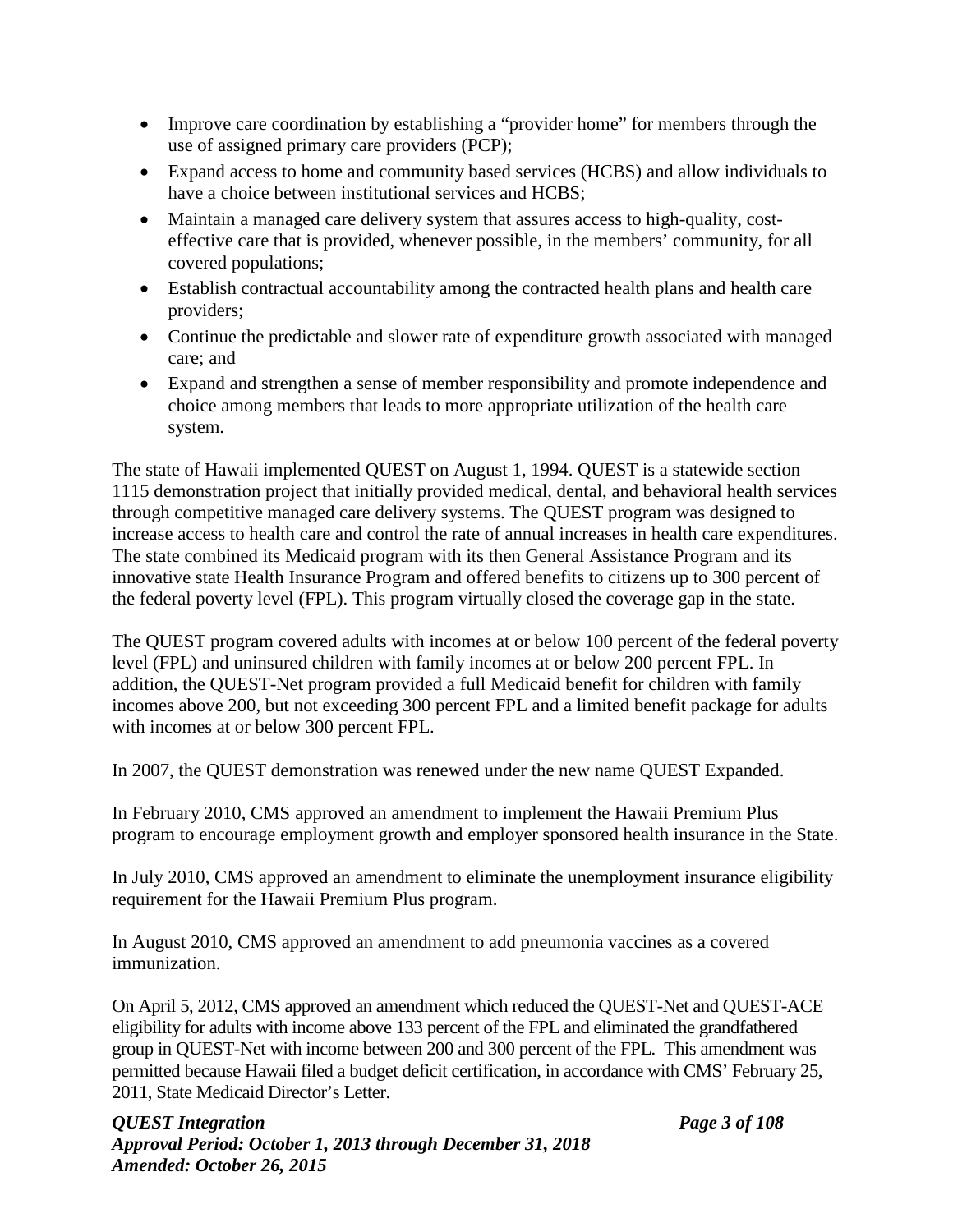- Improve care coordination by establishing a "provider home" for members through the use of assigned primary care providers (PCP);
- Expand access to home and community based services (HCBS) and allow individuals to have a choice between institutional services and HCBS;
- Maintain a managed care delivery system that assures access to high-quality, cost-effective care that is provided, whenever possible, in the members' community, for all covered populations;
- Establish contractual accountability among the contracted health plans and health care providers;
- Continue the predictable and slower rate of expenditure growth associated with managed care; and
- Expand and strengthen a sense of member responsibility and promote independence and choice among members that leads to more appropriate utilization of the health care system.

The state of Hawaii implemented QUEST on August 1, 1994. QUEST is a statewide section 1115 demonstration project that initially provided medical, dental, and behavioral health services through competitive managed care delivery systems. The QUEST program was designed to increase access to health care and control the rate of annual increases in health care expenditures. The state combined its Medicaid program with its then General Assistance Program and its innovative state Health Insurance Program and offered benefits to citizens up to 300 percent of the federal poverty level (FPL). This program virtually closed the coverage gap in the state.

The QUEST program covered adults with incomes at or below 100 percent of the federal poverty level (FPL) and uninsured children with family incomes at or below 200 percent FPL. In addition, the QUEST-Net program provided a full Medicaid benefit for children with family incomes above 200, but not exceeding 300 percent FPL and a limited benefit package for adults with incomes at or below 300 percent FPL.

In 2007, the QUEST demonstration was renewed under the new name QUEST Expanded.

In February 2010, CMS approved an amendment to implement the Hawaii Premium Plus program to encourage employment growth and employer sponsored health insurance in the State.

In July 2010, CMS approved an amendment to eliminate the unemployment insurance eligibility requirement for the Hawaii Premium Plus program.

In August 2010, CMS approved an amendment to add pneumonia vaccines as a covered immunization.

On April 5, 2012, CMS approved an amendment which reduced the QUEST-Net and QUEST-ACE eligibility for adults with income above 133 percent of the FPL and eliminated the grandfathered group in QUEST-Net with income between 200 and 300 percent of the FPL. This amendment was permitted because Hawaii filed a budget deficit certification, in accordance with CMS' February 25, 2011, State Medicaid Director's Letter.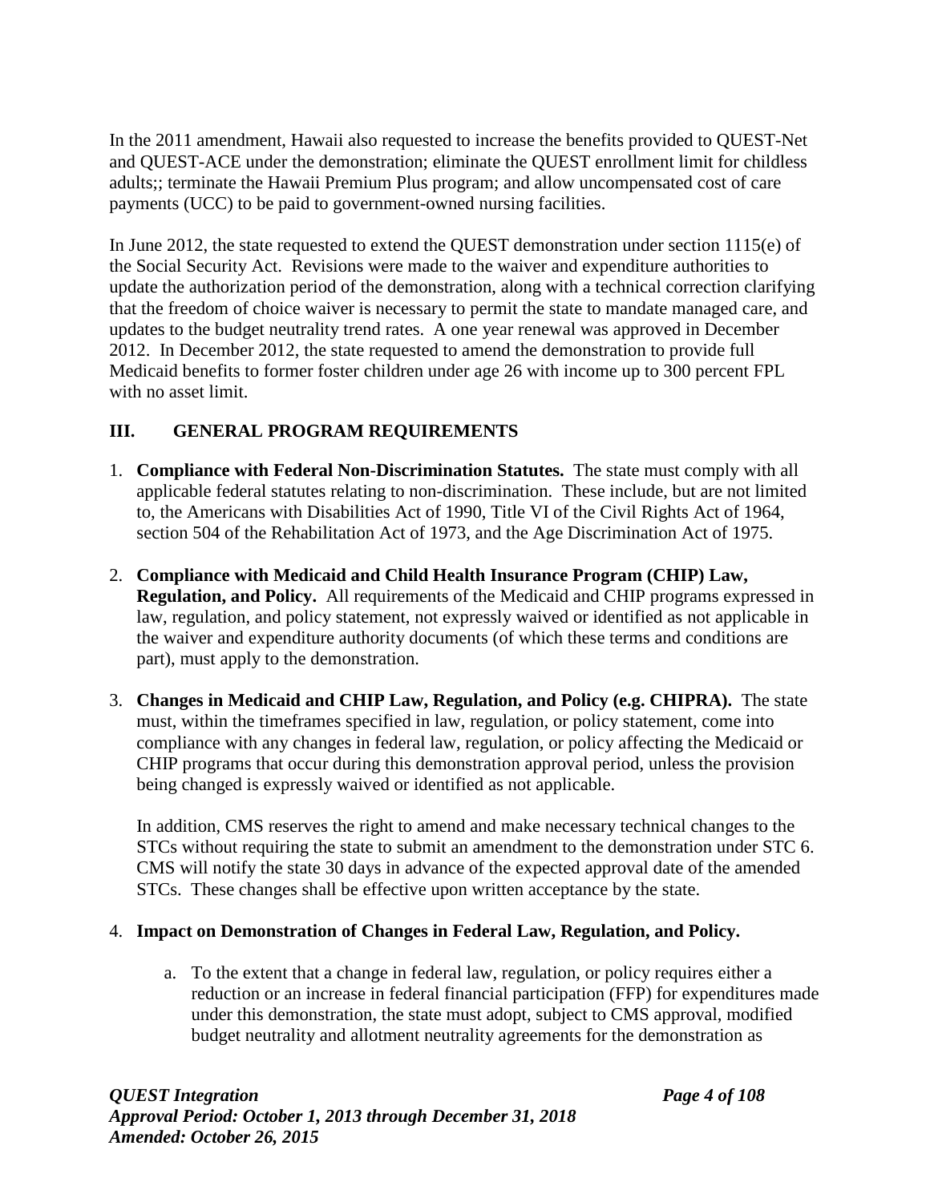In the 2011 amendment, Hawaii also requested to increase the benefits provided to QUEST-Net and QUEST-ACE under the demonstration; eliminate the QUEST enrollment limit for childless adults;; terminate the Hawaii Premium Plus program; and allow uncompensated cost of care payments (UCC) to be paid to government-owned nursing facilities.

In June 2012, the state requested to extend the QUEST demonstration under section 1115(e) of the Social Security Act. Revisions were made to the waiver and expenditure authorities to update the authorization period of the demonstration, along with a technical correction clarifying that the freedom of choice waiver is necessary to permit the state to mandate managed care, and updates to the budget neutrality trend rates. A one year renewal was approved in December 2012. In December 2012, the state requested to amend the demonstration to provide full Medicaid benefits to former foster children under age 26 with income up to 300 percent FPL with no asset limit.

## III. GENERAL PROGRAM REQUIREMENTS

1. **Compliance with Federal Non-Discrimination Statutes.** The state must comply with all applicable federal statutes relating to non-discrimination. These include, but are not limited to, the Americans with Disabilities Act of 1990, Title VI of the Civil Rights Act of 1964, section 504 of the Rehabilitation Act of 1973, and the Age Discrimination Act of 1975.

2. **Compliance with Medicaid and Child Health Insurance Program (CHIP) Law, Regulation, and Policy.** All requirements of the Medicaid and CHIP programs expressed in law, regulation, and policy statement, not expressly waived or identified as not applicable in the waiver and expenditure authority documents (of which these terms and conditions are part), must apply to the demonstration.

3. **Changes in Medicaid and CHIP Law, Regulation, and Policy (e.g. CHIPRA).** The state must, within the timeframes specified in law, regulation, or policy statement, come into compliance with any changes in federal law, regulation, or policy affecting the Medicaid or CHIP programs that occur during this demonstration approval period, unless the provision being changed is expressly waived or identified as not applicable.

   In addition, CMS reserves the right to amend and make necessary technical changes to the STCs without requiring the state to submit an amendment to the demonstration under STC 6. CMS will notify the state 30 days in advance of the expected approval date of the amended STCs. These changes shall be effective upon written acceptance by the state.

4. **Impact on Demonstration of Changes in Federal Law, Regulation, and Policy.**

   a. To the extent that a change in federal law, regulation, or policy requires either a reduction or an increase in federal financial participation (FFP) for expenditures made under this demonstration, the state must adopt, subject to CMS approval, modified budget neutrality and allotment neutrality agreements for the demonstration as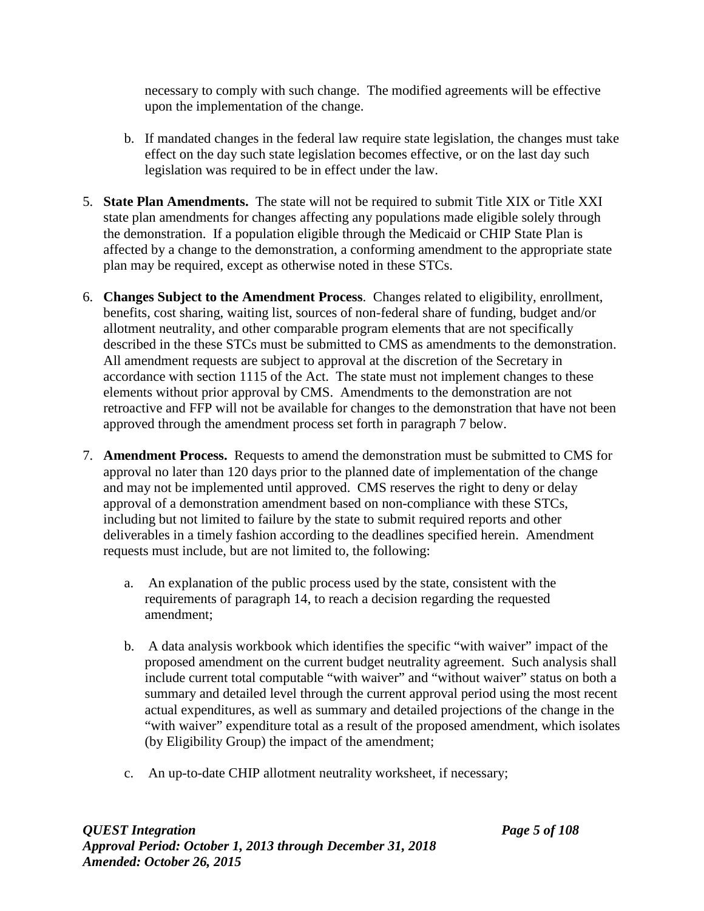necessary to comply with such change. The modified agreements will be effective upon the implementation of the change.

b. If mandated changes in the federal law require state legislation, the changes must take effect on the day such state legislation becomes effective, or on the last day such legislation was required to be in effect under the law.

5. **State Plan Amendments.** The state will not be required to submit Title XIX or Title XXI state plan amendments for changes affecting any populations made eligible solely through the demonstration. If a population eligible through the Medicaid or CHIP State Plan is affected by a change to the demonstration, a conforming amendment to the appropriate state plan may be required, except as otherwise noted in these STCs.

6. **Changes Subject to the Amendment Process**. Changes related to eligibility, enrollment, benefits, cost sharing, waiting list, sources of non-federal share of funding, budget and/or allotment neutrality, and other comparable program elements that are not specifically described in the these STCs must be submitted to CMS as amendments to the demonstration. All amendment requests are subject to approval at the discretion of the Secretary in accordance with section 1115 of the Act. The state must not implement changes to these elements without prior approval by CMS. Amendments to the demonstration are not retroactive and FFP will not be available for changes to the demonstration that have not been approved through the amendment process set forth in paragraph 7 below.

7. **Amendment Process.** Requests to amend the demonstration must be submitted to CMS for approval no later than 120 days prior to the planned date of implementation of the change and may not be implemented until approved. CMS reserves the right to deny or delay approval of a demonstration amendment based on non-compliance with these STCs, including but not limited to failure by the state to submit required reports and other deliverables in a timely fashion according to the deadlines specified herein. Amendment requests must include, but are not limited to, the following:

   a. An explanation of the public process used by the state, consistent with the requirements of paragraph 14, to reach a decision regarding the requested amendment;

   b. A data analysis workbook which identifies the specific "with waiver" impact of the proposed amendment on the current budget neutrality agreement. Such analysis shall include current total computable "with waiver" and "without waiver" status on both a summary and detailed level through the current approval period using the most recent actual expenditures, as well as summary and detailed projections of the change in the "with waiver" expenditure total as a result of the proposed amendment, which isolates (by Eligibility Group) the impact of the amendment;

   c. An up-to-date CHIP allotment neutrality worksheet, if necessary;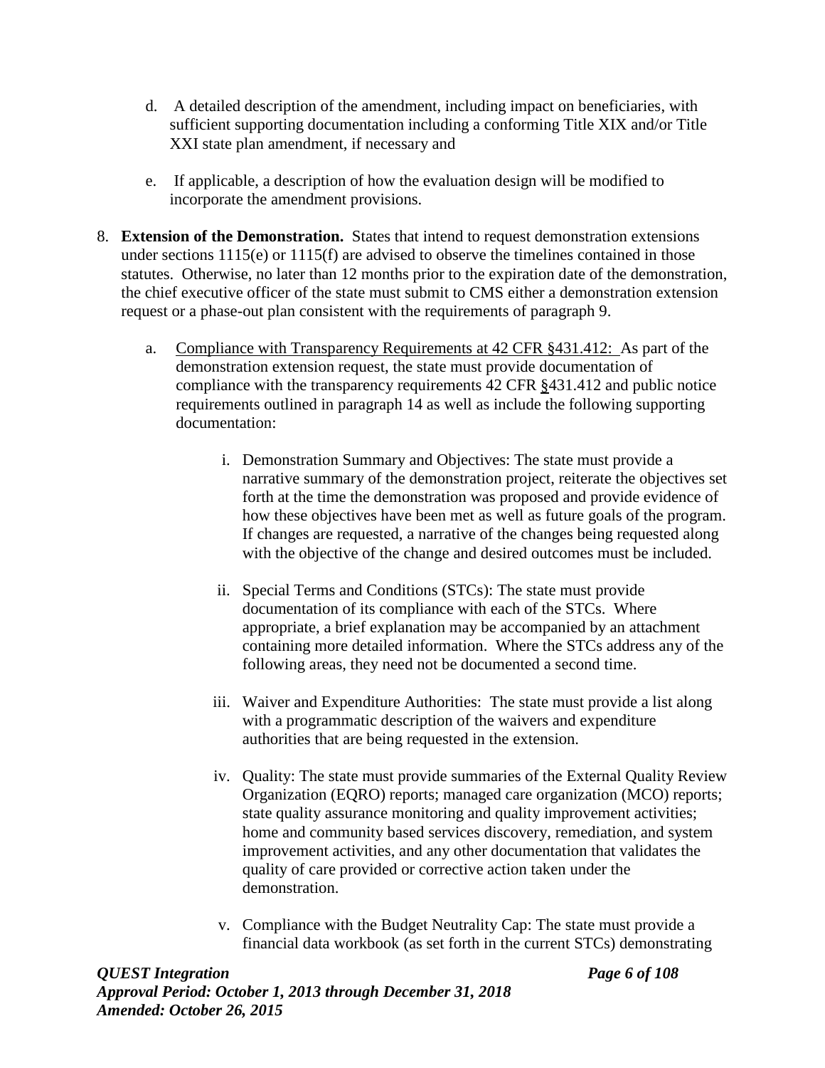d. A detailed description of the amendment, including impact on beneficiaries, with sufficient supporting documentation including a conforming Title XIX and/or Title XXI state plan amendment, if necessary and

e. If applicable, a description of how the evaluation design will be modified to incorporate the amendment provisions.

8. **Extension of the Demonstration.** States that intend to request demonstration extensions under sections 1115(e) or 1115(f) are advised to observe the timelines contained in those statutes. Otherwise, no later than 12 months prior to the expiration date of the demonstration, the chief executive officer of the state must submit to CMS either a demonstration extension request or a phase-out plan consistent with the requirements of paragraph 9.

   a. Compliance with Transparency Requirements at 42 CFR §431.412: As part of the demonstration extension request, the state must provide documentation of compliance with the transparency requirements 42 CFR §431.412 and public notice requirements outlined in paragraph 14 as well as include the following supporting documentation:

      i. Demonstration Summary and Objectives: The state must provide a narrative summary of the demonstration project, reiterate the objectives set forth at the time the demonstration was proposed and provide evidence of how these objectives have been met as well as future goals of the program. If changes are requested, a narrative of the changes being requested along with the objective of the change and desired outcomes must be included.

      ii. Special Terms and Conditions (STCs): The state must provide documentation of its compliance with each of the STCs. Where appropriate, a brief explanation may be accompanied by an attachment containing more detailed information. Where the STCs address any of the following areas, they need not be documented a second time.

      iii. Waiver and Expenditure Authorities: The state must provide a list along with a programmatic description of the waivers and expenditure authorities that are being requested in the extension.

      iv. Quality: The state must provide summaries of the External Quality Review Organization (EQRO) reports; managed care organization (MCO) reports; state quality assurance monitoring and quality improvement activities; home and community based services discovery, remediation, and system improvement activities, and any other documentation that validates the quality of care provided or corrective action taken under the demonstration.

      v. Compliance with the Budget Neutrality Cap: The state must provide a financial data workbook (as set forth in the current STCs) demonstrating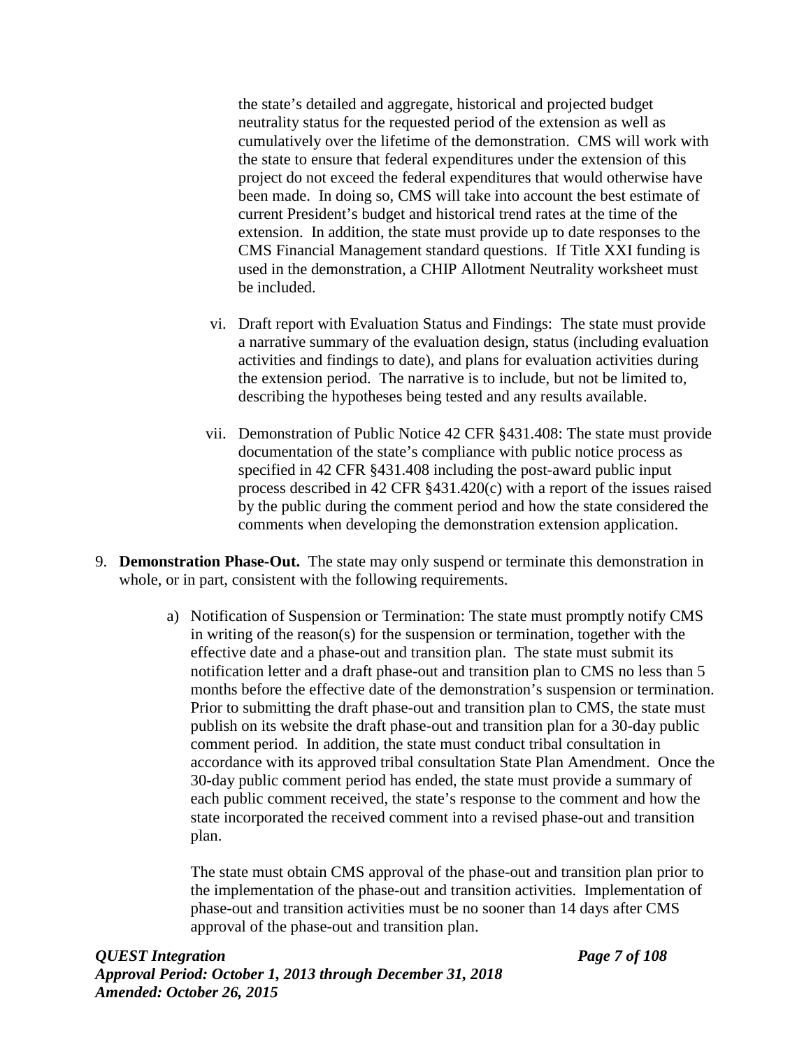the state's detailed and aggregate, historical and projected budget neutrality status for the requested period of the extension as well as cumulatively over the lifetime of the demonstration. CMS will work with the state to ensure that federal expenditures under the extension of this project do not exceed the federal expenditures that would otherwise have been made. In doing so, CMS will take into account the best estimate of current President's budget and historical trend rates at the time of the extension. In addition, the state must provide up to date responses to the CMS Financial Management standard questions. If Title XXI funding is used in the demonstration, a CHIP Allotment Neutrality worksheet must be included.

vi. Draft report with Evaluation Status and Findings: The state must provide a narrative summary of the evaluation design, status (including evaluation activities and findings to date), and plans for evaluation activities during the extension period. The narrative is to include, but not be limited to, describing the hypotheses being tested and any results available.

vii. Demonstration of Public Notice 42 CFR §431.408: The state must provide documentation of the state's compliance with public notice process as specified in 42 CFR §431.408 including the post-award public input process described in 42 CFR §431.420(c) with a report of the issues raised by the public during the comment period and how the state considered the comments when developing the demonstration extension application.

9. **Demonstration Phase-Out.** The state may only suspend or terminate this demonstration in whole, or in part, consistent with the following requirements.

   a) Notification of Suspension or Termination: The state must promptly notify CMS in writing of the reason(s) for the suspension or termination, together with the effective date and a phase-out and transition plan. The state must submit its notification letter and a draft phase-out and transition plan to CMS no less than 5 months before the effective date of the demonstration's suspension or termination. Prior to submitting the draft phase-out and transition plan to CMS, the state must publish on its website the draft phase-out and transition plan for a 30-day public comment period. In addition, the state must conduct tribal consultation in accordance with its approved tribal consultation State Plan Amendment. Once the 30-day public comment period has ended, the state must provide a summary of each public comment received, the state's response to the comment and how the state incorporated the received comment into a revised phase-out and transition plan.

      The state must obtain CMS approval of the phase-out and transition plan prior to the implementation of the phase-out and transition activities. Implementation of phase-out and transition activities must be no sooner than 14 days after CMS approval of the phase-out and transition plan.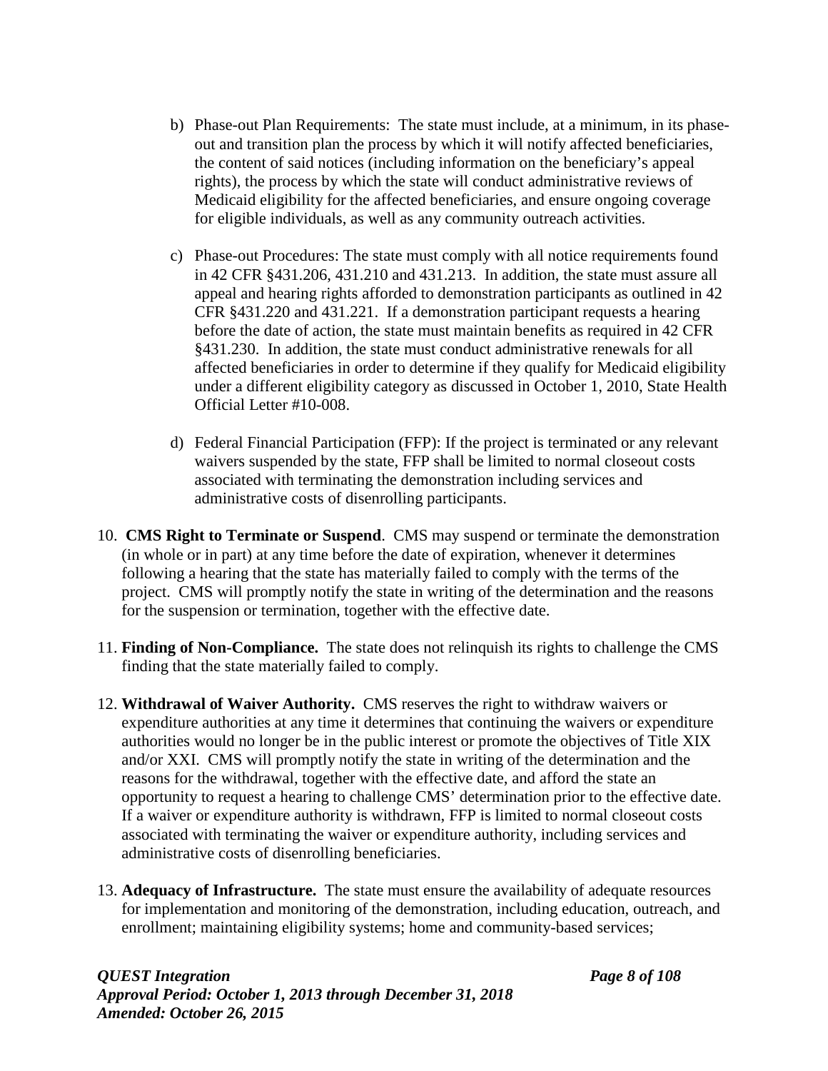b) Phase-out Plan Requirements: The state must include, at a minimum, in its phase-out and transition plan the process by which it will notify affected beneficiaries, the content of said notices (including information on the beneficiary's appeal rights), the process by which the state will conduct administrative reviews of Medicaid eligibility for the affected beneficiaries, and ensure ongoing coverage for eligible individuals, as well as any community outreach activities.

c) Phase-out Procedures: The state must comply with all notice requirements found in 42 CFR §431.206, 431.210 and 431.213. In addition, the state must assure all appeal and hearing rights afforded to demonstration participants as outlined in 42 CFR §431.220 and 431.221. If a demonstration participant requests a hearing before the date of action, the state must maintain benefits as required in 42 CFR §431.230. In addition, the state must conduct administrative renewals for all affected beneficiaries in order to determine if they qualify for Medicaid eligibility under a different eligibility category as discussed in October 1, 2010, State Health Official Letter #10-008.

d) Federal Financial Participation (FFP): If the project is terminated or any relevant waivers suspended by the state, FFP shall be limited to normal closeout costs associated with terminating the demonstration including services and administrative costs of disenrolling participants.

10. **CMS Right to Terminate or Suspend**. CMS may suspend or terminate the demonstration (in whole or in part) at any time before the date of expiration, whenever it determines following a hearing that the state has materially failed to comply with the terms of the project. CMS will promptly notify the state in writing of the determination and the reasons for the suspension or termination, together with the effective date.

11. **Finding of Non-Compliance.** The state does not relinquish its rights to challenge the CMS finding that the state materially failed to comply.

12. **Withdrawal of Waiver Authority.** CMS reserves the right to withdraw waivers or expenditure authorities at any time it determines that continuing the waivers or expenditure authorities would no longer be in the public interest or promote the objectives of Title XIX and/or XXI. CMS will promptly notify the state in writing of the determination and the reasons for the withdrawal, together with the effective date, and afford the state an opportunity to request a hearing to challenge CMS' determination prior to the effective date. If a waiver or expenditure authority is withdrawn, FFP is limited to normal closeout costs associated with terminating the waiver or expenditure authority, including services and administrative costs of disenrolling beneficiaries.

13. **Adequacy of Infrastructure.** The state must ensure the availability of adequate resources for implementation and monitoring of the demonstration, including education, outreach, and enrollment; maintaining eligibility systems; home and community-based services;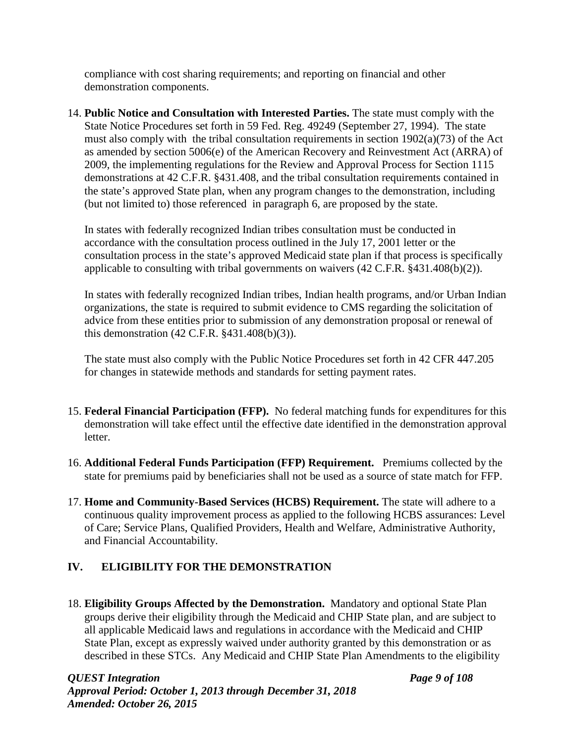compliance with cost sharing requirements; and reporting on financial and other demonstration components.

14. **Public Notice and Consultation with Interested Parties.** The state must comply with the State Notice Procedures set forth in 59 Fed. Reg. 49249 (September 27, 1994). The state must also comply with the tribal consultation requirements in section 1902(a)(73) of the Act as amended by section 5006(e) of the American Recovery and Reinvestment Act (ARRA) of 2009, the implementing regulations for the Review and Approval Process for Section 1115 demonstrations at 42 C.F.R. §431.408, and the tribal consultation requirements contained in the state's approved State plan, when any program changes to the demonstration, including (but not limited to) those referenced in paragraph 6, are proposed by the state.

   In states with federally recognized Indian tribes consultation must be conducted in accordance with the consultation process outlined in the July 17, 2001 letter or the consultation process in the state's approved Medicaid state plan if that process is specifically applicable to consulting with tribal governments on waivers (42 C.F.R. §431.408(b)(2)).

   In states with federally recognized Indian tribes, Indian health programs, and/or Urban Indian organizations, the state is required to submit evidence to CMS regarding the solicitation of advice from these entities prior to submission of any demonstration proposal or renewal of this demonstration (42 C.F.R. §431.408(b)(3)).

   The state must also comply with the Public Notice Procedures set forth in 42 CFR 447.205 for changes in statewide methods and standards for setting payment rates.

15. **Federal Financial Participation (FFP).** No federal matching funds for expenditures for this demonstration will take effect until the effective date identified in the demonstration approval letter.

16. **Additional Federal Funds Participation (FFP) Requirement.** Premiums collected by the state for premiums paid by beneficiaries shall not be used as a source of state match for FFP.

17. **Home and Community-Based Services (HCBS) Requirement.** The state will adhere to a continuous quality improvement process as applied to the following HCBS assurances: Level of Care; Service Plans, Qualified Providers, Health and Welfare, Administrative Authority, and Financial Accountability.

## IV. ELIGIBILITY FOR THE DEMONSTRATION

18. **Eligibility Groups Affected by the Demonstration.** Mandatory and optional State Plan groups derive their eligibility through the Medicaid and CHIP State plan, and are subject to all applicable Medicaid laws and regulations in accordance with the Medicaid and CHIP State Plan, except as expressly waived under authority granted by this demonstration or as described in these STCs. Any Medicaid and CHIP State Plan Amendments to the eligibility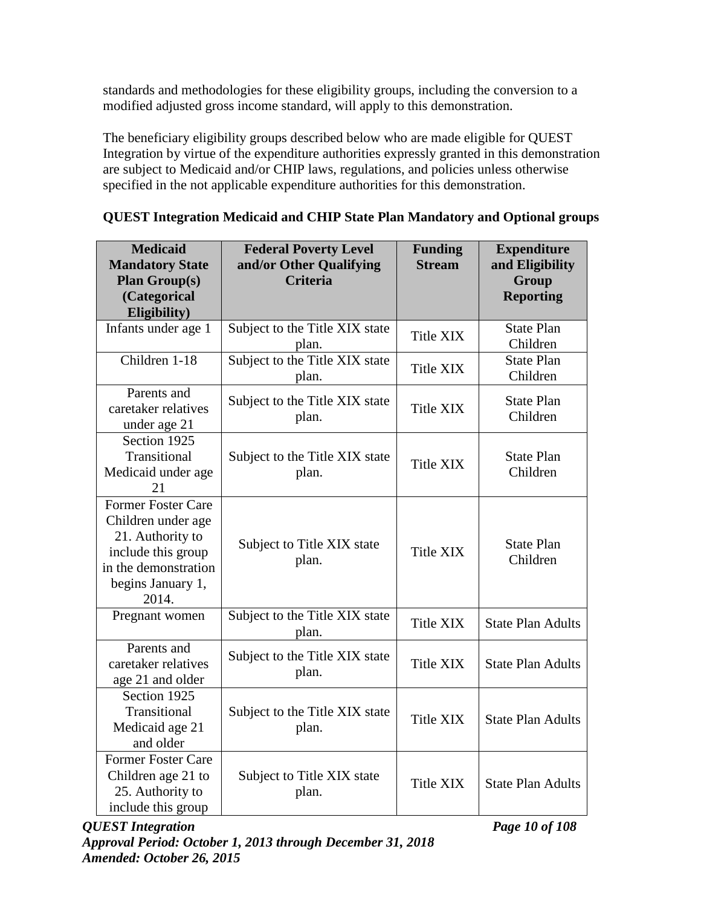standards and methodologies for these eligibility groups, including the conversion to a modified adjusted gross income standard, will apply to this demonstration.

The beneficiary eligibility groups described below who are made eligible for QUEST Integration by virtue of the expenditure authorities expressly granted in this demonstration are subject to Medicaid and/or CHIP laws, regulations, and policies unless otherwise specified in the not applicable expenditure authorities for this demonstration.

**QUEST Integration Medicaid and CHIP State Plan Mandatory and Optional groups**

| Medicaid Mandatory State Plan Group(s) (Categorical Eligibility) | Federal Poverty Level and/or Other Qualifying Criteria | Funding Stream | Expenditure and Eligibility Group Reporting |
|---|---|---|---|
| Infants under age 1 | Subject to the Title XIX state plan. | Title XIX | State Plan Children |
| Children 1-18 | Subject to the Title XIX state plan. | Title XIX | State Plan Children |
| Parents and caretaker relatives under age 21 | Subject to the Title XIX state plan. | Title XIX | State Plan Children |
| Section 1925 Transitional Medicaid under age 21 | Subject to the Title XIX state plan. | Title XIX | State Plan Children |
| Former Foster Care Children under age 21. Authority to include this group in the demonstration begins January 1, 2014. | Subject to Title XIX state plan. | Title XIX | State Plan Children |
| Pregnant women | Subject to the Title XIX state plan. | Title XIX | State Plan Adults |
| Parents and caretaker relatives age 21 and older | Subject to the Title XIX state plan. | Title XIX | State Plan Adults |
| Section 1925 Transitional Medicaid age 21 and older | Subject to the Title XIX state plan. | Title XIX | State Plan Adults |
| Former Foster Care Children age 21 to 25. Authority to include this group | Subject to Title XIX state plan. | Title XIX | State Plan Adults |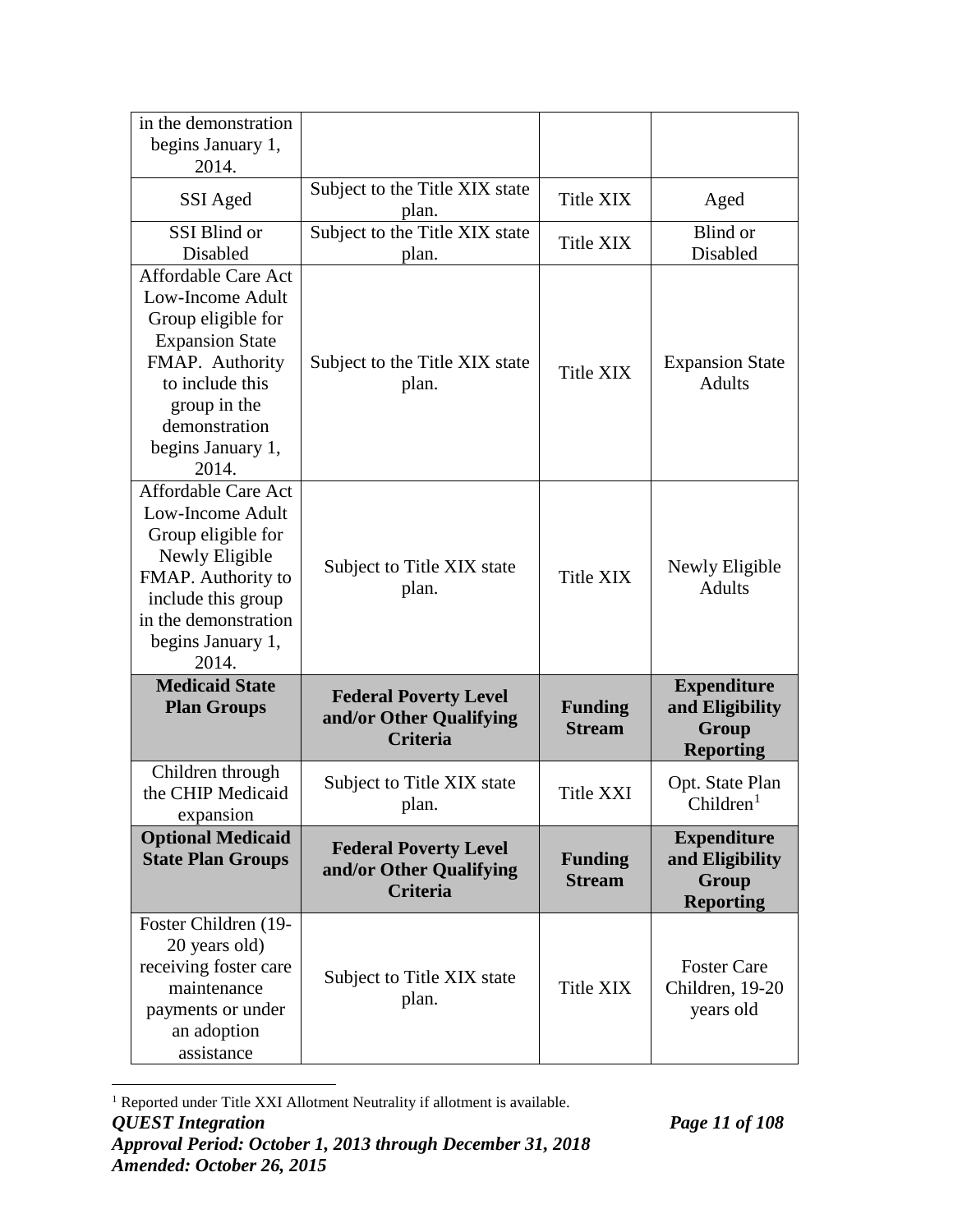| | | | |
|---|---|---|---|
| in the demonstration begins January 1, 2014. | | | |
| SSI Aged | Subject to the Title XIX state plan. | Title XIX | Aged |
| SSI Blind or Disabled | Subject to the Title XIX state plan. | Title XIX | Blind or Disabled |
| Affordable Care Act Low-Income Adult Group eligible for Expansion State FMAP. Authority to include this group in the demonstration begins January 1, 2014. | Subject to the Title XIX state plan. | Title XIX | Expansion State Adults |
| Affordable Care Act Low-Income Adult Group eligible for Newly Eligible FMAP. Authority to include this group in the demonstration begins January 1, 2014. | Subject to Title XIX state plan. | Title XIX | Newly Eligible Adults |
| **Medicaid State Plan Groups** | **Federal Poverty Level and/or Other Qualifying Criteria** | **Funding Stream** | **Expenditure and Eligibility Group Reporting** |
| Children through the CHIP Medicaid expansion | Subject to Title XIX state plan. | Title XXI | Opt. State Plan Children[1] |
| **Optional Medicaid State Plan Groups** | **Federal Poverty Level and/or Other Qualifying Criteria** | **Funding Stream** | **Expenditure and Eligibility Group Reporting** |
| Foster Children (19-20 years old) receiving foster care maintenance payments or under an adoption assistance | Subject to Title XIX state plan. | Title XIX | Foster Care Children, 19-20 years old |

[1] Reported under Title XXI Allotment Neutrality if allotment is available.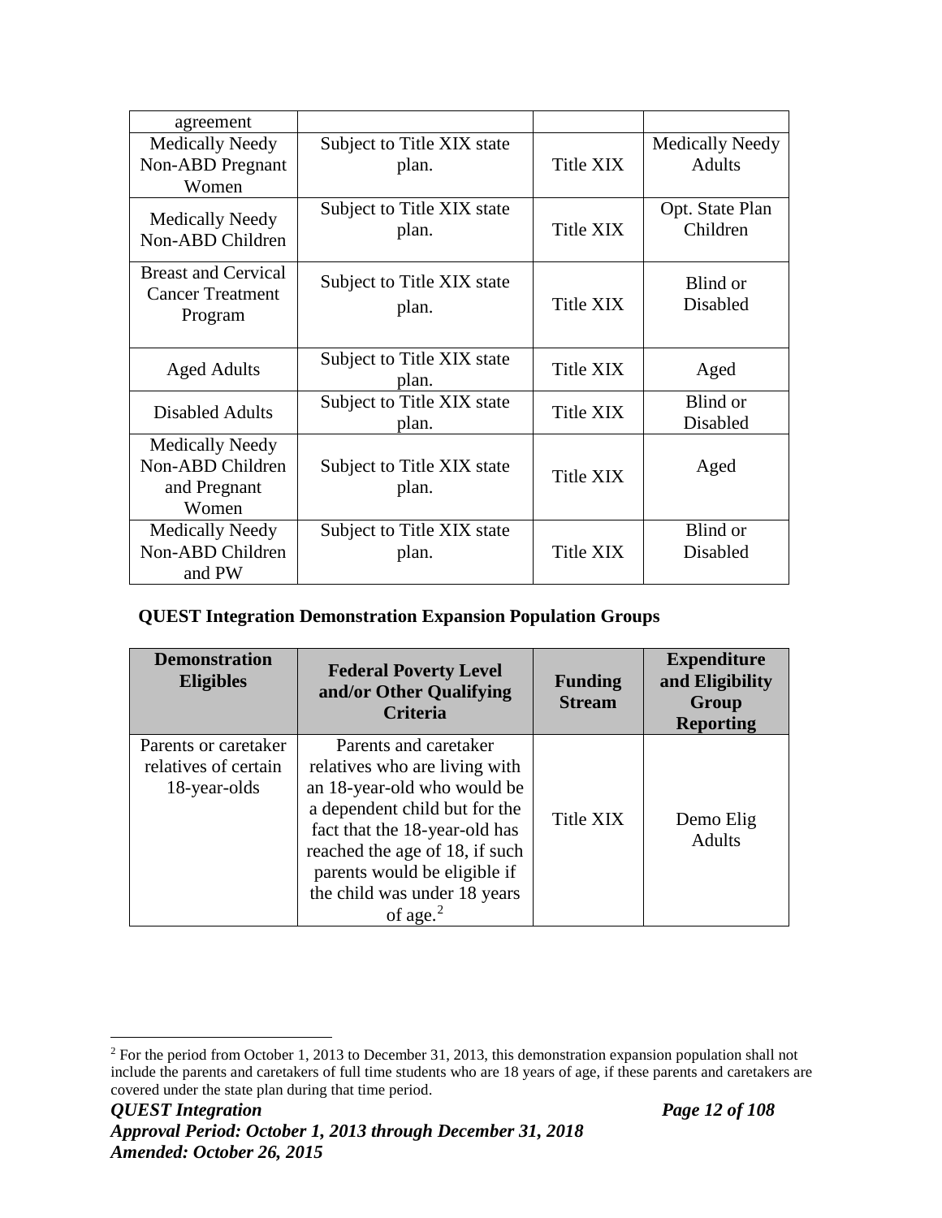| | | | |
|---|---|---|---|
| agreement | | | |
| Medically Needy Non-ABD Pregnant Women | Subject to Title XIX state plan. | Title XIX | Medically Needy Adults |
| Medically Needy Non-ABD Children | Subject to Title XIX state plan. | Title XIX | Opt. State Plan Children |
| Breast and Cervical Cancer Treatment Program | Subject to Title XIX state plan. | Title XIX | Blind or Disabled |
| Aged Adults | Subject to Title XIX state plan. | Title XIX | Aged |
| Disabled Adults | Subject to Title XIX state plan. | Title XIX | Blind or Disabled |
| Medically Needy Non-ABD Children and Pregnant Women | Subject to Title XIX state plan. | Title XIX | Aged |
| Medically Needy Non-ABD Children and PW | Subject to Title XIX state plan. | Title XIX | Blind or Disabled |

**QUEST Integration Demonstration Expansion Population Groups**

| Demonstration Eligibles | Federal Poverty Level and/or Other Qualifying Criteria | Funding Stream | Expenditure and Eligibility Group Reporting |
|---|---|---|---|
| Parents or caretaker relatives of certain 18-year-olds | Parents and caretaker relatives who are living with an 18-year-old who would be a dependent child but for the fact that the 18-year-old has reached the age of 18, if such parents would be eligible if the child was under 18 years of age.[2] | Title XIX | Demo Elig Adults |

[2] For the period from October 1, 2013 to December 31, 2013, this demonstration expansion population shall not include the parents and caretakers of full time students who are 18 years of age, if these parents and caretakers are covered under the state plan during that time period.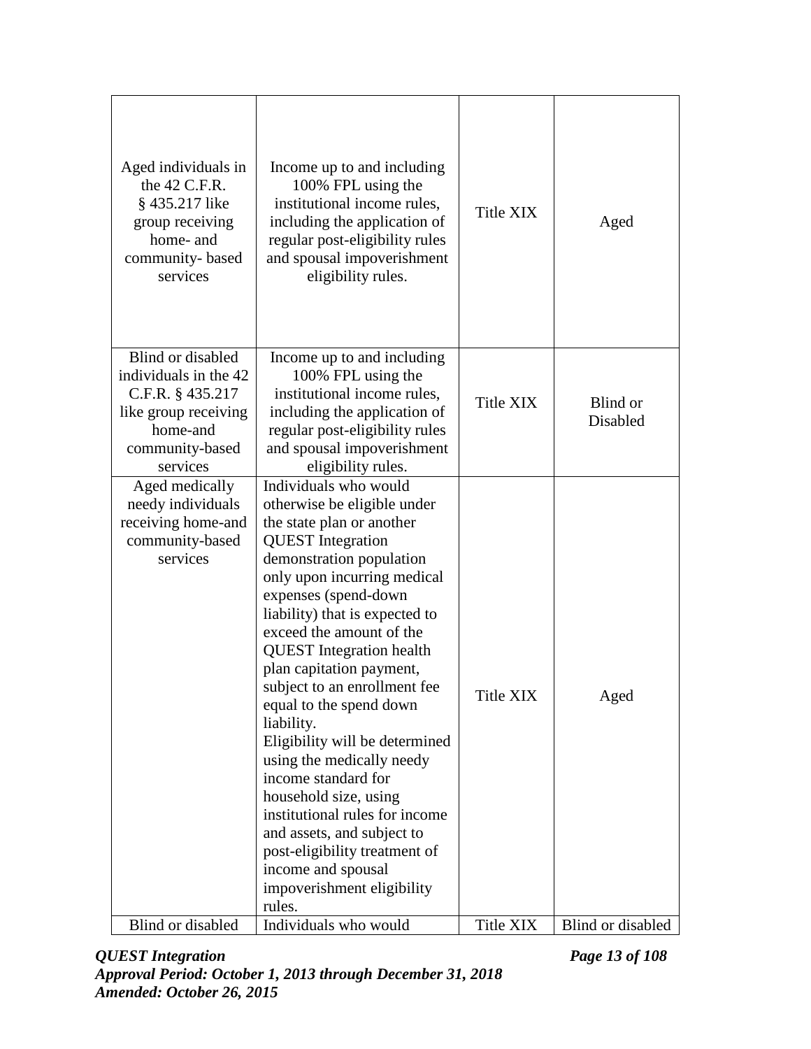| | | | |
|---|---|---|---|
| Aged individuals in the 42 C.F.R. § 435.217 like group receiving home- and community- based services | Income up to and including 100% FPL using the institutional income rules, including the application of regular post-eligibility rules and spousal impoverishment eligibility rules. | Title XIX | Aged |
| Blind or disabled individuals in the 42 C.F.R. § 435.217 like group receiving home-and community-based services | Income up to and including 100% FPL using the institutional income rules, including the application of regular post-eligibility rules and spousal impoverishment eligibility rules. | Title XIX | Blind or Disabled |
| Aged medically needy individuals receiving home-and community-based services | Individuals who would otherwise be eligible under the state plan or another QUEST Integration demonstration population only upon incurring medical expenses (spend-down liability) that is expected to exceed the amount of the QUEST Integration health plan capitation payment, subject to an enrollment fee equal to the spend down liability.<br>Eligibility will be determined using the medically needy income standard for household size, using institutional rules for income and assets, and subject to post-eligibility treatment of income and spousal impoverishment eligibility rules. | Title XIX | Aged |
| Blind or disabled | Individuals who would | Title XIX | Blind or disabled |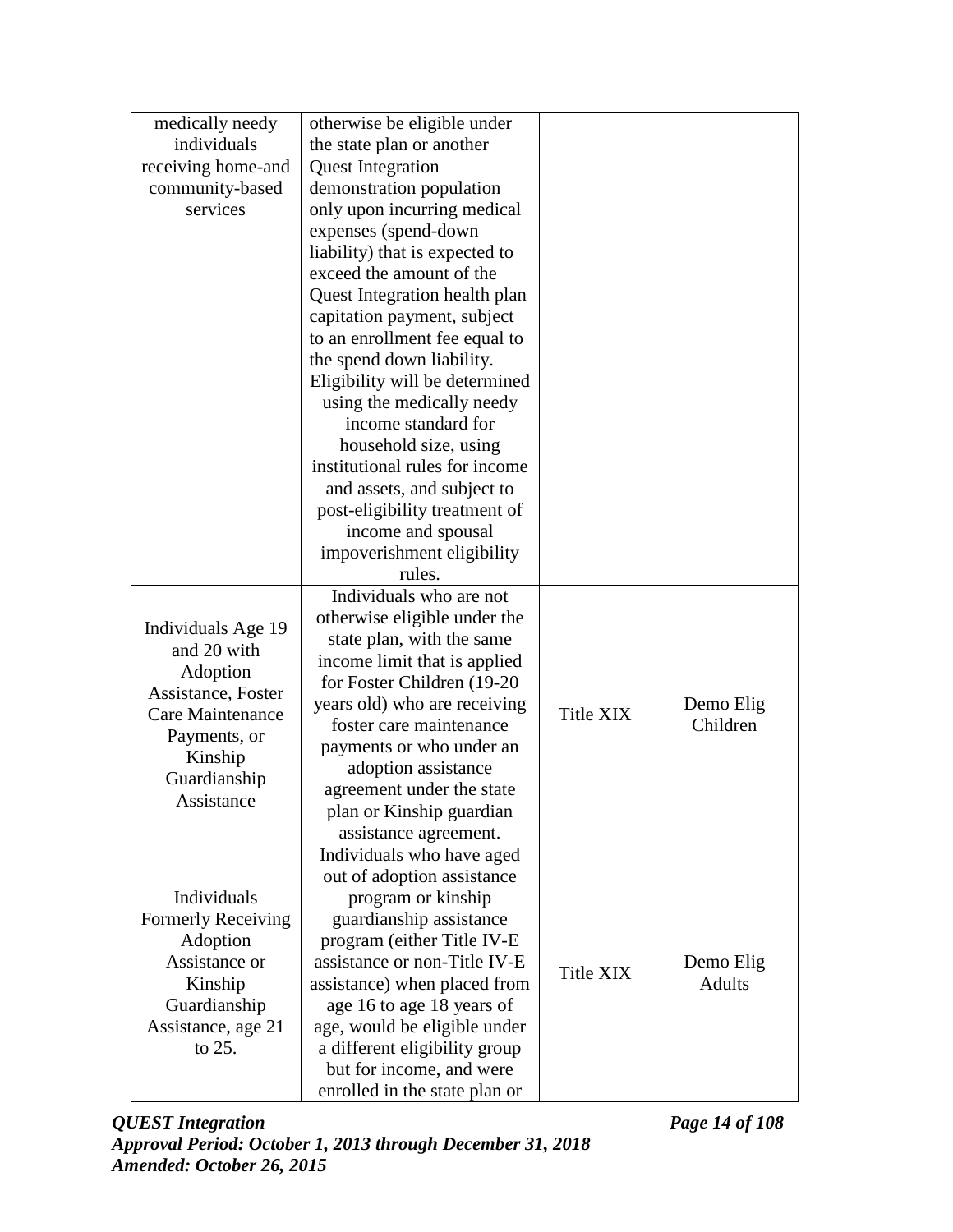| | | | |
|---|---|---|---|
| medically needy individuals receiving home-and community-based services | otherwise be eligible under the state plan or another Quest Integration demonstration population only upon incurring medical expenses (spend-down liability) that is expected to exceed the amount of the Quest Integration health plan capitation payment, subject to an enrollment fee equal to the spend down liability. Eligibility will be determined using the medically needy income standard for household size, using institutional rules for income and assets, and subject to post-eligibility treatment of income and spousal impoverishment eligibility rules. | | |
| Individuals Age 19 and 20 with Adoption Assistance, Foster Care Maintenance Payments, or Kinship Guardianship Assistance | Individuals who are not otherwise eligible under the state plan, with the same income limit that is applied for Foster Children (19-20 years old) who are receiving foster care maintenance payments or who under an adoption assistance agreement under the state plan or Kinship guardian assistance agreement. | Title XIX | Demo Elig Children |
| Individuals Formerly Receiving Adoption Assistance or Kinship Guardianship Assistance, age 21 to 25. | Individuals who have aged out of adoption assistance program or kinship guardianship assistance program (either Title IV-E assistance or non-Title IV-E assistance) when placed from age 16 to age 18 years of age, would be eligible under a different eligibility group but for income, and were enrolled in the state plan or | Title XIX | Demo Elig Adults |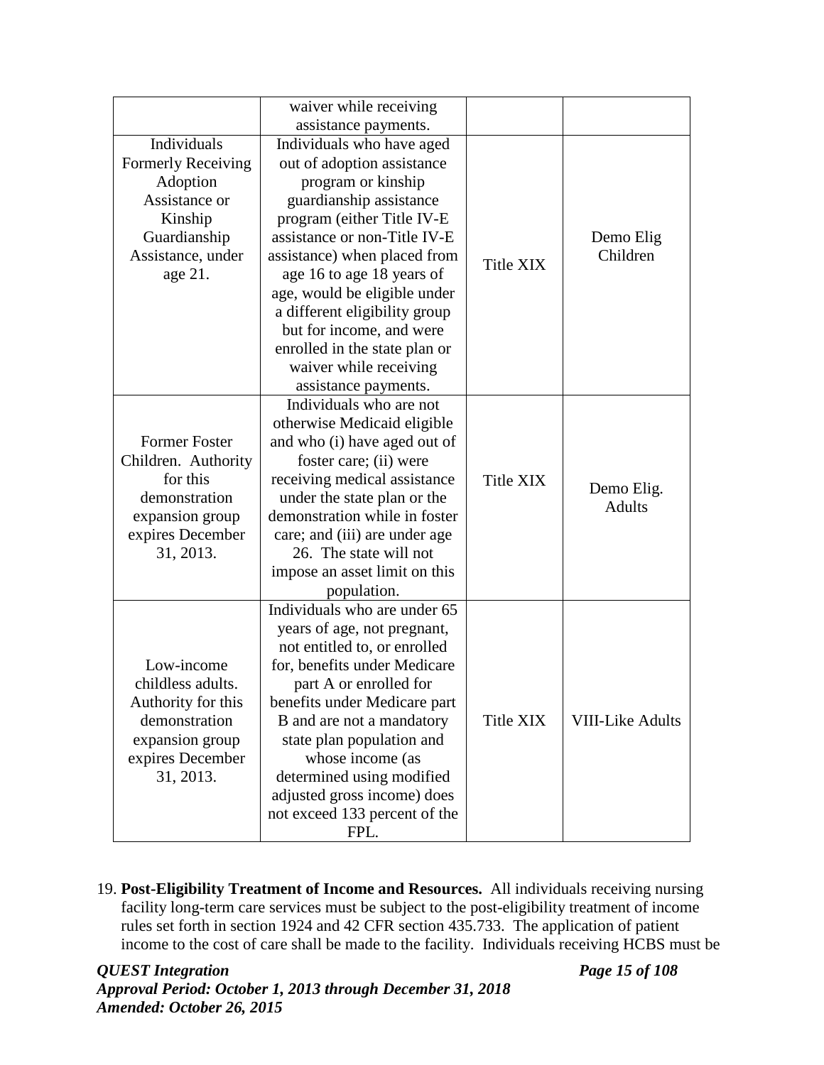| | | | |
|---|---|---|---|
| | waiver while receiving assistance payments. | | |
| Individuals Formerly Receiving Adoption Assistance or Kinship Guardianship Assistance, under age 21. | Individuals who have aged out of adoption assistance program or kinship guardianship assistance program (either Title IV-E assistance or non-Title IV-E assistance) when placed from age 16 to age 18 years of age, would be eligible under a different eligibility group but for income, and were enrolled in the state plan or waiver while receiving assistance payments. | Title XIX | Demo Elig Children |
| Former Foster Children. Authority for this demonstration expansion group expires December 31, 2013. | Individuals who are not otherwise Medicaid eligible and who (i) have aged out of foster care; (ii) were receiving medical assistance under the state plan or the demonstration while in foster care; and (iii) are under age 26. The state will not impose an asset limit on this population. | Title XIX | Demo Elig. Adults |
| Low-income childless adults. Authority for this demonstration expansion group expires December 31, 2013. | Individuals who are under 65 years of age, not pregnant, not entitled to, or enrolled for, benefits under Medicare part A or enrolled for benefits under Medicare part B and are not a mandatory state plan population and whose income (as determined using modified adjusted gross income) does not exceed 133 percent of the FPL. | Title XIX | VIII-Like Adults |

19. **Post-Eligibility Treatment of Income and Resources.** All individuals receiving nursing facility long-term care services must be subject to the post-eligibility treatment of income rules set forth in section 1924 and 42 CFR section 435.733. The application of patient income to the cost of care shall be made to the facility. Individuals receiving HCBS must be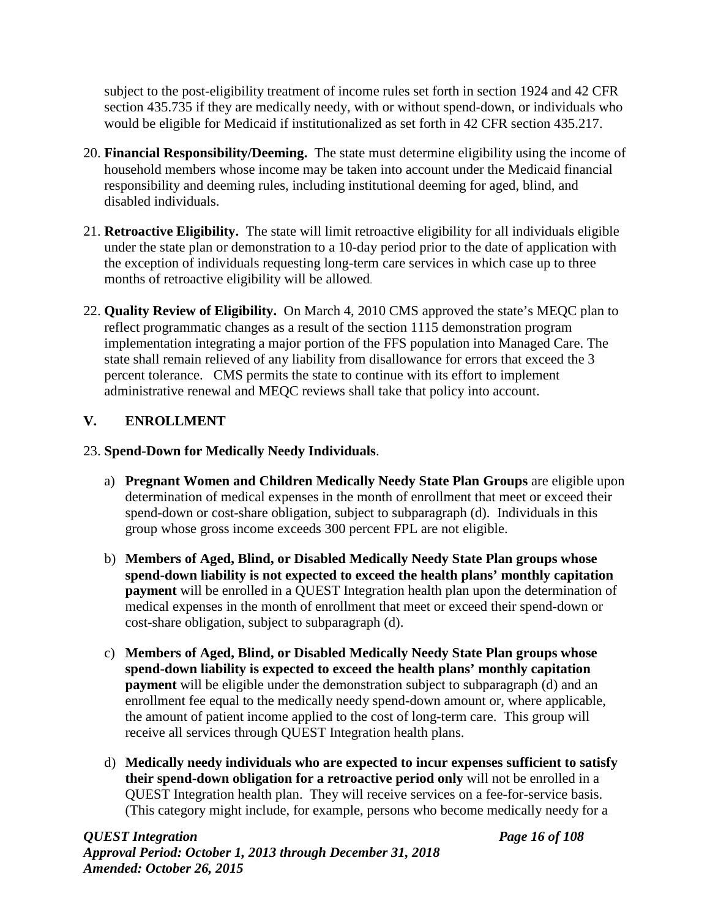subject to the post-eligibility treatment of income rules set forth in section 1924 and 42 CFR section 435.735 if they are medically needy, with or without spend-down, or individuals who would be eligible for Medicaid if institutionalized as set forth in 42 CFR section 435.217.

20. **Financial Responsibility/Deeming.** The state must determine eligibility using the income of household members whose income may be taken into account under the Medicaid financial responsibility and deeming rules, including institutional deeming for aged, blind, and disabled individuals.

21. **Retroactive Eligibility.** The state will limit retroactive eligibility for all individuals eligible under the state plan or demonstration to a 10-day period prior to the date of application with the exception of individuals requesting long-term care services in which case up to three months of retroactive eligibility will be allowed.

22. **Quality Review of Eligibility.** On March 4, 2010 CMS approved the state's MEQC plan to reflect programmatic changes as a result of the section 1115 demonstration program implementation integrating a major portion of the FFS population into Managed Care. The state shall remain relieved of any liability from disallowance for errors that exceed the 3 percent tolerance. CMS permits the state to continue with its effort to implement administrative renewal and MEQC reviews shall take that policy into account.

## V. ENROLLMENT

23. **Spend-Down for Medically Needy Individuals**.

    a) **Pregnant Women and Children Medically Needy State Plan Groups** are eligible upon determination of medical expenses in the month of enrollment that meet or exceed their spend-down or cost-share obligation, subject to subparagraph (d). Individuals in this group whose gross income exceeds 300 percent FPL are not eligible.

    b) **Members of Aged, Blind, or Disabled Medically Needy State Plan groups whose spend-down liability is not expected to exceed the health plans' monthly capitation payment** will be enrolled in a QUEST Integration health plan upon the determination of medical expenses in the month of enrollment that meet or exceed their spend-down or cost-share obligation, subject to subparagraph (d).

    c) **Members of Aged, Blind, or Disabled Medically Needy State Plan groups whose spend-down liability is expected to exceed the health plans' monthly capitation payment** will be eligible under the demonstration subject to subparagraph (d) and an enrollment fee equal to the medically needy spend-down amount or, where applicable, the amount of patient income applied to the cost of long-term care. This group will receive all services through QUEST Integration health plans.

    d) **Medically needy individuals who are expected to incur expenses sufficient to satisfy their spend-down obligation for a retroactive period only** will not be enrolled in a QUEST Integration health plan. They will receive services on a fee-for-service basis. (This category might include, for example, persons who become medically needy for a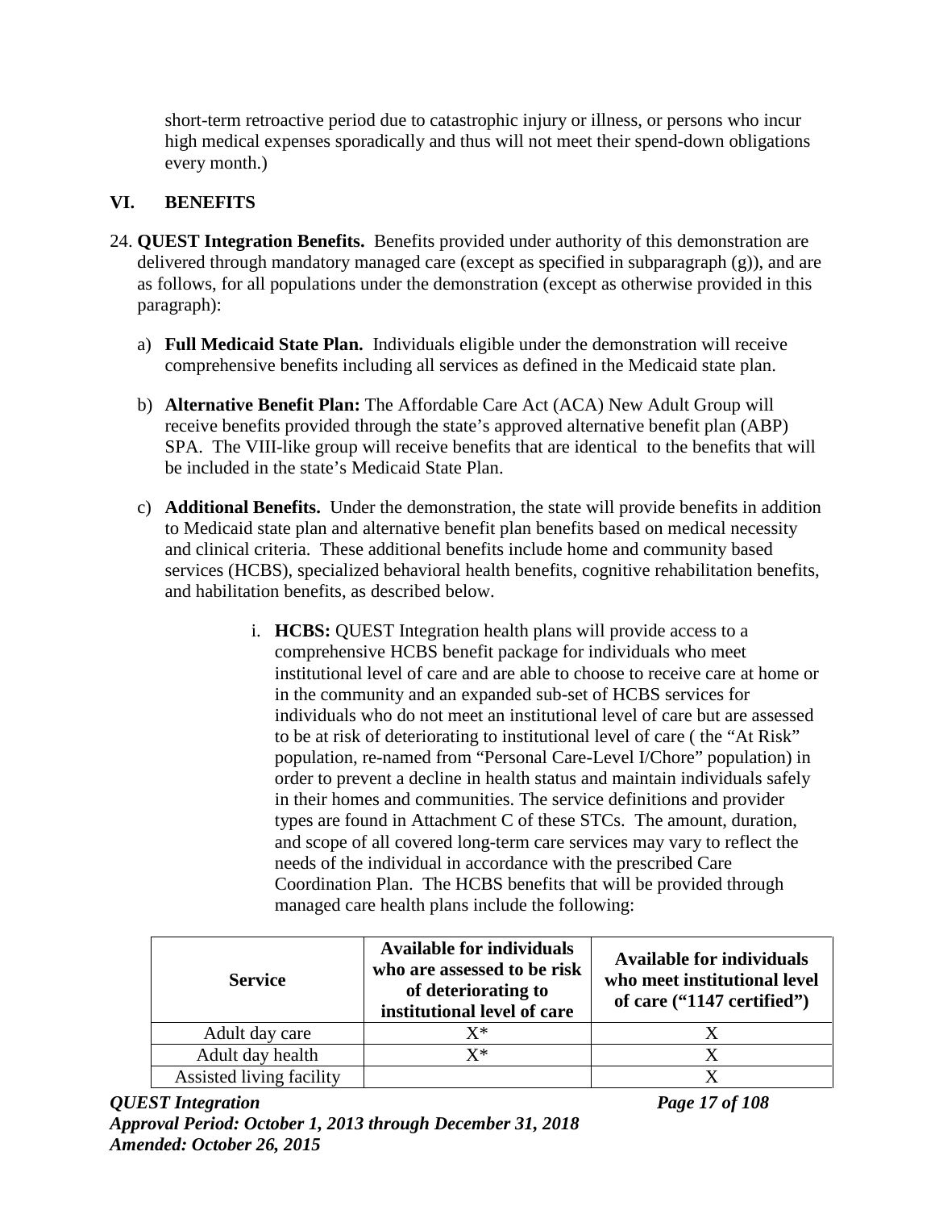short-term retroactive period due to catastrophic injury or illness, or persons who incur high medical expenses sporadically and thus will not meet their spend-down obligations every month.)

## VI. BENEFITS

24. **QUEST Integration Benefits.** Benefits provided under authority of this demonstration are delivered through mandatory managed care (except as specified in subparagraph (g)), and are as follows, for all populations under the demonstration (except as otherwise provided in this paragraph):

   a) **Full Medicaid State Plan.** Individuals eligible under the demonstration will receive comprehensive benefits including all services as defined in the Medicaid state plan.

   b) **Alternative Benefit Plan:** The Affordable Care Act (ACA) New Adult Group will receive benefits provided through the state's approved alternative benefit plan (ABP) SPA. The VIII-like group will receive benefits that are identical to the benefits that will be included in the state's Medicaid State Plan.

   c) **Additional Benefits.** Under the demonstration, the state will provide benefits in addition to Medicaid state plan and alternative benefit plan benefits based on medical necessity and clinical criteria. These additional benefits include home and community based services (HCBS), specialized behavioral health benefits, cognitive rehabilitation benefits, and habilitation benefits, as described below.

      i. **HCBS:** QUEST Integration health plans will provide access to a comprehensive HCBS benefit package for individuals who meet institutional level of care and are able to choose to receive care at home or in the community and an expanded sub-set of HCBS services for individuals who do not meet an institutional level of care but are assessed to be at risk of deteriorating to institutional level of care ( the "At Risk" population, re-named from "Personal Care-Level I/Chore" population) in order to prevent a decline in health status and maintain individuals safely in their homes and communities. The service definitions and provider types are found in Attachment C of these STCs. The amount, duration, and scope of all covered long-term care services may vary to reflect the needs of the individual in accordance with the prescribed Care Coordination Plan. The HCBS benefits that will be provided through managed care health plans include the following:

| Service | Available for individuals who are assessed to be risk of deteriorating to institutional level of care | Available for individuals who meet institutional level of care ("1147 certified") |
|---|---|---|
| Adult day care | X* | X |
| Adult day health | X* | X |
| Assisted living facility | | X |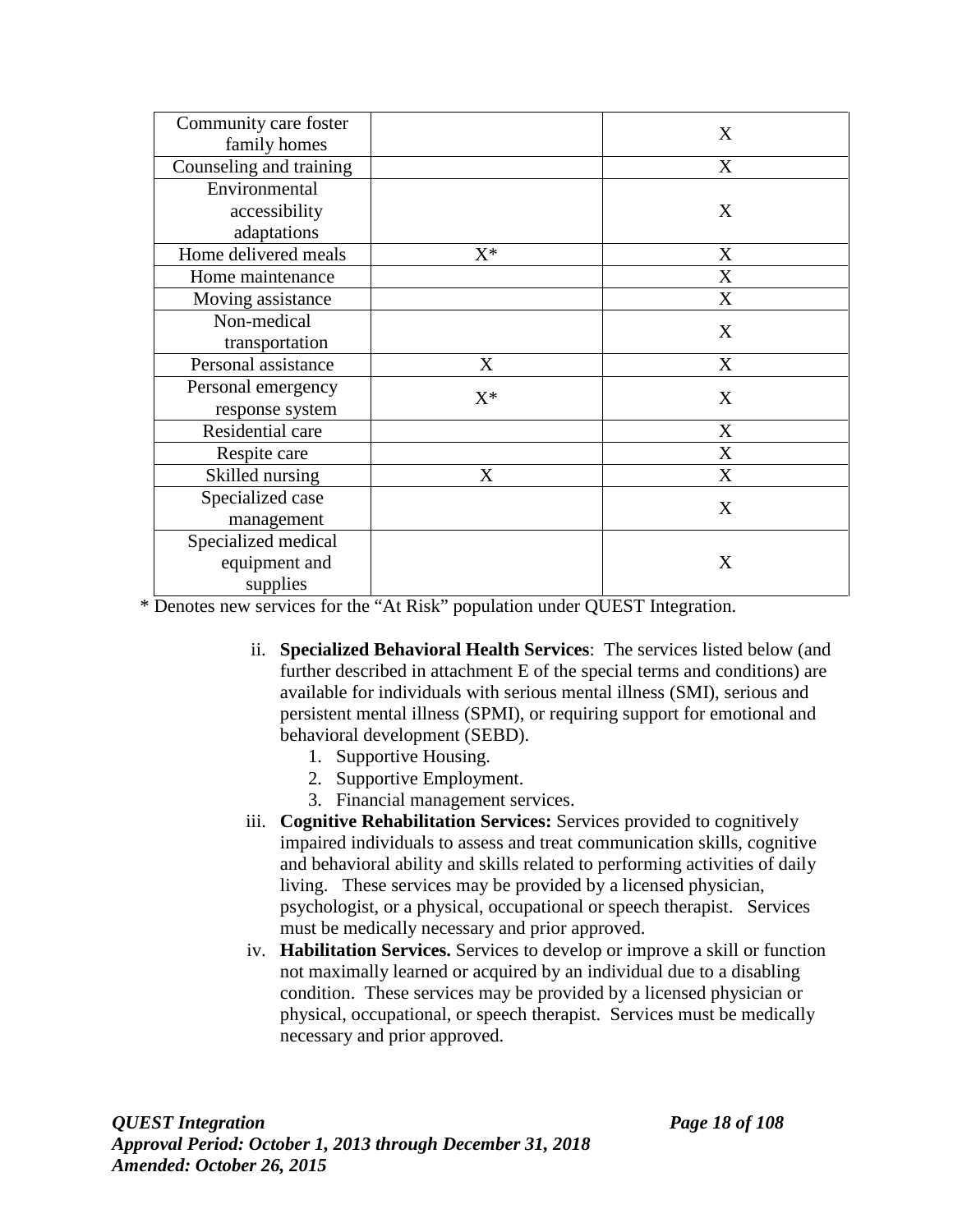| | | |
|---|---|---|
| Community care foster family homes | | X |
| Counseling and training | | X |
| Environmental accessibility adaptations | | X |
| Home delivered meals | X* | X |
| Home maintenance | | X |
| Moving assistance | | X |
| Non-medical transportation | | X |
| Personal assistance | X | X |
| Personal emergency response system | X* | X |
| Residential care | | X |
| Respite care | | X |
| Skilled nursing | X | X |
| Specialized case management | | X |
| Specialized medical equipment and supplies | | X |

\* Denotes new services for the "At Risk" population under QUEST Integration.

ii. **Specialized Behavioral Health Services**: The services listed below (and further described in attachment E of the special terms and conditions) are available for individuals with serious mental illness (SMI), serious and persistent mental illness (SPMI), or requiring support for emotional and behavioral development (SEBD).
   1. Supportive Housing.
   2. Supportive Employment.
   3. Financial management services.

iii. **Cognitive Rehabilitation Services:** Services provided to cognitively impaired individuals to assess and treat communication skills, cognitive and behavioral ability and skills related to performing activities of daily living. These services may be provided by a licensed physician, psychologist, or a physical, occupational or speech therapist. Services must be medically necessary and prior approved.

iv. **Habilitation Services.** Services to develop or improve a skill or function not maximally learned or acquired by an individual due to a disabling condition. These services may be provided by a licensed physician or physical, occupational, or speech therapist. Services must be medically necessary and prior approved.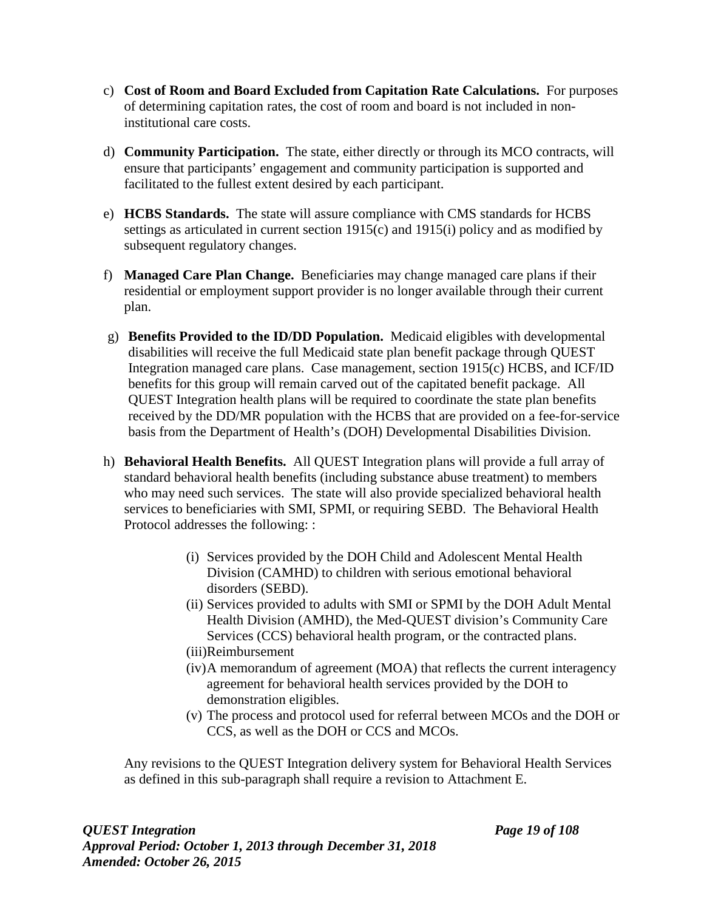c) **Cost of Room and Board Excluded from Capitation Rate Calculations.** For purposes of determining capitation rates, the cost of room and board is not included in non-institutional care costs.

d) **Community Participation.** The state, either directly or through its MCO contracts, will ensure that participants' engagement and community participation is supported and facilitated to the fullest extent desired by each participant.

e) **HCBS Standards.** The state will assure compliance with CMS standards for HCBS settings as articulated in current section 1915(c) and 1915(i) policy and as modified by subsequent regulatory changes.

f) **Managed Care Plan Change.** Beneficiaries may change managed care plans if their residential or employment support provider is no longer available through their current plan.

g) **Benefits Provided to the ID/DD Population.** Medicaid eligibles with developmental disabilities will receive the full Medicaid state plan benefit package through QUEST Integration managed care plans. Case management, section 1915(c) HCBS, and ICF/ID benefits for this group will remain carved out of the capitated benefit package. All QUEST Integration health plans will be required to coordinate the state plan benefits received by the DD/MR population with the HCBS that are provided on a fee-for-service basis from the Department of Health's (DOH) Developmental Disabilities Division.

h) **Behavioral Health Benefits.** All QUEST Integration plans will provide a full array of standard behavioral health benefits (including substance abuse treatment) to members who may need such services. The state will also provide specialized behavioral health services to beneficiaries with SMI, SPMI, or requiring SEBD. The Behavioral Health Protocol addresses the following: :

   (i) Services provided by the DOH Child and Adolescent Mental Health Division (CAMHD) to children with serious emotional behavioral disorders (SEBD).
   
   (ii) Services provided to adults with SMI or SPMI by the DOH Adult Mental Health Division (AMHD), the Med-QUEST division's Community Care Services (CCS) behavioral health program, or the contracted plans.
   
   (iii) Reimbursement
   
   (iv) A memorandum of agreement (MOA) that reflects the current interagency agreement for behavioral health services provided by the DOH to demonstration eligibles.
   
   (v) The process and protocol used for referral between MCOs and the DOH or CCS, as well as the DOH or CCS and MCOs.

Any revisions to the QUEST Integration delivery system for Behavioral Health Services as defined in this sub-paragraph shall require a revision to Attachment E.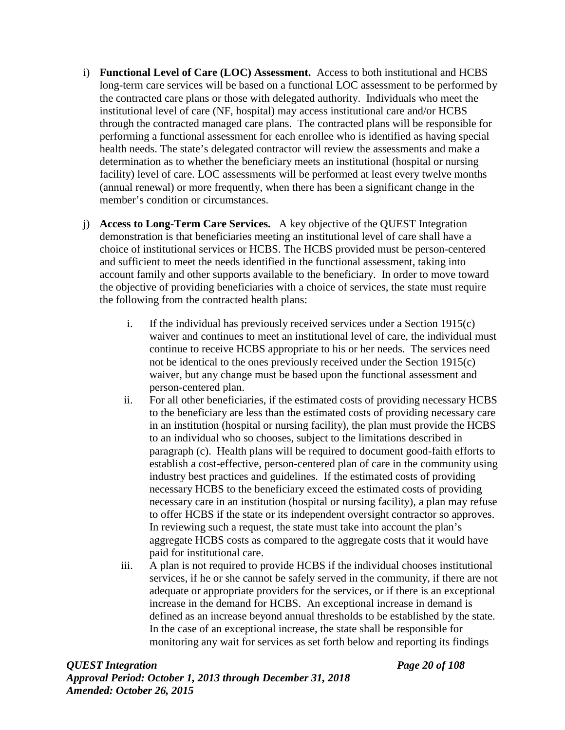i) **Functional Level of Care (LOC) Assessment.** Access to both institutional and HCBS long-term care services will be based on a functional LOC assessment to be performed by the contracted care plans or those with delegated authority. Individuals who meet the institutional level of care (NF, hospital) may access institutional care and/or HCBS through the contracted managed care plans. The contracted plans will be responsible for performing a functional assessment for each enrollee who is identified as having special health needs. The state's delegated contractor will review the assessments and make a determination as to whether the beneficiary meets an institutional (hospital or nursing facility) level of care. LOC assessments will be performed at least every twelve months (annual renewal) or more frequently, when there has been a significant change in the member's condition or circumstances.

j) **Access to Long-Term Care Services.** A key objective of the QUEST Integration demonstration is that beneficiaries meeting an institutional level of care shall have a choice of institutional services or HCBS. The HCBS provided must be person-centered and sufficient to meet the needs identified in the functional assessment, taking into account family and other supports available to the beneficiary. In order to move toward the objective of providing beneficiaries with a choice of services, the state must require the following from the contracted health plans:

   i. If the individual has previously received services under a Section 1915(c) waiver and continues to meet an institutional level of care, the individual must continue to receive HCBS appropriate to his or her needs. The services need not be identical to the ones previously received under the Section 1915(c) waiver, but any change must be based upon the functional assessment and person-centered plan.

   ii. For all other beneficiaries, if the estimated costs of providing necessary HCBS to the beneficiary are less than the estimated costs of providing necessary care in an institution (hospital or nursing facility), the plan must provide the HCBS to an individual who so chooses, subject to the limitations described in paragraph (c). Health plans will be required to document good-faith efforts to establish a cost-effective, person-centered plan of care in the community using industry best practices and guidelines. If the estimated costs of providing necessary HCBS to the beneficiary exceed the estimated costs of providing necessary care in an institution (hospital or nursing facility), a plan may refuse to offer HCBS if the state or its independent oversight contractor so approves. In reviewing such a request, the state must take into account the plan's aggregate HCBS costs as compared to the aggregate costs that it would have paid for institutional care.

   iii. A plan is not required to provide HCBS if the individual chooses institutional services, if he or she cannot be safely served in the community, if there are not adequate or appropriate providers for the services, or if there is an exceptional increase in the demand for HCBS. An exceptional increase in demand is defined as an increase beyond annual thresholds to be established by the state. In the case of an exceptional increase, the state shall be responsible for monitoring any wait for services as set forth below and reporting its findings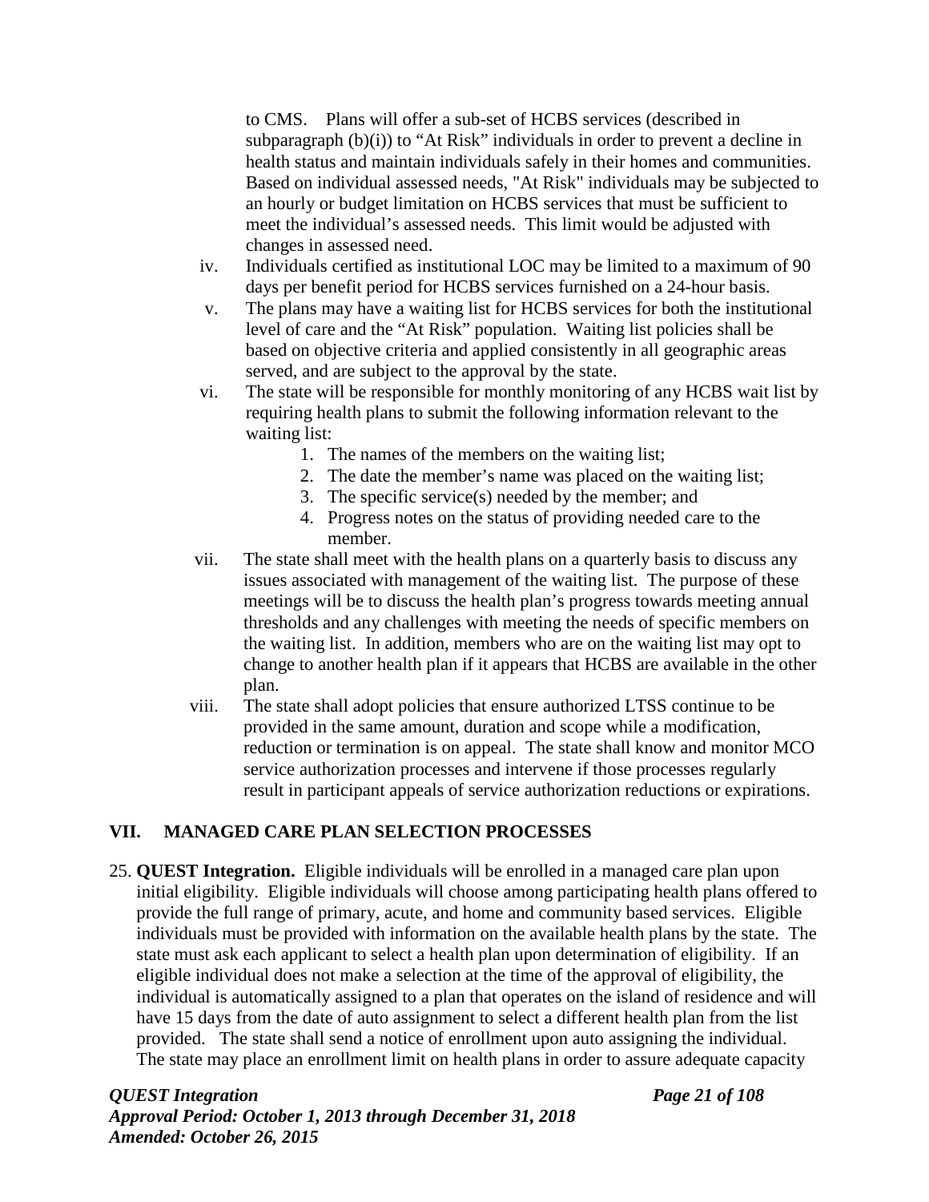to CMS. Plans will offer a sub-set of HCBS services (described in subparagraph (b)(i)) to "At Risk" individuals in order to prevent a decline in health status and maintain individuals safely in their homes and communities. Based on individual assessed needs, "At Risk" individuals may be subjected to an hourly or budget limitation on HCBS services that must be sufficient to meet the individual's assessed needs. This limit would be adjusted with changes in assessed need.

iv. Individuals certified as institutional LOC may be limited to a maximum of 90 days per benefit period for HCBS services furnished on a 24-hour basis.

v. The plans may have a waiting list for HCBS services for both the institutional level of care and the "At Risk" population. Waiting list policies shall be based on objective criteria and applied consistently in all geographic areas served, and are subject to the approval by the state.

vi. The state will be responsible for monthly monitoring of any HCBS wait list by requiring health plans to submit the following information relevant to the waiting list:

1. The names of the members on the waiting list;
2. The date the member's name was placed on the waiting list;
3. The specific service(s) needed by the member; and
4. Progress notes on the status of providing needed care to the member.

vii. The state shall meet with the health plans on a quarterly basis to discuss any issues associated with management of the waiting list. The purpose of these meetings will be to discuss the health plan's progress towards meeting annual thresholds and any challenges with meeting the needs of specific members on the waiting list. In addition, members who are on the waiting list may opt to change to another health plan if it appears that HCBS are available in the other plan.

viii. The state shall adopt policies that ensure authorized LTSS continue to be provided in the same amount, duration and scope while a modification, reduction or termination is on appeal. The state shall know and monitor MCO service authorization processes and intervene if those processes regularly result in participant appeals of service authorization reductions or expirations.

## VII. MANAGED CARE PLAN SELECTION PROCESSES

25. **QUEST Integration.** Eligible individuals will be enrolled in a managed care plan upon initial eligibility. Eligible individuals will choose among participating health plans offered to provide the full range of primary, acute, and home and community based services. Eligible individuals must be provided with information on the available health plans by the state. The state must ask each applicant to select a health plan upon determination of eligibility. If an eligible individual does not make a selection at the time of the approval of eligibility, the individual is automatically assigned to a plan that operates on the island of residence and will have 15 days from the date of auto assignment to select a different health plan from the list provided. The state shall send a notice of enrollment upon auto assigning the individual. The state may place an enrollment limit on health plans in order to assure adequate capacity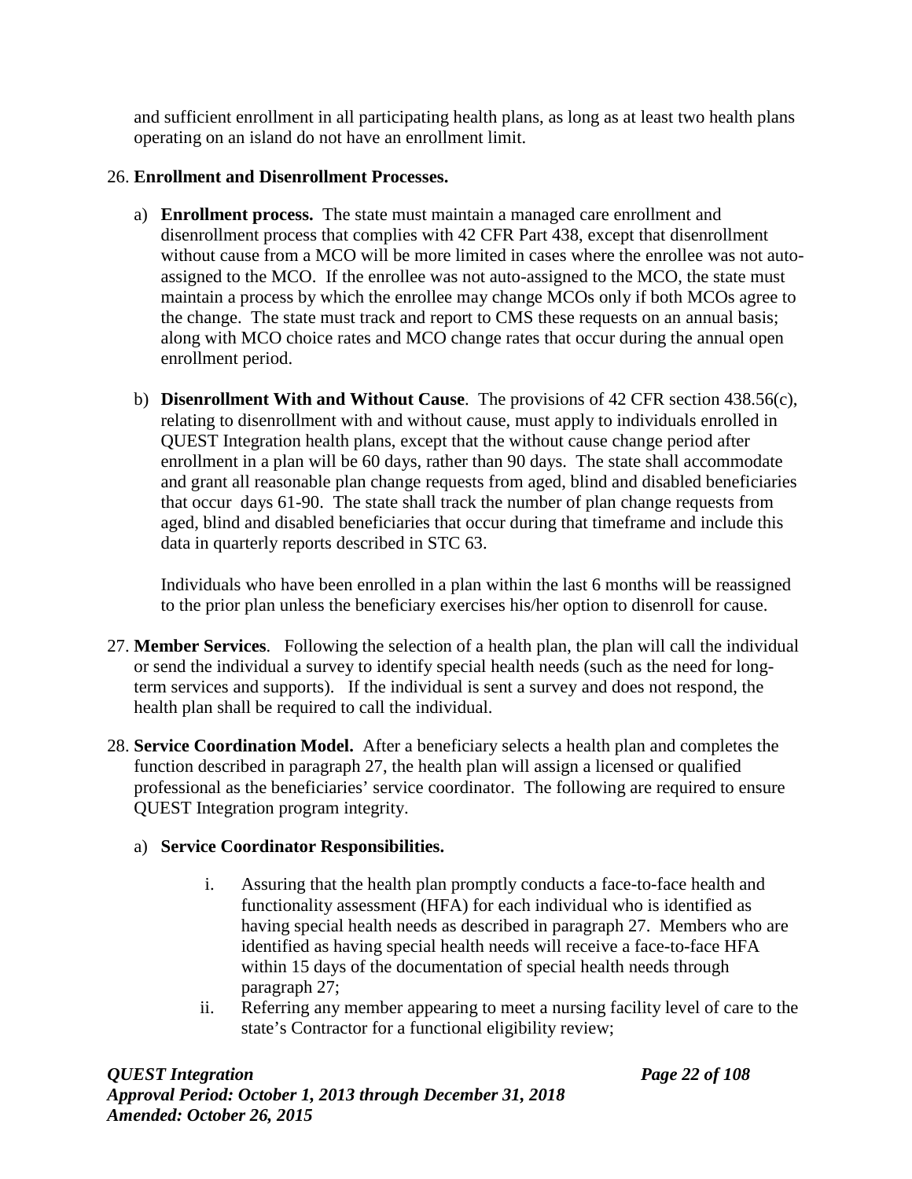and sufficient enrollment in all participating health plans, as long as at least two health plans operating on an island do not have an enrollment limit.

26. **Enrollment and Disenrollment Processes.**

   a) **Enrollment process.** The state must maintain a managed care enrollment and disenrollment process that complies with 42 CFR Part 438, except that disenrollment without cause from a MCO will be more limited in cases where the enrollee was not auto-assigned to the MCO. If the enrollee was not auto-assigned to the MCO, the state must maintain a process by which the enrollee may change MCOs only if both MCOs agree to the change. The state must track and report to CMS these requests on an annual basis; along with MCO choice rates and MCO change rates that occur during the annual open enrollment period.

   b) **Disenrollment With and Without Cause**. The provisions of 42 CFR section 438.56(c), relating to disenrollment with and without cause, must apply to individuals enrolled in QUEST Integration health plans, except that the without cause change period after enrollment in a plan will be 60 days, rather than 90 days. The state shall accommodate and grant all reasonable plan change requests from aged, blind and disabled beneficiaries that occur days 61-90. The state shall track the number of plan change requests from aged, blind and disabled beneficiaries that occur during that timeframe and include this data in quarterly reports described in STC 63.

      Individuals who have been enrolled in a plan within the last 6 months will be reassigned to the prior plan unless the beneficiary exercises his/her option to disenroll for cause.

27. **Member Services**. Following the selection of a health plan, the plan will call the individual or send the individual a survey to identify special health needs (such as the need for long-term services and supports). If the individual is sent a survey and does not respond, the health plan shall be required to call the individual.

28. **Service Coordination Model.** After a beneficiary selects a health plan and completes the function described in paragraph 27, the health plan will assign a licensed or qualified professional as the beneficiaries' service coordinator. The following are required to ensure QUEST Integration program integrity.

   a) **Service Coordinator Responsibilities.**

      i. Assuring that the health plan promptly conducts a face-to-face health and functionality assessment (HFA) for each individual who is identified as having special health needs as described in paragraph 27. Members who are identified as having special health needs will receive a face-to-face HFA within 15 days of the documentation of special health needs through paragraph 27;

      ii. Referring any member appearing to meet a nursing facility level of care to the state's Contractor for a functional eligibility review;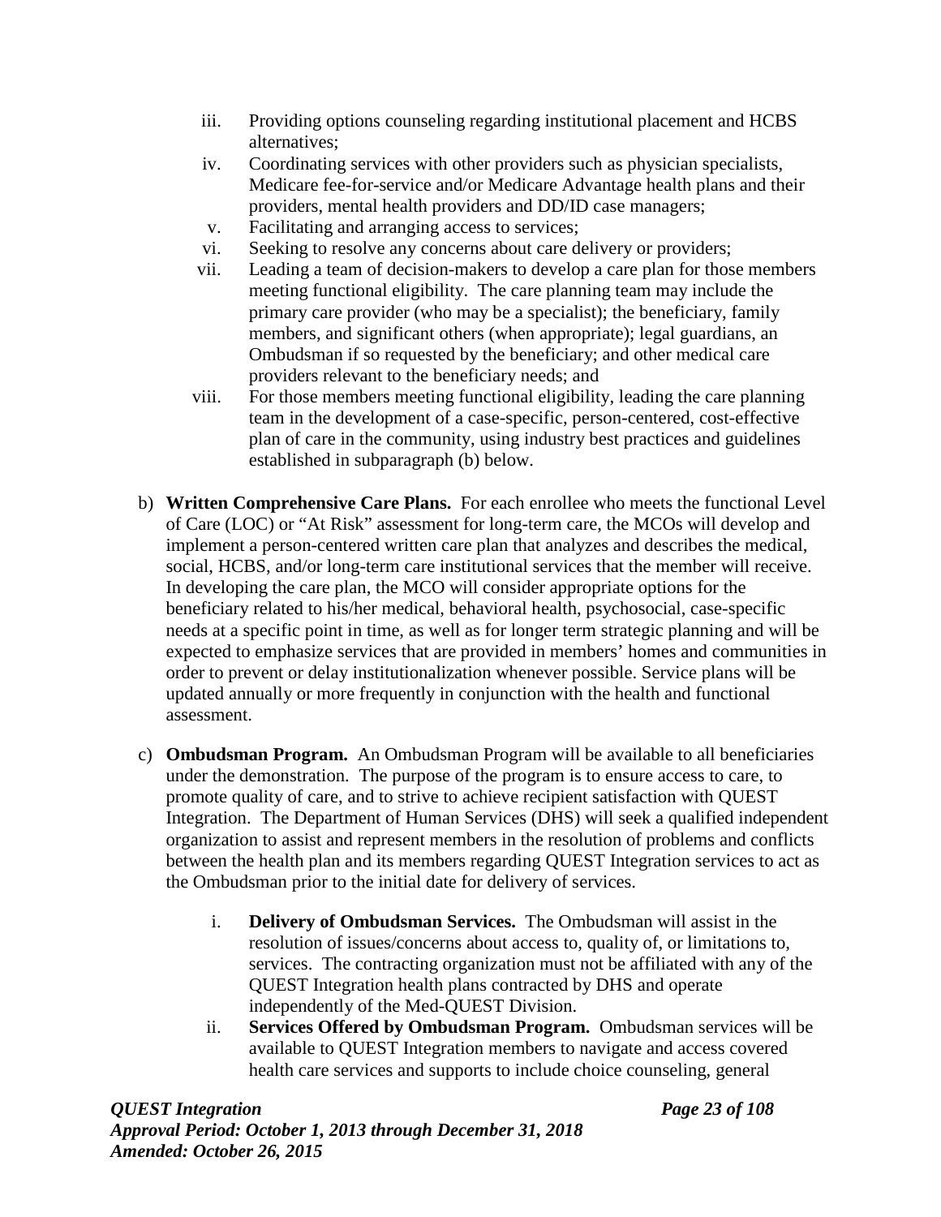iii. Providing options counseling regarding institutional placement and HCBS alternatives;
iv. Coordinating services with other providers such as physician specialists, Medicare fee-for-service and/or Medicare Advantage health plans and their providers, mental health providers and DD/ID case managers;
v. Facilitating and arranging access to services;
vi. Seeking to resolve any concerns about care delivery or providers;
vii. Leading a team of decision-makers to develop a care plan for those members meeting functional eligibility. The care planning team may include the primary care provider (who may be a specialist); the beneficiary, family members, and significant others (when appropriate); legal guardians, an Ombudsman if so requested by the beneficiary; and other medical care providers relevant to the beneficiary needs; and
viii. For those members meeting functional eligibility, leading the care planning team in the development of a case-specific, person-centered, cost-effective plan of care in the community, using industry best practices and guidelines established in subparagraph (b) below.

b) **Written Comprehensive Care Plans.** For each enrollee who meets the functional Level of Care (LOC) or "At Risk" assessment for long-term care, the MCOs will develop and implement a person-centered written care plan that analyzes and describes the medical, social, HCBS, and/or long-term care institutional services that the member will receive. In developing the care plan, the MCO will consider appropriate options for the beneficiary related to his/her medical, behavioral health, psychosocial, case-specific needs at a specific point in time, as well as for longer term strategic planning and will be expected to emphasize services that are provided in members' homes and communities in order to prevent or delay institutionalization whenever possible. Service plans will be updated annually or more frequently in conjunction with the health and functional assessment.

c) **Ombudsman Program.** An Ombudsman Program will be available to all beneficiaries under the demonstration. The purpose of the program is to ensure access to care, to promote quality of care, and to strive to achieve recipient satisfaction with QUEST Integration. The Department of Human Services (DHS) will seek a qualified independent organization to assist and represent members in the resolution of problems and conflicts between the health plan and its members regarding QUEST Integration services to act as the Ombudsman prior to the initial date for delivery of services.

i. **Delivery of Ombudsman Services.** The Ombudsman will assist in the resolution of issues/concerns about access to, quality of, or limitations to, services. The contracting organization must not be affiliated with any of the QUEST Integration health plans contracted by DHS and operate independently of the Med-QUEST Division.
ii. **Services Offered by Ombudsman Program.** Ombudsman services will be available to QUEST Integration members to navigate and access covered health care services and supports to include choice counseling, general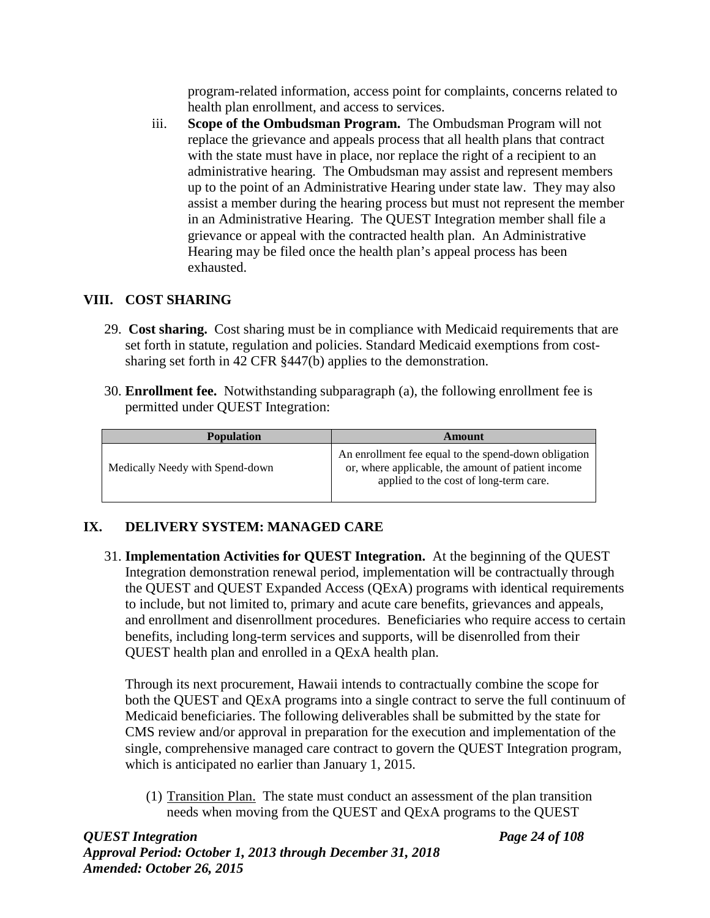program-related information, access point for complaints, concerns related to health plan enrollment, and access to services.

iii. **Scope of the Ombudsman Program.** The Ombudsman Program will not replace the grievance and appeals process that all health plans that contract with the state must have in place, nor replace the right of a recipient to an administrative hearing. The Ombudsman may assist and represent members up to the point of an Administrative Hearing under state law. They may also assist a member during the hearing process but must not represent the member in an Administrative Hearing. The QUEST Integration member shall file a grievance or appeal with the contracted health plan. An Administrative Hearing may be filed once the health plan's appeal process has been exhausted.

## VIII. COST SHARING

29. **Cost sharing.** Cost sharing must be in compliance with Medicaid requirements that are set forth in statute, regulation and policies. Standard Medicaid exemptions from cost-sharing set forth in 42 CFR §447(b) applies to the demonstration.

30. **Enrollment fee.** Notwithstanding subparagraph (a), the following enrollment fee is permitted under QUEST Integration:

| Population | Amount |
| --- | --- |
| Medically Needy with Spend-down | An enrollment fee equal to the spend-down obligation or, where applicable, the amount of patient income applied to the cost of long-term care. |

## IX. DELIVERY SYSTEM: MANAGED CARE

31. **Implementation Activities for QUEST Integration.** At the beginning of the QUEST Integration demonstration renewal period, implementation will be contractually through the QUEST and QUEST Expanded Access (QExA) programs with identical requirements to include, but not limited to, primary and acute care benefits, grievances and appeals, and enrollment and disenrollment procedures. Beneficiaries who require access to certain benefits, including long-term services and supports, will be disenrolled from their QUEST health plan and enrolled in a QExA health plan.

    Through its next procurement, Hawaii intends to contractually combine the scope for both the QUEST and QExA programs into a single contract to serve the full continuum of Medicaid beneficiaries. The following deliverables shall be submitted by the state for CMS review and/or approval in preparation for the execution and implementation of the single, comprehensive managed care contract to govern the QUEST Integration program, which is anticipated no earlier than January 1, 2015.

    (1) Transition Plan. The state must conduct an assessment of the plan transition needs when moving from the QUEST and QExA programs to the QUEST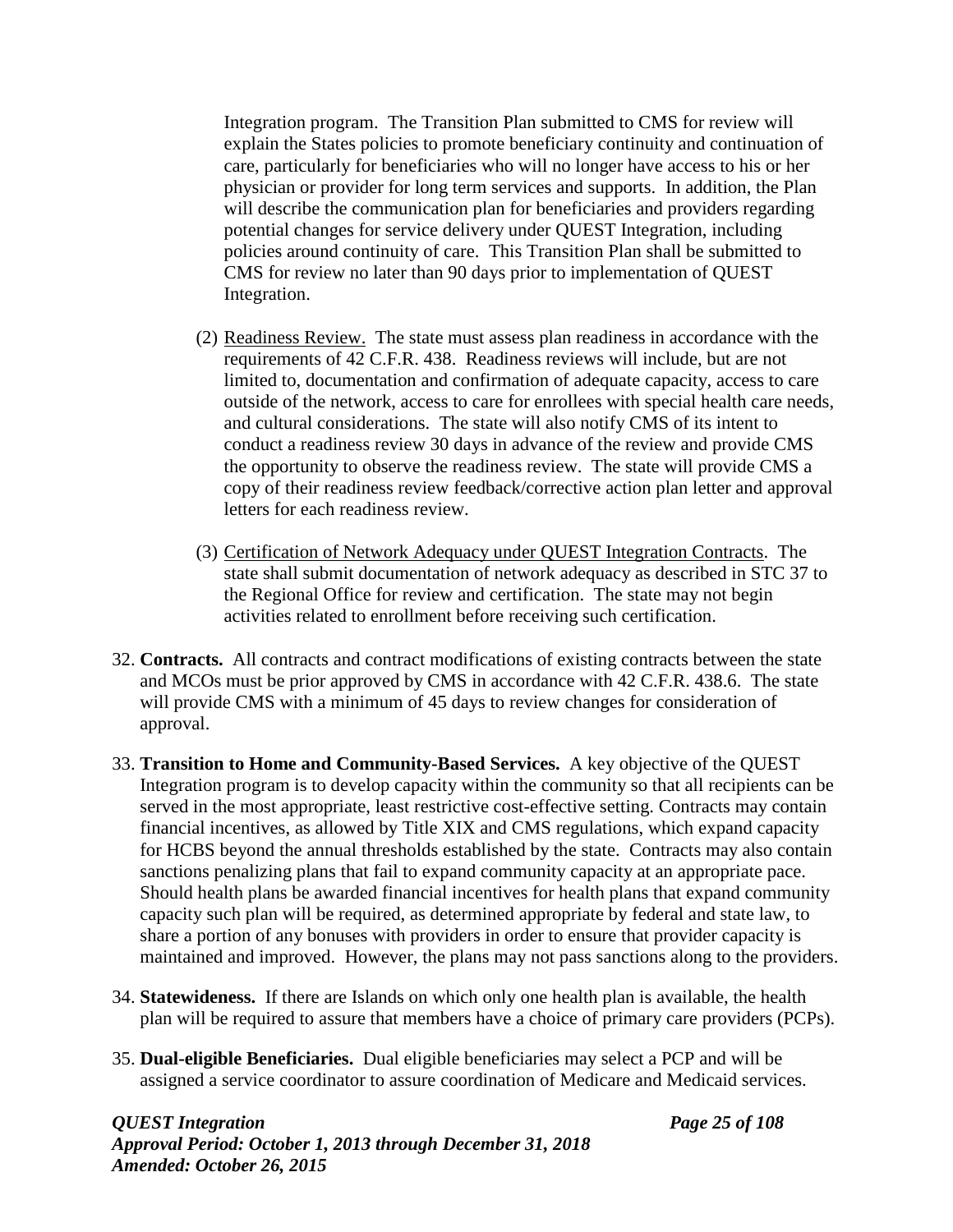Integration program. The Transition Plan submitted to CMS for review will explain the States policies to promote beneficiary continuity and continuation of care, particularly for beneficiaries who will no longer have access to his or her physician or provider for long term services and supports. In addition, the Plan will describe the communication plan for beneficiaries and providers regarding potential changes for service delivery under QUEST Integration, including policies around continuity of care. This Transition Plan shall be submitted to CMS for review no later than 90 days prior to implementation of QUEST Integration.

(2) Readiness Review. The state must assess plan readiness in accordance with the requirements of 42 C.F.R. 438. Readiness reviews will include, but are not limited to, documentation and confirmation of adequate capacity, access to care outside of the network, access to care for enrollees with special health care needs, and cultural considerations. The state will also notify CMS of its intent to conduct a readiness review 30 days in advance of the review and provide CMS the opportunity to observe the readiness review. The state will provide CMS a copy of their readiness review feedback/corrective action plan letter and approval letters for each readiness review.

(3) Certification of Network Adequacy under QUEST Integration Contracts. The state shall submit documentation of network adequacy as described in STC 37 to the Regional Office for review and certification. The state may not begin activities related to enrollment before receiving such certification.

32. **Contracts.** All contracts and contract modifications of existing contracts between the state and MCOs must be prior approved by CMS in accordance with 42 C.F.R. 438.6. The state will provide CMS with a minimum of 45 days to review changes for consideration of approval.

33. **Transition to Home and Community-Based Services.** A key objective of the QUEST Integration program is to develop capacity within the community so that all recipients can be served in the most appropriate, least restrictive cost-effective setting. Contracts may contain financial incentives, as allowed by Title XIX and CMS regulations, which expand capacity for HCBS beyond the annual thresholds established by the state. Contracts may also contain sanctions penalizing plans that fail to expand community capacity at an appropriate pace. Should health plans be awarded financial incentives for health plans that expand community capacity such plan will be required, as determined appropriate by federal and state law, to share a portion of any bonuses with providers in order to ensure that provider capacity is maintained and improved. However, the plans may not pass sanctions along to the providers.

34. **Statewideness.** If there are Islands on which only one health plan is available, the health plan will be required to assure that members have a choice of primary care providers (PCPs).

35. **Dual-eligible Beneficiaries.** Dual eligible beneficiaries may select a PCP and will be assigned a service coordinator to assure coordination of Medicare and Medicaid services.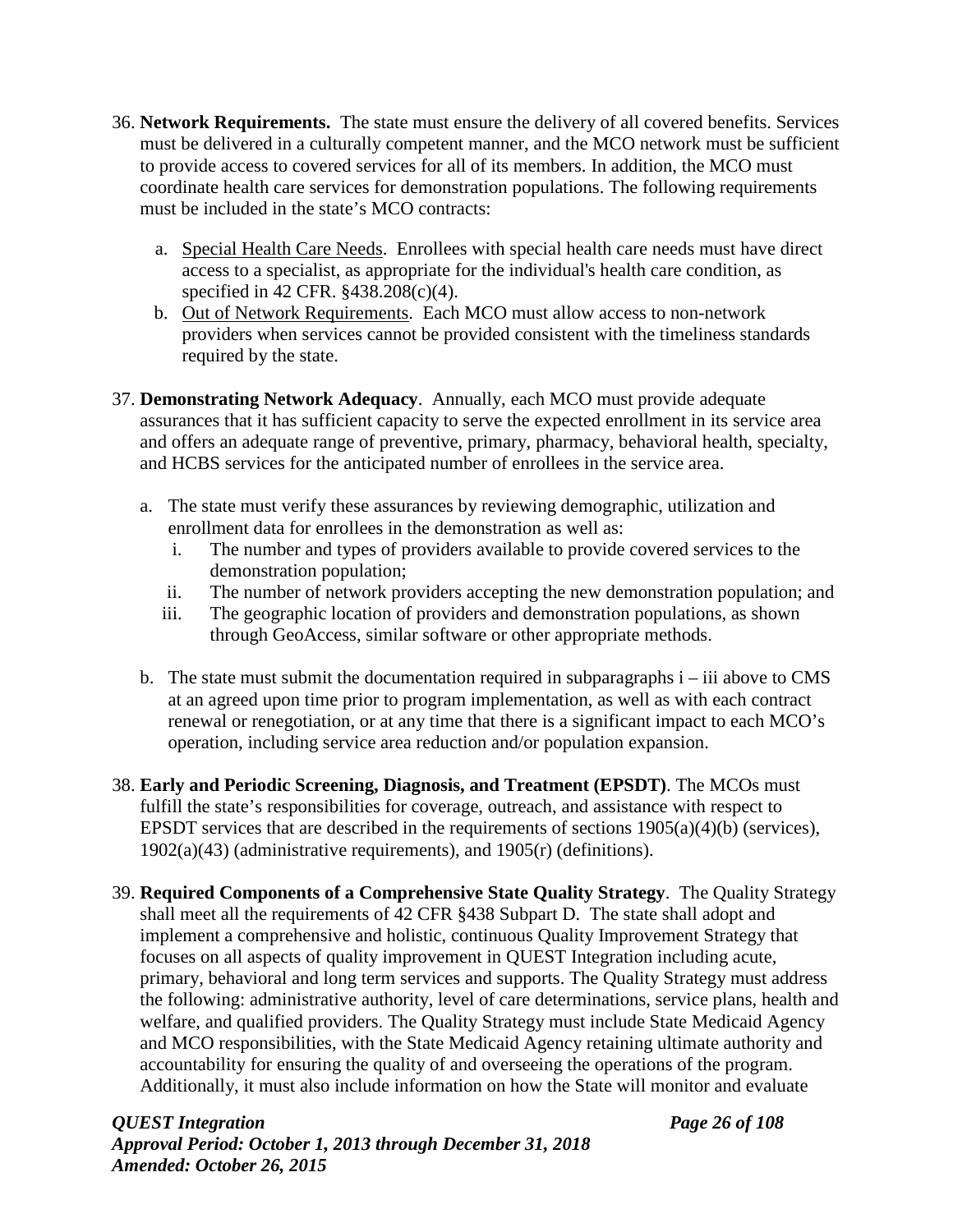36. **Network Requirements.** The state must ensure the delivery of all covered benefits. Services must be delivered in a culturally competent manner, and the MCO network must be sufficient to provide access to covered services for all of its members. In addition, the MCO must coordinate health care services for demonstration populations. The following requirements must be included in the state's MCO contracts:

    a. Special Health Care Needs. Enrollees with special health care needs must have direct access to a specialist, as appropriate for the individual's health care condition, as specified in 42 CFR. §438.208(c)(4).

    b. Out of Network Requirements. Each MCO must allow access to non-network providers when services cannot be provided consistent with the timeliness standards required by the state.

37. **Demonstrating Network Adequacy**. Annually, each MCO must provide adequate assurances that it has sufficient capacity to serve the expected enrollment in its service area and offers an adequate range of preventive, primary, pharmacy, behavioral health, specialty, and HCBS services for the anticipated number of enrollees in the service area.

    a. The state must verify these assurances by reviewing demographic, utilization and enrollment data for enrollees in the demonstration as well as:
        i. The number and types of providers available to provide covered services to the demonstration population;
        ii. The number of network providers accepting the new demonstration population; and
        iii. The geographic location of providers and demonstration populations, as shown through GeoAccess, similar software or other appropriate methods.

    b. The state must submit the documentation required in subparagraphs i – iii above to CMS at an agreed upon time prior to program implementation, as well as with each contract renewal or renegotiation, or at any time that there is a significant impact to each MCO's operation, including service area reduction and/or population expansion.

38. **Early and Periodic Screening, Diagnosis, and Treatment (EPSDT)**. The MCOs must fulfill the state's responsibilities for coverage, outreach, and assistance with respect to EPSDT services that are described in the requirements of sections 1905(a)(4)(b) (services), 1902(a)(43) (administrative requirements), and 1905(r) (definitions).

39. **Required Components of a Comprehensive State Quality Strategy**. The Quality Strategy shall meet all the requirements of 42 CFR §438 Subpart D. The state shall adopt and implement a comprehensive and holistic, continuous Quality Improvement Strategy that focuses on all aspects of quality improvement in QUEST Integration including acute, primary, behavioral and long term services and supports. The Quality Strategy must address the following: administrative authority, level of care determinations, service plans, health and welfare, and qualified providers. The Quality Strategy must include State Medicaid Agency and MCO responsibilities, with the State Medicaid Agency retaining ultimate authority and accountability for ensuring the quality of and overseeing the operations of the program. Additionally, it must also include information on how the State will monitor and evaluate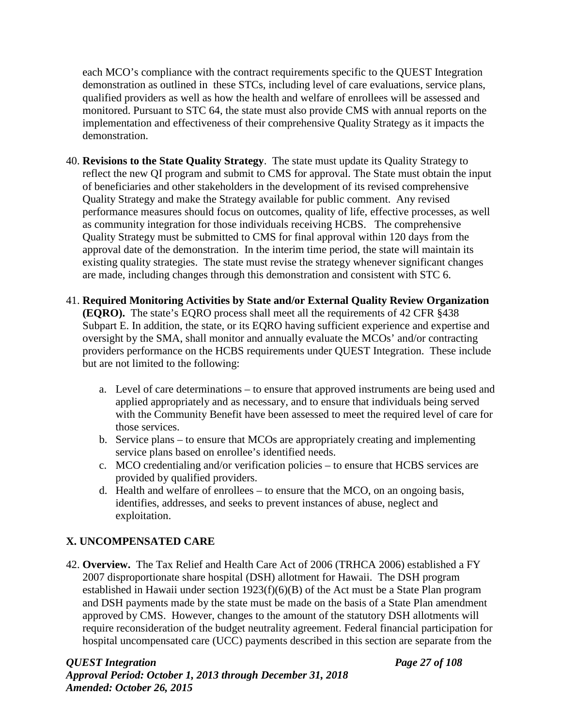each MCO's compliance with the contract requirements specific to the QUEST Integration demonstration as outlined in these STCs, including level of care evaluations, service plans, qualified providers as well as how the health and welfare of enrollees will be assessed and monitored. Pursuant to STC 64, the state must also provide CMS with annual reports on the implementation and effectiveness of their comprehensive Quality Strategy as it impacts the demonstration.

40. **Revisions to the State Quality Strategy**. The state must update its Quality Strategy to reflect the new QI program and submit to CMS for approval. The State must obtain the input of beneficiaries and other stakeholders in the development of its revised comprehensive Quality Strategy and make the Strategy available for public comment. Any revised performance measures should focus on outcomes, quality of life, effective processes, as well as community integration for those individuals receiving HCBS. The comprehensive Quality Strategy must be submitted to CMS for final approval within 120 days from the approval date of the demonstration. In the interim time period, the state will maintain its existing quality strategies. The state must revise the strategy whenever significant changes are made, including changes through this demonstration and consistent with STC 6.

41. **Required Monitoring Activities by State and/or External Quality Review Organization (EQRO).** The state's EQRO process shall meet all the requirements of 42 CFR §438 Subpart E. In addition, the state, or its EQRO having sufficient experience and expertise and oversight by the SMA, shall monitor and annually evaluate the MCOs' and/or contracting providers performance on the HCBS requirements under QUEST Integration. These include but are not limited to the following:

    a. Level of care determinations – to ensure that approved instruments are being used and applied appropriately and as necessary, and to ensure that individuals being served with the Community Benefit have been assessed to meet the required level of care for those services.
    b. Service plans – to ensure that MCOs are appropriately creating and implementing service plans based on enrollee's identified needs.
    c. MCO credentialing and/or verification policies – to ensure that HCBS services are provided by qualified providers.
    d. Health and welfare of enrollees – to ensure that the MCO, on an ongoing basis, identifies, addresses, and seeks to prevent instances of abuse, neglect and exploitation.

## X. UNCOMPENSATED CARE

42. **Overview.** The Tax Relief and Health Care Act of 2006 (TRHCA 2006) established a FY 2007 disproportionate share hospital (DSH) allotment for Hawaii. The DSH program established in Hawaii under section 1923(f)(6)(B) of the Act must be a State Plan program and DSH payments made by the state must be made on the basis of a State Plan amendment approved by CMS. However, changes to the amount of the statutory DSH allotments will require reconsideration of the budget neutrality agreement. Federal financial participation for hospital uncompensated care (UCC) payments described in this section are separate from the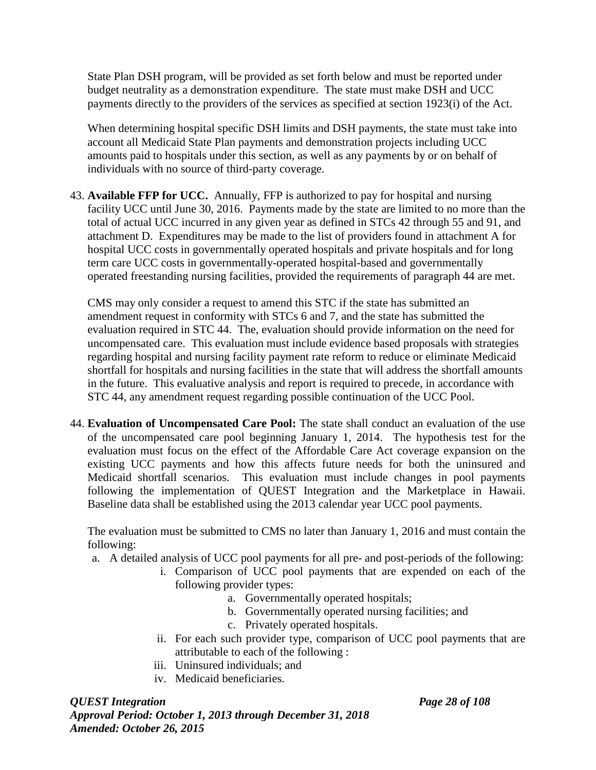State Plan DSH program, will be provided as set forth below and must be reported under budget neutrality as a demonstration expenditure. The state must make DSH and UCC payments directly to the providers of the services as specified at section 1923(i) of the Act.

When determining hospital specific DSH limits and DSH payments, the state must take into account all Medicaid State Plan payments and demonstration projects including UCC amounts paid to hospitals under this section, as well as any payments by or on behalf of individuals with no source of third-party coverage.

43. **Available FFP for UCC.** Annually, FFP is authorized to pay for hospital and nursing facility UCC until June 30, 2016. Payments made by the state are limited to no more than the total of actual UCC incurred in any given year as defined in STCs 42 through 55 and 91, and attachment D. Expenditures may be made to the list of providers found in attachment A for hospital UCC costs in governmentally operated hospitals and private hospitals and for long term care UCC costs in governmentally-operated hospital-based and governmentally operated freestanding nursing facilities, provided the requirements of paragraph 44 are met.

    CMS may only consider a request to amend this STC if the state has submitted an amendment request in conformity with STCs 6 and 7, and the state has submitted the evaluation required in STC 44. The, evaluation should provide information on the need for uncompensated care. This evaluation must include evidence based proposals with strategies regarding hospital and nursing facility payment rate reform to reduce or eliminate Medicaid shortfall for hospitals and nursing facilities in the state that will address the shortfall amounts in the future. This evaluative analysis and report is required to precede, in accordance with STC 44, any amendment request regarding possible continuation of the UCC Pool.

44. **Evaluation of Uncompensated Care Pool:** The state shall conduct an evaluation of the use of the uncompensated care pool beginning January 1, 2014. The hypothesis test for the evaluation must focus on the effect of the Affordable Care Act coverage expansion on the existing UCC payments and how this affects future needs for both the uninsured and Medicaid shortfall scenarios. This evaluation must include changes in pool payments following the implementation of QUEST Integration and the Marketplace in Hawaii. Baseline data shall be established using the 2013 calendar year UCC pool payments.

    The evaluation must be submitted to CMS no later than January 1, 2016 and must contain the following:

    a. A detailed analysis of UCC pool payments for all pre- and post-periods of the following:
        i. Comparison of UCC pool payments that are expended on each of the following provider types:
            a. Governmentally operated hospitals;
            b. Governmentally operated nursing facilities; and
            c. Privately operated hospitals.
        ii. For each such provider type, comparison of UCC pool payments that are attributable to each of the following :
        iii. Uninsured individuals; and
        iv. Medicaid beneficiaries.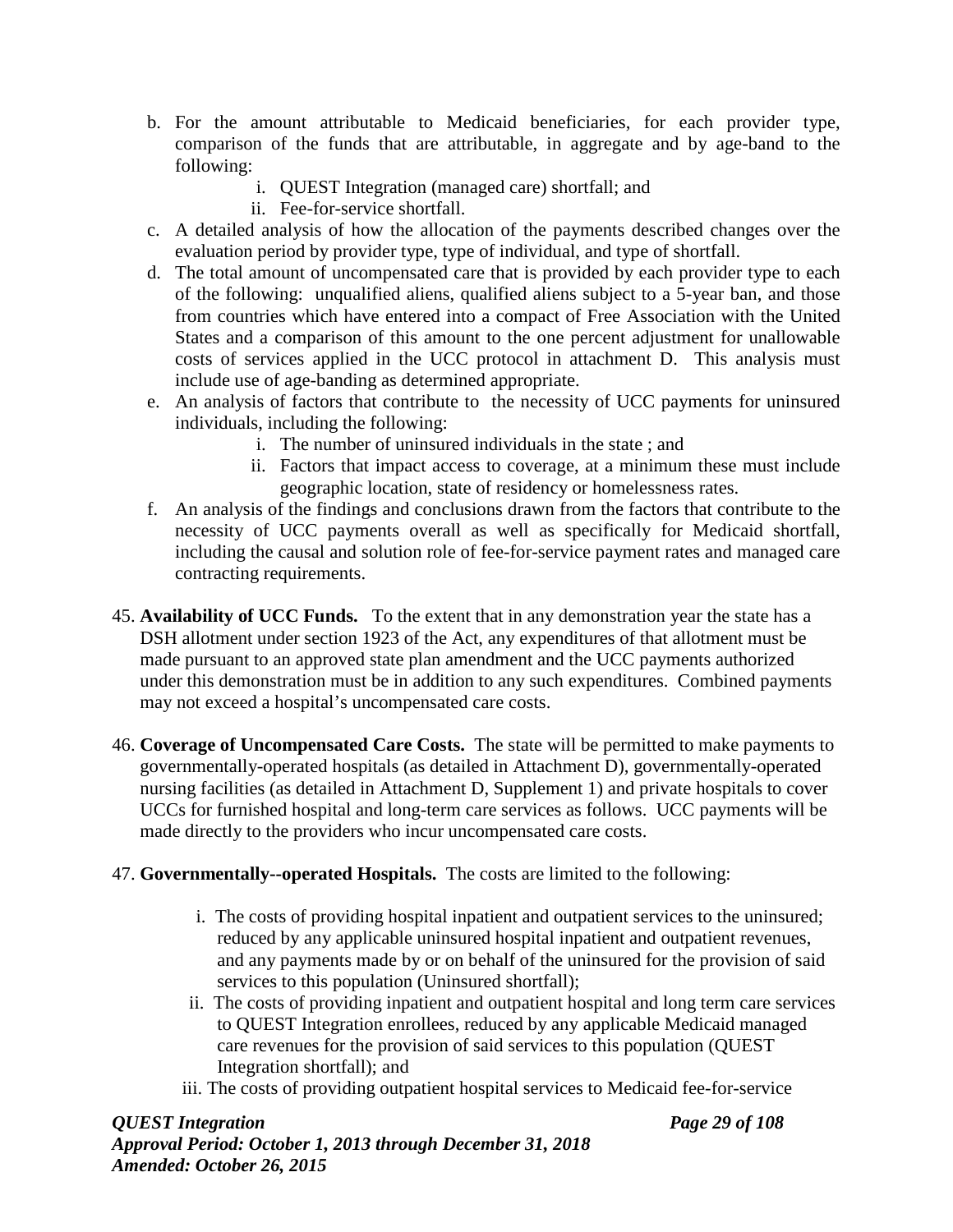b. For the amount attributable to Medicaid beneficiaries, for each provider type, comparison of the funds that are attributable, in aggregate and by age-band to the following:
    i. QUEST Integration (managed care) shortfall; and
    ii. Fee-for-service shortfall.
c. A detailed analysis of how the allocation of the payments described changes over the evaluation period by provider type, type of individual, and type of shortfall.
d. The total amount of uncompensated care that is provided by each provider type to each of the following: unqualified aliens, qualified aliens subject to a 5-year ban, and those from countries which have entered into a compact of Free Association with the United States and a comparison of this amount to the one percent adjustment for unallowable costs of services applied in the UCC protocol in attachment D. This analysis must include use of age-banding as determined appropriate.
e. An analysis of factors that contribute to the necessity of UCC payments for uninsured individuals, including the following:
    i. The number of uninsured individuals in the state ; and
    ii. Factors that impact access to coverage, at a minimum these must include geographic location, state of residency or homelessness rates.
f. An analysis of the findings and conclusions drawn from the factors that contribute to the necessity of UCC payments overall as well as specifically for Medicaid shortfall, including the causal and solution role of fee-for-service payment rates and managed care contracting requirements.

45. **Availability of UCC Funds.** To the extent that in any demonstration year the state has a DSH allotment under section 1923 of the Act, any expenditures of that allotment must be made pursuant to an approved state plan amendment and the UCC payments authorized under this demonstration must be in addition to any such expenditures. Combined payments may not exceed a hospital's uncompensated care costs.

46. **Coverage of Uncompensated Care Costs.** The state will be permitted to make payments to governmentally-operated hospitals (as detailed in Attachment D), governmentally-operated nursing facilities (as detailed in Attachment D, Supplement 1) and private hospitals to cover UCCs for furnished hospital and long-term care services as follows. UCC payments will be made directly to the providers who incur uncompensated care costs.

47. **Governmentally--operated Hospitals.** The costs are limited to the following:

    i. The costs of providing hospital inpatient and outpatient services to the uninsured; reduced by any applicable uninsured hospital inpatient and outpatient revenues, and any payments made by or on behalf of the uninsured for the provision of said services to this population (Uninsured shortfall);
    ii. The costs of providing inpatient and outpatient hospital and long term care services to QUEST Integration enrollees, reduced by any applicable Medicaid managed care revenues for the provision of said services to this population (QUEST Integration shortfall); and
    iii. The costs of providing outpatient hospital services to Medicaid fee-for-service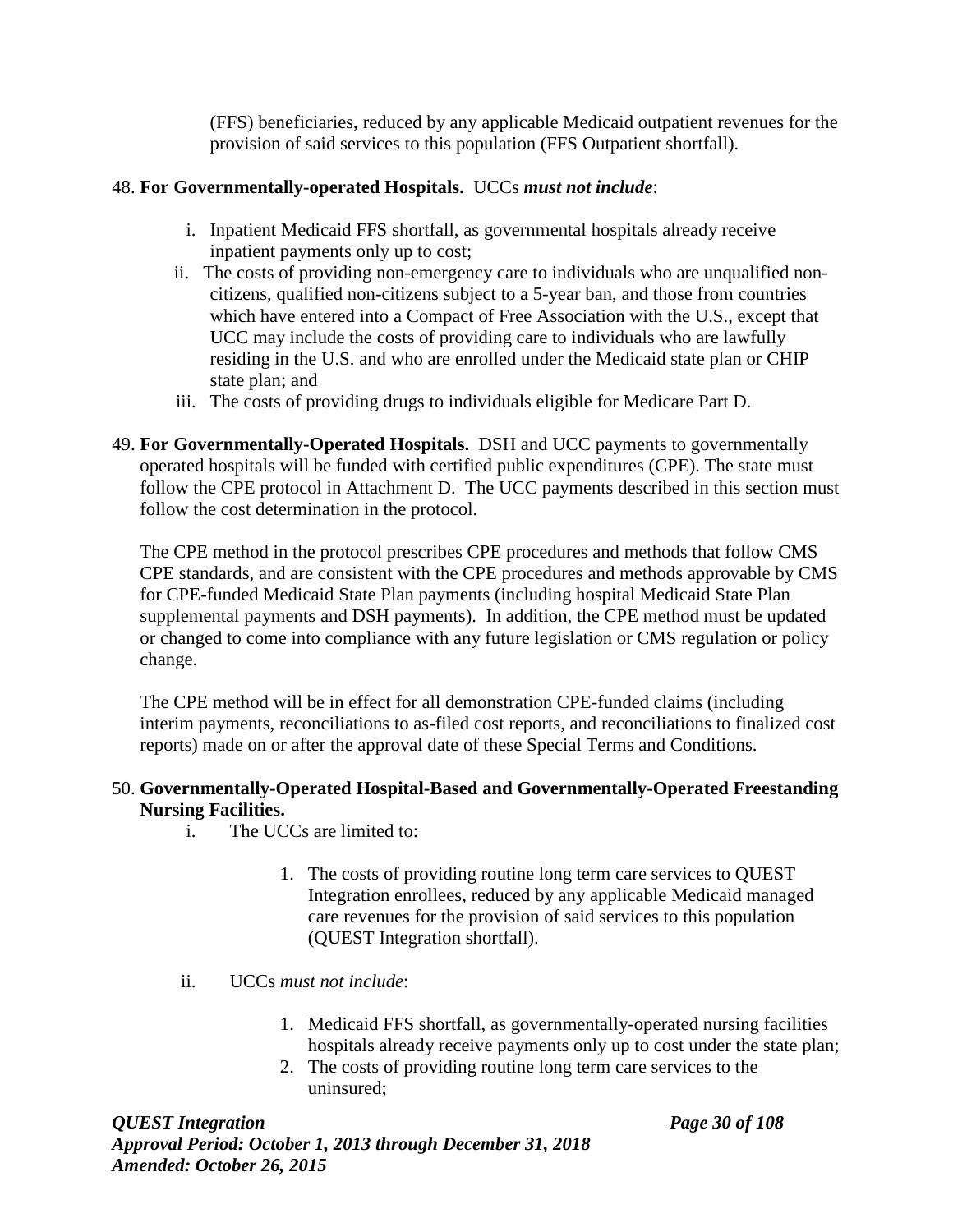(FFS) beneficiaries, reduced by any applicable Medicaid outpatient revenues for the provision of said services to this population (FFS Outpatient shortfall).

48. **For Governmentally-operated Hospitals.** UCCs ***must not include***:

    i. Inpatient Medicaid FFS shortfall, as governmental hospitals already receive inpatient payments only up to cost;
    ii. The costs of providing non-emergency care to individuals who are unqualified non-citizens, qualified non-citizens subject to a 5-year ban, and those from countries which have entered into a Compact of Free Association with the U.S., except that UCC may include the costs of providing care to individuals who are lawfully residing in the U.S. and who are enrolled under the Medicaid state plan or CHIP state plan; and
    iii. The costs of providing drugs to individuals eligible for Medicare Part D.

49. **For Governmentally-Operated Hospitals.** DSH and UCC payments to governmentally operated hospitals will be funded with certified public expenditures (CPE). The state must follow the CPE protocol in Attachment D. The UCC payments described in this section must follow the cost determination in the protocol.

    The CPE method in the protocol prescribes CPE procedures and methods that follow CMS CPE standards, and are consistent with the CPE procedures and methods approvable by CMS for CPE-funded Medicaid State Plan payments (including hospital Medicaid State Plan supplemental payments and DSH payments). In addition, the CPE method must be updated or changed to come into compliance with any future legislation or CMS regulation or policy change.

    The CPE method will be in effect for all demonstration CPE-funded claims (including interim payments, reconciliations to as-filed cost reports, and reconciliations to finalized cost reports) made on or after the approval date of these Special Terms and Conditions.

50. **Governmentally-Operated Hospital-Based and Governmentally-Operated Freestanding Nursing Facilities.**

    i. The UCCs are limited to:

        1. The costs of providing routine long term care services to QUEST Integration enrollees, reduced by any applicable Medicaid managed care revenues for the provision of said services to this population (QUEST Integration shortfall).

    ii. UCCs *must not include*:

        1. Medicaid FFS shortfall, as governmentally-operated nursing facilities hospitals already receive payments only up to cost under the state plan;
        2. The costs of providing routine long term care services to the uninsured;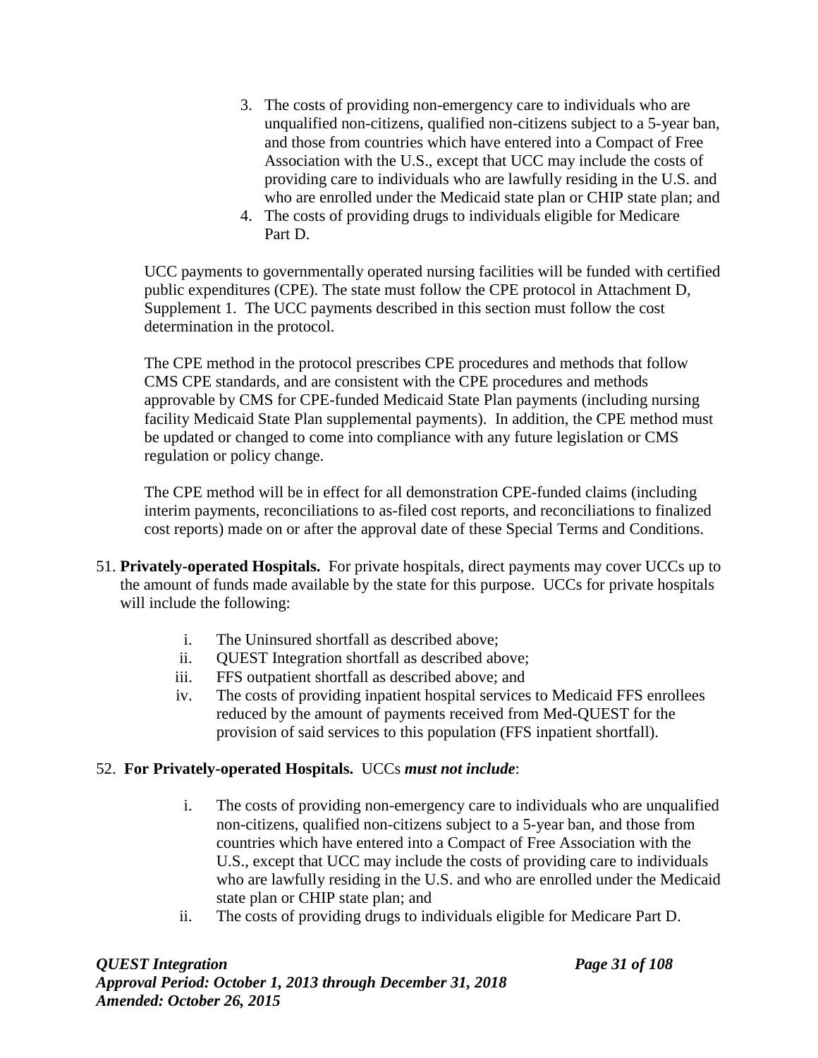3. The costs of providing non-emergency care to individuals who are unqualified non-citizens, qualified non-citizens subject to a 5-year ban, and those from countries which have entered into a Compact of Free Association with the U.S., except that UCC may include the costs of providing care to individuals who are lawfully residing in the U.S. and who are enrolled under the Medicaid state plan or CHIP state plan; and
4. The costs of providing drugs to individuals eligible for Medicare Part D.

UCC payments to governmentally operated nursing facilities will be funded with certified public expenditures (CPE). The state must follow the CPE protocol in Attachment D, Supplement 1. The UCC payments described in this section must follow the cost determination in the protocol.

The CPE method in the protocol prescribes CPE procedures and methods that follow CMS CPE standards, and are consistent with the CPE procedures and methods approvable by CMS for CPE-funded Medicaid State Plan payments (including nursing facility Medicaid State Plan supplemental payments). In addition, the CPE method must be updated or changed to come into compliance with any future legislation or CMS regulation or policy change.

The CPE method will be in effect for all demonstration CPE-funded claims (including interim payments, reconciliations to as-filed cost reports, and reconciliations to finalized cost reports) made on or after the approval date of these Special Terms and Conditions.

51. **Privately-operated Hospitals.** For private hospitals, direct payments may cover UCCs up to the amount of funds made available by the state for this purpose. UCCs for private hospitals will include the following:

    i. The Uninsured shortfall as described above;
    ii. QUEST Integration shortfall as described above;
    iii. FFS outpatient shortfall as described above; and
    iv. The costs of providing inpatient hospital services to Medicaid FFS enrollees reduced by the amount of payments received from Med-QUEST for the provision of said services to this population (FFS inpatient shortfall).

52. **For Privately-operated Hospitals.** UCCs ***must not include***:

    i. The costs of providing non-emergency care to individuals who are unqualified non-citizens, qualified non-citizens subject to a 5-year ban, and those from countries which have entered into a Compact of Free Association with the U.S., except that UCC may include the costs of providing care to individuals who are lawfully residing in the U.S. and who are enrolled under the Medicaid state plan or CHIP state plan; and
    ii. The costs of providing drugs to individuals eligible for Medicare Part D.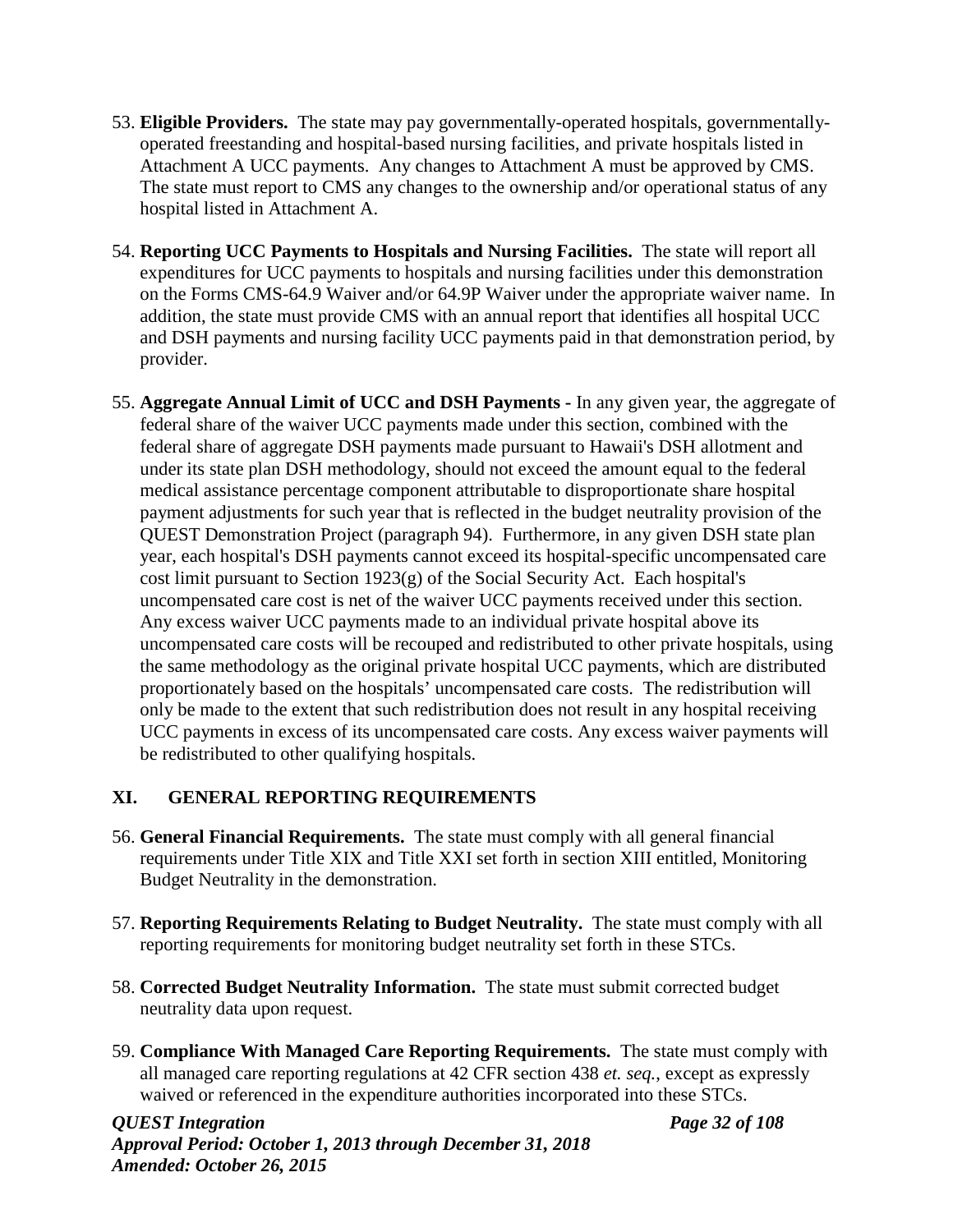53. **Eligible Providers.** The state may pay governmentally-operated hospitals, governmentally-operated freestanding and hospital-based nursing facilities, and private hospitals listed in Attachment A UCC payments. Any changes to Attachment A must be approved by CMS. The state must report to CMS any changes to the ownership and/or operational status of any hospital listed in Attachment A.

54. **Reporting UCC Payments to Hospitals and Nursing Facilities.** The state will report all expenditures for UCC payments to hospitals and nursing facilities under this demonstration on the Forms CMS-64.9 Waiver and/or 64.9P Waiver under the appropriate waiver name. In addition, the state must provide CMS with an annual report that identifies all hospital UCC and DSH payments and nursing facility UCC payments paid in that demonstration period, by provider.

55. **Aggregate Annual Limit of UCC and DSH Payments -** In any given year, the aggregate of federal share of the waiver UCC payments made under this section, combined with the federal share of aggregate DSH payments made pursuant to Hawaii's DSH allotment and under its state plan DSH methodology, should not exceed the amount equal to the federal medical assistance percentage component attributable to disproportionate share hospital payment adjustments for such year that is reflected in the budget neutrality provision of the QUEST Demonstration Project (paragraph 94). Furthermore, in any given DSH state plan year, each hospital's DSH payments cannot exceed its hospital-specific uncompensated care cost limit pursuant to Section 1923(g) of the Social Security Act. Each hospital's uncompensated care cost is net of the waiver UCC payments received under this section. Any excess waiver UCC payments made to an individual private hospital above its uncompensated care costs will be recouped and redistributed to other private hospitals, using the same methodology as the original private hospital UCC payments, which are distributed proportionately based on the hospitals' uncompensated care costs. The redistribution will only be made to the extent that such redistribution does not result in any hospital receiving UCC payments in excess of its uncompensated care costs. Any excess waiver payments will be redistributed to other qualifying hospitals.

## XI. GENERAL REPORTING REQUIREMENTS

56. **General Financial Requirements.** The state must comply with all general financial requirements under Title XIX and Title XXI set forth in section XIII entitled, Monitoring Budget Neutrality in the demonstration.

57. **Reporting Requirements Relating to Budget Neutrality.** The state must comply with all reporting requirements for monitoring budget neutrality set forth in these STCs.

58. **Corrected Budget Neutrality Information.** The state must submit corrected budget neutrality data upon request.

59. **Compliance With Managed Care Reporting Requirements.** The state must comply with all managed care reporting regulations at 42 CFR section 438 *et. seq.*, except as expressly waived or referenced in the expenditure authorities incorporated into these STCs.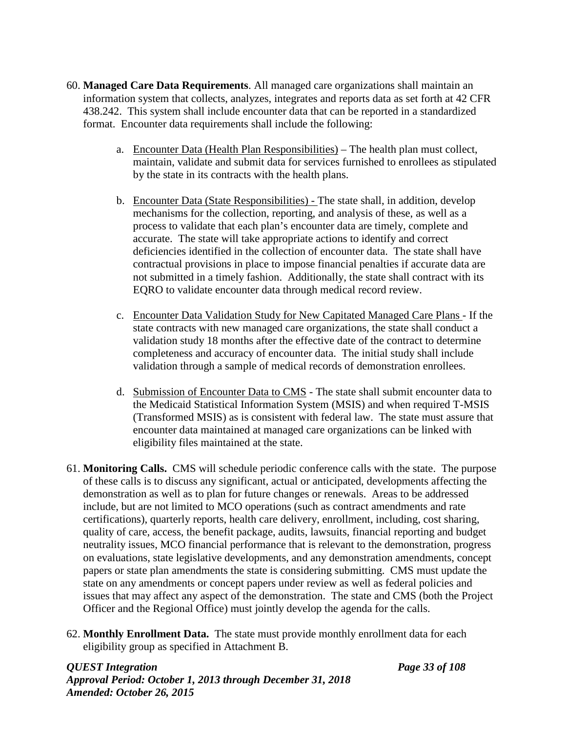60. **Managed Care Data Requirements**. All managed care organizations shall maintain an information system that collects, analyzes, integrates and reports data as set forth at 42 CFR 438.242. This system shall include encounter data that can be reported in a standardized format. Encounter data requirements shall include the following:

    a. Encounter Data (Health Plan Responsibilities) – The health plan must collect, maintain, validate and submit data for services furnished to enrollees as stipulated by the state in its contracts with the health plans.

    b. Encounter Data (State Responsibilities) - The state shall, in addition, develop mechanisms for the collection, reporting, and analysis of these, as well as a process to validate that each plan's encounter data are timely, complete and accurate. The state will take appropriate actions to identify and correct deficiencies identified in the collection of encounter data. The state shall have contractual provisions in place to impose financial penalties if accurate data are not submitted in a timely fashion. Additionally, the state shall contract with its EQRO to validate encounter data through medical record review.

    c. Encounter Data Validation Study for New Capitated Managed Care Plans - If the state contracts with new managed care organizations, the state shall conduct a validation study 18 months after the effective date of the contract to determine completeness and accuracy of encounter data. The initial study shall include validation through a sample of medical records of demonstration enrollees.

    d. Submission of Encounter Data to CMS - The state shall submit encounter data to the Medicaid Statistical Information System (MSIS) and when required T-MSIS (Transformed MSIS) as is consistent with federal law. The state must assure that encounter data maintained at managed care organizations can be linked with eligibility files maintained at the state.

61. **Monitoring Calls.** CMS will schedule periodic conference calls with the state. The purpose of these calls is to discuss any significant, actual or anticipated, developments affecting the demonstration as well as to plan for future changes or renewals. Areas to be addressed include, but are not limited to MCO operations (such as contract amendments and rate certifications), quarterly reports, health care delivery, enrollment, including, cost sharing, quality of care, access, the benefit package, audits, lawsuits, financial reporting and budget neutrality issues, MCO financial performance that is relevant to the demonstration, progress on evaluations, state legislative developments, and any demonstration amendments, concept papers or state plan amendments the state is considering submitting. CMS must update the state on any amendments or concept papers under review as well as federal policies and issues that may affect any aspect of the demonstration. The state and CMS (both the Project Officer and the Regional Office) must jointly develop the agenda for the calls.

62. **Monthly Enrollment Data.** The state must provide monthly enrollment data for each eligibility group as specified in Attachment B.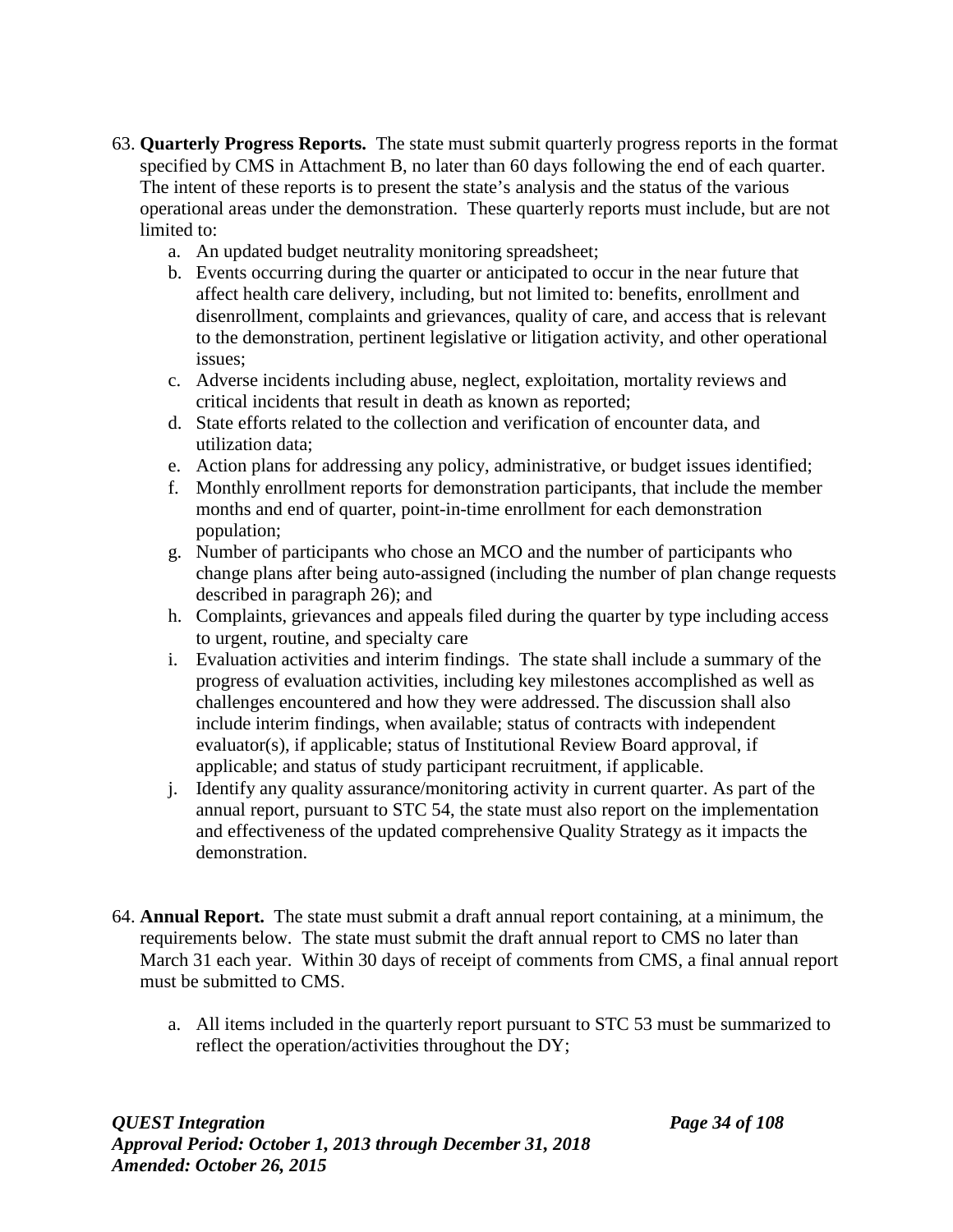63. **Quarterly Progress Reports.** The state must submit quarterly progress reports in the format specified by CMS in Attachment B, no later than 60 days following the end of each quarter. The intent of these reports is to present the state's analysis and the status of the various operational areas under the demonstration. These quarterly reports must include, but are not limited to:
    a. An updated budget neutrality monitoring spreadsheet;
    b. Events occurring during the quarter or anticipated to occur in the near future that affect health care delivery, including, but not limited to: benefits, enrollment and disenrollment, complaints and grievances, quality of care, and access that is relevant to the demonstration, pertinent legislative or litigation activity, and other operational issues;
    c. Adverse incidents including abuse, neglect, exploitation, mortality reviews and critical incidents that result in death as known as reported;
    d. State efforts related to the collection and verification of encounter data, and utilization data;
    e. Action plans for addressing any policy, administrative, or budget issues identified;
    f. Monthly enrollment reports for demonstration participants, that include the member months and end of quarter, point-in-time enrollment for each demonstration population;
    g. Number of participants who chose an MCO and the number of participants who change plans after being auto-assigned (including the number of plan change requests described in paragraph 26); and
    h. Complaints, grievances and appeals filed during the quarter by type including access to urgent, routine, and specialty care
    i. Evaluation activities and interim findings. The state shall include a summary of the progress of evaluation activities, including key milestones accomplished as well as challenges encountered and how they were addressed. The discussion shall also include interim findings, when available; status of contracts with independent evaluator(s), if applicable; status of Institutional Review Board approval, if applicable; and status of study participant recruitment, if applicable.
    j. Identify any quality assurance/monitoring activity in current quarter. As part of the annual report, pursuant to STC 54, the state must also report on the implementation and effectiveness of the updated comprehensive Quality Strategy as it impacts the demonstration.

64. **Annual Report.** The state must submit a draft annual report containing, at a minimum, the requirements below. The state must submit the draft annual report to CMS no later than March 31 each year. Within 30 days of receipt of comments from CMS, a final annual report must be submitted to CMS.

    a. All items included in the quarterly report pursuant to STC 53 must be summarized to reflect the operation/activities throughout the DY;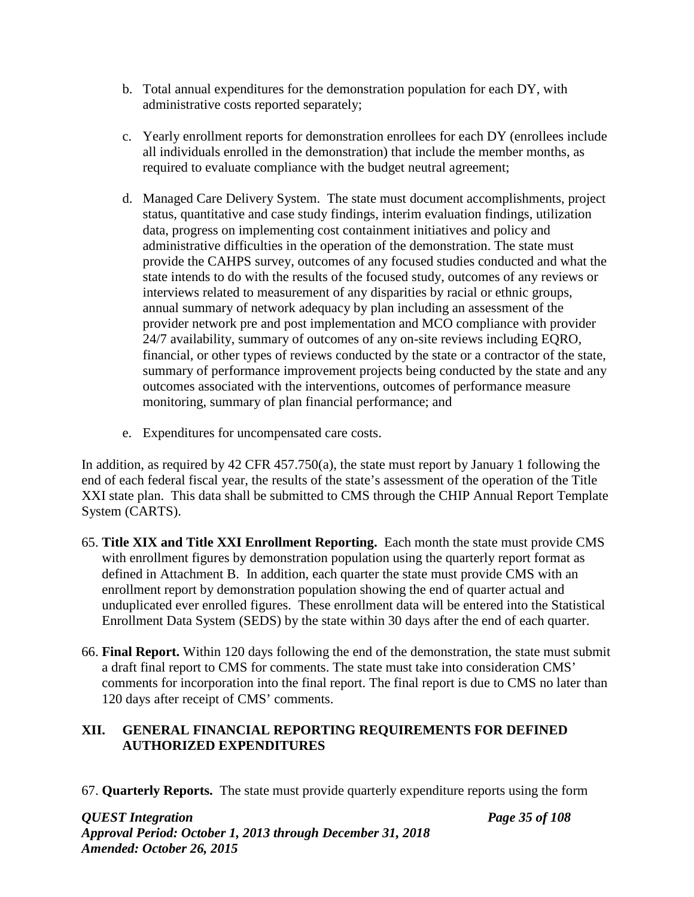b. Total annual expenditures for the demonstration population for each DY, with administrative costs reported separately;

c. Yearly enrollment reports for demonstration enrollees for each DY (enrollees include all individuals enrolled in the demonstration) that include the member months, as required to evaluate compliance with the budget neutral agreement;

d. Managed Care Delivery System. The state must document accomplishments, project status, quantitative and case study findings, interim evaluation findings, utilization data, progress on implementing cost containment initiatives and policy and administrative difficulties in the operation of the demonstration. The state must provide the CAHPS survey, outcomes of any focused studies conducted and what the state intends to do with the results of the focused study, outcomes of any reviews or interviews related to measurement of any disparities by racial or ethnic groups, annual summary of network adequacy by plan including an assessment of the provider network pre and post implementation and MCO compliance with provider 24/7 availability, summary of outcomes of any on-site reviews including EQRO, financial, or other types of reviews conducted by the state or a contractor of the state, summary of performance improvement projects being conducted by the state and any outcomes associated with the interventions, outcomes of performance measure monitoring, summary of plan financial performance; and

e. Expenditures for uncompensated care costs.

In addition, as required by 42 CFR 457.750(a), the state must report by January 1 following the end of each federal fiscal year, the results of the state's assessment of the operation of the Title XXI state plan. This data shall be submitted to CMS through the CHIP Annual Report Template System (CARTS).

65. **Title XIX and Title XXI Enrollment Reporting.** Each month the state must provide CMS with enrollment figures by demonstration population using the quarterly report format as defined in Attachment B. In addition, each quarter the state must provide CMS with an enrollment report by demonstration population showing the end of quarter actual and unduplicated ever enrolled figures. These enrollment data will be entered into the Statistical Enrollment Data System (SEDS) by the state within 30 days after the end of each quarter.

66. **Final Report.** Within 120 days following the end of the demonstration, the state must submit a draft final report to CMS for comments. The state must take into consideration CMS' comments for incorporation into the final report. The final report is due to CMS no later than 120 days after receipt of CMS' comments.

## XII. GENERAL FINANCIAL REPORTING REQUIREMENTS FOR DEFINED AUTHORIZED EXPENDITURES

67. **Quarterly Reports.** The state must provide quarterly expenditure reports using the form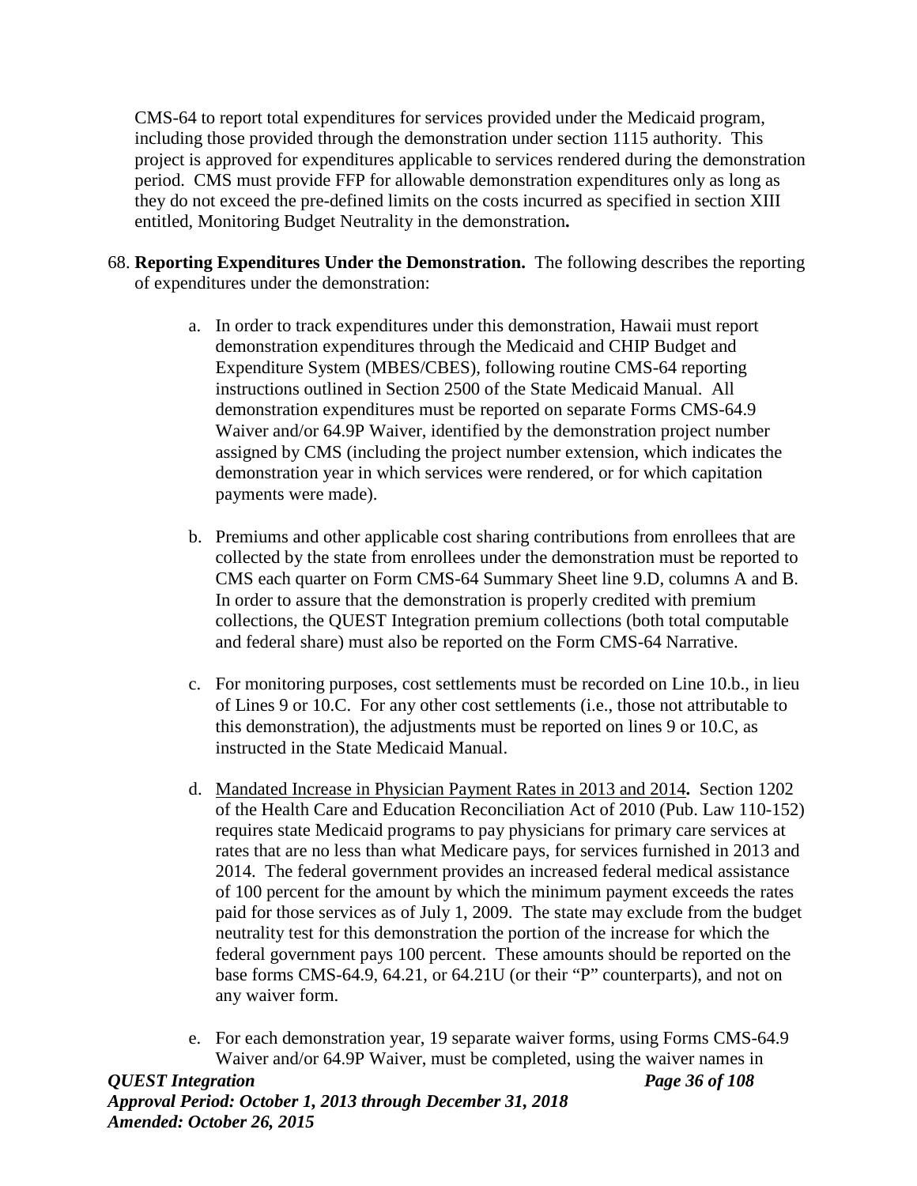CMS-64 to report total expenditures for services provided under the Medicaid program, including those provided through the demonstration under section 1115 authority. This project is approved for expenditures applicable to services rendered during the demonstration period. CMS must provide FFP for allowable demonstration expenditures only as long as they do not exceed the pre-defined limits on the costs incurred as specified in section XIII entitled, Monitoring Budget Neutrality in the demonstration**.**

68. **Reporting Expenditures Under the Demonstration.** The following describes the reporting of expenditures under the demonstration:

    a. In order to track expenditures under this demonstration, Hawaii must report demonstration expenditures through the Medicaid and CHIP Budget and Expenditure System (MBES/CBES), following routine CMS-64 reporting instructions outlined in Section 2500 of the State Medicaid Manual. All demonstration expenditures must be reported on separate Forms CMS-64.9 Waiver and/or 64.9P Waiver, identified by the demonstration project number assigned by CMS (including the project number extension, which indicates the demonstration year in which services were rendered, or for which capitation payments were made).

    b. Premiums and other applicable cost sharing contributions from enrollees that are collected by the state from enrollees under the demonstration must be reported to CMS each quarter on Form CMS-64 Summary Sheet line 9.D, columns A and B. In order to assure that the demonstration is properly credited with premium collections, the QUEST Integration premium collections (both total computable and federal share) must also be reported on the Form CMS-64 Narrative.

    c. For monitoring purposes, cost settlements must be recorded on Line 10.b., in lieu of Lines 9 or 10.C. For any other cost settlements (i.e., those not attributable to this demonstration), the adjustments must be reported on lines 9 or 10.C, as instructed in the State Medicaid Manual.

    d. <u>Mandated Increase in Physician Payment Rates in 2013 and 2014</u>**.** Section 1202 of the Health Care and Education Reconciliation Act of 2010 (Pub. Law 110-152) requires state Medicaid programs to pay physicians for primary care services at rates that are no less than what Medicare pays, for services furnished in 2013 and 2014. The federal government provides an increased federal medical assistance of 100 percent for the amount by which the minimum payment exceeds the rates paid for those services as of July 1, 2009. The state may exclude from the budget neutrality test for this demonstration the portion of the increase for which the federal government pays 100 percent. These amounts should be reported on the base forms CMS-64.9, 64.21, or 64.21U (or their "P" counterparts), and not on any waiver form.

    e. For each demonstration year, 19 separate waiver forms, using Forms CMS-64.9 Waiver and/or 64.9P Waiver, must be completed, using the waiver names in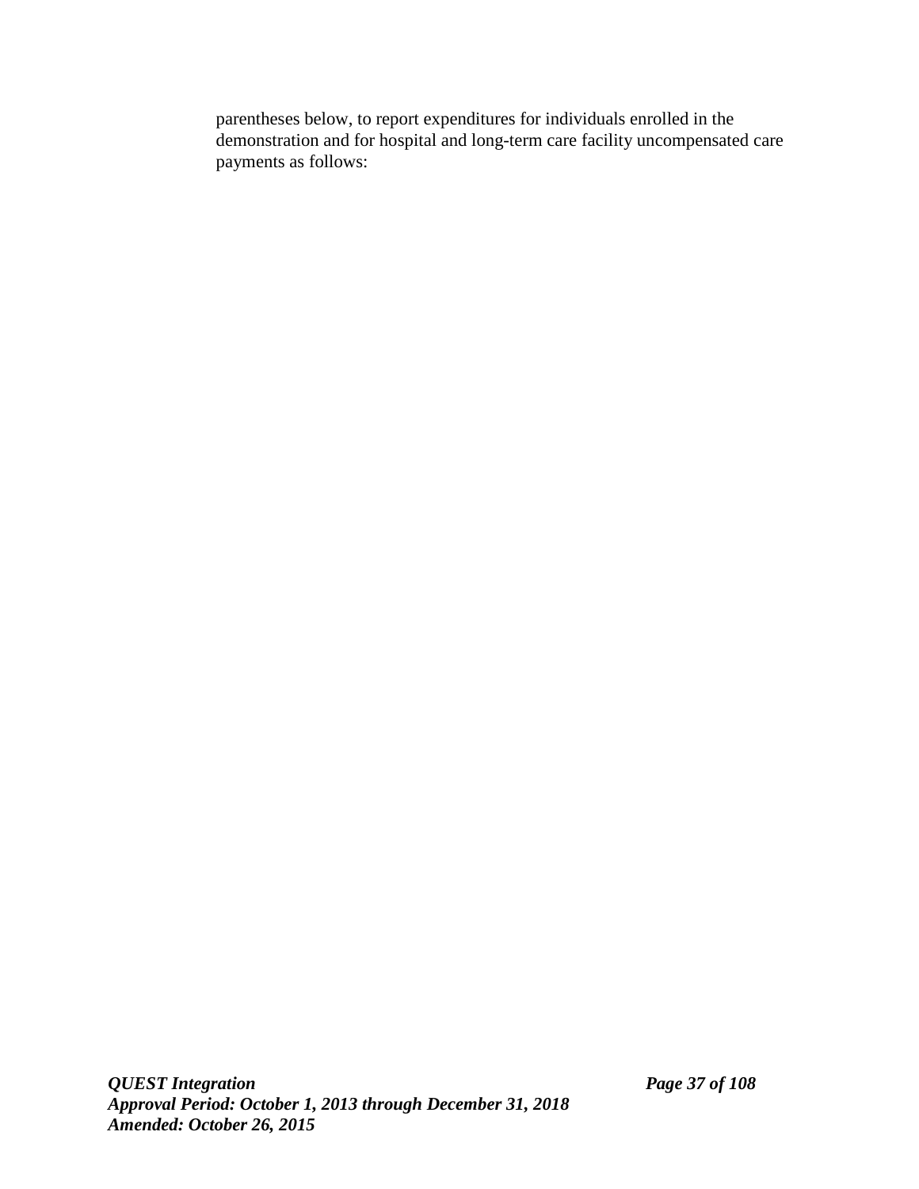parentheses below, to report expenditures for individuals enrolled in the demonstration and for hospital and long-term care facility uncompensated care payments as follows: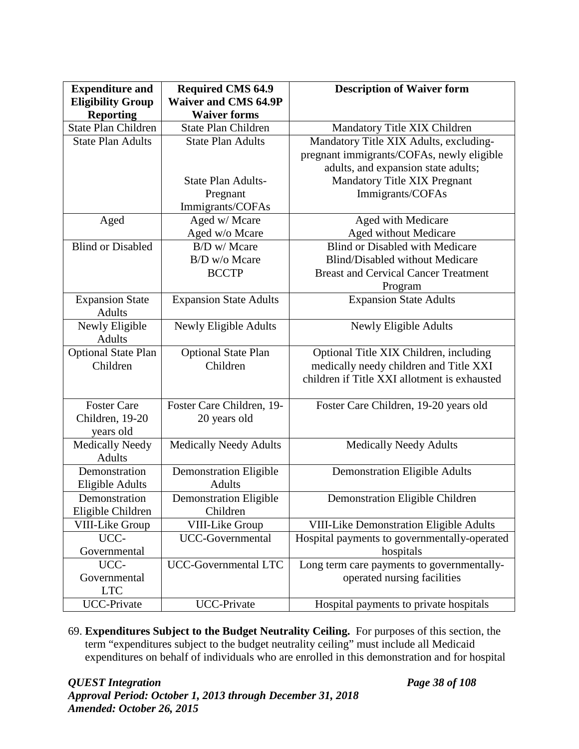| Expenditure and Eligibility Group Reporting | Required CMS 64.9 Waiver and CMS 64.9P Waiver forms | Description of Waiver form |
|---|---|---|
| State Plan Children | State Plan Children | Mandatory Title XIX Children |
| State Plan Adults | State Plan Adults<br><br>State Plan Adults-Pregnant Immigrants/COFAs | Mandatory Title XIX Adults, excluding-pregnant immigrants/COFAs, newly eligible adults, and expansion state adults;<br>Mandatory Title XIX Pregnant Immigrants/COFAs |
| Aged | Aged w/ Mcare<br>Aged w/o Mcare | Aged with Medicare<br>Aged without Medicare |
| Blind or Disabled | B/D w/ Mcare<br>B/D w/o Mcare<br>BCCTP | Blind or Disabled with Medicare<br>Blind/Disabled without Medicare<br>Breast and Cervical Cancer Treatment Program |
| Expansion State Adults | Expansion State Adults | Expansion State Adults |
| Newly Eligible Adults | Newly Eligible Adults | Newly Eligible Adults |
| Optional State Plan Children | Optional State Plan Children | Optional Title XIX Children, including medically needy children and Title XXI children if Title XXI allotment is exhausted |
| Foster Care Children, 19-20 years old | Foster Care Children, 19-20 years old | Foster Care Children, 19-20 years old |
| Medically Needy Adults | Medically Needy Adults | Medically Needy Adults |
| Demonstration Eligible Adults | Demonstration Eligible Adults | Demonstration Eligible Adults |
| Demonstration Eligible Children | Demonstration Eligible Children | Demonstration Eligible Children |
| VIII-Like Group | VIII-Like Group | VIII-Like Demonstration Eligible Adults |
| UCC-Governmental | UCC-Governmental | Hospital payments to governmentally-operated hospitals |
| UCC-Governmental LTC | UCC-Governmental LTC | Long term care payments to governmentally-operated nursing facilities |
| UCC-Private | UCC-Private | Hospital payments to private hospitals |

69. **Expenditures Subject to the Budget Neutrality Ceiling.** For purposes of this section, the term "expenditures subject to the budget neutrality ceiling" must include all Medicaid expenditures on behalf of individuals who are enrolled in this demonstration and for hospital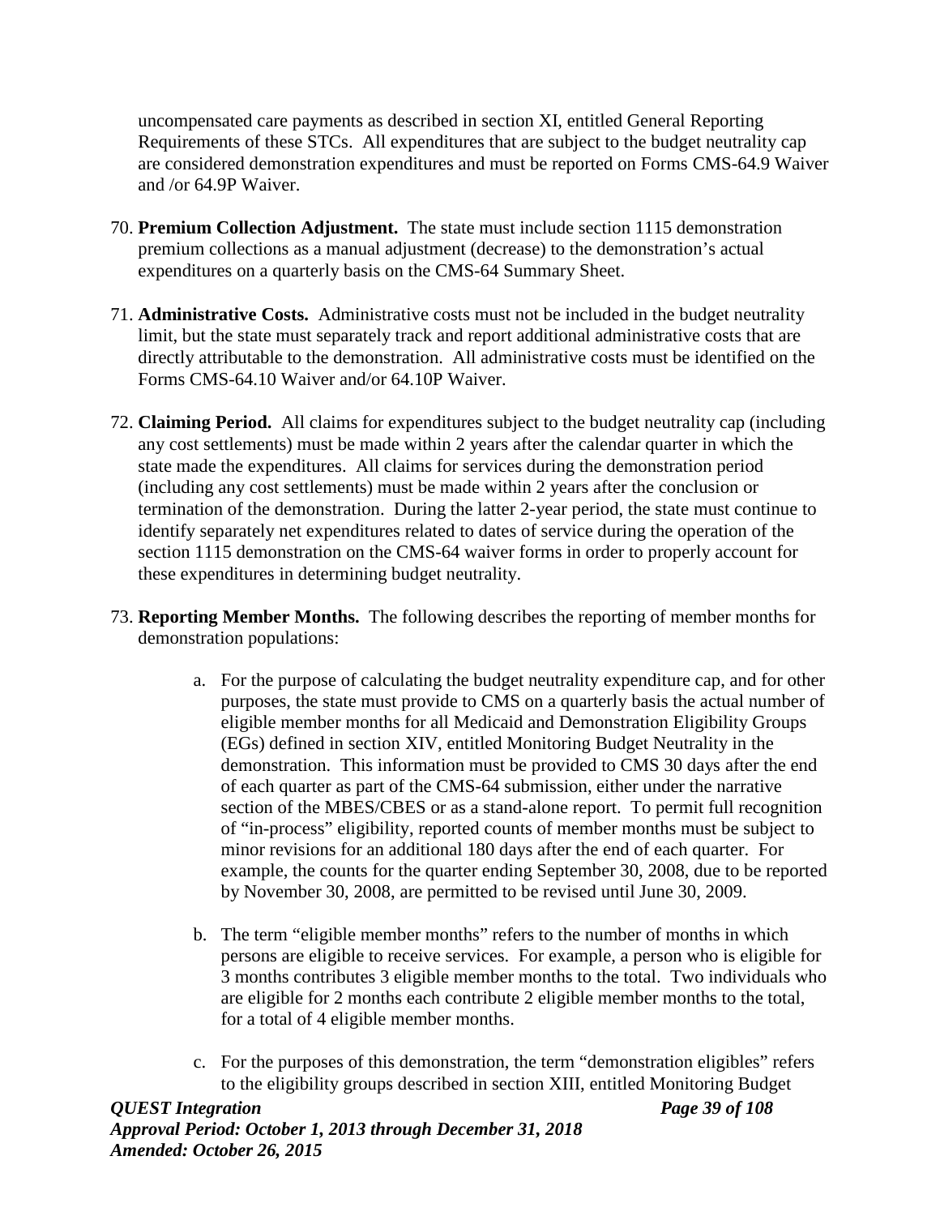uncompensated care payments as described in section XI, entitled General Reporting Requirements of these STCs. All expenditures that are subject to the budget neutrality cap are considered demonstration expenditures and must be reported on Forms CMS-64.9 Waiver and /or 64.9P Waiver.

70. **Premium Collection Adjustment.** The state must include section 1115 demonstration premium collections as a manual adjustment (decrease) to the demonstration's actual expenditures on a quarterly basis on the CMS-64 Summary Sheet.

71. **Administrative Costs.** Administrative costs must not be included in the budget neutrality limit, but the state must separately track and report additional administrative costs that are directly attributable to the demonstration. All administrative costs must be identified on the Forms CMS-64.10 Waiver and/or 64.10P Waiver.

72. **Claiming Period.** All claims for expenditures subject to the budget neutrality cap (including any cost settlements) must be made within 2 years after the calendar quarter in which the state made the expenditures. All claims for services during the demonstration period (including any cost settlements) must be made within 2 years after the conclusion or termination of the demonstration. During the latter 2-year period, the state must continue to identify separately net expenditures related to dates of service during the operation of the section 1115 demonstration on the CMS-64 waiver forms in order to properly account for these expenditures in determining budget neutrality.

73. **Reporting Member Months.** The following describes the reporting of member months for demonstration populations:

    a. For the purpose of calculating the budget neutrality expenditure cap, and for other purposes, the state must provide to CMS on a quarterly basis the actual number of eligible member months for all Medicaid and Demonstration Eligibility Groups (EGs) defined in section XIV, entitled Monitoring Budget Neutrality in the demonstration. This information must be provided to CMS 30 days after the end of each quarter as part of the CMS-64 submission, either under the narrative section of the MBES/CBES or as a stand-alone report. To permit full recognition of "in-process" eligibility, reported counts of member months must be subject to minor revisions for an additional 180 days after the end of each quarter. For example, the counts for the quarter ending September 30, 2008, due to be reported by November 30, 2008, are permitted to be revised until June 30, 2009.

    b. The term "eligible member months" refers to the number of months in which persons are eligible to receive services. For example, a person who is eligible for 3 months contributes 3 eligible member months to the total. Two individuals who are eligible for 2 months each contribute 2 eligible member months to the total, for a total of 4 eligible member months.

    c. For the purposes of this demonstration, the term "demonstration eligibles" refers to the eligibility groups described in section XIII, entitled Monitoring Budget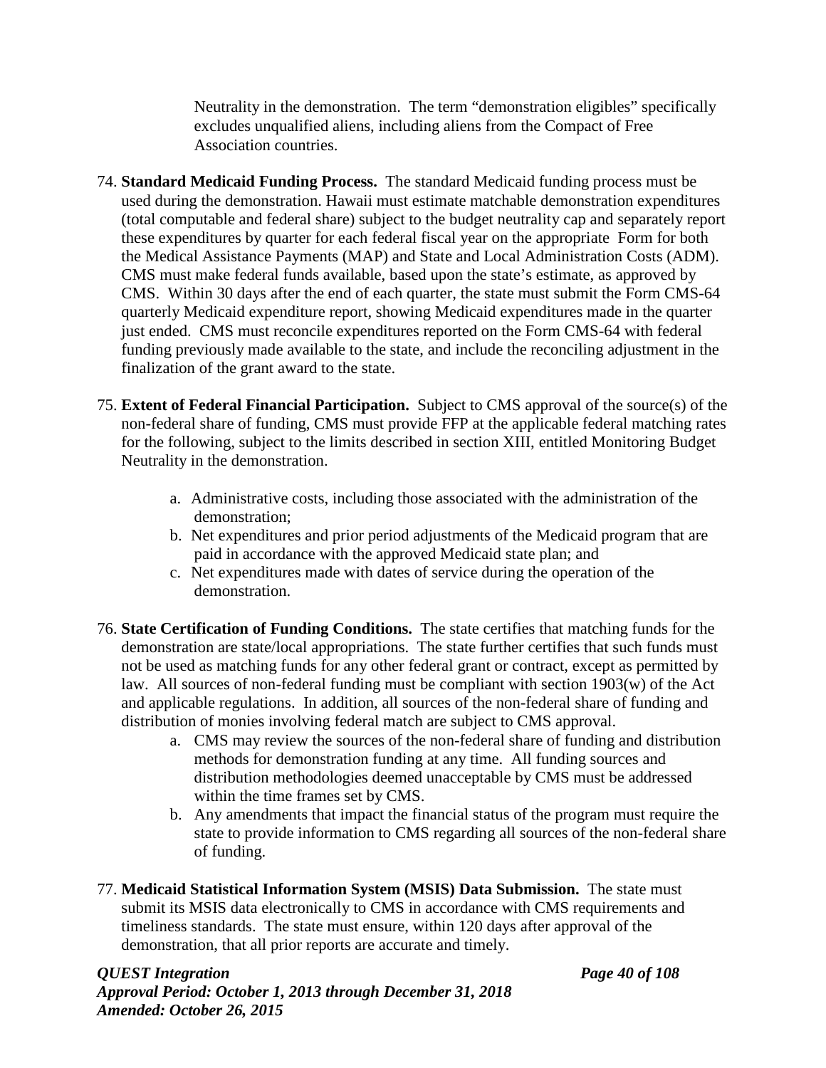Neutrality in the demonstration. The term "demonstration eligibles" specifically excludes unqualified aliens, including aliens from the Compact of Free Association countries.

74. **Standard Medicaid Funding Process.** The standard Medicaid funding process must be used during the demonstration. Hawaii must estimate matchable demonstration expenditures (total computable and federal share) subject to the budget neutrality cap and separately report these expenditures by quarter for each federal fiscal year on the appropriate Form for both the Medical Assistance Payments (MAP) and State and Local Administration Costs (ADM). CMS must make federal funds available, based upon the state's estimate, as approved by CMS. Within 30 days after the end of each quarter, the state must submit the Form CMS-64 quarterly Medicaid expenditure report, showing Medicaid expenditures made in the quarter just ended. CMS must reconcile expenditures reported on the Form CMS-64 with federal funding previously made available to the state, and include the reconciling adjustment in the finalization of the grant award to the state.

75. **Extent of Federal Financial Participation.** Subject to CMS approval of the source(s) of the non-federal share of funding, CMS must provide FFP at the applicable federal matching rates for the following, subject to the limits described in section XIII, entitled Monitoring Budget Neutrality in the demonstration.

    a. Administrative costs, including those associated with the administration of the demonstration;
    b. Net expenditures and prior period adjustments of the Medicaid program that are paid in accordance with the approved Medicaid state plan; and
    c. Net expenditures made with dates of service during the operation of the demonstration.

76. **State Certification of Funding Conditions.** The state certifies that matching funds for the demonstration are state/local appropriations. The state further certifies that such funds must not be used as matching funds for any other federal grant or contract, except as permitted by law. All sources of non-federal funding must be compliant with section 1903(w) of the Act and applicable regulations. In addition, all sources of the non-federal share of funding and distribution of monies involving federal match are subject to CMS approval.

    a. CMS may review the sources of the non-federal share of funding and distribution methods for demonstration funding at any time. All funding sources and distribution methodologies deemed unacceptable by CMS must be addressed within the time frames set by CMS.
    b. Any amendments that impact the financial status of the program must require the state to provide information to CMS regarding all sources of the non-federal share of funding.

77. **Medicaid Statistical Information System (MSIS) Data Submission.** The state must submit its MSIS data electronically to CMS in accordance with CMS requirements and timeliness standards. The state must ensure, within 120 days after approval of the demonstration, that all prior reports are accurate and timely.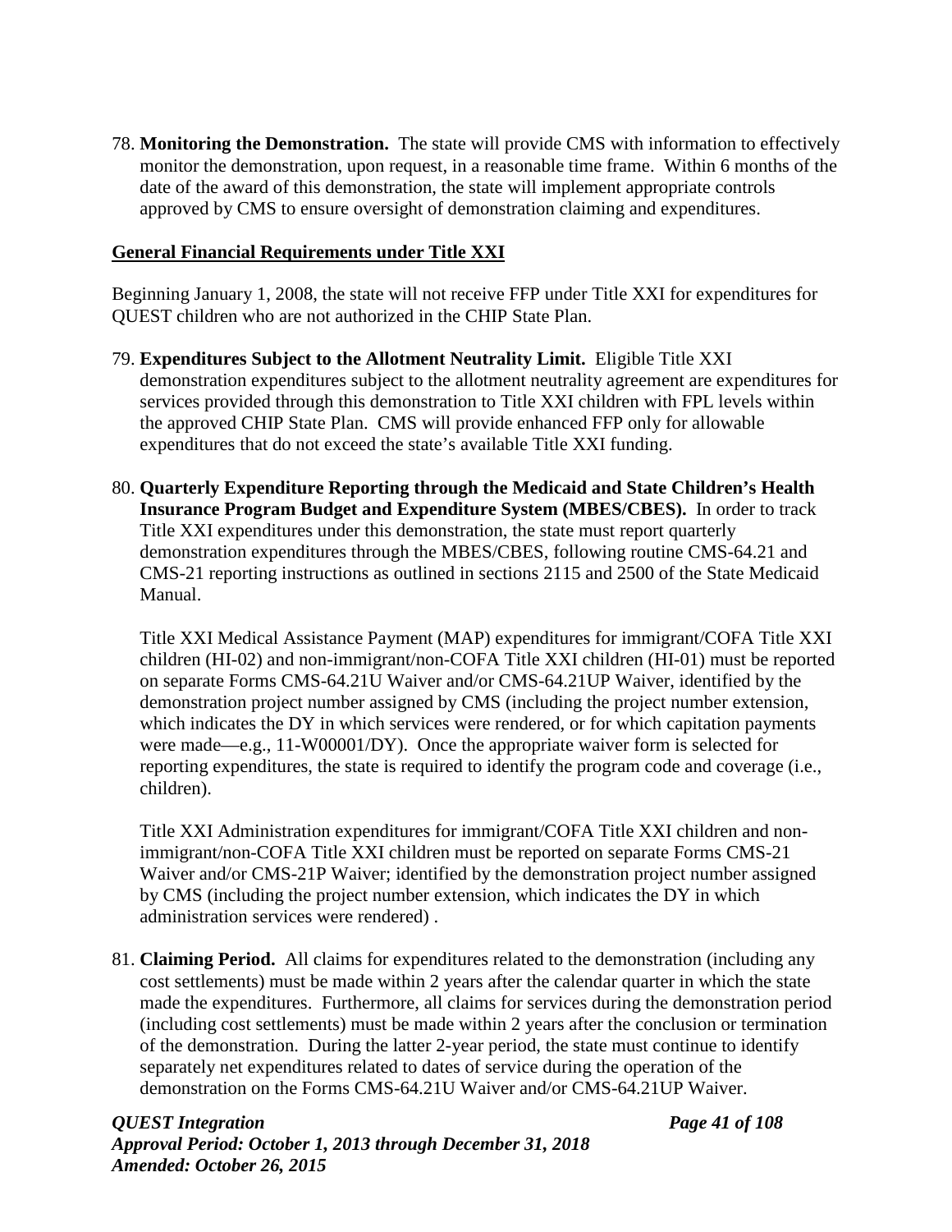78. **Monitoring the Demonstration.** The state will provide CMS with information to effectively monitor the demonstration, upon request, in a reasonable time frame. Within 6 months of the date of the award of this demonstration, the state will implement appropriate controls approved by CMS to ensure oversight of demonstration claiming and expenditures.

**General Financial Requirements under Title XXI**

Beginning January 1, 2008, the state will not receive FFP under Title XXI for expenditures for QUEST children who are not authorized in the CHIP State Plan.

79. **Expenditures Subject to the Allotment Neutrality Limit.** Eligible Title XXI demonstration expenditures subject to the allotment neutrality agreement are expenditures for services provided through this demonstration to Title XXI children with FPL levels within the approved CHIP State Plan. CMS will provide enhanced FFP only for allowable expenditures that do not exceed the state's available Title XXI funding.

80. **Quarterly Expenditure Reporting through the Medicaid and State Children's Health Insurance Program Budget and Expenditure System (MBES/CBES).** In order to track Title XXI expenditures under this demonstration, the state must report quarterly demonstration expenditures through the MBES/CBES, following routine CMS-64.21 and CMS-21 reporting instructions as outlined in sections 2115 and 2500 of the State Medicaid Manual.

    Title XXI Medical Assistance Payment (MAP) expenditures for immigrant/COFA Title XXI children (HI-02) and non-immigrant/non-COFA Title XXI children (HI-01) must be reported on separate Forms CMS-64.21U Waiver and/or CMS-64.21UP Waiver, identified by the demonstration project number assigned by CMS (including the project number extension, which indicates the DY in which services were rendered, or for which capitation payments were made—e.g., 11-W00001/DY). Once the appropriate waiver form is selected for reporting expenditures, the state is required to identify the program code and coverage (i.e., children).

    Title XXI Administration expenditures for immigrant/COFA Title XXI children and non-immigrant/non-COFA Title XXI children must be reported on separate Forms CMS-21 Waiver and/or CMS-21P Waiver; identified by the demonstration project number assigned by CMS (including the project number extension, which indicates the DY in which administration services were rendered) .

81. **Claiming Period.** All claims for expenditures related to the demonstration (including any cost settlements) must be made within 2 years after the calendar quarter in which the state made the expenditures. Furthermore, all claims for services during the demonstration period (including cost settlements) must be made within 2 years after the conclusion or termination of the demonstration. During the latter 2-year period, the state must continue to identify separately net expenditures related to dates of service during the operation of the demonstration on the Forms CMS-64.21U Waiver and/or CMS-64.21UP Waiver.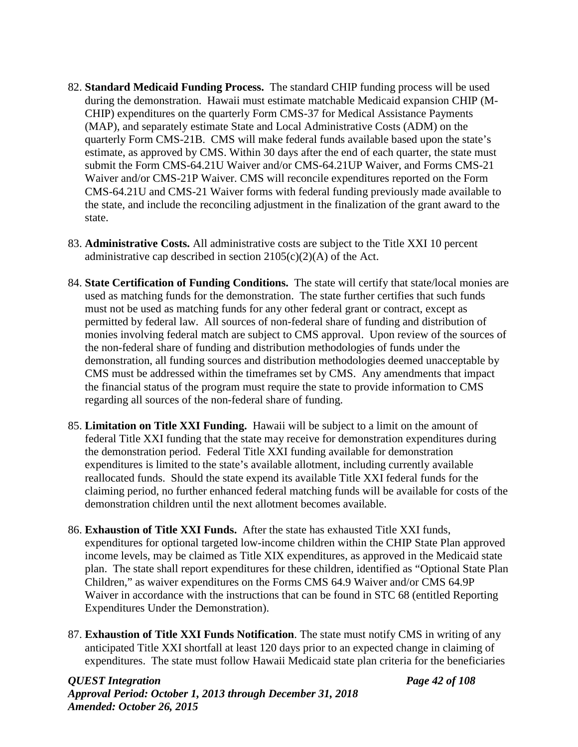82. **Standard Medicaid Funding Process.** The standard CHIP funding process will be used during the demonstration. Hawaii must estimate matchable Medicaid expansion CHIP (M-CHIP) expenditures on the quarterly Form CMS-37 for Medical Assistance Payments (MAP), and separately estimate State and Local Administrative Costs (ADM) on the quarterly Form CMS-21B. CMS will make federal funds available based upon the state's estimate, as approved by CMS. Within 30 days after the end of each quarter, the state must submit the Form CMS-64.21U Waiver and/or CMS-64.21UP Waiver, and Forms CMS-21 Waiver and/or CMS-21P Waiver. CMS will reconcile expenditures reported on the Form CMS-64.21U and CMS-21 Waiver forms with federal funding previously made available to the state, and include the reconciling adjustment in the finalization of the grant award to the state.

83. **Administrative Costs.** All administrative costs are subject to the Title XXI 10 percent administrative cap described in section 2105(c)(2)(A) of the Act.

84. **State Certification of Funding Conditions.** The state will certify that state/local monies are used as matching funds for the demonstration. The state further certifies that such funds must not be used as matching funds for any other federal grant or contract, except as permitted by federal law. All sources of non-federal share of funding and distribution of monies involving federal match are subject to CMS approval. Upon review of the sources of the non-federal share of funding and distribution methodologies of funds under the demonstration, all funding sources and distribution methodologies deemed unacceptable by CMS must be addressed within the timeframes set by CMS. Any amendments that impact the financial status of the program must require the state to provide information to CMS regarding all sources of the non-federal share of funding.

85. **Limitation on Title XXI Funding.** Hawaii will be subject to a limit on the amount of federal Title XXI funding that the state may receive for demonstration expenditures during the demonstration period. Federal Title XXI funding available for demonstration expenditures is limited to the state's available allotment, including currently available reallocated funds. Should the state expend its available Title XXI federal funds for the claiming period, no further enhanced federal matching funds will be available for costs of the demonstration children until the next allotment becomes available.

86. **Exhaustion of Title XXI Funds.** After the state has exhausted Title XXI funds, expenditures for optional targeted low-income children within the CHIP State Plan approved income levels, may be claimed as Title XIX expenditures, as approved in the Medicaid state plan. The state shall report expenditures for these children, identified as "Optional State Plan Children," as waiver expenditures on the Forms CMS 64.9 Waiver and/or CMS 64.9P Waiver in accordance with the instructions that can be found in STC 68 (entitled Reporting Expenditures Under the Demonstration).

87. **Exhaustion of Title XXI Funds Notification**. The state must notify CMS in writing of any anticipated Title XXI shortfall at least 120 days prior to an expected change in claiming of expenditures. The state must follow Hawaii Medicaid state plan criteria for the beneficiaries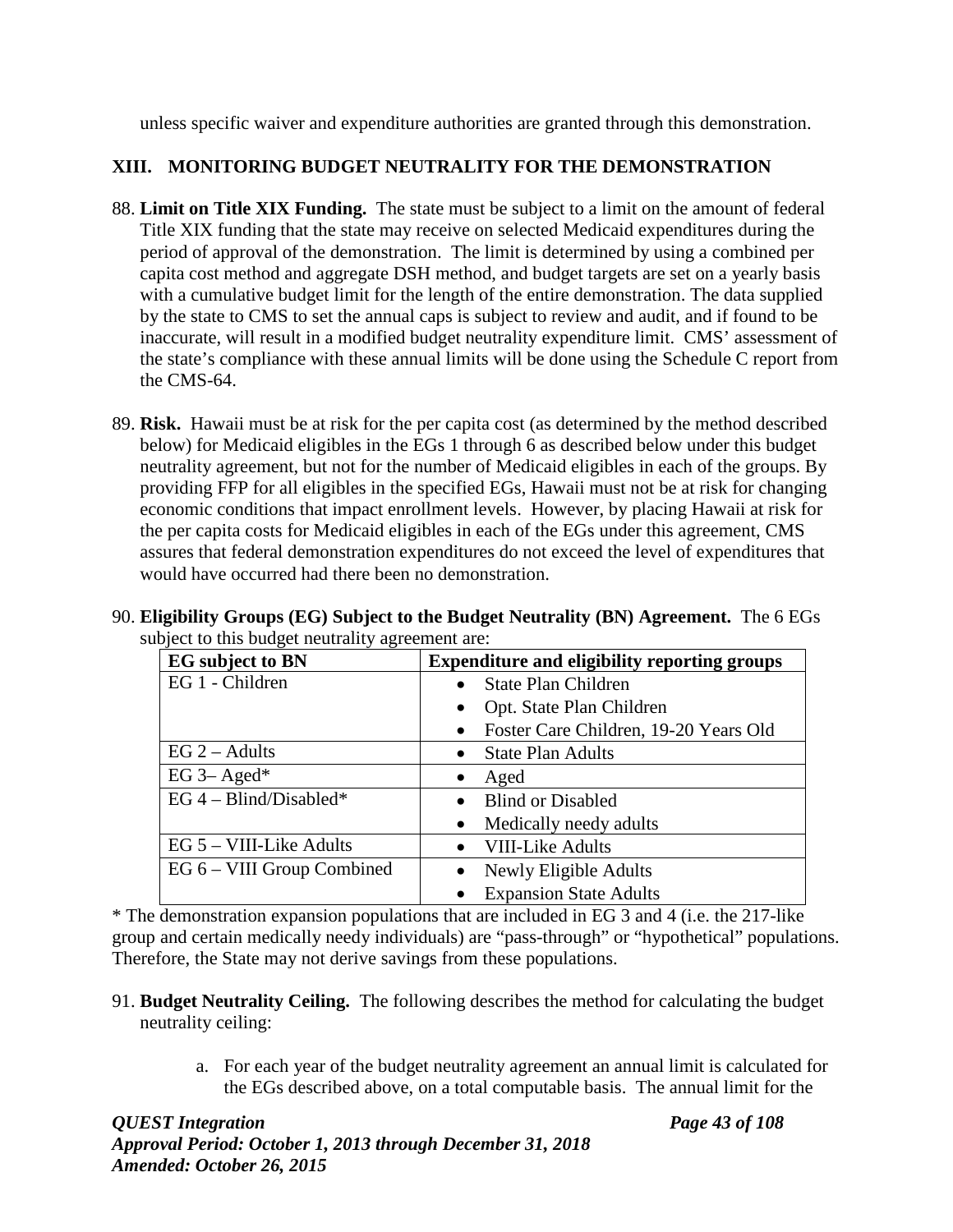unless specific waiver and expenditure authorities are granted through this demonstration.

## XIII. MONITORING BUDGET NEUTRALITY FOR THE DEMONSTRATION

88. **Limit on Title XIX Funding.** The state must be subject to a limit on the amount of federal Title XIX funding that the state may receive on selected Medicaid expenditures during the period of approval of the demonstration. The limit is determined by using a combined per capita cost method and aggregate DSH method, and budget targets are set on a yearly basis with a cumulative budget limit for the length of the entire demonstration. The data supplied by the state to CMS to set the annual caps is subject to review and audit, and if found to be inaccurate, will result in a modified budget neutrality expenditure limit. CMS' assessment of the state's compliance with these annual limits will be done using the Schedule C report from the CMS-64.

89. **Risk.** Hawaii must be at risk for the per capita cost (as determined by the method described below) for Medicaid eligibles in the EGs 1 through 6 as described below under this budget neutrality agreement, but not for the number of Medicaid eligibles in each of the groups. By providing FFP for all eligibles in the specified EGs, Hawaii must not be at risk for changing economic conditions that impact enrollment levels. However, by placing Hawaii at risk for the per capita costs for Medicaid eligibles in each of the EGs under this agreement, CMS assures that federal demonstration expenditures do not exceed the level of expenditures that would have occurred had there been no demonstration.

90. **Eligibility Groups (EG) Subject to the Budget Neutrality (BN) Agreement.** The 6 EGs subject to this budget neutrality agreement are:

| EG subject to BN | Expenditure and eligibility reporting groups |
|---|---|
| EG 1 - Children | • State Plan Children<br>• Opt. State Plan Children<br>• Foster Care Children, 19-20 Years Old |
| EG 2 – Adults | • State Plan Adults |
| EG 3– Aged* | • Aged |
| EG 4 – Blind/Disabled* | • Blind or Disabled<br>• Medically needy adults |
| EG 5 – VIII-Like Adults | • VIII-Like Adults |
| EG 6 – VIII Group Combined | • Newly Eligible Adults<br>• Expansion State Adults |

* The demonstration expansion populations that are included in EG 3 and 4 (i.e. the 217-like group and certain medically needy individuals) are "pass-through" or "hypothetical" populations. Therefore, the State may not derive savings from these populations.

91. **Budget Neutrality Ceiling.** The following describes the method for calculating the budget neutrality ceiling:

    a. For each year of the budget neutrality agreement an annual limit is calculated for the EGs described above, on a total computable basis. The annual limit for the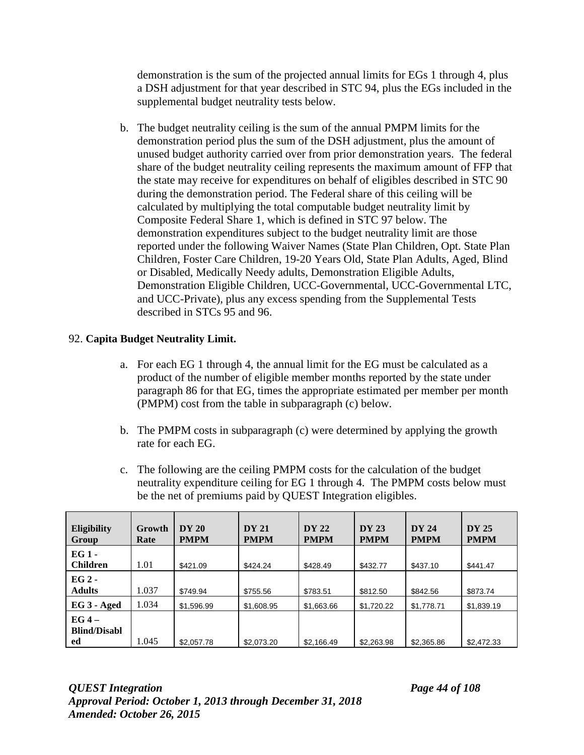demonstration is the sum of the projected annual limits for EGs 1 through 4, plus a DSH adjustment for that year described in STC 94, plus the EGs included in the supplemental budget neutrality tests below.

b. The budget neutrality ceiling is the sum of the annual PMPM limits for the demonstration period plus the sum of the DSH adjustment, plus the amount of unused budget authority carried over from prior demonstration years. The federal share of the budget neutrality ceiling represents the maximum amount of FFP that the state may receive for expenditures on behalf of eligibles described in STC 90 during the demonstration period. The Federal share of this ceiling will be calculated by multiplying the total computable budget neutrality limit by Composite Federal Share 1, which is defined in STC 97 below. The demonstration expenditures subject to the budget neutrality limit are those reported under the following Waiver Names (State Plan Children, Opt. State Plan Children, Foster Care Children, 19-20 Years Old, State Plan Adults, Aged, Blind or Disabled, Medically Needy adults, Demonstration Eligible Adults, Demonstration Eligible Children, UCC-Governmental, UCC-Governmental LTC, and UCC-Private), plus any excess spending from the Supplemental Tests described in STCs 95 and 96.

92. **Capita Budget Neutrality Limit.**

a. For each EG 1 through 4, the annual limit for the EG must be calculated as a product of the number of eligible member months reported by the state under paragraph 86 for that EG, times the appropriate estimated per member per month (PMPM) cost from the table in subparagraph (c) below.

b. The PMPM costs in subparagraph (c) were determined by applying the growth rate for each EG.

c. The following are the ceiling PMPM costs for the calculation of the budget neutrality expenditure ceiling for EG 1 through 4. The PMPM costs below must be the net of premiums paid by QUEST Integration eligibles.

| Eligibility Group | Growth Rate | DY 20 PMPM | DY 21 PMPM | DY 22 PMPM | DY 23 PMPM | DY 24 PMPM | DY 25 PMPM |
|---|---|---|---|---|---|---|---|
| EG 1 - Children | 1.01 | $421.09 | $424.24 | $428.49 | $432.77 | $437.10 | $441.47 |
| EG 2 - Adults | 1.037 | $749.94 | $755.56 | $783.51 | $812.50 | $842.56 | $873.74 |
| EG 3 - Aged | 1.034 | $1,596.99 | $1,608.95 | $1,663.66 | $1,720.22 | $1,778.71 | $1,839.19 |
| EG 4 – Blind/Disabled | 1.045 | $2,057.78 | $2,073.20 | $2,166.49 | $2,263.98 | $2,365.86 | $2,472.33 |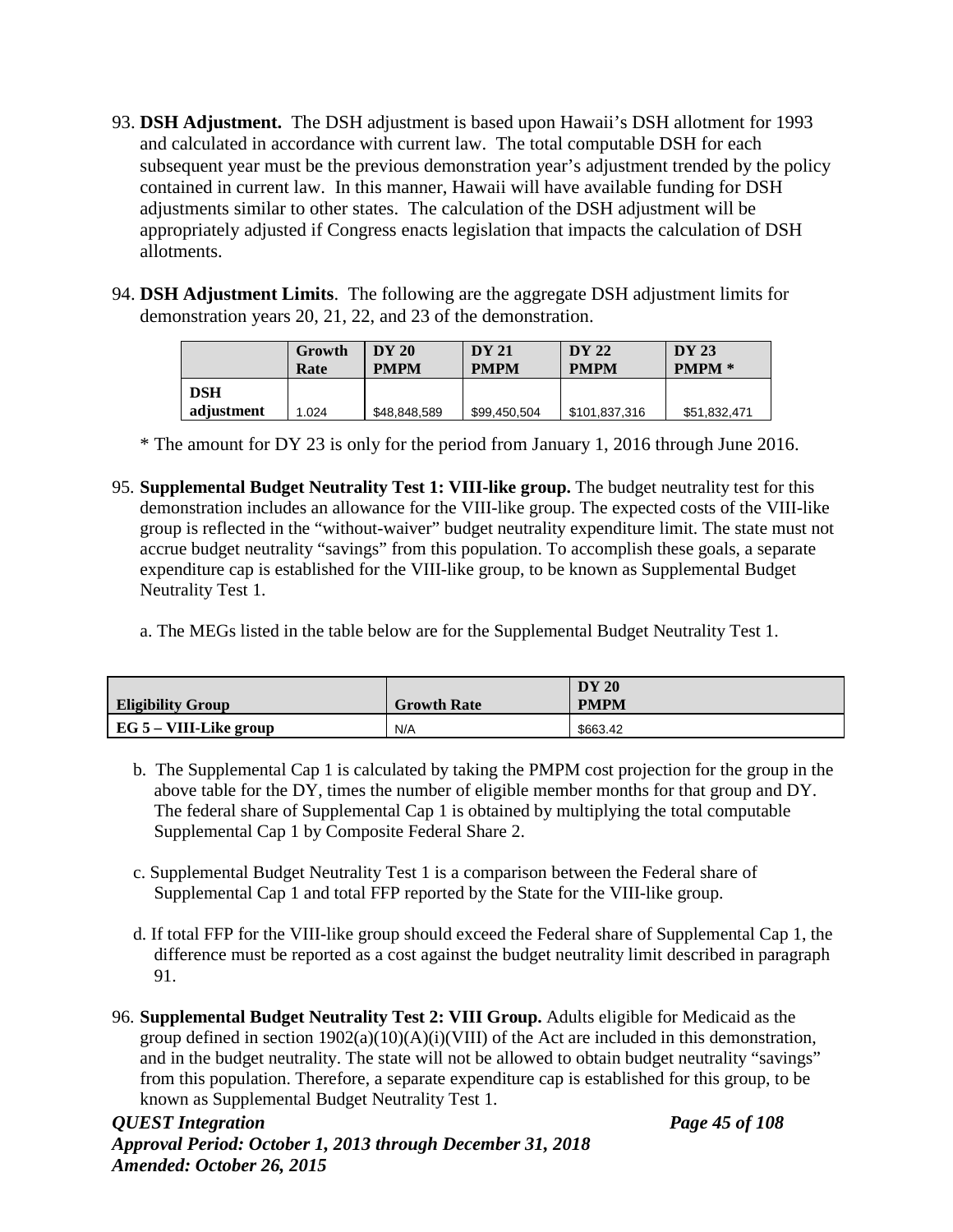93. **DSH Adjustment.** The DSH adjustment is based upon Hawaii's DSH allotment for 1993 and calculated in accordance with current law. The total computable DSH for each subsequent year must be the previous demonstration year's adjustment trended by the policy contained in current law. In this manner, Hawaii will have available funding for DSH adjustments similar to other states. The calculation of the DSH adjustment will be appropriately adjusted if Congress enacts legislation that impacts the calculation of DSH allotments.

94. **DSH Adjustment Limits**. The following are the aggregate DSH adjustment limits for demonstration years 20, 21, 22, and 23 of the demonstration.

| | Growth Rate | DY 20 PMPM | DY 21 PMPM | DY 22 PMPM | DY 23 PMPM * |
|---|---|---|---|---|---|
| **DSH adjustment** | 1.024 | $48,848,589 | $99,450,504 | $101,837,316 | $51,832,471 |

\* The amount for DY 23 is only for the period from January 1, 2016 through June 2016.

95. **Supplemental Budget Neutrality Test 1: VIII-like group.** The budget neutrality test for this demonstration includes an allowance for the VIII-like group. The expected costs of the VIII-like group is reflected in the "without-waiver" budget neutrality expenditure limit. The state must not accrue budget neutrality "savings" from this population. To accomplish these goals, a separate expenditure cap is established for the VIII-like group, to be known as Supplemental Budget Neutrality Test 1.

    a. The MEGs listed in the table below are for the Supplemental Budget Neutrality Test 1.

| Eligibility Group | Growth Rate | DY 20 PMPM |
|---|---|---|
| **EG 5 – VIII-Like group** | N/A | $663.42 |

    b. The Supplemental Cap 1 is calculated by taking the PMPM cost projection for the group in the above table for the DY, times the number of eligible member months for that group and DY. The federal share of Supplemental Cap 1 is obtained by multiplying the total computable Supplemental Cap 1 by Composite Federal Share 2.

    c. Supplemental Budget Neutrality Test 1 is a comparison between the Federal share of Supplemental Cap 1 and total FFP reported by the State for the VIII-like group.

    d. If total FFP for the VIII-like group should exceed the Federal share of Supplemental Cap 1, the difference must be reported as a cost against the budget neutrality limit described in paragraph 91.

96. **Supplemental Budget Neutrality Test 2: VIII Group.** Adults eligible for Medicaid as the group defined in section 1902(a)(10)(A)(i)(VIII) of the Act are included in this demonstration, and in the budget neutrality. The state will not be allowed to obtain budget neutrality "savings" from this population. Therefore, a separate expenditure cap is established for this group, to be known as Supplemental Budget Neutrality Test 1.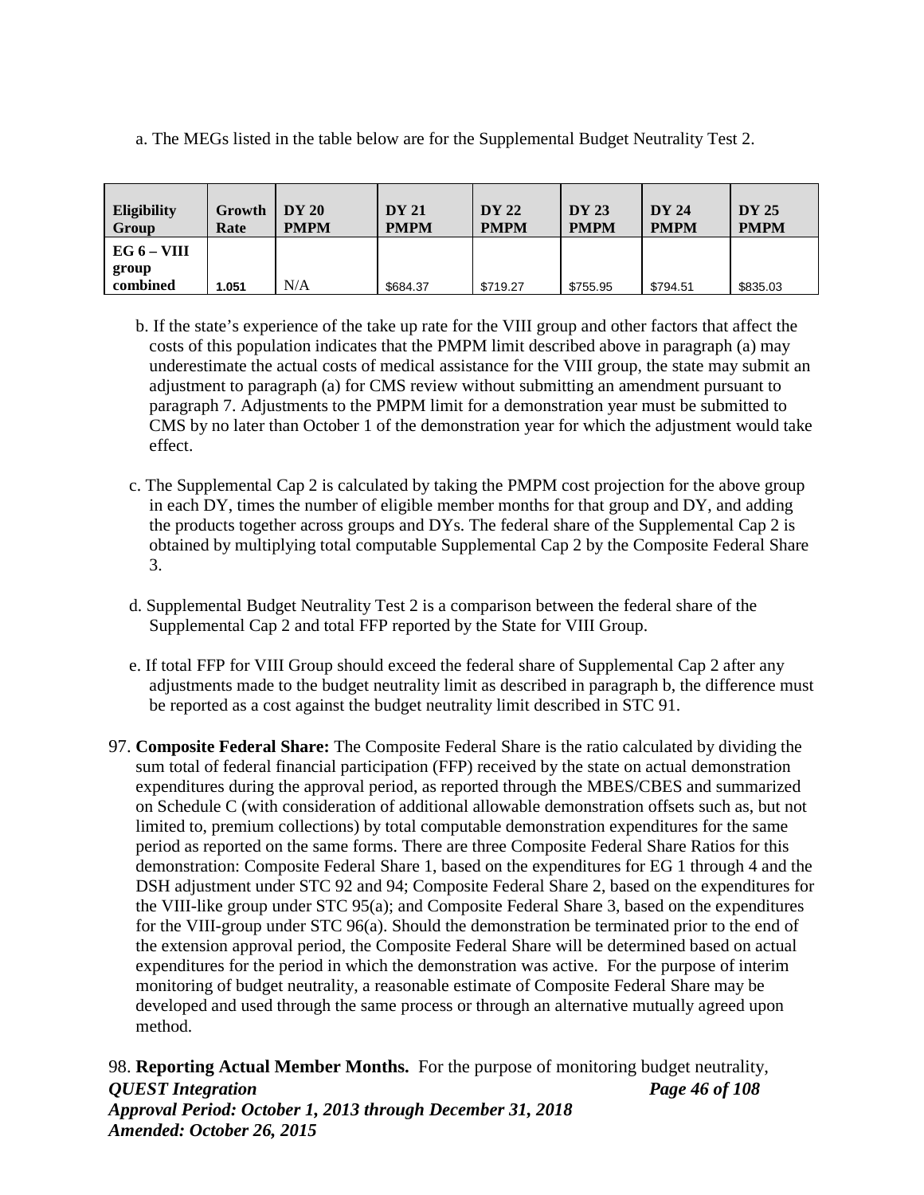a. The MEGs listed in the table below are for the Supplemental Budget Neutrality Test 2.

| Eligibility Group | Growth Rate | DY 20 PMPM | DY 21 PMPM | DY 22 PMPM | DY 23 PMPM | DY 24 PMPM | DY 25 PMPM |
|---|---|---|---|---|---|---|---|
| **EG 6 – VIII group combined** | 1.051 | N/A | $684.37 | $719.27 | $755.95 | $794.51 | $835.03 |

b. If the state's experience of the take up rate for the VIII group and other factors that affect the costs of this population indicates that the PMPM limit described above in paragraph (a) may underestimate the actual costs of medical assistance for the VIII group, the state may submit an adjustment to paragraph (a) for CMS review without submitting an amendment pursuant to paragraph 7. Adjustments to the PMPM limit for a demonstration year must be submitted to CMS by no later than October 1 of the demonstration year for which the adjustment would take effect.

c. The Supplemental Cap 2 is calculated by taking the PMPM cost projection for the above group in each DY, times the number of eligible member months for that group and DY, and adding the products together across groups and DYs. The federal share of the Supplemental Cap 2 is obtained by multiplying total computable Supplemental Cap 2 by the Composite Federal Share 3.

d. Supplemental Budget Neutrality Test 2 is a comparison between the federal share of the Supplemental Cap 2 and total FFP reported by the State for VIII Group.

e. If total FFP for VIII Group should exceed the federal share of Supplemental Cap 2 after any adjustments made to the budget neutrality limit as described in paragraph b, the difference must be reported as a cost against the budget neutrality limit described in STC 91.

97. **Composite Federal Share:** The Composite Federal Share is the ratio calculated by dividing the sum total of federal financial participation (FFP) received by the state on actual demonstration expenditures during the approval period, as reported through the MBES/CBES and summarized on Schedule C (with consideration of additional allowable demonstration offsets such as, but not limited to, premium collections) by total computable demonstration expenditures for the same period as reported on the same forms. There are three Composite Federal Share Ratios for this demonstration: Composite Federal Share 1, based on the expenditures for EG 1 through 4 and the DSH adjustment under STC 92 and 94; Composite Federal Share 2, based on the expenditures for the VIII-like group under STC 95(a); and Composite Federal Share 3, based on the expenditures for the VIII-group under STC 96(a). Should the demonstration be terminated prior to the end of the extension approval period, the Composite Federal Share will be determined based on actual expenditures for the period in which the demonstration was active. For the purpose of interim monitoring of budget neutrality, a reasonable estimate of Composite Federal Share may be developed and used through the same process or through an alternative mutually agreed upon method.

98. **Reporting Actual Member Months.** For the purpose of monitoring budget neutrality,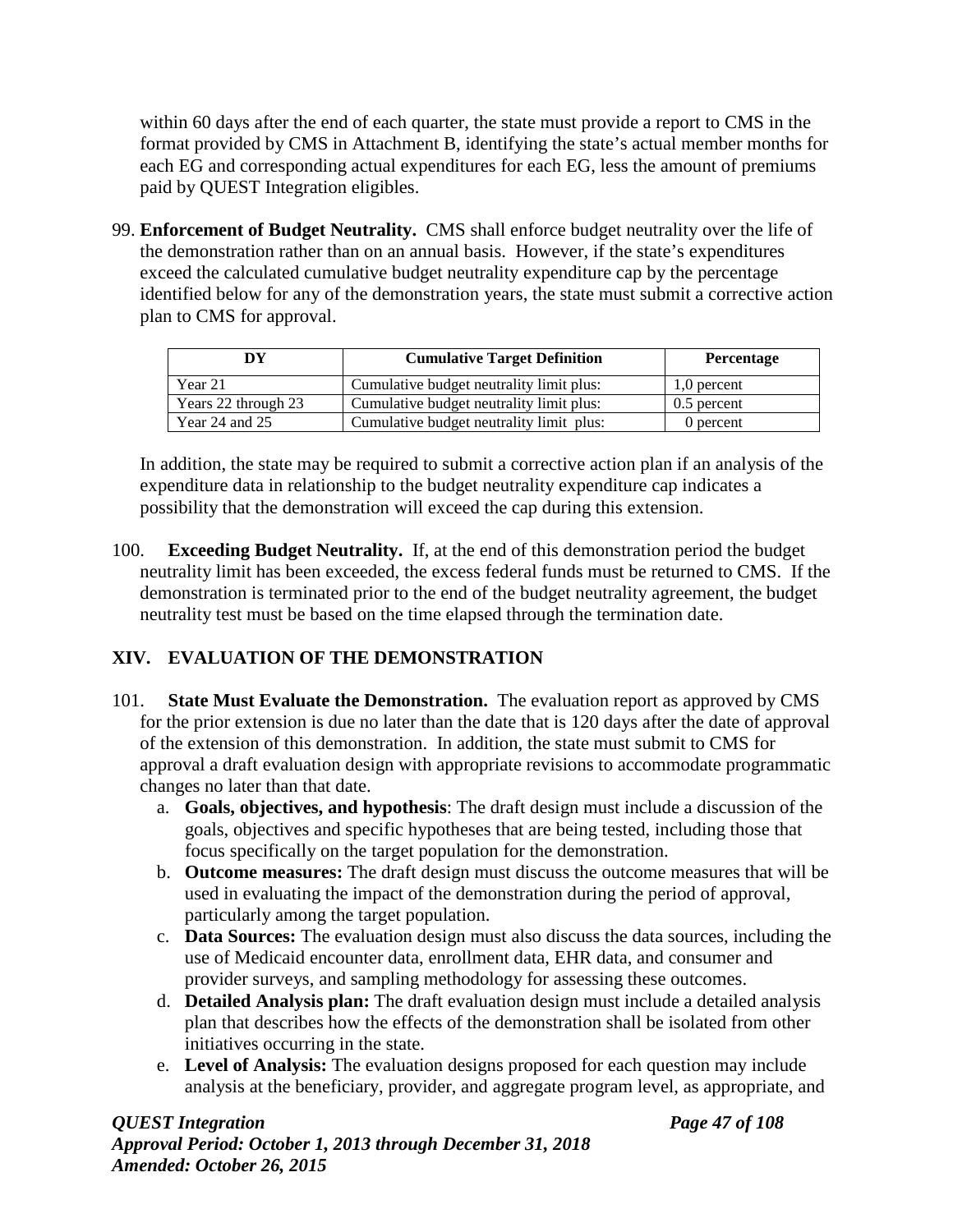within 60 days after the end of each quarter, the state must provide a report to CMS in the format provided by CMS in Attachment B, identifying the state's actual member months for each EG and corresponding actual expenditures for each EG, less the amount of premiums paid by QUEST Integration eligibles.

99. **Enforcement of Budget Neutrality.** CMS shall enforce budget neutrality over the life of the demonstration rather than on an annual basis. However, if the state's expenditures exceed the calculated cumulative budget neutrality expenditure cap by the percentage identified below for any of the demonstration years, the state must submit a corrective action plan to CMS for approval.

| DY | Cumulative Target Definition | Percentage |
|---|---|---|
| Year 21 | Cumulative budget neutrality limit plus: | 1,0 percent |
| Years 22 through 23 | Cumulative budget neutrality limit plus: | 0.5 percent |
| Year 24 and 25 | Cumulative budget neutrality limit plus: | 0 percent |

In addition, the state may be required to submit a corrective action plan if an analysis of the expenditure data in relationship to the budget neutrality expenditure cap indicates a possibility that the demonstration will exceed the cap during this extension.

100. **Exceeding Budget Neutrality.** If, at the end of this demonstration period the budget neutrality limit has been exceeded, the excess federal funds must be returned to CMS. If the demonstration is terminated prior to the end of the budget neutrality agreement, the budget neutrality test must be based on the time elapsed through the termination date.

## XIV. EVALUATION OF THE DEMONSTRATION

101. **State Must Evaluate the Demonstration.** The evaluation report as approved by CMS for the prior extension is due no later than the date that is 120 days after the date of approval of the extension of this demonstration. In addition, the state must submit to CMS for approval a draft evaluation design with appropriate revisions to accommodate programmatic changes no later than that date.
    a. **Goals, objectives, and hypothesis**: The draft design must include a discussion of the goals, objectives and specific hypotheses that are being tested, including those that focus specifically on the target population for the demonstration.
    b. **Outcome measures:** The draft design must discuss the outcome measures that will be used in evaluating the impact of the demonstration during the period of approval, particularly among the target population.
    c. **Data Sources:** The evaluation design must also discuss the data sources, including the use of Medicaid encounter data, enrollment data, EHR data, and consumer and provider surveys, and sampling methodology for assessing these outcomes.
    d. **Detailed Analysis plan:** The draft evaluation design must include a detailed analysis plan that describes how the effects of the demonstration shall be isolated from other initiatives occurring in the state.
    e. **Level of Analysis:** The evaluation designs proposed for each question may include analysis at the beneficiary, provider, and aggregate program level, as appropriate, and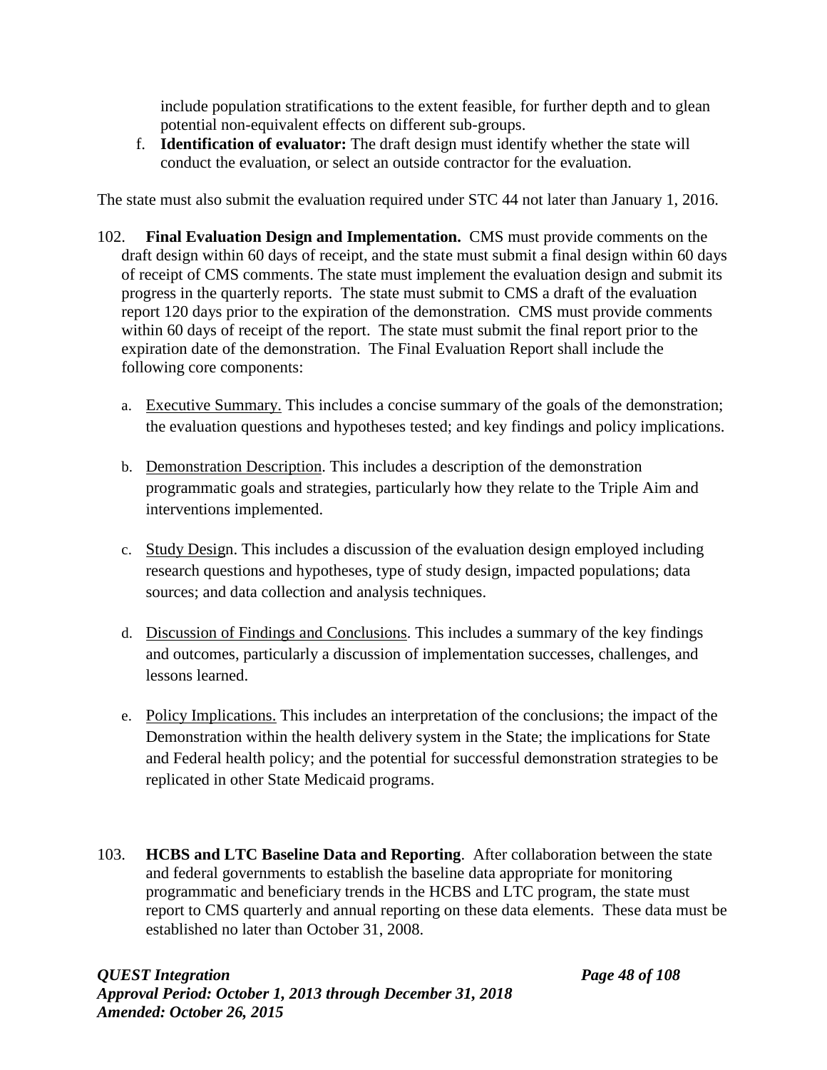include population stratifications to the extent feasible, for further depth and to glean potential non-equivalent effects on different sub-groups.

f. **Identification of evaluator:** The draft design must identify whether the state will conduct the evaluation, or select an outside contractor for the evaluation.

The state must also submit the evaluation required under STC 44 not later than January 1, 2016.

102. **Final Evaluation Design and Implementation.** CMS must provide comments on the draft design within 60 days of receipt, and the state must submit a final design within 60 days of receipt of CMS comments. The state must implement the evaluation design and submit its progress in the quarterly reports. The state must submit to CMS a draft of the evaluation report 120 days prior to the expiration of the demonstration. CMS must provide comments within 60 days of receipt of the report. The state must submit the final report prior to the expiration date of the demonstration. The Final Evaluation Report shall include the following core components:

   a. Executive Summary. This includes a concise summary of the goals of the demonstration; the evaluation questions and hypotheses tested; and key findings and policy implications.

   b. Demonstration Description. This includes a description of the demonstration programmatic goals and strategies, particularly how they relate to the Triple Aim and interventions implemented.

   c. Study Design. This includes a discussion of the evaluation design employed including research questions and hypotheses, type of study design, impacted populations; data sources; and data collection and analysis techniques.

   d. Discussion of Findings and Conclusions. This includes a summary of the key findings and outcomes, particularly a discussion of implementation successes, challenges, and lessons learned.

   e. Policy Implications. This includes an interpretation of the conclusions; the impact of the Demonstration within the health delivery system in the State; the implications for State and Federal health policy; and the potential for successful demonstration strategies to be replicated in other State Medicaid programs.

103. **HCBS and LTC Baseline Data and Reporting**. After collaboration between the state and federal governments to establish the baseline data appropriate for monitoring programmatic and beneficiary trends in the HCBS and LTC program, the state must report to CMS quarterly and annual reporting on these data elements. These data must be established no later than October 31, 2008.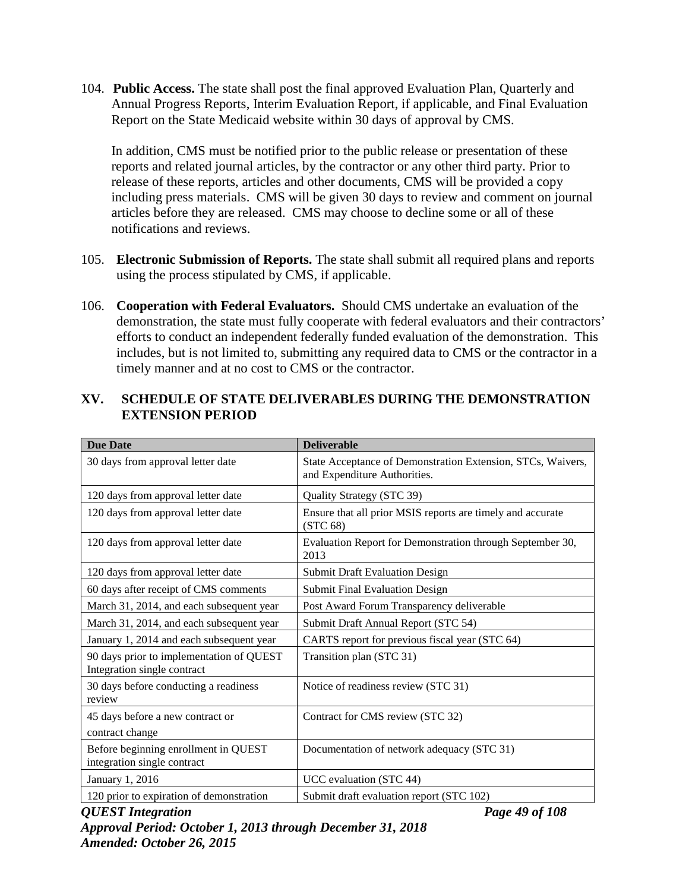104. **Public Access.** The state shall post the final approved Evaluation Plan, Quarterly and Annual Progress Reports, Interim Evaluation Report, if applicable, and Final Evaluation Report on the State Medicaid website within 30 days of approval by CMS.

    In addition, CMS must be notified prior to the public release or presentation of these reports and related journal articles, by the contractor or any other third party. Prior to release of these reports, articles and other documents, CMS will be provided a copy including press materials. CMS will be given 30 days to review and comment on journal articles before they are released. CMS may choose to decline some or all of these notifications and reviews.

105. **Electronic Submission of Reports.** The state shall submit all required plans and reports using the process stipulated by CMS, if applicable.

106. **Cooperation with Federal Evaluators.** Should CMS undertake an evaluation of the demonstration, the state must fully cooperate with federal evaluators and their contractors' efforts to conduct an independent federally funded evaluation of the demonstration. This includes, but is not limited to, submitting any required data to CMS or the contractor in a timely manner and at no cost to CMS or the contractor.

## XV. SCHEDULE OF STATE DELIVERABLES DURING THE DEMONSTRATION EXTENSION PERIOD

| Due Date | Deliverable |
|---|---|
| 30 days from approval letter date | State Acceptance of Demonstration Extension, STCs, Waivers, and Expenditure Authorities. |
| 120 days from approval letter date | Quality Strategy (STC 39) |
| 120 days from approval letter date | Ensure that all prior MSIS reports are timely and accurate (STC 68) |
| 120 days from approval letter date | Evaluation Report for Demonstration through September 30, 2013 |
| 120 days from approval letter date | Submit Draft Evaluation Design |
| 60 days after receipt of CMS comments | Submit Final Evaluation Design |
| March 31, 2014, and each subsequent year | Post Award Forum Transparency deliverable |
| March 31, 2014, and each subsequent year | Submit Draft Annual Report (STC 54) |
| January 1, 2014 and each subsequent year | CARTS report for previous fiscal year (STC 64) |
| 90 days prior to implementation of QUEST Integration single contract | Transition plan (STC 31) |
| 30 days before conducting a readiness review | Notice of readiness review (STC 31) |
| 45 days before a new contract or contract change | Contract for CMS review (STC 32) |
| Before beginning enrollment in QUEST integration single contract | Documentation of network adequacy (STC 31) |
| January 1, 2016 | UCC evaluation (STC 44) |
| 120 prior to expiration of demonstration | Submit draft evaluation report (STC 102) |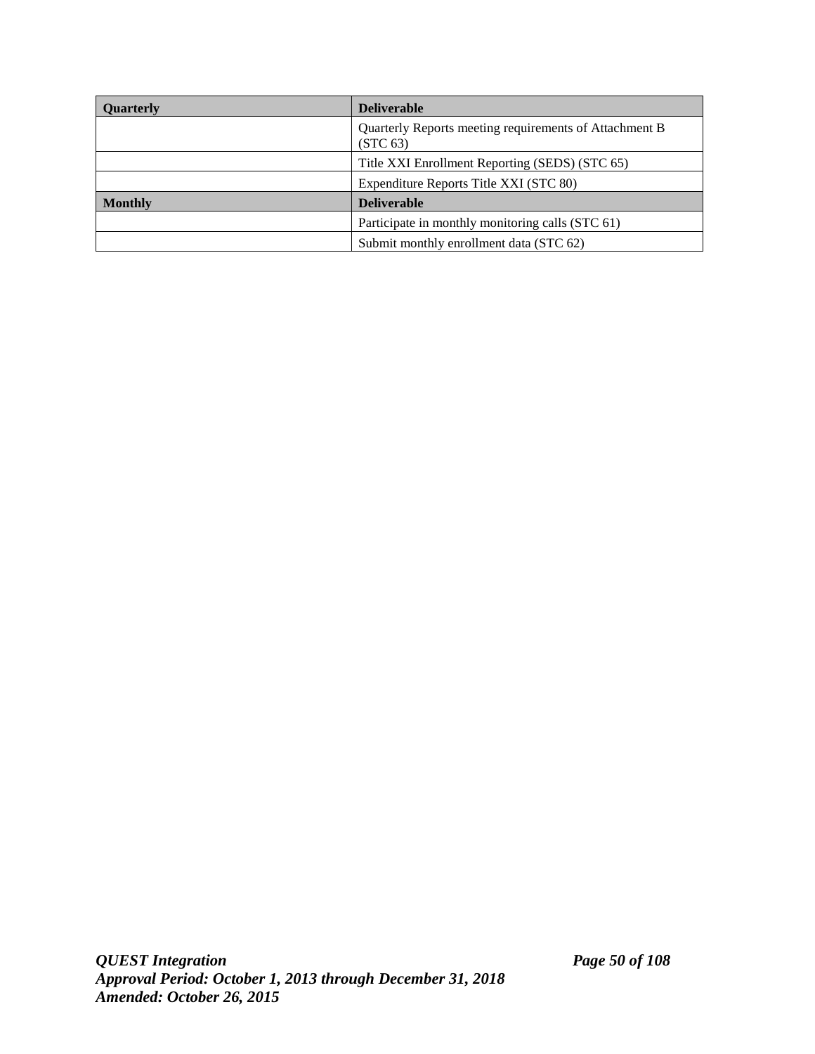| Quarterly | Deliverable |
| --- | --- |
| | Quarterly Reports meeting requirements of Attachment B (STC 63) |
| | Title XXI Enrollment Reporting (SEDS) (STC 65) |
| | Expenditure Reports Title XXI (STC 80) |
| **Monthly** | **Deliverable** |
| | Participate in monthly monitoring calls (STC 61) |
| | Submit monthly enrollment data (STC 62) |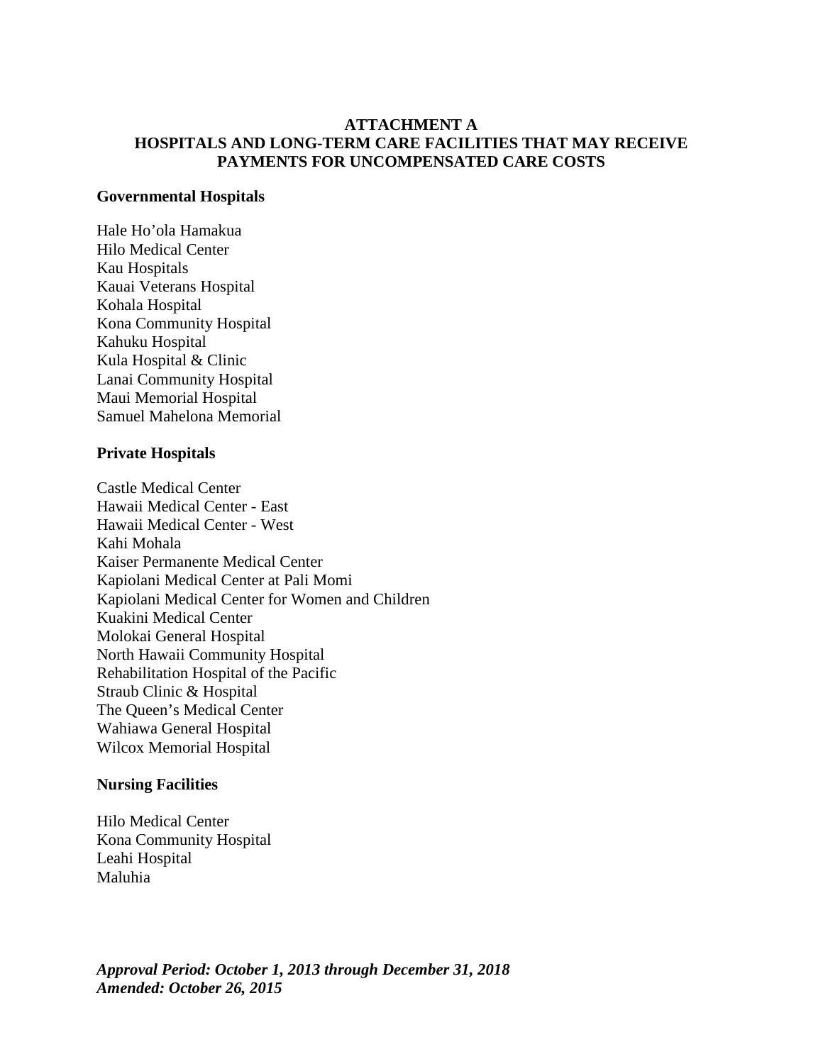# ATTACHMENT A
# HOSPITALS AND LONG-TERM CARE FACILITIES THAT MAY RECEIVE PAYMENTS FOR UNCOMPENSATED CARE COSTS

**Governmental Hospitals**

Hale Ho'ola Hamakua
Hilo Medical Center
Kau Hospitals
Kauai Veterans Hospital
Kohala Hospital
Kona Community Hospital
Kahuku Hospital
Kula Hospital & Clinic
Lanai Community Hospital
Maui Memorial Hospital
Samuel Mahelona Memorial

**Private Hospitals**

Castle Medical Center
Hawaii Medical Center - East
Hawaii Medical Center - West
Kahi Mohala
Kaiser Permanente Medical Center
Kapiolani Medical Center at Pali Momi
Kapiolani Medical Center for Women and Children
Kuakini Medical Center
Molokai General Hospital
North Hawaii Community Hospital
Rehabilitation Hospital of the Pacific
Straub Clinic & Hospital
The Queen's Medical Center
Wahiawa General Hospital
Wilcox Memorial Hospital

**Nursing Facilities**

Hilo Medical Center
Kona Community Hospital
Leahi Hospital
Maluhia

***Approval Period: October 1, 2013 through December 31, 2018***
***Amended: October 26, 2015***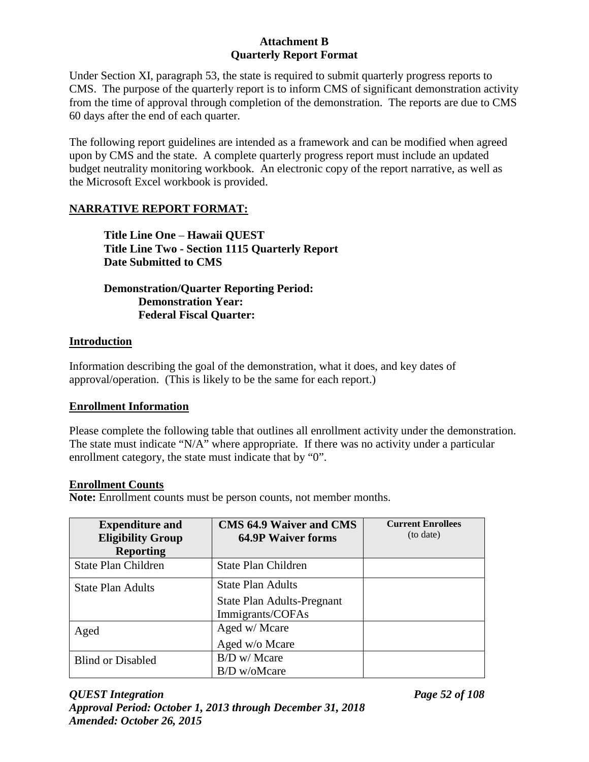**Attachment B**
**Quarterly Report Format**

Under Section XI, paragraph 53, the state is required to submit quarterly progress reports to CMS. The purpose of the quarterly report is to inform CMS of significant demonstration activity from the time of approval through completion of the demonstration. The reports are due to CMS 60 days after the end of each quarter.

The following report guidelines are intended as a framework and can be modified when agreed upon by CMS and the state. A complete quarterly progress report must include an updated budget neutrality monitoring workbook. An electronic copy of the report narrative, as well as the Microsoft Excel workbook is provided.

**NARRATIVE REPORT FORMAT:**

**Title Line One** – **Hawaii QUEST**
**Title Line Two - Section 1115 Quarterly Report**
**Date Submitted to CMS**

**Demonstration/Quarter Reporting Period:**
**Demonstration Year:**
**Federal Fiscal Quarter:**

**Introduction**

Information describing the goal of the demonstration, what it does, and key dates of approval/operation. (This is likely to be the same for each report.)

**Enrollment Information**

Please complete the following table that outlines all enrollment activity under the demonstration. The state must indicate "N/A" where appropriate. If there was no activity under a particular enrollment category, the state must indicate that by "0".

**Enrollment Counts**
**Note:** Enrollment counts must be person counts, not member months.

| Expenditure and Eligibility Group Reporting | CMS 64.9 Waiver and CMS 64.9P Waiver forms | Current Enrollees (to date) |
|---|---|---|
| State Plan Children | State Plan Children | |
| State Plan Adults | State Plan Adults<br>State Plan Adults-Pregnant Immigrants/COFAs | |
| Aged | Aged w/ Mcare<br>Aged w/o Mcare | |
| Blind or Disabled | B/D w/ Mcare<br>B/D w/oMcare | |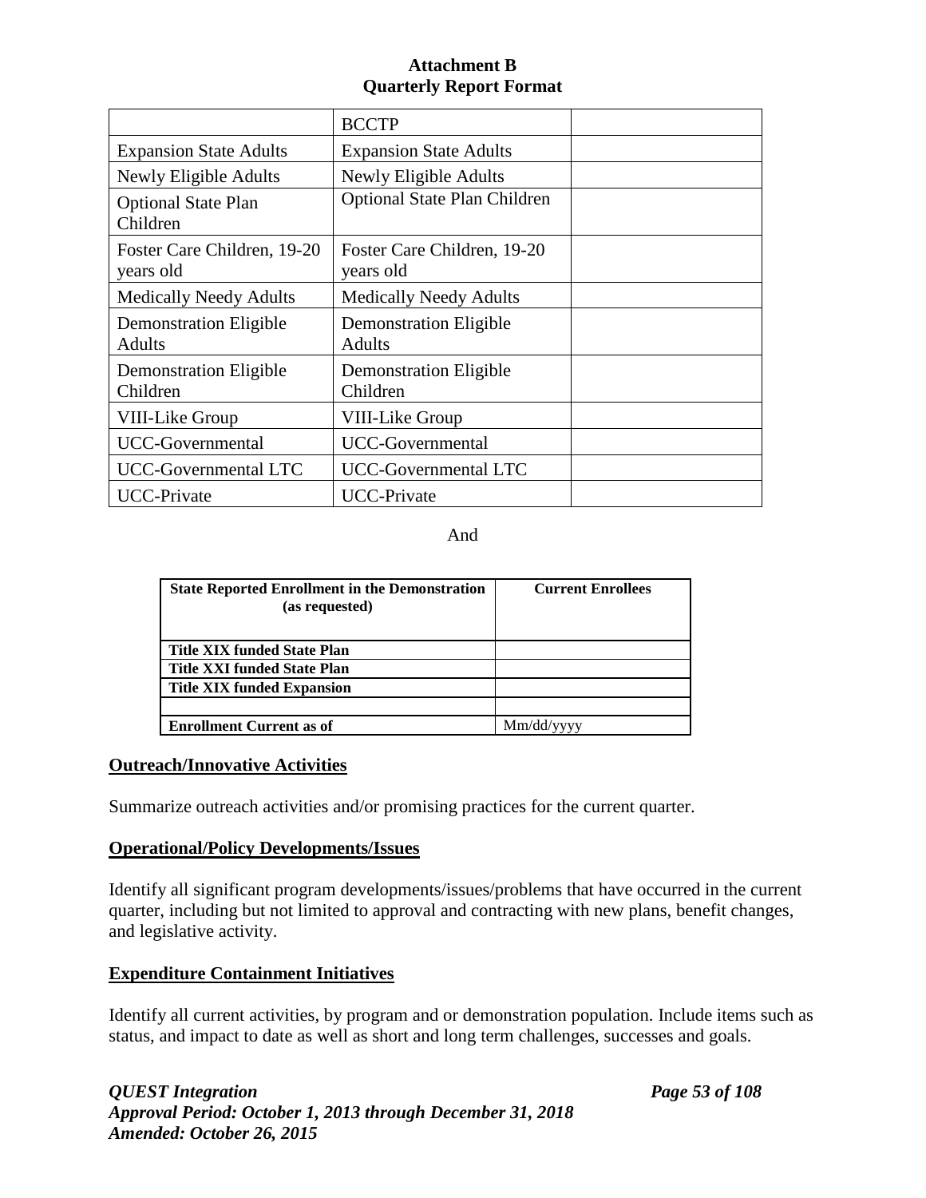**Attachment B**
**Quarterly Report Format**

| | BCCTP | |
|---|---|---|
| Expansion State Adults | Expansion State Adults | |
| Newly Eligible Adults | Newly Eligible Adults | |
| Optional State Plan Children | Optional State Plan Children | |
| Foster Care Children, 19-20 years old | Foster Care Children, 19-20 years old | |
| Medically Needy Adults | Medically Needy Adults | |
| Demonstration Eligible Adults | Demonstration Eligible Adults | |
| Demonstration Eligible Children | Demonstration Eligible Children | |
| VIII-Like Group | VIII-Like Group | |
| UCC-Governmental | UCC-Governmental | |
| UCC-Governmental LTC | UCC-Governmental LTC | |
| UCC-Private | UCC-Private | |

And

| State Reported Enrollment in the Demonstration (as requested) | Current Enrollees |
|---|---|
| **Title XIX funded State Plan** | |
| **Title XXI funded State Plan** | |
| **Title XIX funded Expansion** | |
| | |
| **Enrollment Current as of** | Mm/dd/yyyy |

**Outreach/Innovative Activities**

Summarize outreach activities and/or promising practices for the current quarter.

**Operational/Policy Developments/Issues**

Identify all significant program developments/issues/problems that have occurred in the current quarter, including but not limited to approval and contracting with new plans, benefit changes, and legislative activity.

**Expenditure Containment Initiatives**

Identify all current activities, by program and or demonstration population. Include items such as status, and impact to date as well as short and long term challenges, successes and goals.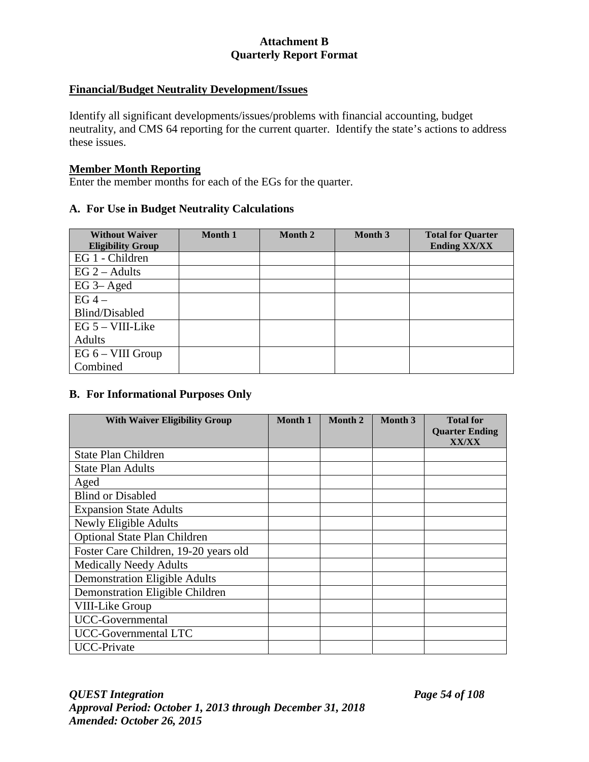**Attachment B**
**Quarterly Report Format**

**Financial/Budget Neutrality Development/Issues**

Identify all significant developments/issues/problems with financial accounting, budget neutrality, and CMS 64 reporting for the current quarter. Identify the state's actions to address these issues.

**Member Month Reporting**

Enter the member months for each of the EGs for the quarter.

### A. For Use in Budget Neutrality Calculations

| Without Waiver Eligibility Group | Month 1 | Month 2 | Month 3 | Total for Quarter Ending XX/XX |
|---|---|---|---|---|
| EG 1 - Children | | | | |
| EG 2 – Adults | | | | |
| EG 3– Aged | | | | |
| EG 4 – Blind/Disabled | | | | |
| EG 5 – VIII-Like Adults | | | | |
| EG 6 – VIII Group Combined | | | | |

### B. For Informational Purposes Only

| With Waiver Eligibility Group | Month 1 | Month 2 | Month 3 | Total for Quarter Ending XX/XX |
|---|---|---|---|---|
| State Plan Children | | | | |
| State Plan Adults | | | | |
| Aged | | | | |
| Blind or Disabled | | | | |
| Expansion State Adults | | | | |
| Newly Eligible Adults | | | | |
| Optional State Plan Children | | | | |
| Foster Care Children, 19-20 years old | | | | |
| Medically Needy Adults | | | | |
| Demonstration Eligible Adults | | | | |
| Demonstration Eligible Children | | | | |
| VIII-Like Group | | | | |
| UCC-Governmental | | | | |
| UCC-Governmental LTC | | | | |
| UCC-Private | | | | |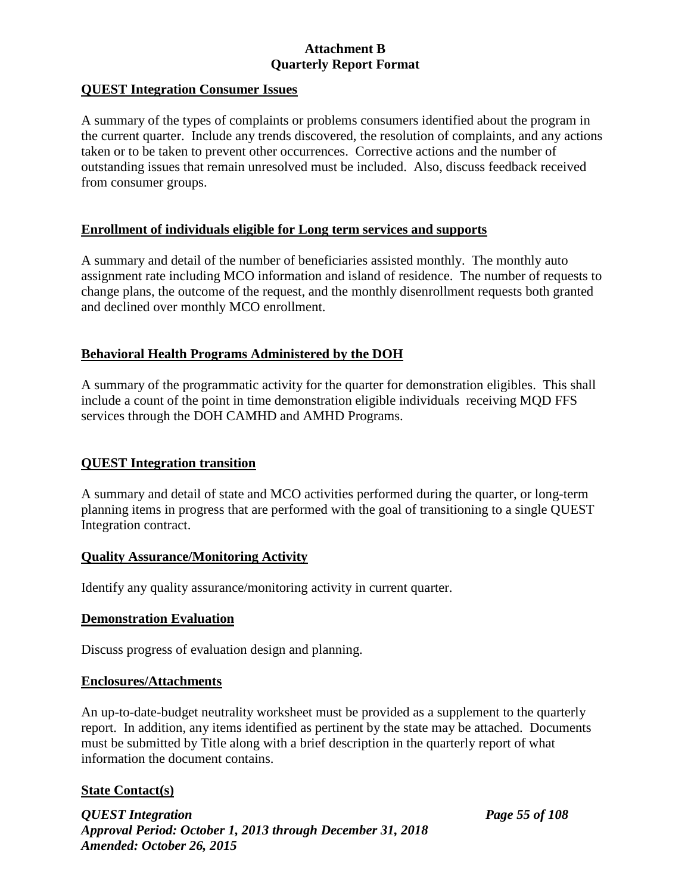**Attachment B**
**Quarterly Report Format**

**QUEST Integration Consumer Issues**

A summary of the types of complaints or problems consumers identified about the program in the current quarter. Include any trends discovered, the resolution of complaints, and any actions taken or to be taken to prevent other occurrences. Corrective actions and the number of outstanding issues that remain unresolved must be included. Also, discuss feedback received from consumer groups.

**Enrollment of individuals eligible for Long term services and supports**

A summary and detail of the number of beneficiaries assisted monthly. The monthly auto assignment rate including MCO information and island of residence. The number of requests to change plans, the outcome of the request, and the monthly disenrollment requests both granted and declined over monthly MCO enrollment.

**Behavioral Health Programs Administered by the DOH**

A summary of the programmatic activity for the quarter for demonstration eligibles. This shall include a count of the point in time demonstration eligible individuals receiving MQD FFS services through the DOH CAMHD and AMHD Programs.

**QUEST Integration transition**

A summary and detail of state and MCO activities performed during the quarter, or long-term planning items in progress that are performed with the goal of transitioning to a single QUEST Integration contract.

**Quality Assurance/Monitoring Activity**

Identify any quality assurance/monitoring activity in current quarter.

**Demonstration Evaluation**

Discuss progress of evaluation design and planning.

**Enclosures/Attachments**

An up-to-date-budget neutrality worksheet must be provided as a supplement to the quarterly report. In addition, any items identified as pertinent by the state may be attached. Documents must be submitted by Title along with a brief description in the quarterly report of what information the document contains.

**State Contact(s)**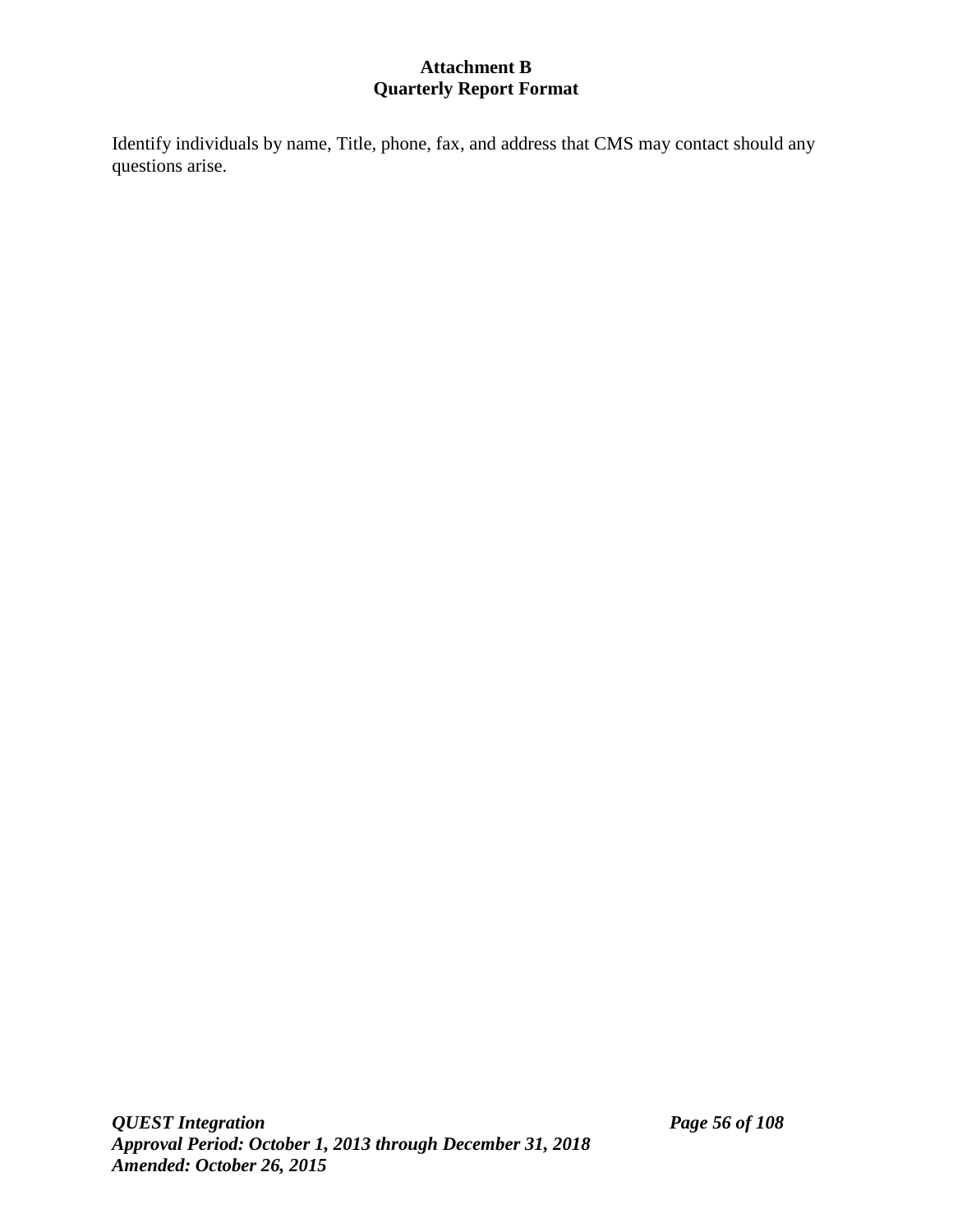**Attachment B**
**Quarterly Report Format**

Identify individuals by name, Title, phone, fax, and address that CMS may contact should any questions arise.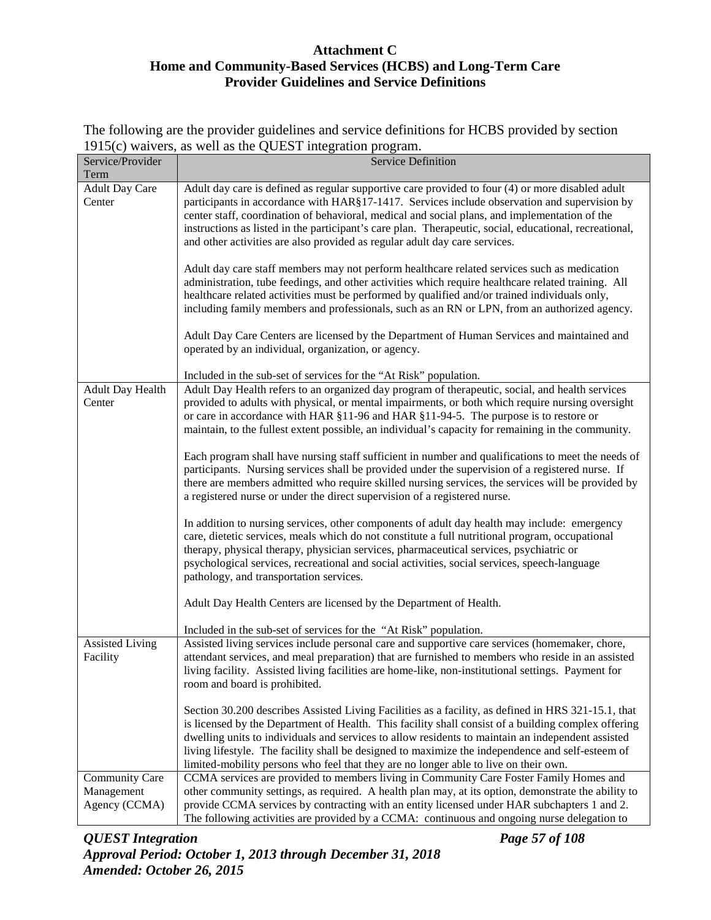**Attachment C**
**Home and Community-Based Services (HCBS) and Long-Term Care**
**Provider Guidelines and Service Definitions**

The following are the provider guidelines and service definitions for HCBS provided by section 1915(c) waivers, as well as the QUEST integration program.

| Service/Provider Term | Service Definition |
| --- | --- |
| Adult Day Care Center | Adult day care is defined as regular supportive care provided to four (4) or more disabled adult participants in accordance with HAR§17-1417. Services include observation and supervision by center staff, coordination of behavioral, medical and social plans, and implementation of the instructions as listed in the participant's care plan. Therapeutic, social, educational, recreational, and other activities are also provided as regular adult day care services.<br><br>Adult day care staff members may not perform healthcare related services such as medication administration, tube feedings, and other activities which require healthcare related training. All healthcare related activities must be performed by qualified and/or trained individuals only, including family members and professionals, such as an RN or LPN, from an authorized agency.<br><br>Adult Day Care Centers are licensed by the Department of Human Services and maintained and operated by an individual, organization, or agency.<br><br>Included in the sub-set of services for the "At Risk" population. |
| Adult Day Health Center | Adult Day Health refers to an organized day program of therapeutic, social, and health services provided to adults with physical, or mental impairments, or both which require nursing oversight or care in accordance with HAR §11-96 and HAR §11-94-5. The purpose is to restore or maintain, to the fullest extent possible, an individual's capacity for remaining in the community.<br><br>Each program shall have nursing staff sufficient in number and qualifications to meet the needs of participants. Nursing services shall be provided under the supervision of a registered nurse. If there are members admitted who require skilled nursing services, the services will be provided by a registered nurse or under the direct supervision of a registered nurse.<br><br>In addition to nursing services, other components of adult day health may include: emergency care, dietetic services, meals which do not constitute a full nutritional program, occupational therapy, physical therapy, physician services, pharmaceutical services, psychiatric or psychological services, recreational and social activities, social services, speech-language pathology, and transportation services.<br><br>Adult Day Health Centers are licensed by the Department of Health.<br><br>Included in the sub-set of services for the "At Risk" population. |
| Assisted Living Facility | Assisted living services include personal care and supportive care services (homemaker, chore, attendant services, and meal preparation) that are furnished to members who reside in an assisted living facility. Assisted living facilities are home-like, non-institutional settings. Payment for room and board is prohibited.<br><br>Section 30.200 describes Assisted Living Facilities as a facility, as defined in HRS 321-15.1, that is licensed by the Department of Health. This facility shall consist of a building complex offering dwelling units to individuals and services to allow residents to maintain an independent assisted living lifestyle. The facility shall be designed to maximize the independence and self-esteem of limited-mobility persons who feel that they are no longer able to live on their own. |
| Community Care Management Agency (CCMA) | CCMA services are provided to members living in Community Care Foster Family Homes and other community settings, as required. A health plan may, at its option, demonstrate the ability to provide CCMA services by contracting with an entity licensed under HAR subchapters 1 and 2. The following activities are provided by a CCMA: continuous and ongoing nurse delegation to |

*QUEST Integration*
*Approval Period: October 1, 2013 through December 31, 2018*
*Amended: October 26, 2015*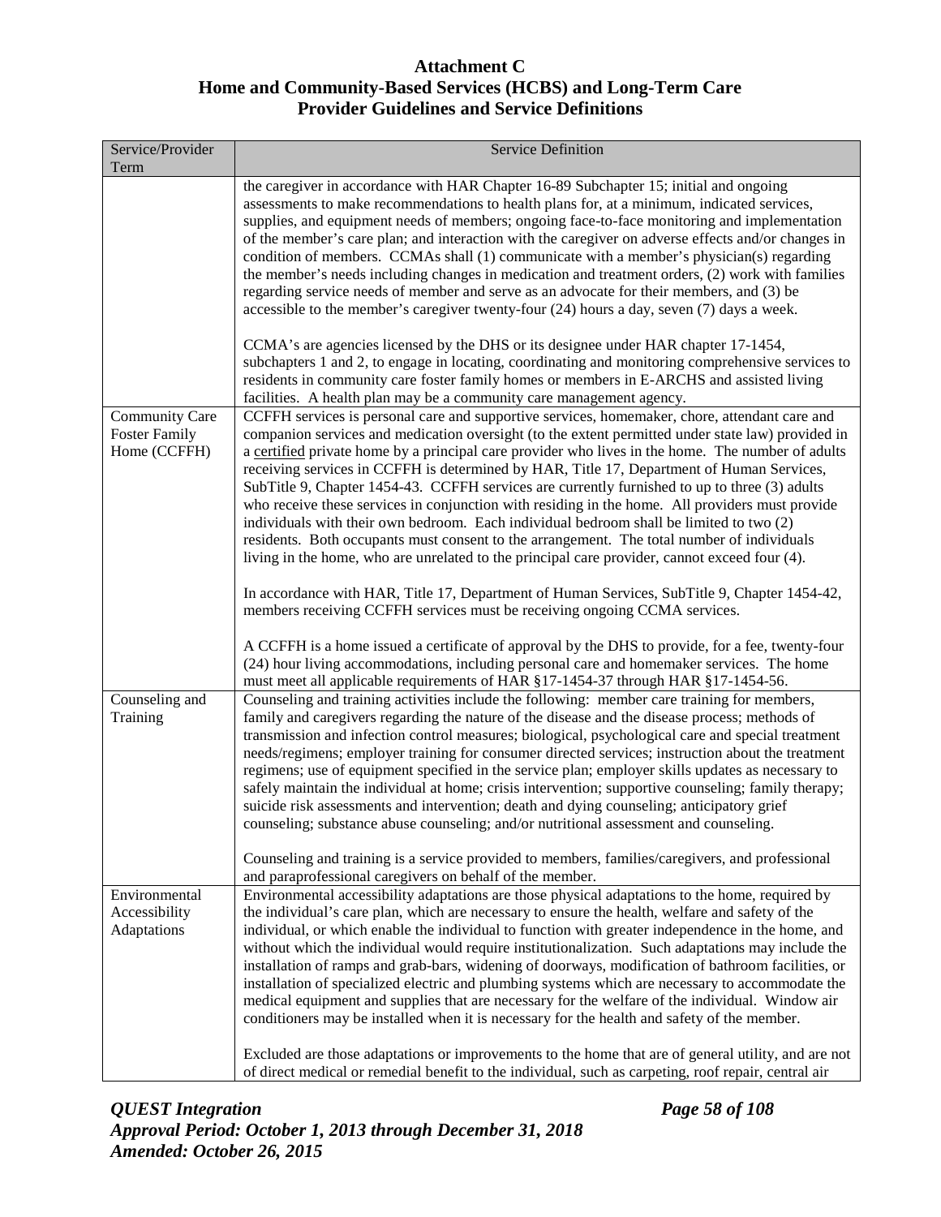**Attachment C**
**Home and Community-Based Services (HCBS) and Long-Term Care Provider Guidelines and Service Definitions**

| Service/Provider Term | Service Definition |
|---|---|
| | the caregiver in accordance with HAR Chapter 16-89 Subchapter 15; initial and ongoing assessments to make recommendations to health plans for, at a minimum, indicated services, supplies, and equipment needs of members; ongoing face-to-face monitoring and implementation of the member's care plan; and interaction with the caregiver on adverse effects and/or changes in condition of members. CCMAs shall (1) communicate with a member's physician(s) regarding the member's needs including changes in medication and treatment orders, (2) work with families regarding service needs of member and serve as an advocate for their members, and (3) be accessible to the member's caregiver twenty-four (24) hours a day, seven (7) days a week.<br><br>CCMA's are agencies licensed by the DHS or its designee under HAR chapter 17-1454, subchapters 1 and 2, to engage in locating, coordinating and monitoring comprehensive services to residents in community care foster family homes or members in E-ARCHS and assisted living facilities. A health plan may be a community care management agency. |
| Community Care Foster Family Home (CCFFH) | CCFFH services is personal care and supportive services, homemaker, chore, attendant care and companion services and medication oversight (to the extent permitted under state law) provided in a <u>certified</u> private home by a principal care provider who lives in the home. The number of adults receiving services in CCFFH is determined by HAR, Title 17, Department of Human Services, SubTitle 9, Chapter 1454-43. CCFFH services are currently furnished to up to three (3) adults who receive these services in conjunction with residing in the home. All providers must provide individuals with their own bedroom. Each individual bedroom shall be limited to two (2) residents. Both occupants must consent to the arrangement. The total number of individuals living in the home, who are unrelated to the principal care provider, cannot exceed four (4).<br><br>In accordance with HAR, Title 17, Department of Human Services, SubTitle 9, Chapter 1454-42, members receiving CCFFH services must be receiving ongoing CCMA services.<br><br>A CCFFH is a home issued a certificate of approval by the DHS to provide, for a fee, twenty-four (24) hour living accommodations, including personal care and homemaker services. The home must meet all applicable requirements of HAR §17-1454-37 through HAR §17-1454-56. |
| Counseling and Training | Counseling and training activities include the following: member care training for members, family and caregivers regarding the nature of the disease and the disease process; methods of transmission and infection control measures; biological, psychological care and special treatment needs/regimens; employer training for consumer directed services; instruction about the treatment regimens; use of equipment specified in the service plan; employer skills updates as necessary to safely maintain the individual at home; crisis intervention; supportive counseling; family therapy; suicide risk assessments and intervention; death and dying counseling; anticipatory grief counseling; substance abuse counseling; and/or nutritional assessment and counseling.<br><br>Counseling and training is a service provided to members, families/caregivers, and professional and paraprofessional caregivers on behalf of the member. |
| Environmental Accessibility Adaptations | Environmental accessibility adaptations are those physical adaptations to the home, required by the individual's care plan, which are necessary to ensure the health, welfare and safety of the individual, or which enable the individual to function with greater independence in the home, and without which the individual would require institutionalization. Such adaptations may include the installation of ramps and grab-bars, widening of doorways, modification of bathroom facilities, or installation of specialized electric and plumbing systems which are necessary to accommodate the medical equipment and supplies that are necessary for the welfare of the individual. Window air conditioners may be installed when it is necessary for the health and safety of the member.<br><br>Excluded are those adaptations or improvements to the home that are of general utility, and are not of direct medical or remedial benefit to the individual, such as carpeting, roof repair, central air |

*QUEST Integration*
*Approval Period: October 1, 2013 through December 31, 2018*
*Amended: October 26, 2015*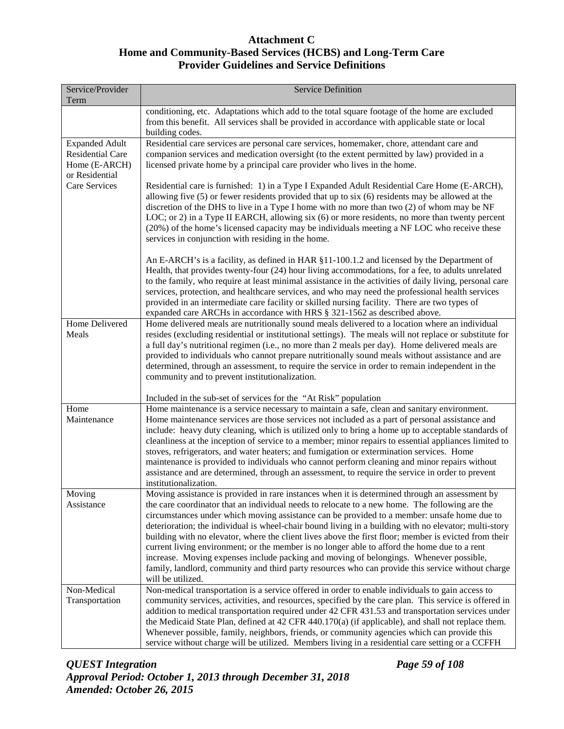**Attachment C**
**Home and Community-Based Services (HCBS) and Long-Term Care Provider Guidelines and Service Definitions**

| Service/Provider Term | Service Definition |
| --- | --- |
| | conditioning, etc. Adaptations which add to the total square footage of the home are excluded from this benefit. All services shall be provided in accordance with applicable state or local building codes. |
| Expanded Adult Residential Care Home (E-ARCH) or Residential Care Services | Residential care services are personal care services, homemaker, chore, attendant care and companion services and medication oversight (to the extent permitted by law) provided in a licensed private home by a principal care provider who lives in the home.<br><br>Residential care is furnished: 1) in a Type I Expanded Adult Residential Care Home (E-ARCH), allowing five (5) or fewer residents provided that up to six (6) residents may be allowed at the discretion of the DHS to live in a Type I home with no more than two (2) of whom may be NF LOC; or 2) in a Type II EARCH, allowing six (6) or more residents, no more than twenty percent (20%) of the home's licensed capacity may be individuals meeting a NF LOC who receive these services in conjunction with residing in the home.<br><br>An E-ARCH's is a facility, as defined in HAR §11-100.1.2 and licensed by the Department of Health, that provides twenty-four (24) hour living accommodations, for a fee, to adults unrelated to the family, who require at least minimal assistance in the activities of daily living, personal care services, protection, and healthcare services, and who may need the professional health services provided in an intermediate care facility or skilled nursing facility. There are two types of expanded care ARCHs in accordance with HRS § 321-1562 as described above. |
| Home Delivered Meals | Home delivered meals are nutritionally sound meals delivered to a location where an individual resides (excluding residential or institutional settings). The meals will not replace or substitute for a full day's nutritional regimen (i.e., no more than 2 meals per day). Home delivered meals are provided to individuals who cannot prepare nutritionally sound meals without assistance and are determined, through an assessment, to require the service in order to remain independent in the community and to prevent institutionalization.<br><br>Included in the sub-set of services for the "At Risk" population |
| Home Maintenance | Home maintenance is a service necessary to maintain a safe, clean and sanitary environment. Home maintenance services are those services not included as a part of personal assistance and include: heavy duty cleaning, which is utilized only to bring a home up to acceptable standards of cleanliness at the inception of service to a member; minor repairs to essential appliances limited to stoves, refrigerators, and water heaters; and fumigation or extermination services. Home maintenance is provided to individuals who cannot perform cleaning and minor repairs without assistance and are determined, through an assessment, to require the service in order to prevent institutionalization. |
| Moving Assistance | Moving assistance is provided in rare instances when it is determined through an assessment by the care coordinator that an individual needs to relocate to a new home. The following are the circumstances under which moving assistance can be provided to a member: unsafe home due to deterioration; the individual is wheel-chair bound living in a building with no elevator; multi-story building with no elevator, where the client lives above the first floor; member is evicted from their current living environment; or the member is no longer able to afford the home due to a rent increase. Moving expenses include packing and moving of belongings. Whenever possible, family, landlord, community and third party resources who can provide this service without charge will be utilized. |
| Non-Medical Transportation | Non-medical transportation is a service offered in order to enable individuals to gain access to community services, activities, and resources, specified by the care plan. This service is offered in addition to medical transportation required under 42 CFR 431.53 and transportation services under the Medicaid State Plan, defined at 42 CFR 440.170(a) (if applicable), and shall not replace them. Whenever possible, family, neighbors, friends, or community agencies which can provide this service without charge will be utilized. Members living in a residential care setting or a CCFFH |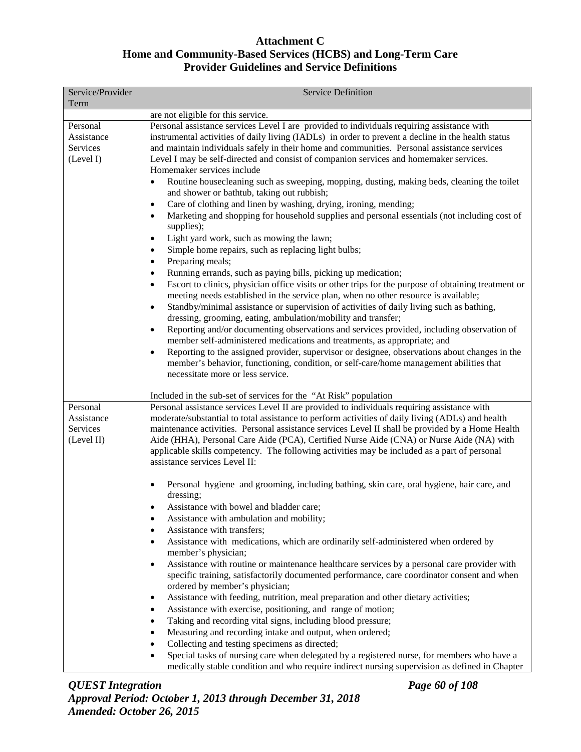**Attachment C**
**Home and Community-Based Services (HCBS) and Long-Term Care**
**Provider Guidelines and Service Definitions**

| Service/Provider Term | Service Definition |
|---|---|
| | are not eligible for this service. |
| Personal Assistance Services (Level I) | Personal assistance services Level I are provided to individuals requiring assistance with instrumental activities of daily living (IADLs) in order to prevent a decline in the health status and maintain individuals safely in their home and communities. Personal assistance services Level I may be self-directed and consist of companion services and homemaker services. Homemaker services include<br>• Routine housecleaning such as sweeping, mopping, dusting, making beds, cleaning the toilet and shower or bathtub, taking out rubbish;<br>• Care of clothing and linen by washing, drying, ironing, mending;<br>• Marketing and shopping for household supplies and personal essentials (not including cost of supplies);<br>• Light yard work, such as mowing the lawn;<br>• Simple home repairs, such as replacing light bulbs;<br>• Preparing meals;<br>• Running errands, such as paying bills, picking up medication;<br>• Escort to clinics, physician office visits or other trips for the purpose of obtaining treatment or meeting needs established in the service plan, when no other resource is available;<br>• Standby/minimal assistance or supervision of activities of daily living such as bathing, dressing, grooming, eating, ambulation/mobility and transfer;<br>• Reporting and/or documenting observations and services provided, including observation of member self-administered medications and treatments, as appropriate; and<br>• Reporting to the assigned provider, supervisor or designee, observations about changes in the member's behavior, functioning, condition, or self-care/home management abilities that necessitate more or less service.<br><br>Included in the sub-set of services for the "At Risk" population |
| Personal Assistance Services (Level II) | Personal assistance services Level II are provided to individuals requiring assistance with moderate/substantial to total assistance to perform activities of daily living (ADLs) and health maintenance activities. Personal assistance services Level II shall be provided by a Home Health Aide (HHA), Personal Care Aide (PCA), Certified Nurse Aide (CNA) or Nurse Aide (NA) with applicable skills competency. The following activities may be included as a part of personal assistance services Level II:<br><br>• Personal hygiene and grooming, including bathing, skin care, oral hygiene, hair care, and dressing;<br>• Assistance with bowel and bladder care;<br>• Assistance with ambulation and mobility;<br>• Assistance with transfers;<br>• Assistance with medications, which are ordinarily self-administered when ordered by member's physician;<br>• Assistance with routine or maintenance healthcare services by a personal care provider with specific training, satisfactorily documented performance, care coordinator consent and when ordered by member's physician;<br>• Assistance with feeding, nutrition, meal preparation and other dietary activities;<br>• Assistance with exercise, positioning, and range of motion;<br>• Taking and recording vital signs, including blood pressure;<br>• Measuring and recording intake and output, when ordered;<br>• Collecting and testing specimens as directed;<br>• Special tasks of nursing care when delegated by a registered nurse, for members who have a medically stable condition and who require indirect nursing supervision as defined in Chapter |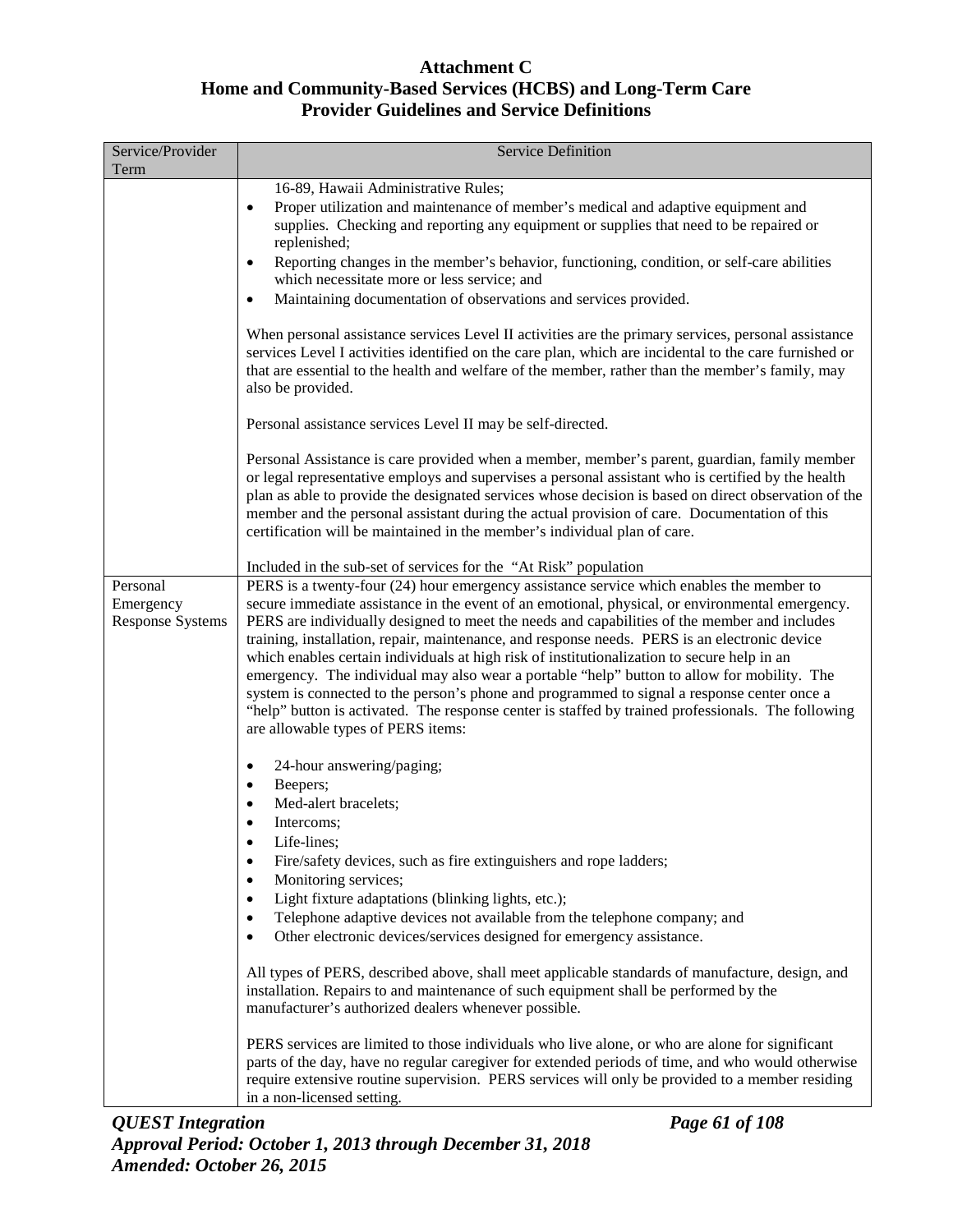| Service/Provider Term | Service Definition |
|---|---|
| | 16-89, Hawaii Administrative Rules;<br>• Proper utilization and maintenance of member's medical and adaptive equipment and supplies. Checking and reporting any equipment or supplies that need to be repaired or replenished;<br>• Reporting changes in the member's behavior, functioning, condition, or self-care abilities which necessitate more or less service; and<br>• Maintaining documentation of observations and services provided.<br><br>When personal assistance services Level II activities are the primary services, personal assistance services Level I activities identified on the care plan, which are incidental to the care furnished or that are essential to the health and welfare of the member, rather than the member's family, may also be provided.<br><br>Personal assistance services Level II may be self-directed.<br><br>Personal Assistance is care provided when a member, member's parent, guardian, family member or legal representative employs and supervises a personal assistant who is certified by the health plan as able to provide the designated services whose decision is based on direct observation of the member and the personal assistant during the actual provision of care. Documentation of this certification will be maintained in the member's individual plan of care.<br><br>Included in the sub-set of services for the "At Risk" population |
| Personal Emergency Response Systems | PERS is a twenty-four (24) hour emergency assistance service which enables the member to secure immediate assistance in the event of an emotional, physical, or environmental emergency. PERS are individually designed to meet the needs and capabilities of the member and includes training, installation, repair, maintenance, and response needs. PERS is an electronic device which enables certain individuals at high risk of institutionalization to secure help in an emergency. The individual may also wear a portable "help" button to allow for mobility. The system is connected to the person's phone and programmed to signal a response center once a "help" button is activated. The response center is staffed by trained professionals. The following are allowable types of PERS items:<br><br>• 24-hour answering/paging;<br>• Beepers;<br>• Med-alert bracelets;<br>• Intercoms;<br>• Life-lines;<br>• Fire/safety devices, such as fire extinguishers and rope ladders;<br>• Monitoring services;<br>• Light fixture adaptations (blinking lights, etc.);<br>• Telephone adaptive devices not available from the telephone company; and<br>• Other electronic devices/services designed for emergency assistance.<br><br>All types of PERS, described above, shall meet applicable standards of manufacture, design, and installation. Repairs to and maintenance of such equipment shall be performed by the manufacturer's authorized dealers whenever possible.<br><br>PERS services are limited to those individuals who live alone, or who are alone for significant parts of the day, have no regular caregiver for extended periods of time, and who would otherwise require extensive routine supervision. PERS services will only be provided to a member residing in a non-licensed setting. |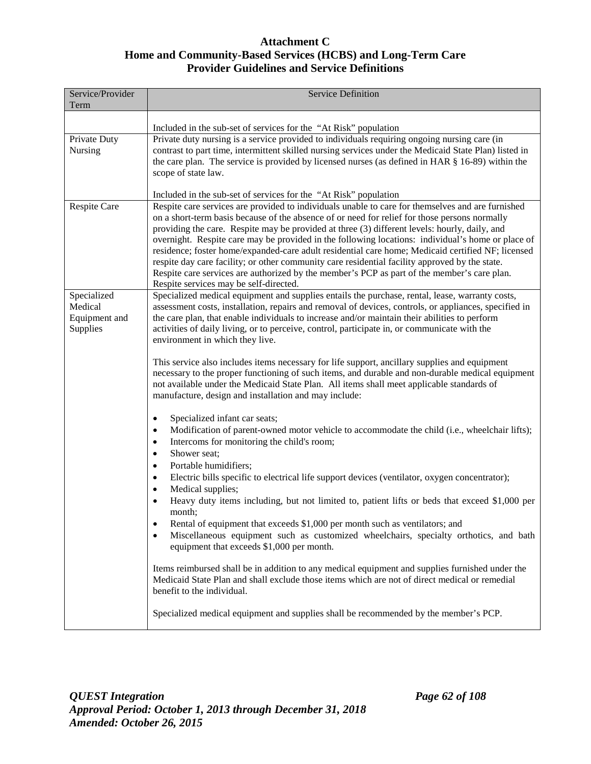# Attachment C
# Home and Community-Based Services (HCBS) and Long-Term Care Provider Guidelines and Service Definitions

| Service/Provider Term | Service Definition |
|---|---|
| | Included in the sub-set of services for the "At Risk" population |
| Private Duty Nursing | Private duty nursing is a service provided to individuals requiring ongoing nursing care (in contrast to part time, intermittent skilled nursing services under the Medicaid State Plan) listed in the care plan. The service is provided by licensed nurses (as defined in HAR § 16-89) within the scope of state law.<br><br>Included in the sub-set of services for the "At Risk" population |
| Respite Care | Respite care services are provided to individuals unable to care for themselves and are furnished on a short-term basis because of the absence of or need for relief for those persons normally providing the care. Respite may be provided at three (3) different levels: hourly, daily, and overnight. Respite care may be provided in the following locations: individual's home or place of residence; foster home/expanded-care adult residential care home; Medicaid certified NF; licensed respite day care facility; or other community care residential facility approved by the state. Respite care services are authorized by the member's PCP as part of the member's care plan. Respite services may be self-directed. |
| Specialized Medical Equipment and Supplies | Specialized medical equipment and supplies entails the purchase, rental, lease, warranty costs, assessment costs, installation, repairs and removal of devices, controls, or appliances, specified in the care plan, that enable individuals to increase and/or maintain their abilities to perform activities of daily living, or to perceive, control, participate in, or communicate with the environment in which they live.<br><br>This service also includes items necessary for life support, ancillary supplies and equipment necessary to the proper functioning of such items, and durable and non-durable medical equipment not available under the Medicaid State Plan. All items shall meet applicable standards of manufacture, design and installation and may include:<br><br>• Specialized infant car seats;<br>• Modification of parent-owned motor vehicle to accommodate the child (i.e., wheelchair lifts);<br>• Intercoms for monitoring the child's room;<br>• Shower seat;<br>• Portable humidifiers;<br>• Electric bills specific to electrical life support devices (ventilator, oxygen concentrator);<br>• Medical supplies;<br>• Heavy duty items including, but not limited to, patient lifts or beds that exceed $1,000 per month;<br>• Rental of equipment that exceeds $1,000 per month such as ventilators; and<br>• Miscellaneous equipment such as customized wheelchairs, specialty orthotics, and bath equipment that exceeds $1,000 per month.<br><br>Items reimbursed shall be in addition to any medical equipment and supplies furnished under the Medicaid State Plan and shall exclude those items which are not of direct medical or remedial benefit to the individual.<br><br>Specialized medical equipment and supplies shall be recommended by the member's PCP. |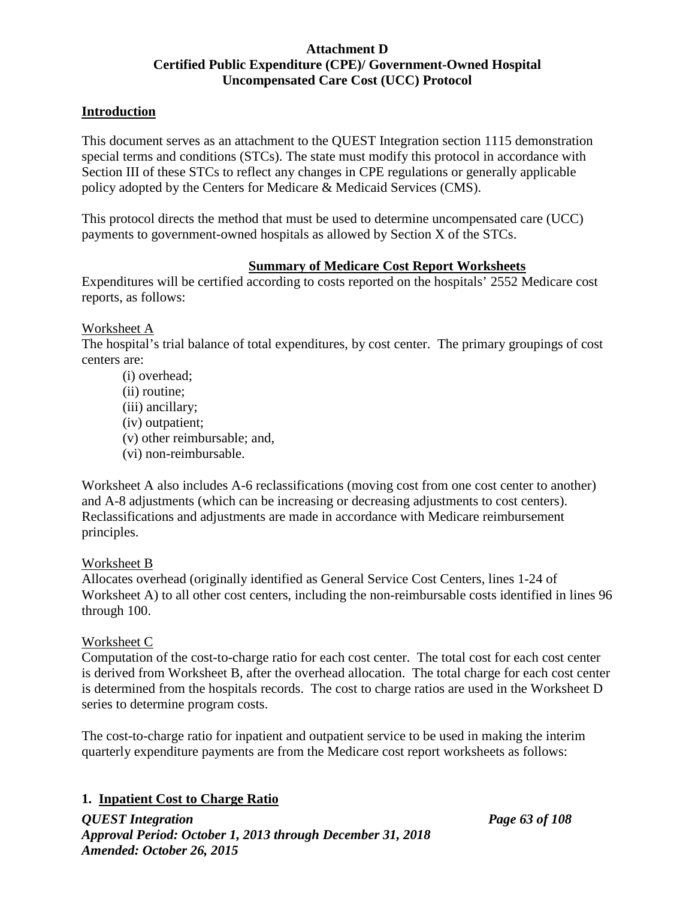**Attachment D**
**Certified Public Expenditure (CPE)/ Government-Owned Hospital**
**Uncompensated Care Cost (UCC) Protocol**

## Introduction

This document serves as an attachment to the QUEST Integration section 1115 demonstration special terms and conditions (STCs). The state must modify this protocol in accordance with Section III of these STCs to reflect any changes in CPE regulations or generally applicable policy adopted by the Centers for Medicare & Medicaid Services (CMS).

This protocol directs the method that must be used to determine uncompensated care (UCC) payments to government-owned hospitals as allowed by Section X of the STCs.

## Summary of Medicare Cost Report Worksheets

Expenditures will be certified according to costs reported on the hospitals' 2552 Medicare cost reports, as follows:

Worksheet A

The hospital's trial balance of total expenditures, by cost center. The primary groupings of cost centers are:

(i) overhead;
(ii) routine;
(iii) ancillary;
(iv) outpatient;
(v) other reimbursable; and,
(vi) non-reimbursable.

Worksheet A also includes A-6 reclassifications (moving cost from one cost center to another) and A-8 adjustments (which can be increasing or decreasing adjustments to cost centers). Reclassifications and adjustments are made in accordance with Medicare reimbursement principles.

Worksheet B

Allocates overhead (originally identified as General Service Cost Centers, lines 1-24 of Worksheet A) to all other cost centers, including the non-reimbursable costs identified in lines 96 through 100.

Worksheet C

Computation of the cost-to-charge ratio for each cost center. The total cost for each cost center is derived from Worksheet B, after the overhead allocation. The total charge for each cost center is determined from the hospitals records. The cost to charge ratios are used in the Worksheet D series to determine program costs.

The cost-to-charge ratio for inpatient and outpatient service to be used in making the interim quarterly expenditure payments are from the Medicare cost report worksheets as follows:

### 1. Inpatient Cost to Charge Ratio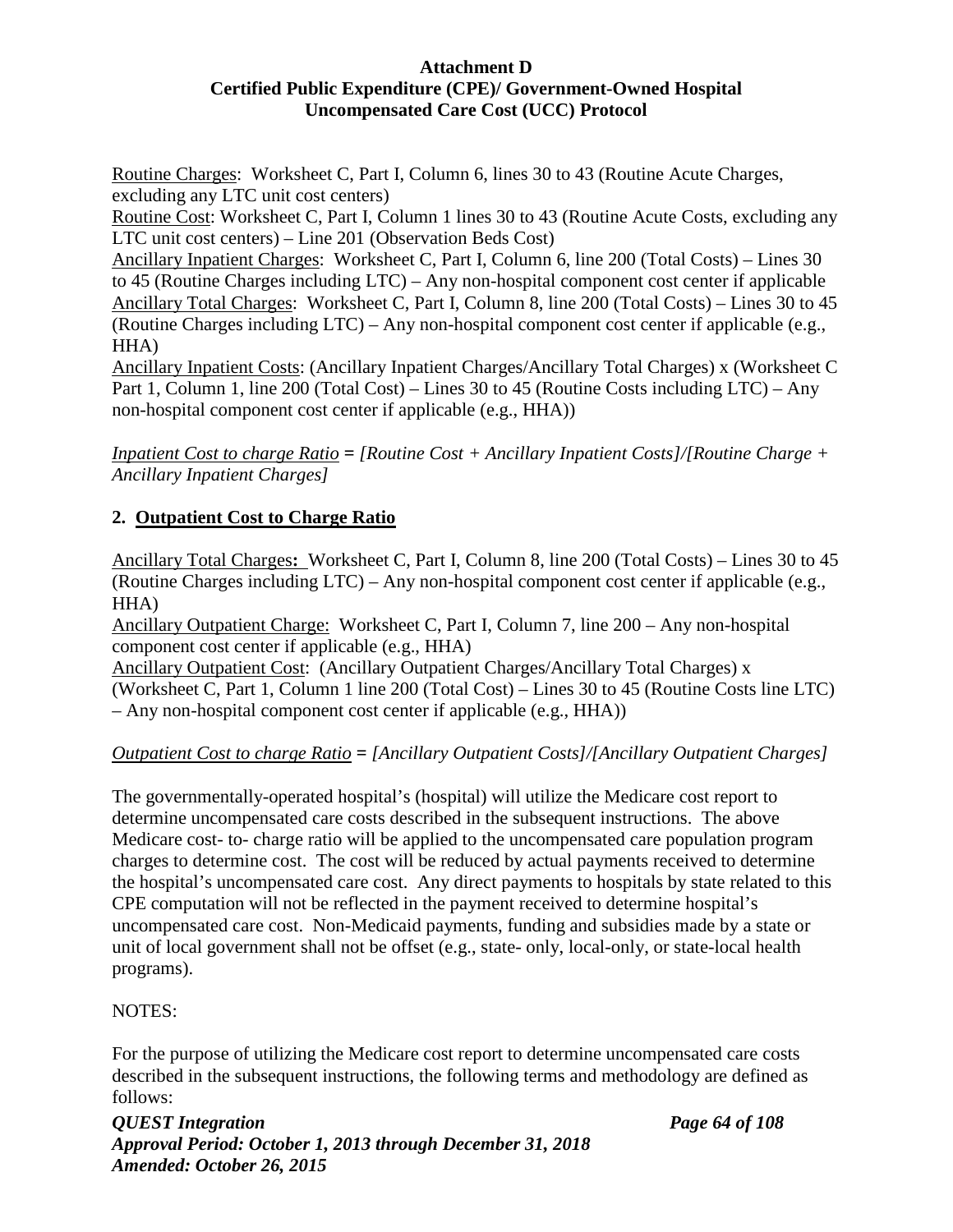# Attachment D
## Certified Public Expenditure (CPE)/ Government-Owned Hospital Uncompensated Care Cost (UCC) Protocol

<u>Routine Charges</u>: Worksheet C, Part I, Column 6, lines 30 to 43 (Routine Acute Charges, excluding any LTC unit cost centers)
<u>Routine Cost</u>: Worksheet C, Part I, Column 1 lines 30 to 43 (Routine Acute Costs, excluding any LTC unit cost centers) – Line 201 (Observation Beds Cost)
<u>Ancillary Inpatient Charges</u>: Worksheet C, Part I, Column 6, line 200 (Total Costs) – Lines 30 to 45 (Routine Charges including LTC) – Any non-hospital component cost center if applicable
<u>Ancillary Total Charges</u>: Worksheet C, Part I, Column 8, line 200 (Total Costs) – Lines 30 to 45 (Routine Charges including LTC) – Any non-hospital component cost center if applicable (e.g., HHA)
<u>Ancillary Inpatient Costs</u>: (Ancillary Inpatient Charges/Ancillary Total Charges) x (Worksheet C Part 1, Column 1, line 200 (Total Cost) – Lines 30 to 45 (Routine Costs including LTC) – Any non-hospital component cost center if applicable (e.g., HHA))

*<u>Inpatient Cost to charge Ratio</u>* **=** *[Routine Cost + Ancillary Inpatient Costs]/[Routine Charge + Ancillary Inpatient Charges]*

### 2. <u>Outpatient Cost to Charge Ratio</u>

<u>Ancillary Total Charges</u>**:** Worksheet C, Part I, Column 8, line 200 (Total Costs) – Lines 30 to 45 (Routine Charges including LTC) – Any non-hospital component cost center if applicable (e.g., HHA)
<u>Ancillary Outpatient Charge:</u> Worksheet C, Part I, Column 7, line 200 – Any non-hospital component cost center if applicable (e.g., HHA)
<u>Ancillary Outpatient Cost</u>: (Ancillary Outpatient Charges/Ancillary Total Charges) x (Worksheet C, Part 1, Column 1 line 200 (Total Cost) – Lines 30 to 45 (Routine Costs line LTC) – Any non-hospital component cost center if applicable (e.g., HHA))

*<u>Outpatient Cost to charge Ratio</u>* **=** *[Ancillary Outpatient Costs]/[Ancillary Outpatient Charges]*

The governmentally-operated hospital's (hospital) will utilize the Medicare cost report to determine uncompensated care costs described in the subsequent instructions. The above Medicare cost- to- charge ratio will be applied to the uncompensated care population program charges to determine cost. The cost will be reduced by actual payments received to determine the hospital's uncompensated care cost. Any direct payments to hospitals by state related to this CPE computation will not be reflected in the payment received to determine hospital's uncompensated care cost. Non-Medicaid payments, funding and subsidies made by a state or unit of local government shall not be offset (e.g., state- only, local-only, or state-local health programs).

NOTES:

For the purpose of utilizing the Medicare cost report to determine uncompensated care costs described in the subsequent instructions, the following terms and methodology are defined as follows: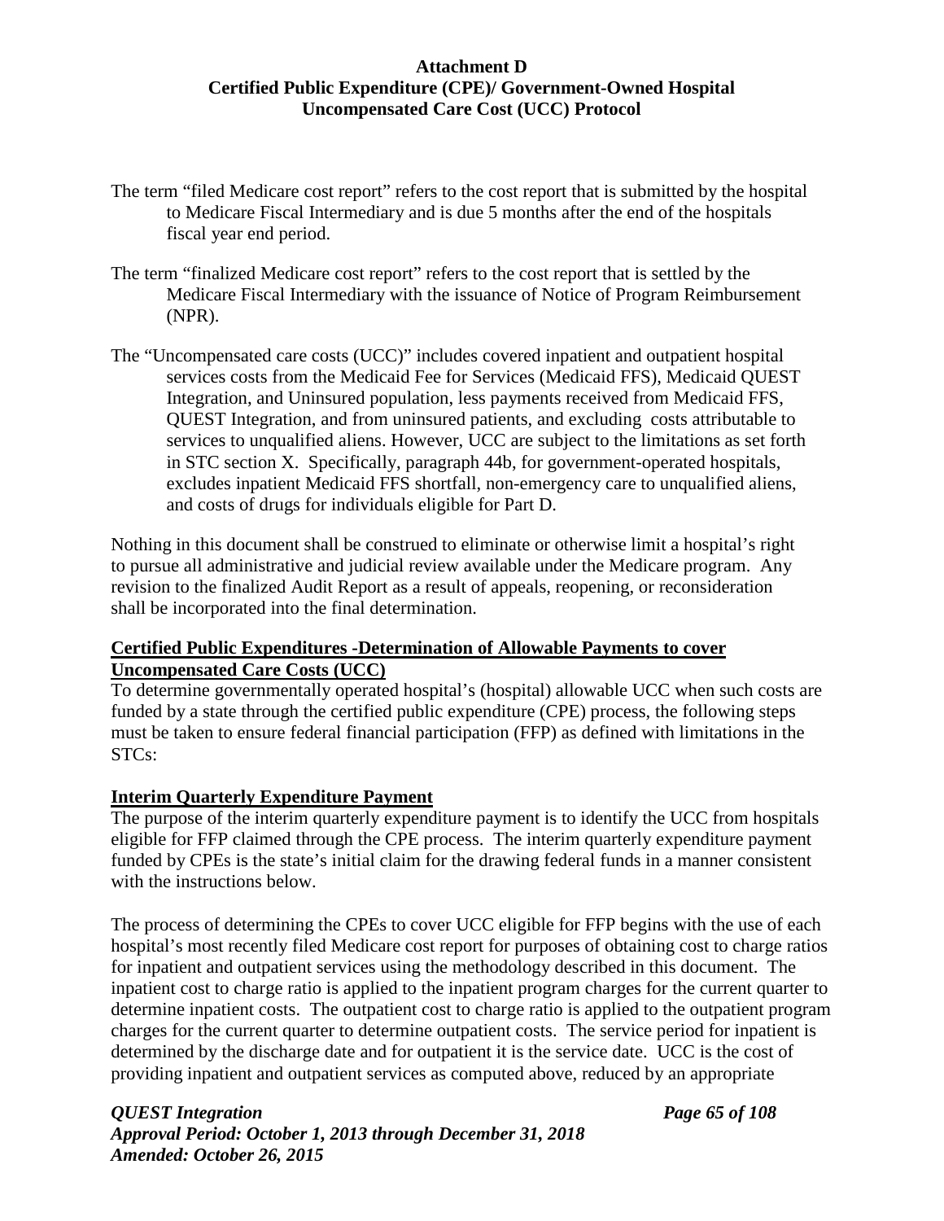**Attachment D**
**Certified Public Expenditure (CPE)/ Government-Owned Hospital**
**Uncompensated Care Cost (UCC) Protocol**

The term "filed Medicare cost report" refers to the cost report that is submitted by the hospital to Medicare Fiscal Intermediary and is due 5 months after the end of the hospitals fiscal year end period.

The term "finalized Medicare cost report" refers to the cost report that is settled by the Medicare Fiscal Intermediary with the issuance of Notice of Program Reimbursement (NPR).

The "Uncompensated care costs (UCC)" includes covered inpatient and outpatient hospital services costs from the Medicaid Fee for Services (Medicaid FFS), Medicaid QUEST Integration, and Uninsured population, less payments received from Medicaid FFS, QUEST Integration, and from uninsured patients, and excluding costs attributable to services to unqualified aliens. However, UCC are subject to the limitations as set forth in STC section X. Specifically, paragraph 44b, for government-operated hospitals, excludes inpatient Medicaid FFS shortfall, non-emergency care to unqualified aliens, and costs of drugs for individuals eligible for Part D.

Nothing in this document shall be construed to eliminate or otherwise limit a hospital's right to pursue all administrative and judicial review available under the Medicare program. Any revision to the finalized Audit Report as a result of appeals, reopening, or reconsideration shall be incorporated into the final determination.

**Certified Public Expenditures -Determination of Allowable Payments to cover Uncompensated Care Costs (UCC)**

To determine governmentally operated hospital's (hospital) allowable UCC when such costs are funded by a state through the certified public expenditure (CPE) process, the following steps must be taken to ensure federal financial participation (FFP) as defined with limitations in the STCs:

**Interim Quarterly Expenditure Payment**

The purpose of the interim quarterly expenditure payment is to identify the UCC from hospitals eligible for FFP claimed through the CPE process. The interim quarterly expenditure payment funded by CPEs is the state's initial claim for the drawing federal funds in a manner consistent with the instructions below.

The process of determining the CPEs to cover UCC eligible for FFP begins with the use of each hospital's most recently filed Medicare cost report for purposes of obtaining cost to charge ratios for inpatient and outpatient services using the methodology described in this document. The inpatient cost to charge ratio is applied to the inpatient program charges for the current quarter to determine inpatient costs. The outpatient cost to charge ratio is applied to the outpatient program charges for the current quarter to determine outpatient costs. The service period for inpatient is determined by the discharge date and for outpatient it is the service date. UCC is the cost of providing inpatient and outpatient services as computed above, reduced by an appropriate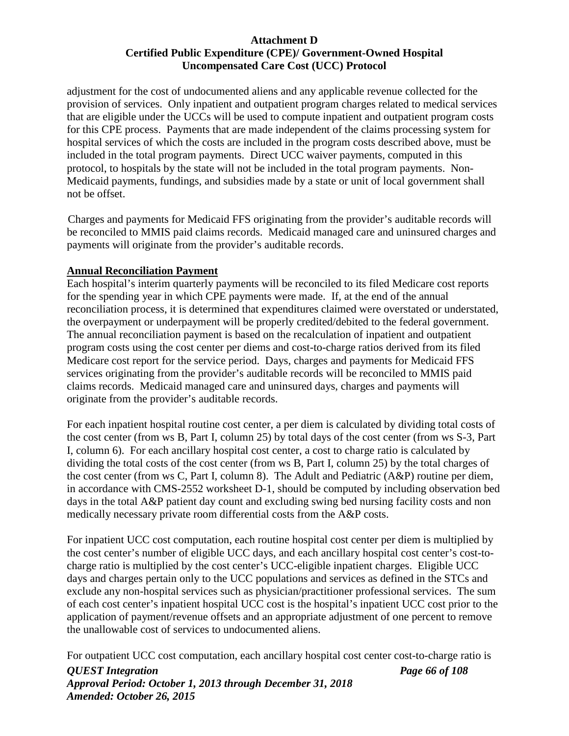adjustment for the cost of undocumented aliens and any applicable revenue collected for the provision of services. Only inpatient and outpatient program charges related to medical services that are eligible under the UCCs will be used to compute inpatient and outpatient program costs for this CPE process. Payments that are made independent of the claims processing system for hospital services of which the costs are included in the program costs described above, must be included in the total program payments. Direct UCC waiver payments, computed in this protocol, to hospitals by the state will not be included in the total program payments. Non-Medicaid payments, fundings, and subsidies made by a state or unit of local government shall not be offset.

Charges and payments for Medicaid FFS originating from the provider's auditable records will be reconciled to MMIS paid claims records. Medicaid managed care and uninsured charges and payments will originate from the provider's auditable records.

**Annual Reconciliation Payment**

Each hospital's interim quarterly payments will be reconciled to its filed Medicare cost reports for the spending year in which CPE payments were made. If, at the end of the annual reconciliation process, it is determined that expenditures claimed were overstated or understated, the overpayment or underpayment will be properly credited/debited to the federal government. The annual reconciliation payment is based on the recalculation of inpatient and outpatient program costs using the cost center per diems and cost-to-charge ratios derived from its filed Medicare cost report for the service period. Days, charges and payments for Medicaid FFS services originating from the provider's auditable records will be reconciled to MMIS paid claims records. Medicaid managed care and uninsured days, charges and payments will originate from the provider's auditable records.

For each inpatient hospital routine cost center, a per diem is calculated by dividing total costs of the cost center (from ws B, Part I, column 25) by total days of the cost center (from ws S-3, Part I, column 6). For each ancillary hospital cost center, a cost to charge ratio is calculated by dividing the total costs of the cost center (from ws B, Part I, column 25) by the total charges of the cost center (from ws C, Part I, column 8). The Adult and Pediatric (A&P) routine per diem, in accordance with CMS-2552 worksheet D-1, should be computed by including observation bed days in the total A&P patient day count and excluding swing bed nursing facility costs and non medically necessary private room differential costs from the A&P costs.

For inpatient UCC cost computation, each routine hospital cost center per diem is multiplied by the cost center's number of eligible UCC days, and each ancillary hospital cost center's cost-to-charge ratio is multiplied by the cost center's UCC-eligible inpatient charges. Eligible UCC days and charges pertain only to the UCC populations and services as defined in the STCs and exclude any non-hospital services such as physician/practitioner professional services. The sum of each cost center's inpatient hospital UCC cost is the hospital's inpatient UCC cost prior to the application of payment/revenue offsets and an appropriate adjustment of one percent to remove the unallowable cost of services to undocumented aliens.

For outpatient UCC cost computation, each ancillary hospital cost center cost-to-charge ratio is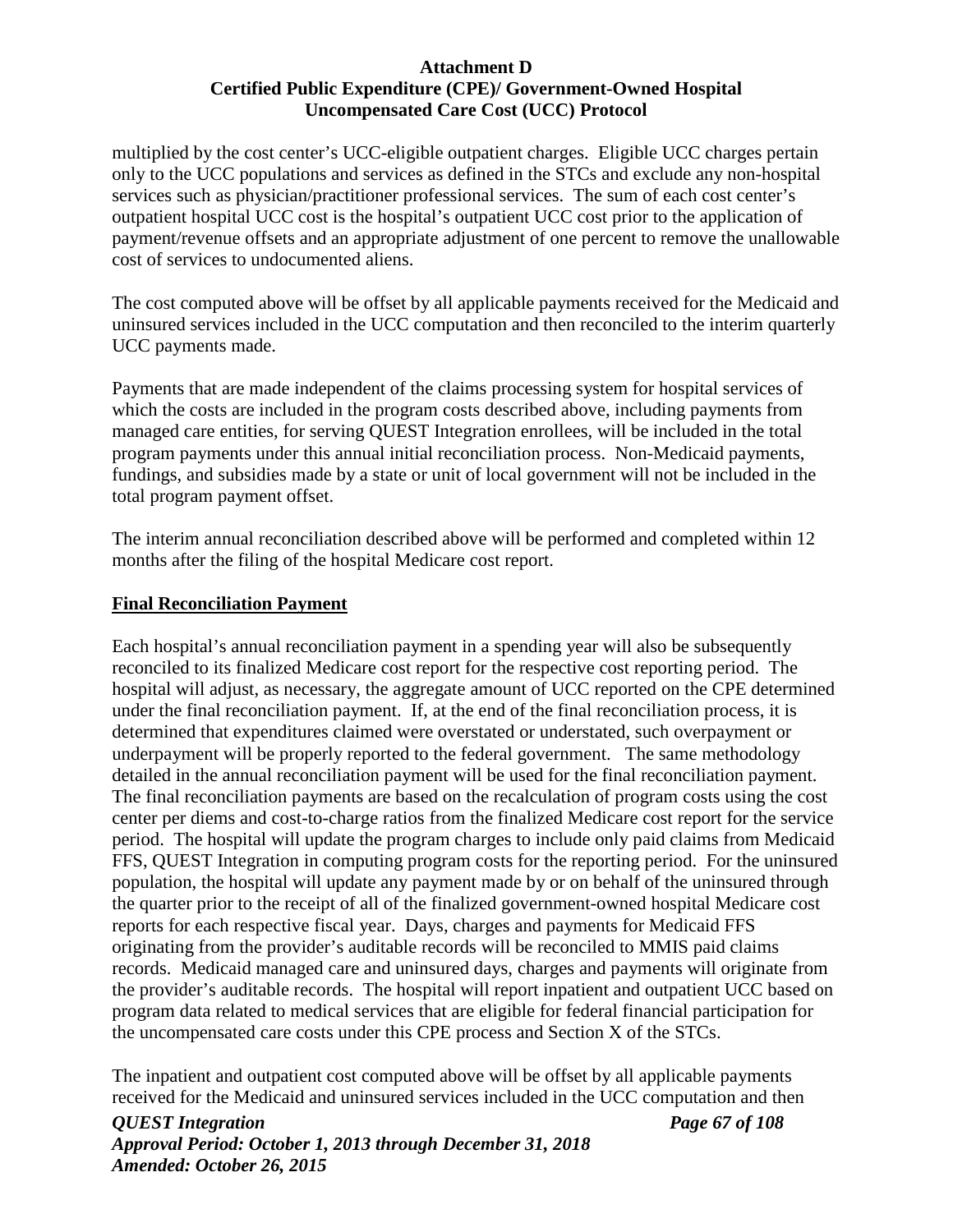multiplied by the cost center's UCC-eligible outpatient charges. Eligible UCC charges pertain only to the UCC populations and services as defined in the STCs and exclude any non-hospital services such as physician/practitioner professional services. The sum of each cost center's outpatient hospital UCC cost is the hospital's outpatient UCC cost prior to the application of payment/revenue offsets and an appropriate adjustment of one percent to remove the unallowable cost of services to undocumented aliens.

The cost computed above will be offset by all applicable payments received for the Medicaid and uninsured services included in the UCC computation and then reconciled to the interim quarterly UCC payments made.

Payments that are made independent of the claims processing system for hospital services of which the costs are included in the program costs described above, including payments from managed care entities, for serving QUEST Integration enrollees, will be included in the total program payments under this annual initial reconciliation process. Non-Medicaid payments, fundings, and subsidies made by a state or unit of local government will not be included in the total program payment offset.

The interim annual reconciliation described above will be performed and completed within 12 months after the filing of the hospital Medicare cost report.

**Final Reconciliation Payment**

Each hospital's annual reconciliation payment in a spending year will also be subsequently reconciled to its finalized Medicare cost report for the respective cost reporting period. The hospital will adjust, as necessary, the aggregate amount of UCC reported on the CPE determined under the final reconciliation payment. If, at the end of the final reconciliation process, it is determined that expenditures claimed were overstated or understated, such overpayment or underpayment will be properly reported to the federal government. The same methodology detailed in the annual reconciliation payment will be used for the final reconciliation payment. The final reconciliation payments are based on the recalculation of program costs using the cost center per diems and cost-to-charge ratios from the finalized Medicare cost report for the service period. The hospital will update the program charges to include only paid claims from Medicaid FFS, QUEST Integration in computing program costs for the reporting period. For the uninsured population, the hospital will update any payment made by or on behalf of the uninsured through the quarter prior to the receipt of all of the finalized government-owned hospital Medicare cost reports for each respective fiscal year. Days, charges and payments for Medicaid FFS originating from the provider's auditable records will be reconciled to MMIS paid claims records. Medicaid managed care and uninsured days, charges and payments will originate from the provider's auditable records. The hospital will report inpatient and outpatient UCC based on program data related to medical services that are eligible for federal financial participation for the uncompensated care costs under this CPE process and Section X of the STCs.

The inpatient and outpatient cost computed above will be offset by all applicable payments received for the Medicaid and uninsured services included in the UCC computation and then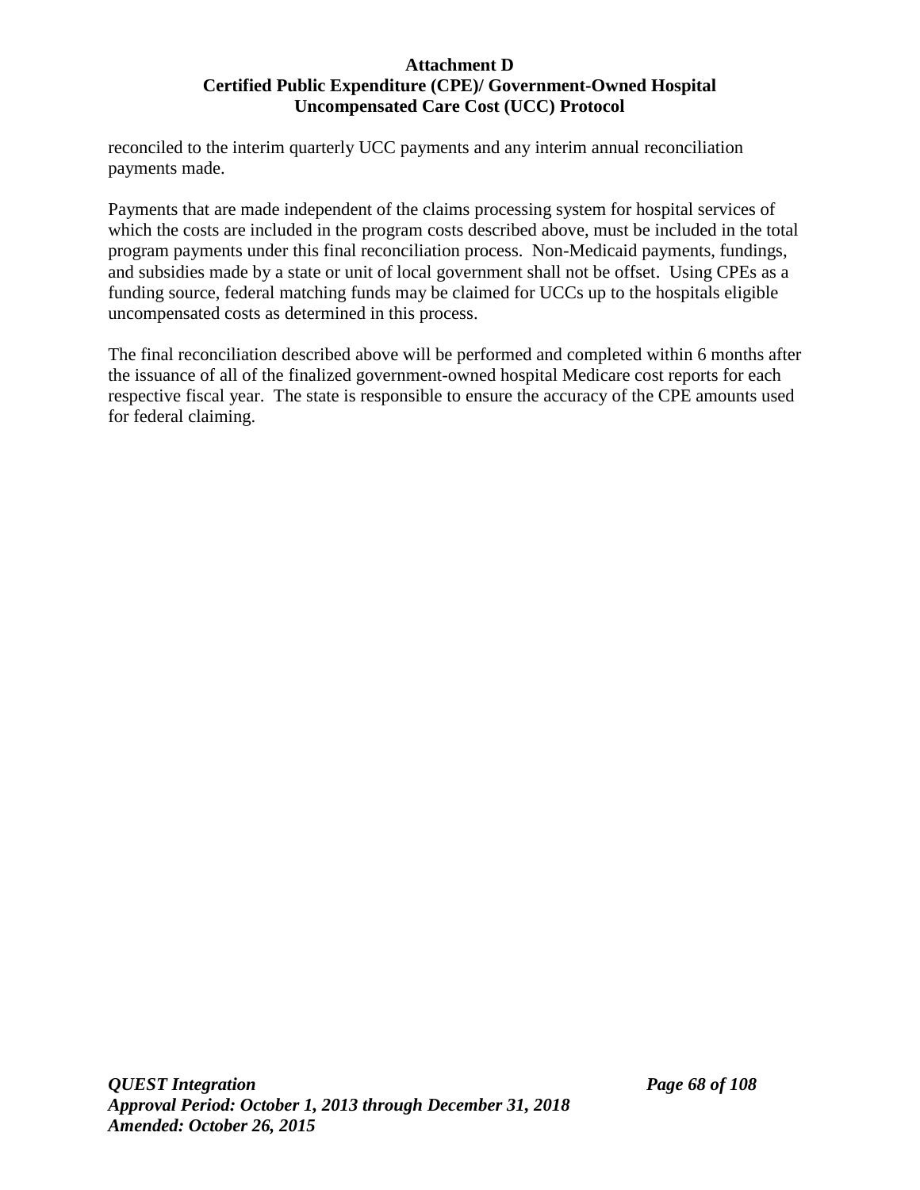reconciled to the interim quarterly UCC payments and any interim annual reconciliation payments made.

Payments that are made independent of the claims processing system for hospital services of which the costs are included in the program costs described above, must be included in the total program payments under this final reconciliation process. Non-Medicaid payments, fundings, and subsidies made by a state or unit of local government shall not be offset. Using CPEs as a funding source, federal matching funds may be claimed for UCCs up to the hospitals eligible uncompensated costs as determined in this process.

The final reconciliation described above will be performed and completed within 6 months after the issuance of all of the finalized government-owned hospital Medicare cost reports for each respective fiscal year. The state is responsible to ensure the accuracy of the CPE amounts used for federal claiming.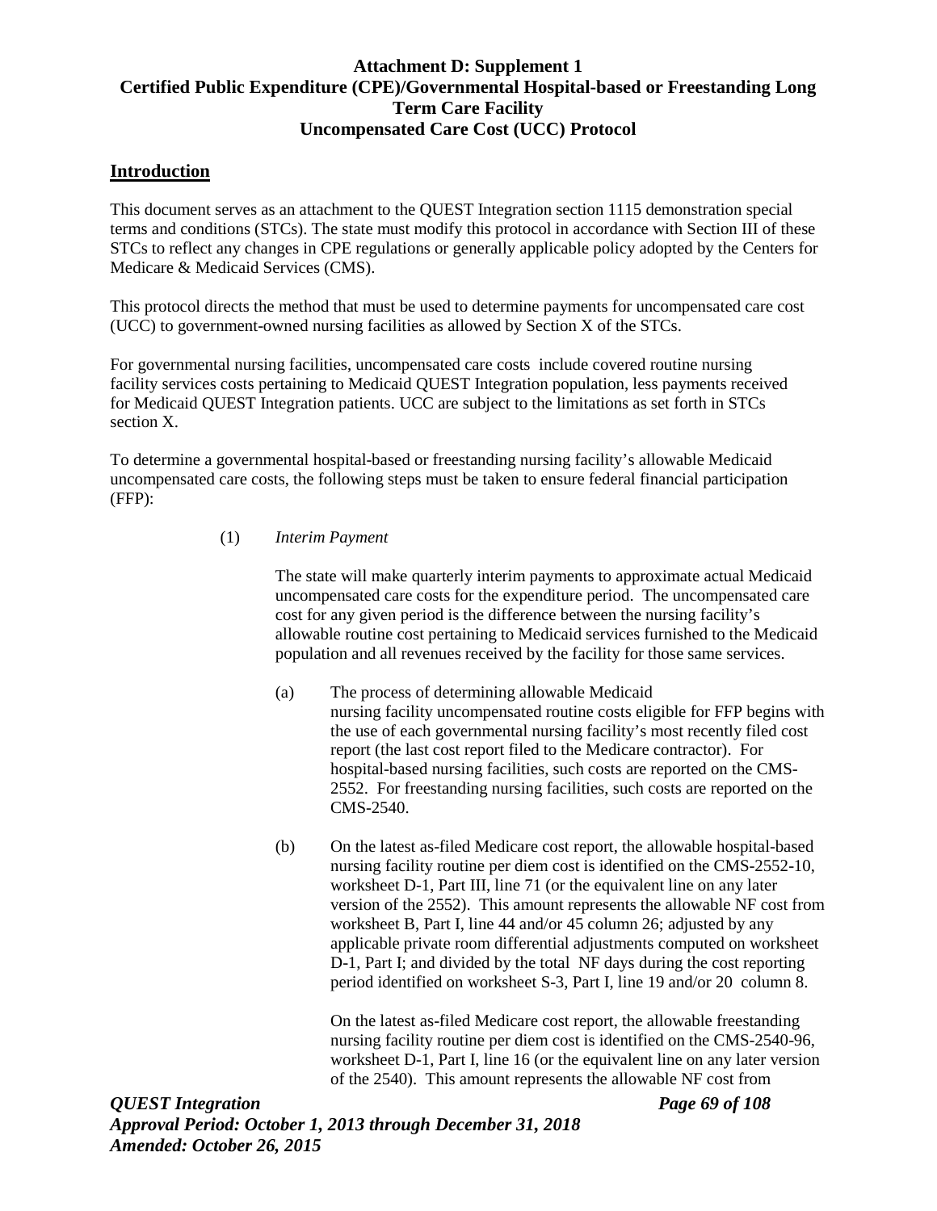# Attachment D: Supplement 1
# Certified Public Expenditure (CPE)/Governmental Hospital-based or Freestanding Long Term Care Facility Uncompensated Care Cost (UCC) Protocol

## Introduction

This document serves as an attachment to the QUEST Integration section 1115 demonstration special terms and conditions (STCs). The state must modify this protocol in accordance with Section III of these STCs to reflect any changes in CPE regulations or generally applicable policy adopted by the Centers for Medicare & Medicaid Services (CMS).

This protocol directs the method that must be used to determine payments for uncompensated care cost (UCC) to government-owned nursing facilities as allowed by Section X of the STCs.

For governmental nursing facilities, uncompensated care costs include covered routine nursing facility services costs pertaining to Medicaid QUEST Integration population, less payments received for Medicaid QUEST Integration patients. UCC are subject to the limitations as set forth in STCs section X.

To determine a governmental hospital-based or freestanding nursing facility's allowable Medicaid uncompensated care costs, the following steps must be taken to ensure federal financial participation (FFP):

(1) *Interim Payment*

The state will make quarterly interim payments to approximate actual Medicaid uncompensated care costs for the expenditure period. The uncompensated care cost for any given period is the difference between the nursing facility's allowable routine cost pertaining to Medicaid services furnished to the Medicaid population and all revenues received by the facility for those same services.

(a) The process of determining allowable Medicaid nursing facility uncompensated routine costs eligible for FFP begins with the use of each governmental nursing facility's most recently filed cost report (the last cost report filed to the Medicare contractor). For hospital-based nursing facilities, such costs are reported on the CMS-2552. For freestanding nursing facilities, such costs are reported on the CMS-2540.

(b) On the latest as-filed Medicare cost report, the allowable hospital-based nursing facility routine per diem cost is identified on the CMS-2552-10, worksheet D-1, Part III, line 71 (or the equivalent line on any later version of the 2552). This amount represents the allowable NF cost from worksheet B, Part I, line 44 and/or 45 column 26; adjusted by any applicable private room differential adjustments computed on worksheet D-1, Part I; and divided by the total NF days during the cost reporting period identified on worksheet S-3, Part I, line 19 and/or 20 column 8.

On the latest as-filed Medicare cost report, the allowable freestanding nursing facility routine per diem cost is identified on the CMS-2540-96, worksheet D-1, Part I, line 16 (or the equivalent line on any later version of the 2540). This amount represents the allowable NF cost from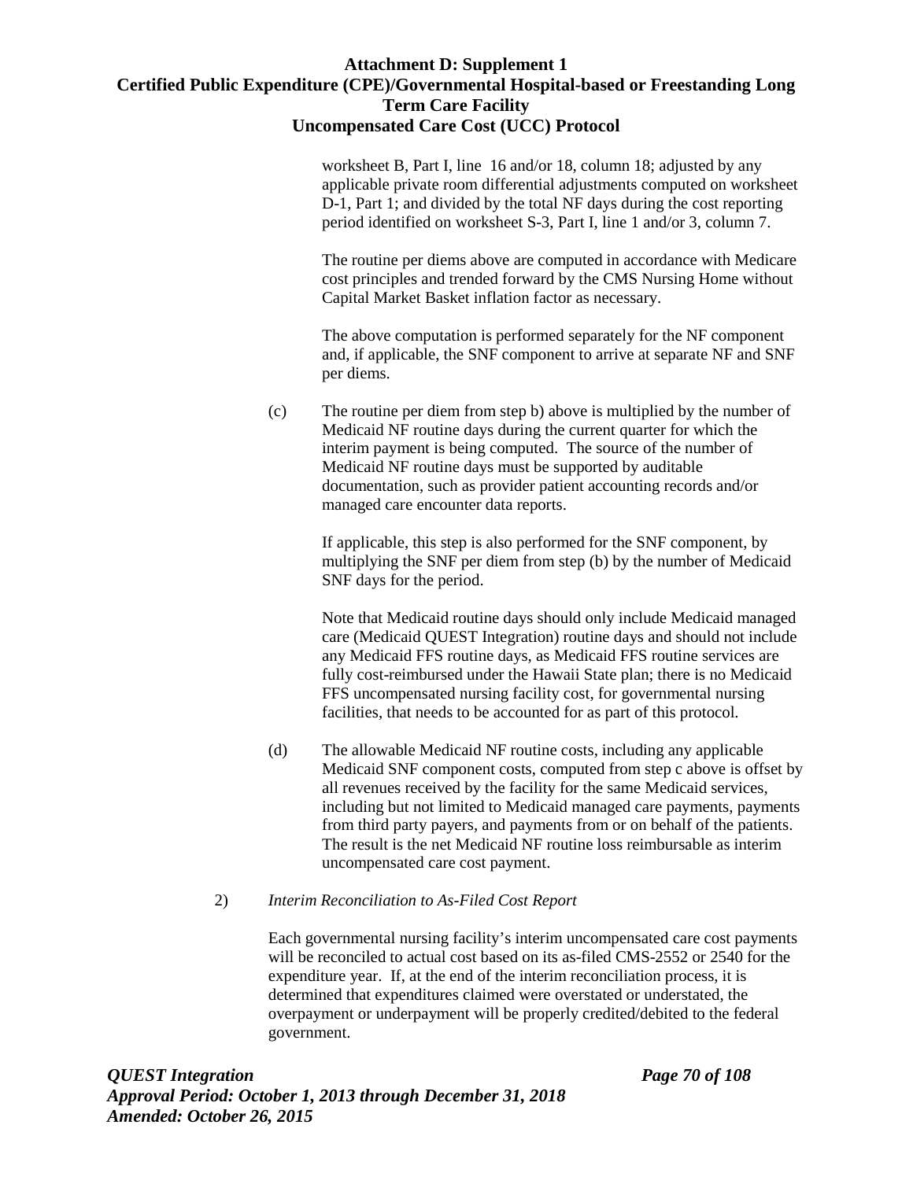worksheet B, Part I, line 16 and/or 18, column 18; adjusted by any applicable private room differential adjustments computed on worksheet D-1, Part 1; and divided by the total NF days during the cost reporting period identified on worksheet S-3, Part I, line 1 and/or 3, column 7.

The routine per diems above are computed in accordance with Medicare cost principles and trended forward by the CMS Nursing Home without Capital Market Basket inflation factor as necessary.

The above computation is performed separately for the NF component and, if applicable, the SNF component to arrive at separate NF and SNF per diems.

(c) The routine per diem from step b) above is multiplied by the number of Medicaid NF routine days during the current quarter for which the interim payment is being computed. The source of the number of Medicaid NF routine days must be supported by auditable documentation, such as provider patient accounting records and/or managed care encounter data reports.

If applicable, this step is also performed for the SNF component, by multiplying the SNF per diem from step (b) by the number of Medicaid SNF days for the period.

Note that Medicaid routine days should only include Medicaid managed care (Medicaid QUEST Integration) routine days and should not include any Medicaid FFS routine days, as Medicaid FFS routine services are fully cost-reimbursed under the Hawaii State plan; there is no Medicaid FFS uncompensated nursing facility cost, for governmental nursing facilities, that needs to be accounted for as part of this protocol.

(d) The allowable Medicaid NF routine costs, including any applicable Medicaid SNF component costs, computed from step c above is offset by all revenues received by the facility for the same Medicaid services, including but not limited to Medicaid managed care payments, payments from third party payers, and payments from or on behalf of the patients. The result is the net Medicaid NF routine loss reimbursable as interim uncompensated care cost payment.

2) *Interim Reconciliation to As-Filed Cost Report*

Each governmental nursing facility's interim uncompensated care cost payments will be reconciled to actual cost based on its as-filed CMS-2552 or 2540 for the expenditure year. If, at the end of the interim reconciliation process, it is determined that expenditures claimed were overstated or understated, the overpayment or underpayment will be properly credited/debited to the federal government.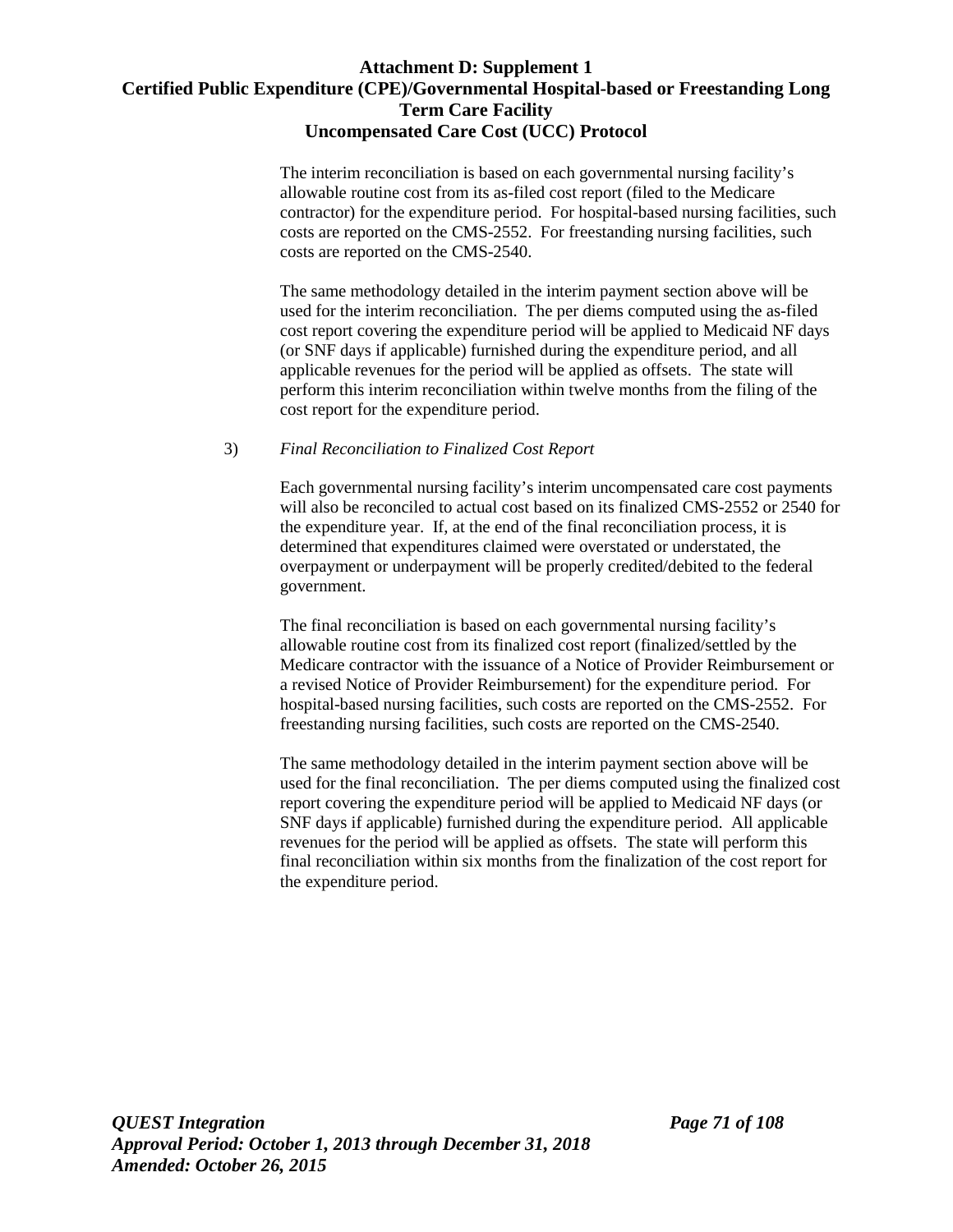The interim reconciliation is based on each governmental nursing facility's allowable routine cost from its as-filed cost report (filed to the Medicare contractor) for the expenditure period. For hospital-based nursing facilities, such costs are reported on the CMS-2552. For freestanding nursing facilities, such costs are reported on the CMS-2540.

The same methodology detailed in the interim payment section above will be used for the interim reconciliation. The per diems computed using the as-filed cost report covering the expenditure period will be applied to Medicaid NF days (or SNF days if applicable) furnished during the expenditure period, and all applicable revenues for the period will be applied as offsets. The state will perform this interim reconciliation within twelve months from the filing of the cost report for the expenditure period.

3) *Final Reconciliation to Finalized Cost Report*

Each governmental nursing facility's interim uncompensated care cost payments will also be reconciled to actual cost based on its finalized CMS-2552 or 2540 for the expenditure year. If, at the end of the final reconciliation process, it is determined that expenditures claimed were overstated or understated, the overpayment or underpayment will be properly credited/debited to the federal government.

The final reconciliation is based on each governmental nursing facility's allowable routine cost from its finalized cost report (finalized/settled by the Medicare contractor with the issuance of a Notice of Provider Reimbursement or a revised Notice of Provider Reimbursement) for the expenditure period. For hospital-based nursing facilities, such costs are reported on the CMS-2552. For freestanding nursing facilities, such costs are reported on the CMS-2540.

The same methodology detailed in the interim payment section above will be used for the final reconciliation. The per diems computed using the finalized cost report covering the expenditure period will be applied to Medicaid NF days (or SNF days if applicable) furnished during the expenditure period. All applicable revenues for the period will be applied as offsets. The state will perform this final reconciliation within six months from the finalization of the cost report for the expenditure period.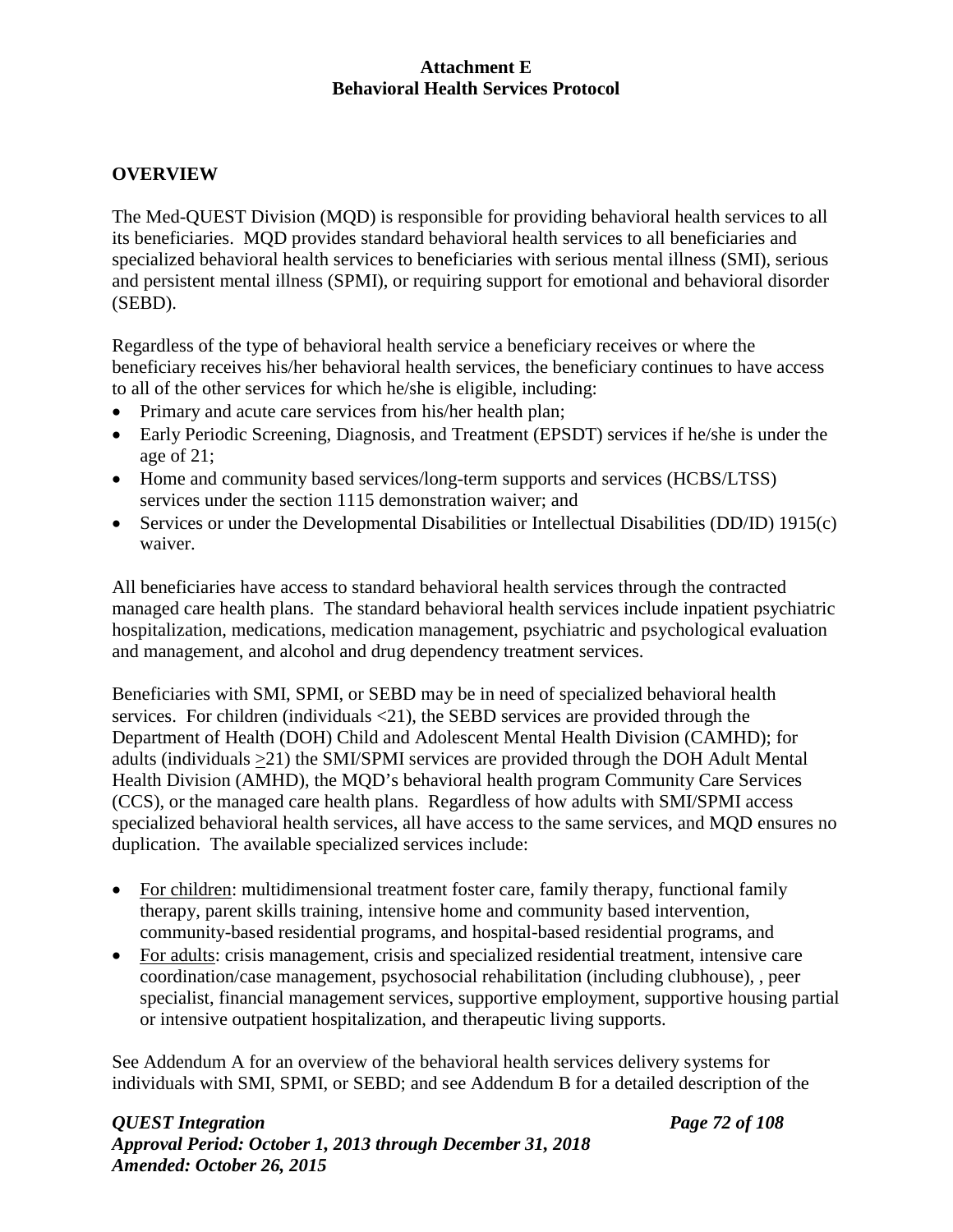**Attachment E**
**Behavioral Health Services Protocol**

## OVERVIEW

The Med-QUEST Division (MQD) is responsible for providing behavioral health services to all its beneficiaries. MQD provides standard behavioral health services to all beneficiaries and specialized behavioral health services to beneficiaries with serious mental illness (SMI), serious and persistent mental illness (SPMI), or requiring support for emotional and behavioral disorder (SEBD).

Regardless of the type of behavioral health service a beneficiary receives or where the beneficiary receives his/her behavioral health services, the beneficiary continues to have access to all of the other services for which he/she is eligible, including:

- Primary and acute care services from his/her health plan;
- Early Periodic Screening, Diagnosis, and Treatment (EPSDT) services if he/she is under the age of 21;
- Home and community based services/long-term supports and services (HCBS/LTSS) services under the section 1115 demonstration waiver; and
- Services or under the Developmental Disabilities or Intellectual Disabilities (DD/ID) 1915(c) waiver.

All beneficiaries have access to standard behavioral health services through the contracted managed care health plans. The standard behavioral health services include inpatient psychiatric hospitalization, medications, medication management, psychiatric and psychological evaluation and management, and alcohol and drug dependency treatment services.

Beneficiaries with SMI, SPMI, or SEBD may be in need of specialized behavioral health services. For children (individuals <21), the SEBD services are provided through the Department of Health (DOH) Child and Adolescent Mental Health Division (CAMHD); for adults (individuals ≥21) the SMI/SPMI services are provided through the DOH Adult Mental Health Division (AMHD), the MQD's behavioral health program Community Care Services (CCS), or the managed care health plans. Regardless of how adults with SMI/SPMI access specialized behavioral health services, all have access to the same services, and MQD ensures no duplication. The available specialized services include:

- For children: multidimensional treatment foster care, family therapy, functional family therapy, parent skills training, intensive home and community based intervention, community-based residential programs, and hospital-based residential programs, and
- For adults: crisis management, crisis and specialized residential treatment, intensive care coordination/case management, psychosocial rehabilitation (including clubhouse), , peer specialist, financial management services, supportive employment, supportive housing partial or intensive outpatient hospitalization, and therapeutic living supports.

See Addendum A for an overview of the behavioral health services delivery systems for individuals with SMI, SPMI, or SEBD; and see Addendum B for a detailed description of the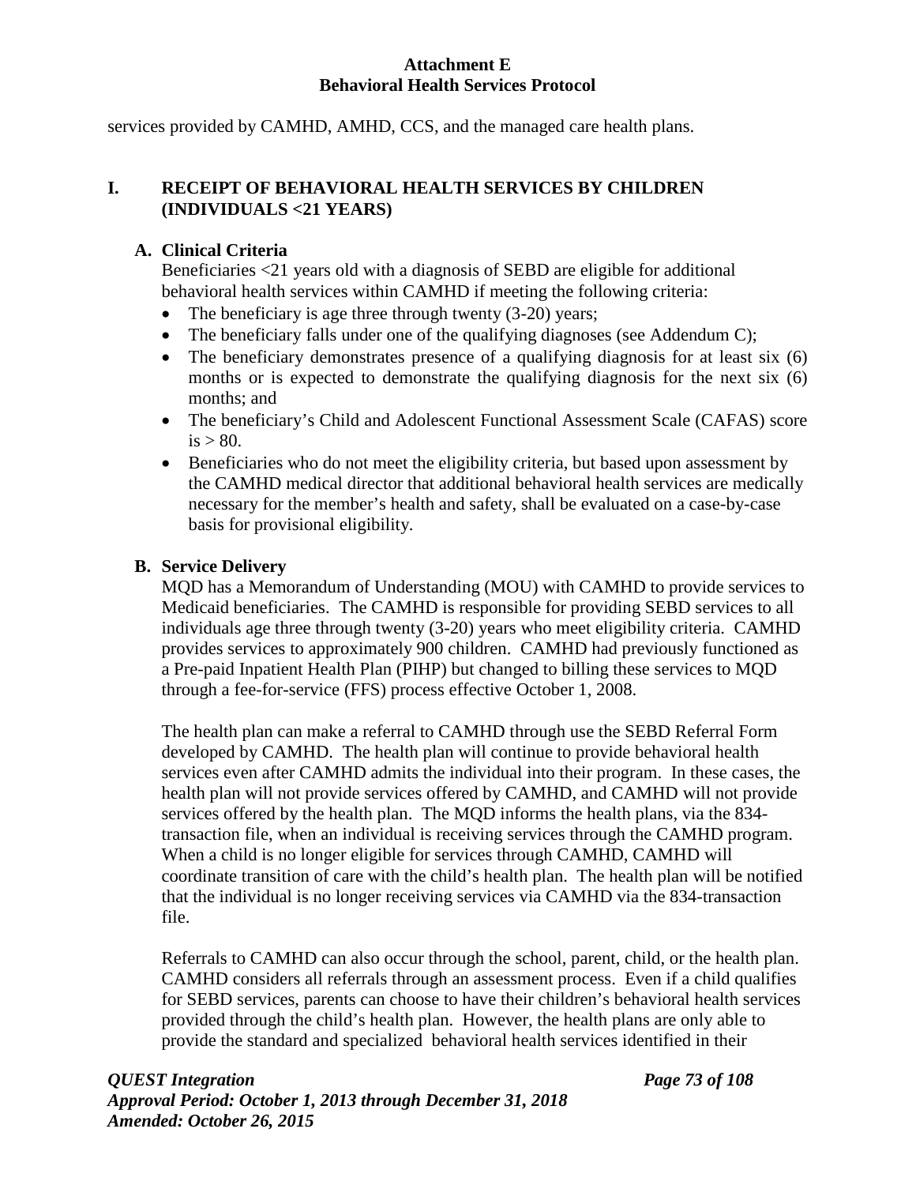services provided by CAMHD, AMHD, CCS, and the managed care health plans.

## I. RECEIPT OF BEHAVIORAL HEALTH SERVICES BY CHILDREN (INDIVIDUALS <21 YEARS)

### A. Clinical Criteria

Beneficiaries <21 years old with a diagnosis of SEBD are eligible for additional behavioral health services within CAMHD if meeting the following criteria:

- The beneficiary is age three through twenty (3-20) years;
- The beneficiary falls under one of the qualifying diagnoses (see Addendum C);
- The beneficiary demonstrates presence of a qualifying diagnosis for at least six (6) months or is expected to demonstrate the qualifying diagnosis for the next six (6) months; and
- The beneficiary's Child and Adolescent Functional Assessment Scale (CAFAS) score is > 80.
- Beneficiaries who do not meet the eligibility criteria, but based upon assessment by the CAMHD medical director that additional behavioral health services are medically necessary for the member's health and safety, shall be evaluated on a case-by-case basis for provisional eligibility.

### B. Service Delivery

MQD has a Memorandum of Understanding (MOU) with CAMHD to provide services to Medicaid beneficiaries. The CAMHD is responsible for providing SEBD services to all individuals age three through twenty (3-20) years who meet eligibility criteria. CAMHD provides services to approximately 900 children. CAMHD had previously functioned as a Pre-paid Inpatient Health Plan (PIHP) but changed to billing these services to MQD through a fee-for-service (FFS) process effective October 1, 2008.

The health plan can make a referral to CAMHD through use the SEBD Referral Form developed by CAMHD. The health plan will continue to provide behavioral health services even after CAMHD admits the individual into their program. In these cases, the health plan will not provide services offered by CAMHD, and CAMHD will not provide services offered by the health plan. The MQD informs the health plans, via the 834-transaction file, when an individual is receiving services through the CAMHD program. When a child is no longer eligible for services through CAMHD, CAMHD will coordinate transition of care with the child's health plan. The health plan will be notified that the individual is no longer receiving services via CAMHD via the 834-transaction file.

Referrals to CAMHD can also occur through the school, parent, child, or the health plan. CAMHD considers all referrals through an assessment process. Even if a child qualifies for SEBD services, parents can choose to have their children's behavioral health services provided through the child's health plan. However, the health plans are only able to provide the standard and specialized behavioral health services identified in their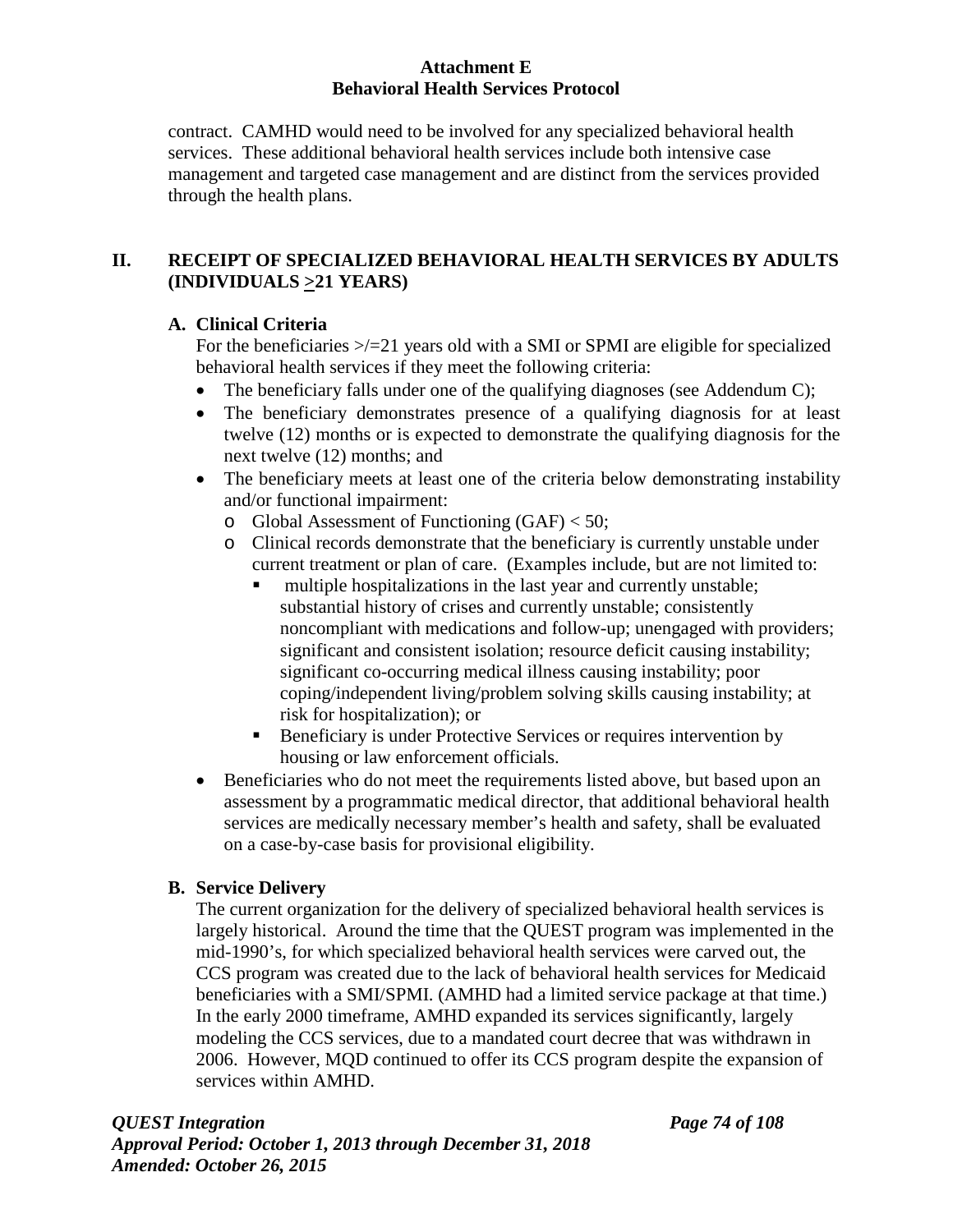contract. CAMHD would need to be involved for any specialized behavioral health services. These additional behavioral health services include both intensive case management and targeted case management and are distinct from the services provided through the health plans.

## II. RECEIPT OF SPECIALIZED BEHAVIORAL HEALTH SERVICES BY ADULTS (INDIVIDUALS >21 YEARS)

### A. Clinical Criteria

For the beneficiaries >/=21 years old with a SMI or SPMI are eligible for specialized behavioral health services if they meet the following criteria:

- The beneficiary falls under one of the qualifying diagnoses (see Addendum C);
- The beneficiary demonstrates presence of a qualifying diagnosis for at least twelve (12) months or is expected to demonstrate the qualifying diagnosis for the next twelve (12) months; and
- The beneficiary meets at least one of the criteria below demonstrating instability and/or functional impairment:
  - Global Assessment of Functioning (GAF) < 50;
  - Clinical records demonstrate that the beneficiary is currently unstable under current treatment or plan of care. (Examples include, but are not limited to:
    - multiple hospitalizations in the last year and currently unstable; substantial history of crises and currently unstable; consistently noncompliant with medications and follow-up; unengaged with providers; significant and consistent isolation; resource deficit causing instability; significant co-occurring medical illness causing instability; poor coping/independent living/problem solving skills causing instability; at risk for hospitalization); or
    - Beneficiary is under Protective Services or requires intervention by housing or law enforcement officials.
- Beneficiaries who do not meet the requirements listed above, but based upon an assessment by a programmatic medical director, that additional behavioral health services are medically necessary member's health and safety, shall be evaluated on a case-by-case basis for provisional eligibility.

### B. Service Delivery

The current organization for the delivery of specialized behavioral health services is largely historical. Around the time that the QUEST program was implemented in the mid-1990's, for which specialized behavioral health services were carved out, the CCS program was created due to the lack of behavioral health services for Medicaid beneficiaries with a SMI/SPMI. (AMHD had a limited service package at that time.) In the early 2000 timeframe, AMHD expanded its services significantly, largely modeling the CCS services, due to a mandated court decree that was withdrawn in 2006. However, MQD continued to offer its CCS program despite the expansion of services within AMHD.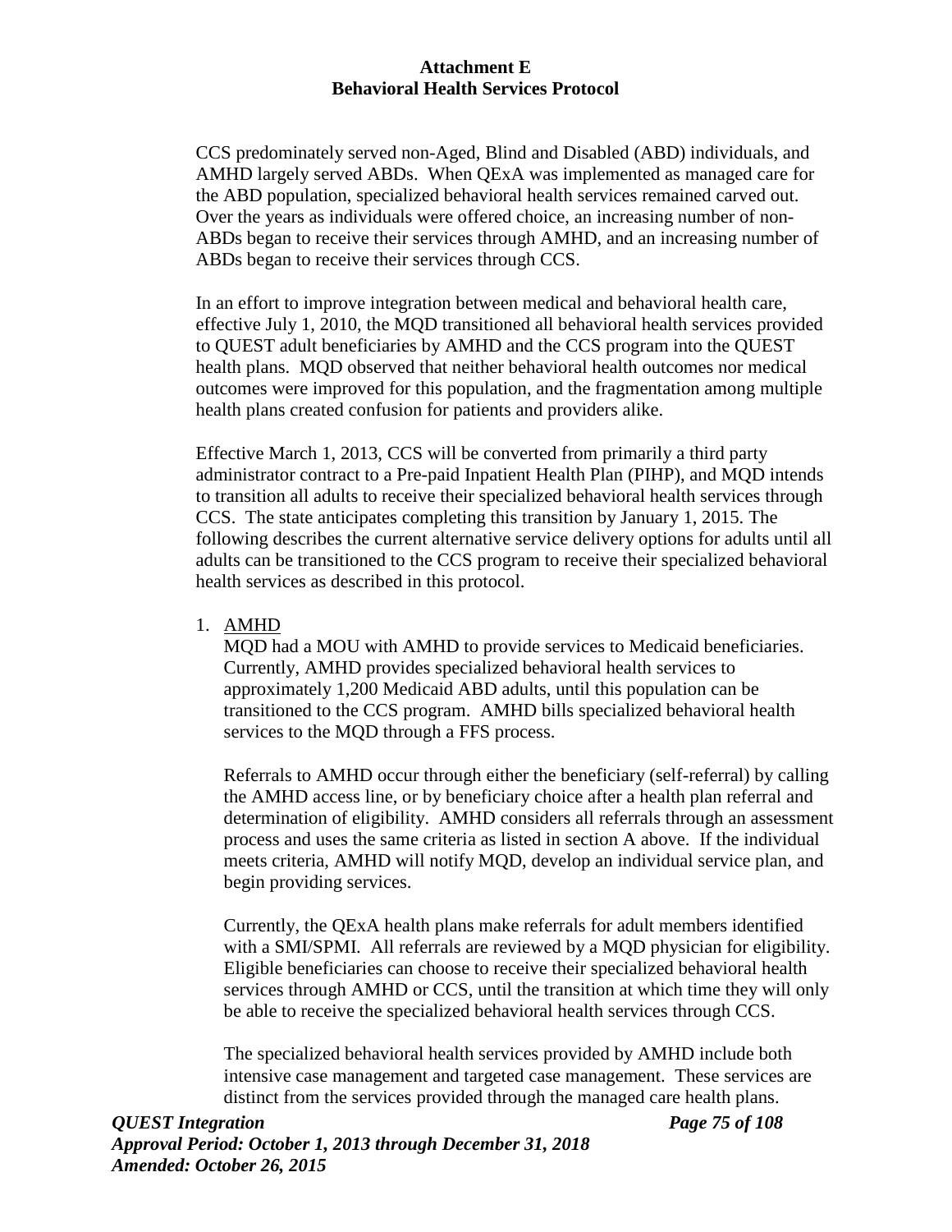**Attachment E**
**Behavioral Health Services Protocol**

CCS predominately served non-Aged, Blind and Disabled (ABD) individuals, and AMHD largely served ABDs. When QExA was implemented as managed care for the ABD population, specialized behavioral health services remained carved out. Over the years as individuals were offered choice, an increasing number of non-ABDs began to receive their services through AMHD, and an increasing number of ABDs began to receive their services through CCS.

In an effort to improve integration between medical and behavioral health care, effective July 1, 2010, the MQD transitioned all behavioral health services provided to QUEST adult beneficiaries by AMHD and the CCS program into the QUEST health plans. MQD observed that neither behavioral health outcomes nor medical outcomes were improved for this population, and the fragmentation among multiple health plans created confusion for patients and providers alike.

Effective March 1, 2013, CCS will be converted from primarily a third party administrator contract to a Pre-paid Inpatient Health Plan (PIHP), and MQD intends to transition all adults to receive their specialized behavioral health services through CCS. The state anticipates completing this transition by January 1, 2015. The following describes the current alternative service delivery options for adults until all adults can be transitioned to the CCS program to receive their specialized behavioral health services as described in this protocol.

1. <u>AMHD</u>
   MQD had a MOU with AMHD to provide services to Medicaid beneficiaries. Currently, AMHD provides specialized behavioral health services to approximately 1,200 Medicaid ABD adults, until this population can be transitioned to the CCS program. AMHD bills specialized behavioral health services to the MQD through a FFS process.

   Referrals to AMHD occur through either the beneficiary (self-referral) by calling the AMHD access line, or by beneficiary choice after a health plan referral and determination of eligibility. AMHD considers all referrals through an assessment process and uses the same criteria as listed in section A above. If the individual meets criteria, AMHD will notify MQD, develop an individual service plan, and begin providing services.

   Currently, the QExA health plans make referrals for adult members identified with a SMI/SPMI. All referrals are reviewed by a MQD physician for eligibility. Eligible beneficiaries can choose to receive their specialized behavioral health services through AMHD or CCS, until the transition at which time they will only be able to receive the specialized behavioral health services through CCS.

   The specialized behavioral health services provided by AMHD include both intensive case management and targeted case management. These services are distinct from the services provided through the managed care health plans.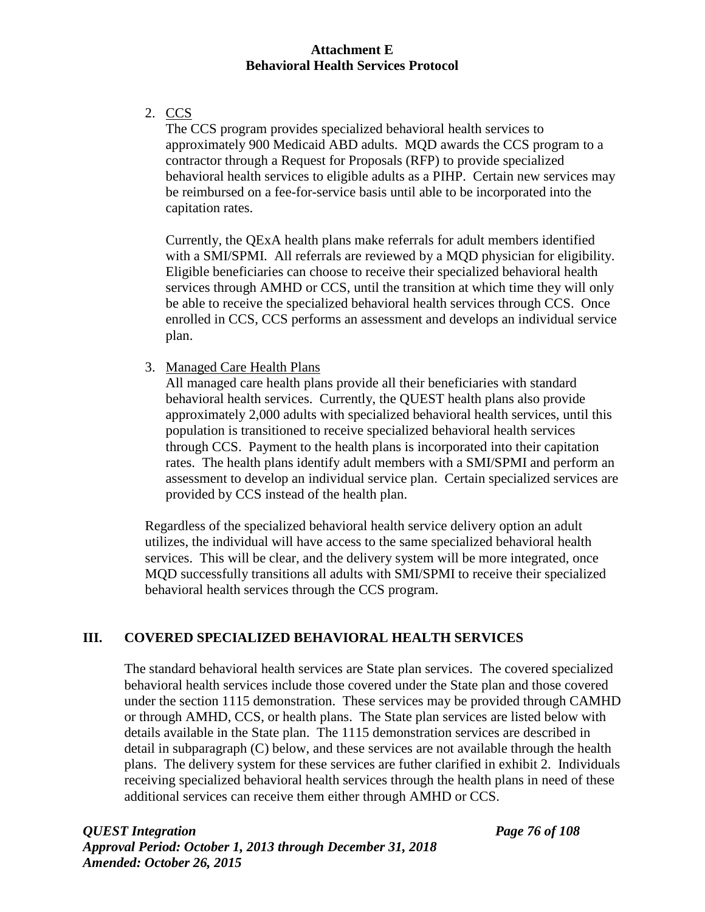2. CCS

   The CCS program provides specialized behavioral health services to approximately 900 Medicaid ABD adults. MQD awards the CCS program to a contractor through a Request for Proposals (RFP) to provide specialized behavioral health services to eligible adults as a PIHP. Certain new services may be reimbursed on a fee-for-service basis until able to be incorporated into the capitation rates.

   Currently, the QExA health plans make referrals for adult members identified with a SMI/SPMI. All referrals are reviewed by a MQD physician for eligibility. Eligible beneficiaries can choose to receive their specialized behavioral health services through AMHD or CCS, until the transition at which time they will only be able to receive the specialized behavioral health services through CCS. Once enrolled in CCS, CCS performs an assessment and develops an individual service plan.

3. Managed Care Health Plans

   All managed care health plans provide all their beneficiaries with standard behavioral health services. Currently, the QUEST health plans also provide approximately 2,000 adults with specialized behavioral health services, until this population is transitioned to receive specialized behavioral health services through CCS. Payment to the health plans is incorporated into their capitation rates. The health plans identify adult members with a SMI/SPMI and perform an assessment to develop an individual service plan. Certain specialized services are provided by CCS instead of the health plan.

Regardless of the specialized behavioral health service delivery option an adult utilizes, the individual will have access to the same specialized behavioral health services. This will be clear, and the delivery system will be more integrated, once MQD successfully transitions all adults with SMI/SPMI to receive their specialized behavioral health services through the CCS program.

## III. COVERED SPECIALIZED BEHAVIORAL HEALTH SERVICES

The standard behavioral health services are State plan services. The covered specialized behavioral health services include those covered under the State plan and those covered under the section 1115 demonstration. These services may be provided through CAMHD or through AMHD, CCS, or health plans. The State plan services are listed below with details available in the State plan. The 1115 demonstration services are described in detail in subparagraph (C) below, and these services are not available through the health plans. The delivery system for these services are futher clarified in exhibit 2. Individuals receiving specialized behavioral health services through the health plans in need of these additional services can receive them either through AMHD or CCS.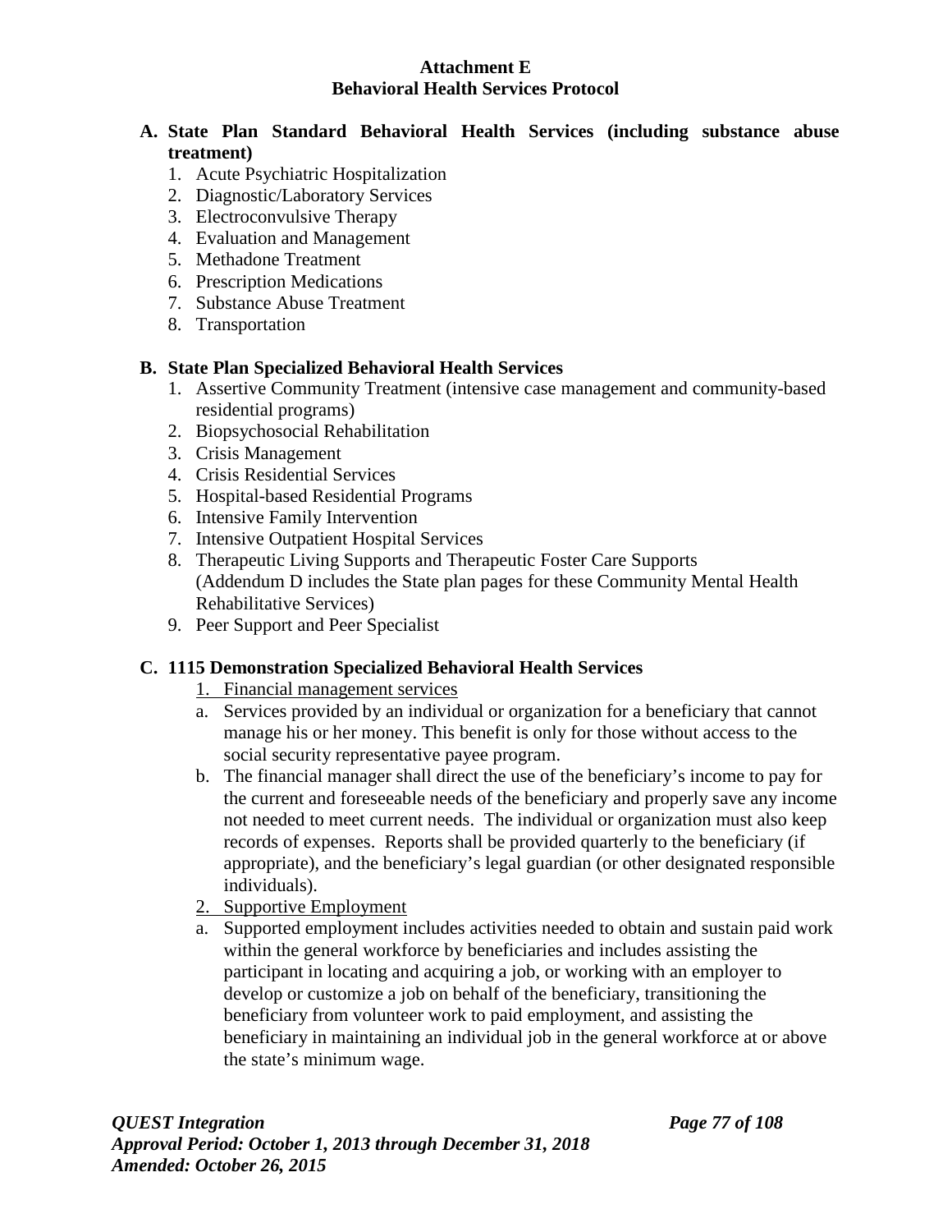# Attachment E
## Behavioral Health Services Protocol

**A. State Plan Standard Behavioral Health Services (including substance abuse treatment)**

1. Acute Psychiatric Hospitalization
2. Diagnostic/Laboratory Services
3. Electroconvulsive Therapy
4. Evaluation and Management
5. Methadone Treatment
6. Prescription Medications
7. Substance Abuse Treatment
8. Transportation

**B. State Plan Specialized Behavioral Health Services**

1. Assertive Community Treatment (intensive case management and community-based residential programs)
2. Biopsychosocial Rehabilitation
3. Crisis Management
4. Crisis Residential Services
5. Hospital-based Residential Programs
6. Intensive Family Intervention
7. Intensive Outpatient Hospital Services
8. Therapeutic Living Supports and Therapeutic Foster Care Supports (Addendum D includes the State plan pages for these Community Mental Health Rehabilitative Services)
9. Peer Support and Peer Specialist

**C. 1115 Demonstration Specialized Behavioral Health Services**

1. <u>Financial management services</u>
   a. Services provided by an individual or organization for a beneficiary that cannot manage his or her money. This benefit is only for those without access to the social security representative payee program.
   b. The financial manager shall direct the use of the beneficiary's income to pay for the current and foreseeable needs of the beneficiary and properly save any income not needed to meet current needs. The individual or organization must also keep records of expenses. Reports shall be provided quarterly to the beneficiary (if appropriate), and the beneficiary's legal guardian (or other designated responsible individuals).
2. <u>Supportive Employment</u>
   a. Supported employment includes activities needed to obtain and sustain paid work within the general workforce by beneficiaries and includes assisting the participant in locating and acquiring a job, or working with an employer to develop or customize a job on behalf of the beneficiary, transitioning the beneficiary from volunteer work to paid employment, and assisting the beneficiary in maintaining an individual job in the general workforce at or above the state's minimum wage.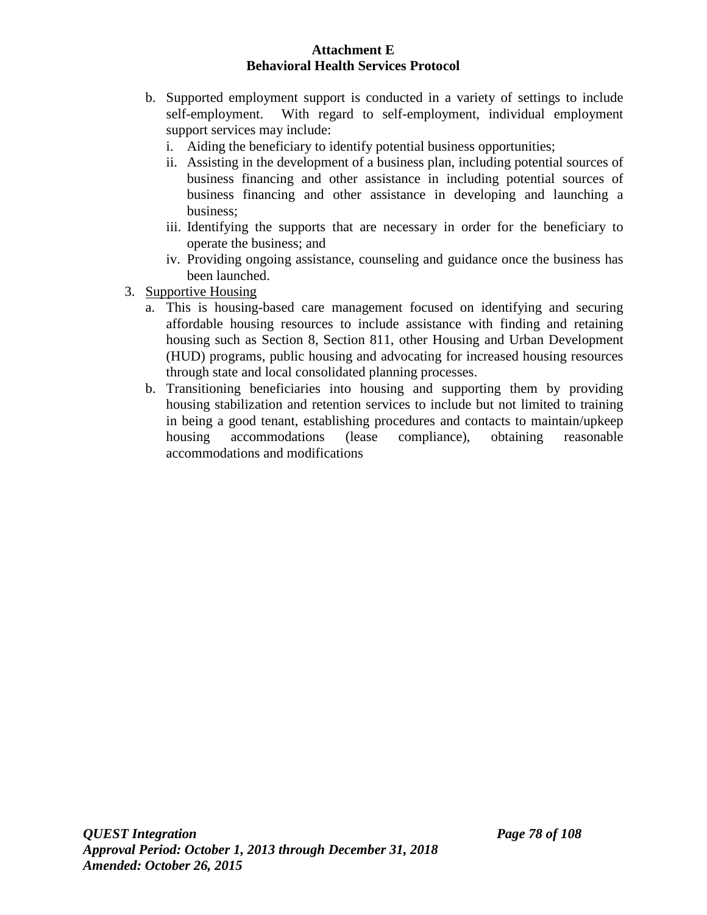b. Supported employment support is conducted in a variety of settings to include self-employment. With regard to self-employment, individual employment support services may include:
   i. Aiding the beneficiary to identify potential business opportunities;
   ii. Assisting in the development of a business plan, including potential sources of business financing and other assistance in including potential sources of business financing and other assistance in developing and launching a business;
   iii. Identifying the supports that are necessary in order for the beneficiary to operate the business; and
   iv. Providing ongoing assistance, counseling and guidance once the business has been launched.

3. <u>Supportive Housing</u>
   a. This is housing-based care management focused on identifying and securing affordable housing resources to include assistance with finding and retaining housing such as Section 8, Section 811, other Housing and Urban Development (HUD) programs, public housing and advocating for increased housing resources through state and local consolidated planning processes.
   b. Transitioning beneficiaries into housing and supporting them by providing housing stabilization and retention services to include but not limited to training in being a good tenant, establishing procedures and contacts to maintain/upkeep housing accommodations (lease compliance), obtaining reasonable accommodations and modifications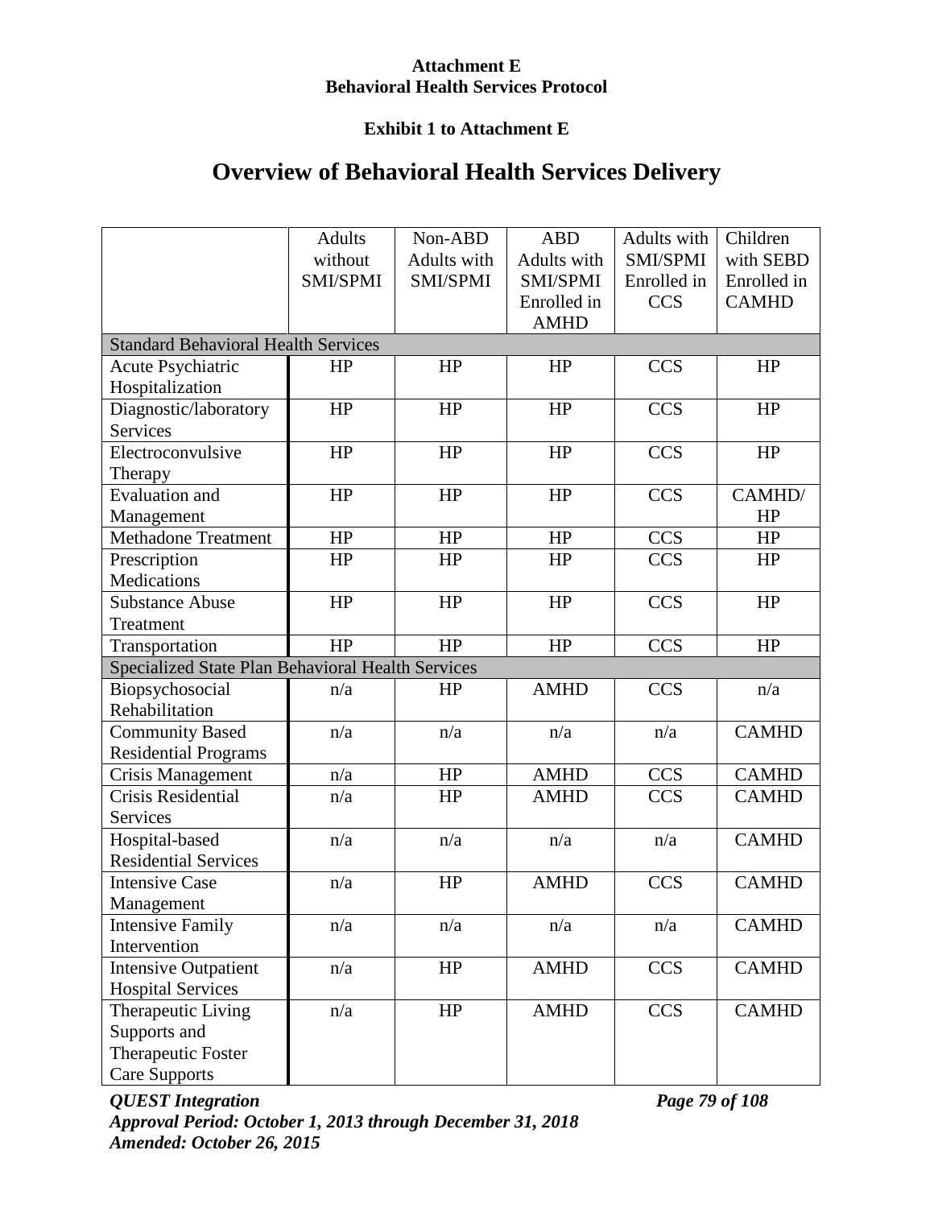**Attachment E**
**Behavioral Health Services Protocol**

**Exhibit 1 to Attachment E**

# Overview of Behavioral Health Services Delivery

| | Adults without SMI/SPMI | Non-ABD Adults with SMI/SPMI | ABD Adults with SMI/SPMI Enrolled in AMHD | Adults with SMI/SPMI Enrolled in CCS | Children with SEBD Enrolled in CAMHD |
|---|---|---|---|---|---|
| **Standard Behavioral Health Services** | | | | | |
| Acute Psychiatric Hospitalization | HP | HP | HP | CCS | HP |
| Diagnostic/laboratory Services | HP | HP | HP | CCS | HP |
| Electroconvulsive Therapy | HP | HP | HP | CCS | HP |
| Evaluation and Management | HP | HP | HP | CCS | CAMHD/ HP |
| Methadone Treatment | HP | HP | HP | CCS | HP |
| Prescription Medications | HP | HP | HP | CCS | HP |
| Substance Abuse Treatment | HP | HP | HP | CCS | HP |
| Transportation | HP | HP | HP | CCS | HP |
| **Specialized State Plan Behavioral Health Services** | | | | | |
| Biopsychosocial Rehabilitation | n/a | HP | AMHD | CCS | n/a |
| Community Based Residential Programs | n/a | n/a | n/a | n/a | CAMHD |
| Crisis Management | n/a | HP | AMHD | CCS | CAMHD |
| Crisis Residential Services | n/a | HP | AMHD | CCS | CAMHD |
| Hospital-based Residential Services | n/a | n/a | n/a | n/a | CAMHD |
| Intensive Case Management | n/a | HP | AMHD | CCS | CAMHD |
| Intensive Family Intervention | n/a | n/a | n/a | n/a | CAMHD |
| Intensive Outpatient Hospital Services | n/a | HP | AMHD | CCS | CAMHD |
| Therapeutic Living Supports and Therapeutic Foster Care Supports | n/a | HP | AMHD | CCS | CAMHD |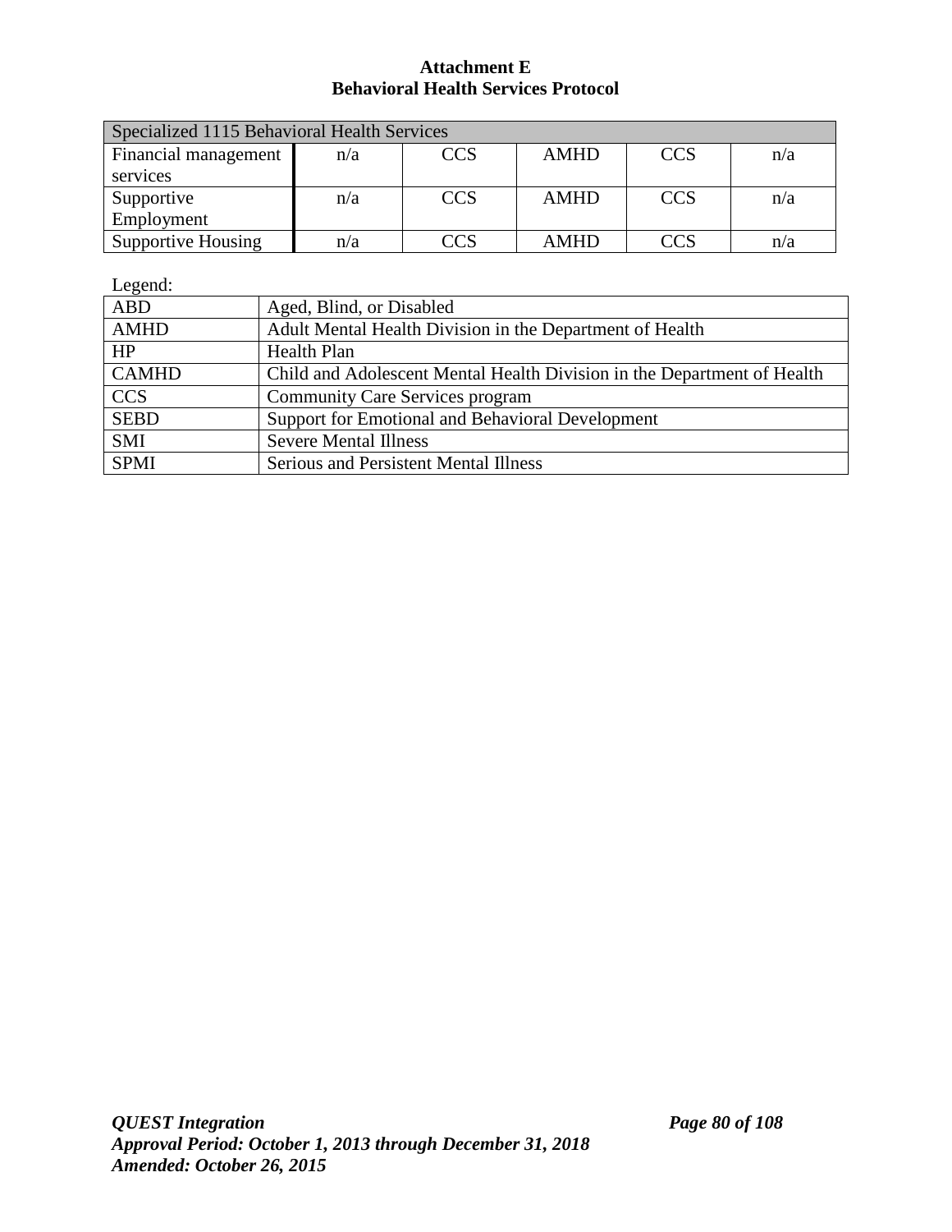**Attachment E**
**Behavioral Health Services Protocol**

| Specialized 1115 Behavioral Health Services | | | | | |
|---|---|---|---|---|---|
| Financial management services | n/a | CCS | AMHD | CCS | n/a |
| Supportive Employment | n/a | CCS | AMHD | CCS | n/a |
| Supportive Housing | n/a | CCS | AMHD | CCS | n/a |

Legend:

| ABD | Aged, Blind, or Disabled |
|---|---|
| AMHD | Adult Mental Health Division in the Department of Health |
| HP | Health Plan |
| CAMHD | Child and Adolescent Mental Health Division in the Department of Health |
| CCS | Community Care Services program |
| SEBD | Support for Emotional and Behavioral Development |
| SMI | Severe Mental Illness |
| SPMI | Serious and Persistent Mental Illness |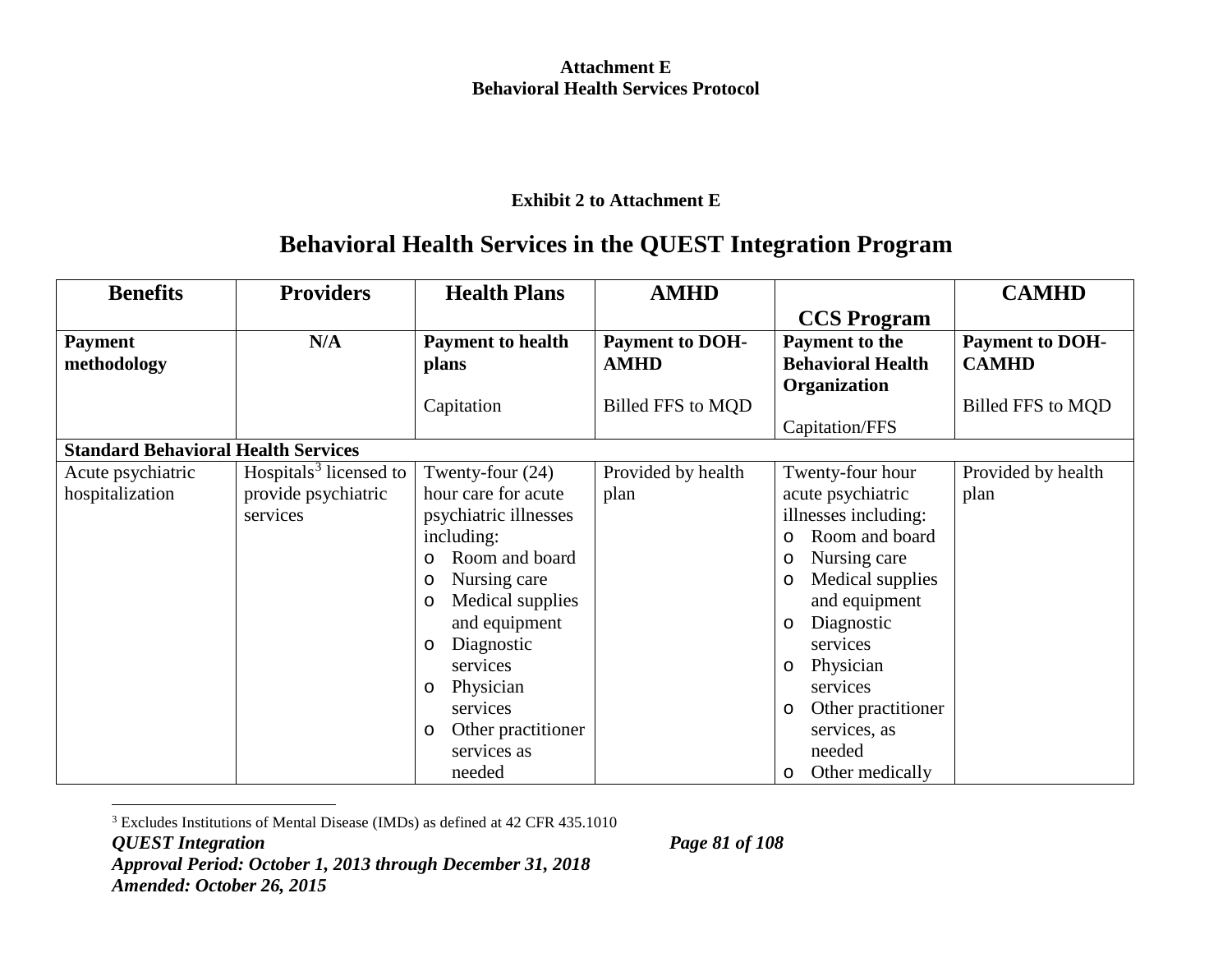**Attachment E**
**Behavioral Health Services Protocol**

**Exhibit 2 to Attachment E**

# Behavioral Health Services in the QUEST Integration Program

| Benefits | Providers | Health Plans | AMHD | CCS Program | CAMHD |
|---|---|---|---|---|---|
| **Payment methodology** | **N/A** | **Payment to health plans**<br><br>Capitation | **Payment to DOH-AMHD**<br><br>Billed FFS to MQD | **Payment to the Behavioral Health Organization**<br><br>Capitation/FFS | **Payment to DOH-CAMHD**<br><br>Billed FFS to MQD |
| **Standard Behavioral Health Services** | | | | | |
| Acute psychiatric hospitalization | Hospitals[3] licensed to provide psychiatric services | Twenty-four (24) hour care for acute psychiatric illnesses including:<br>o Room and board<br>o Nursing care<br>o Medical supplies and equipment<br>o Diagnostic services<br>o Physician services<br>o Other practitioner services as needed | Provided by health plan | Twenty-four hour acute psychiatric illnesses including:<br>o Room and board<br>o Nursing care<br>o Medical supplies and equipment<br>o Diagnostic services<br>o Physician services<br>o Other practitioner services, as needed<br>o Other medically | Provided by health plan |

[3] Excludes Institutions of Mental Disease (IMDs) as defined at 42 CFR 435.1010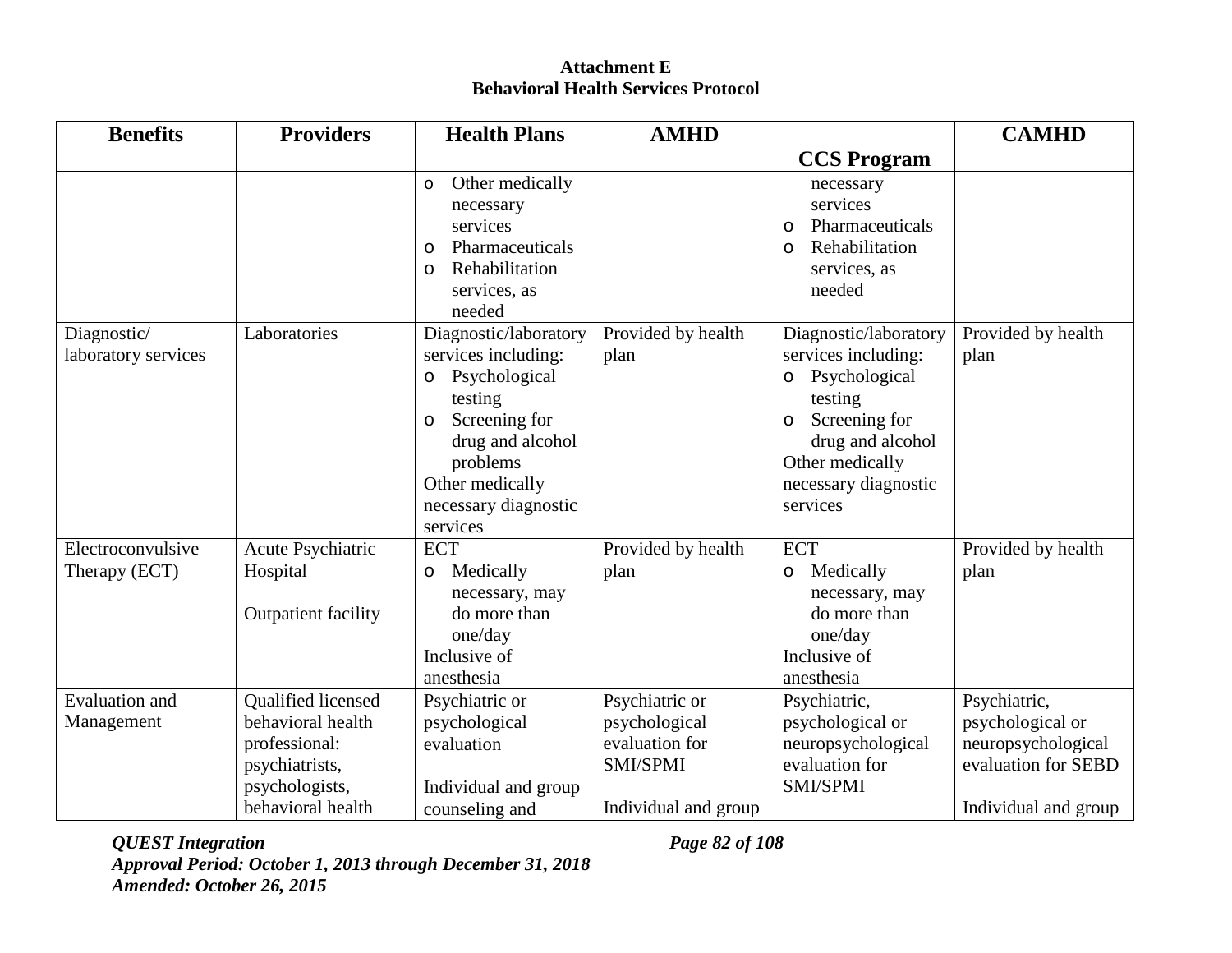**Attachment E**
**Behavioral Health Services Protocol**

| Benefits | Providers | Health Plans | AMHD | CCS Program | CAMHD |
|---|---|---|---|---|---|
| | | o Other medically necessary services<br>o Pharmaceuticals<br>o Rehabilitation services, as needed | | necessary services<br>o Pharmaceuticals<br>o Rehabilitation services, as needed | |
| Diagnostic/ laboratory services | Laboratories | Diagnostic/laboratory services including:<br>o Psychological testing<br>o Screening for drug and alcohol problems<br>Other medically necessary diagnostic services | Provided by health plan | Diagnostic/laboratory services including:<br>o Psychological testing<br>o Screening for drug and alcohol<br>Other medically necessary diagnostic services | Provided by health plan |
| Electroconvulsive Therapy (ECT) | Acute Psychiatric Hospital<br><br>Outpatient facility | ECT<br>o Medically necessary, may do more than one/day<br>Inclusive of anesthesia | Provided by health plan | ECT<br>o Medically necessary, may do more than one/day<br>Inclusive of anesthesia | Provided by health plan |
| Evaluation and Management | Qualified licensed behavioral health professional: psychiatrists, psychologists, behavioral health | Psychiatric or psychological evaluation<br><br>Individual and group counseling and | Psychiatric or psychological evaluation for SMI/SPMI<br><br>Individual and group | Psychiatric, psychological or neuropsychological evaluation for SMI/SPMI | Psychiatric, psychological or neuropsychological evaluation for SEBD<br><br>Individual and group |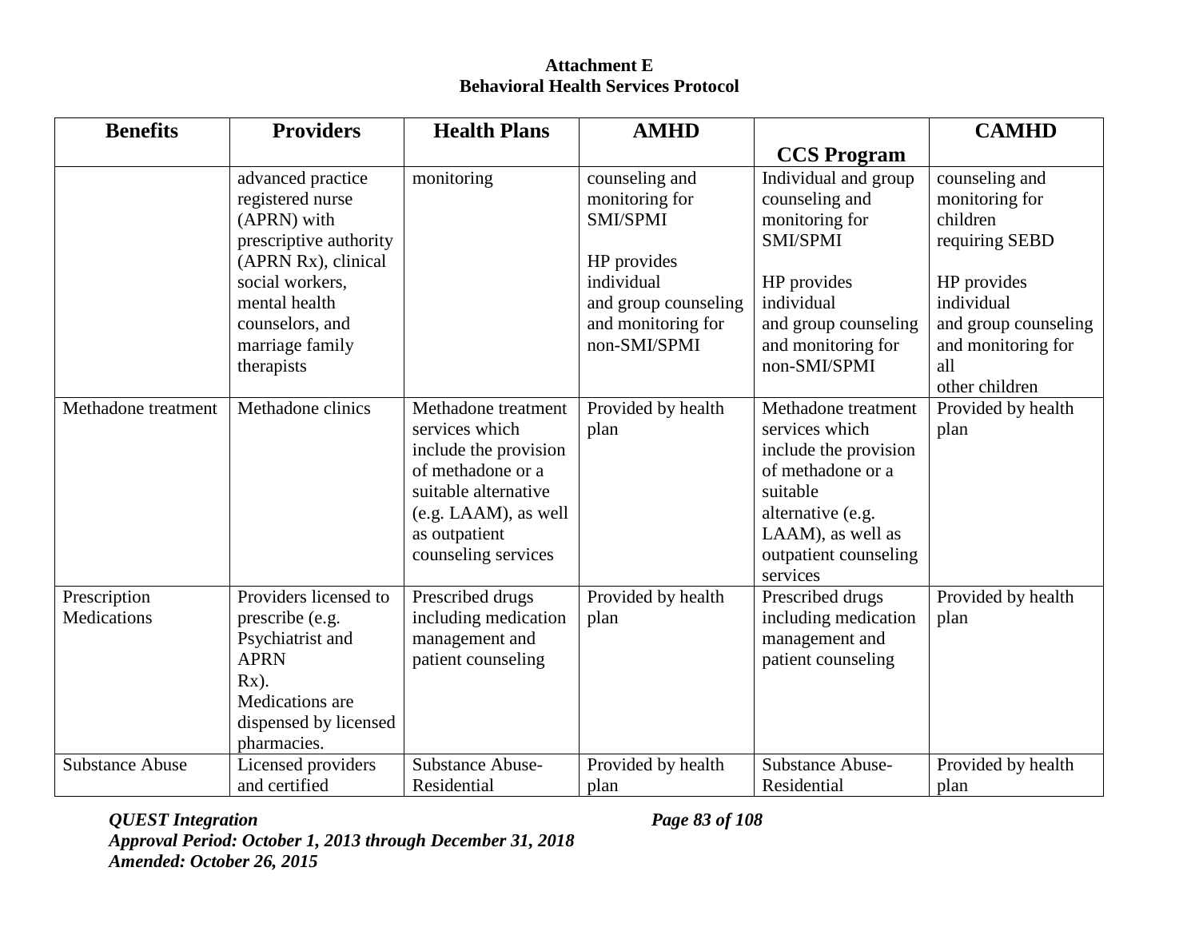**Attachment E**
**Behavioral Health Services Protocol**

| Benefits | Providers | Health Plans | AMHD | CCS Program | CAMHD |
|---|---|---|---|---|---|
| | advanced practice registered nurse (APRN) with prescriptive authority (APRN Rx), clinical social workers, mental health counselors, and marriage family therapists | monitoring | counseling and monitoring for SMI/SPMI<br><br>HP provides individual and group counseling and monitoring for non-SMI/SPMI | Individual and group counseling and monitoring for SMI/SPMI<br><br>HP provides individual and group counseling and monitoring for non-SMI/SPMI | counseling and monitoring for children requiring SEBD<br><br>HP provides individual and group counseling and monitoring for all other children |
| Methadone treatment | Methadone clinics | Methadone treatment services which include the provision of methadone or a suitable alternative (e.g. LAAM), as well as outpatient counseling services | Provided by health plan | Methadone treatment services which include the provision of methadone or a suitable alternative (e.g. LAAM), as well as outpatient counseling services | Provided by health plan |
| Prescription Medications | Providers licensed to prescribe (e.g. Psychiatrist and APRN Rx). Medications are dispensed by licensed pharmacies. | Prescribed drugs including medication management and patient counseling | Provided by health plan | Prescribed drugs including medication management and patient counseling | Provided by health plan |
| Substance Abuse | Licensed providers and certified | Substance Abuse-Residential | Provided by health plan | Substance Abuse-Residential | Provided by health plan |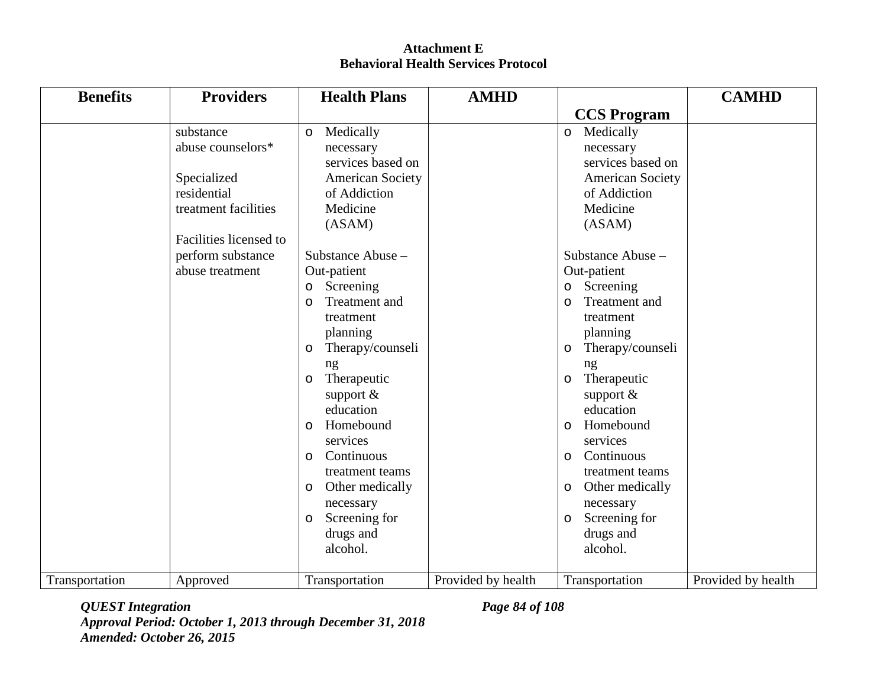**Attachment E**
**Behavioral Health Services Protocol**

| Benefits | Providers | Health Plans | AMHD | CCS Program | CAMHD |
|---|---|---|---|---|---|
| | substance abuse counselors*<br><br>Specialized residential treatment facilities<br><br>Facilities licensed to perform substance abuse treatment | o Medically necessary services based on American Society of Addiction Medicine (ASAM)<br><br>Substance Abuse – Out-patient<br>o Screening<br>o Treatment and treatment planning<br>o Therapy/counseling<br>o Therapeutic support & education<br>o Homebound services<br>o Continuous treatment teams<br>o Other medically necessary<br>o Screening for drugs and alcohol. | | o Medically necessary services based on American Society of Addiction Medicine (ASAM)<br><br>Substance Abuse – Out-patient<br>o Screening<br>o Treatment and treatment planning<br>o Therapy/counseling<br>o Therapeutic support & education<br>o Homebound services<br>o Continuous treatment teams<br>o Other medically necessary<br>o Screening for drugs and alcohol. | |
| Transportation | Approved | Transportation | Provided by health | Transportation | Provided by health |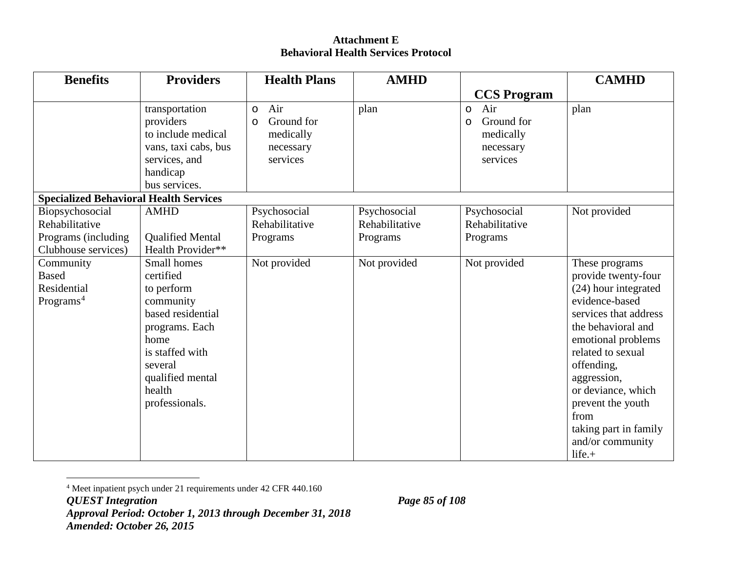**Attachment E**
**Behavioral Health Services Protocol**

| Benefits | Providers | Health Plans | AMHD | CCS Program | CAMHD |
|---|---|---|---|---|---|
| | transportation providers to include medical vans, taxi cabs, bus services, and handicap bus services. | o Air<br>o Ground for medically necessary services | plan | o Air<br>o Ground for medically necessary services | plan |
| **Specialized Behavioral Health Services** | | | | | |
| Biopsychosocial Rehabilitative Programs (including Clubhouse services) | AMHD<br><br>Qualified Mental Health Provider** | Psychosocial Rehabilitative Programs | Psychosocial Rehabilitative Programs | Psychosocial Rehabilitative Programs | Not provided |
| Community Based Residential Programs[4] | Small homes certified to perform community based residential programs. Each home is staffed with several qualified mental health professionals. | Not provided | Not provided | Not provided | These programs provide twenty-four (24) hour integrated evidence-based services that address the behavioral and emotional problems related to sexual offending, aggression, or deviance, which prevent the youth from taking part in family and/or community life.+ |

[4] Meet inpatient psych under 21 requirements under 42 CFR 440.160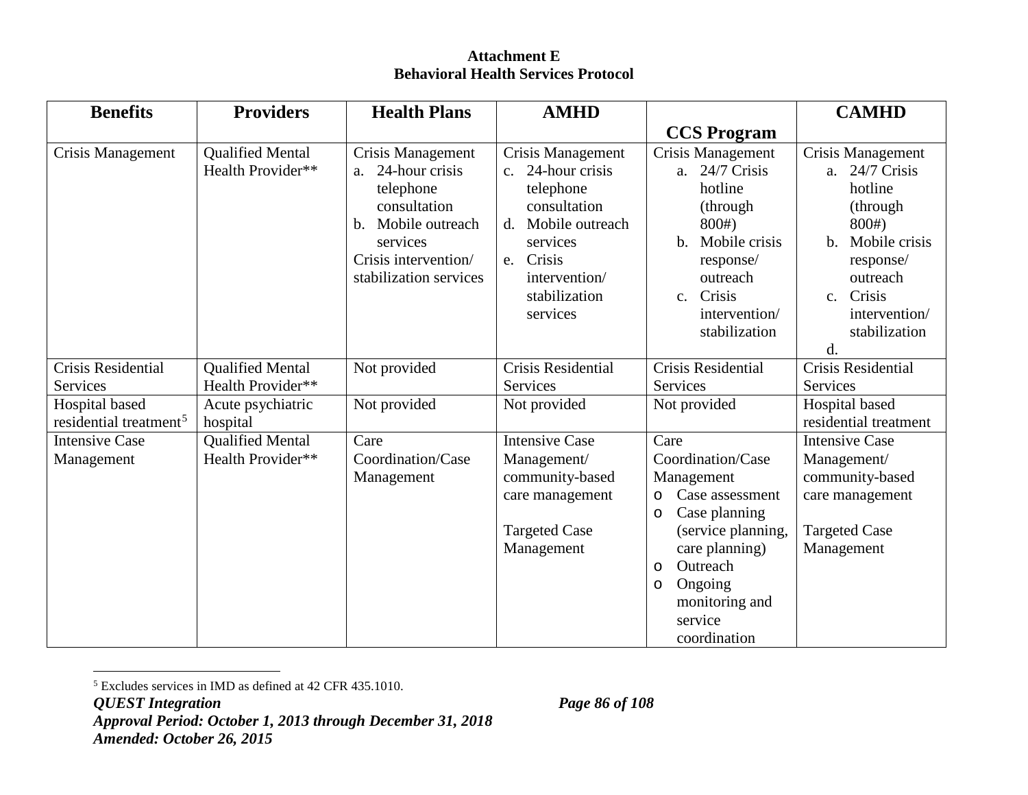**Attachment E**
**Behavioral Health Services Protocol**

| Benefits | Providers | Health Plans | AMHD | CCS Program | CAMHD |
|---|---|---|---|---|---|
| Crisis Management | Qualified Mental Health Provider** | Crisis Management<br>a. 24-hour crisis telephone consultation<br>b. Mobile outreach services<br>Crisis intervention/ stabilization services | Crisis Management<br>c. 24-hour crisis telephone consultation<br>d. Mobile outreach services<br>e. Crisis intervention/ stabilization services | Crisis Management<br>a. 24/7 Crisis hotline (through 800#)<br>b. Mobile crisis response/ outreach<br>c. Crisis intervention/ stabilization | Crisis Management<br>a. 24/7 Crisis hotline (through 800#)<br>b. Mobile crisis response/ outreach<br>c. Crisis intervention/ stabilization<br>d. |
| Crisis Residential Services | Qualified Mental Health Provider** | Not provided | Crisis Residential Services | Crisis Residential Services | Crisis Residential Services |
| Hospital based residential treatment[5] | Acute psychiatric hospital | Not provided | Not provided | Not provided | Hospital based residential treatment |
| Intensive Case Management | Qualified Mental Health Provider** | Care Coordination/Case Management | Intensive Case Management/ community-based care management<br><br>Targeted Case Management | Care Coordination/Case Management<br>o Case assessment<br>o Case planning (service planning, care planning)<br>o Outreach<br>o Ongoing monitoring and service coordination | Intensive Case Management/ community-based care management<br><br>Targeted Case Management |

[5] Excludes services in IMD as defined at 42 CFR 435.1010.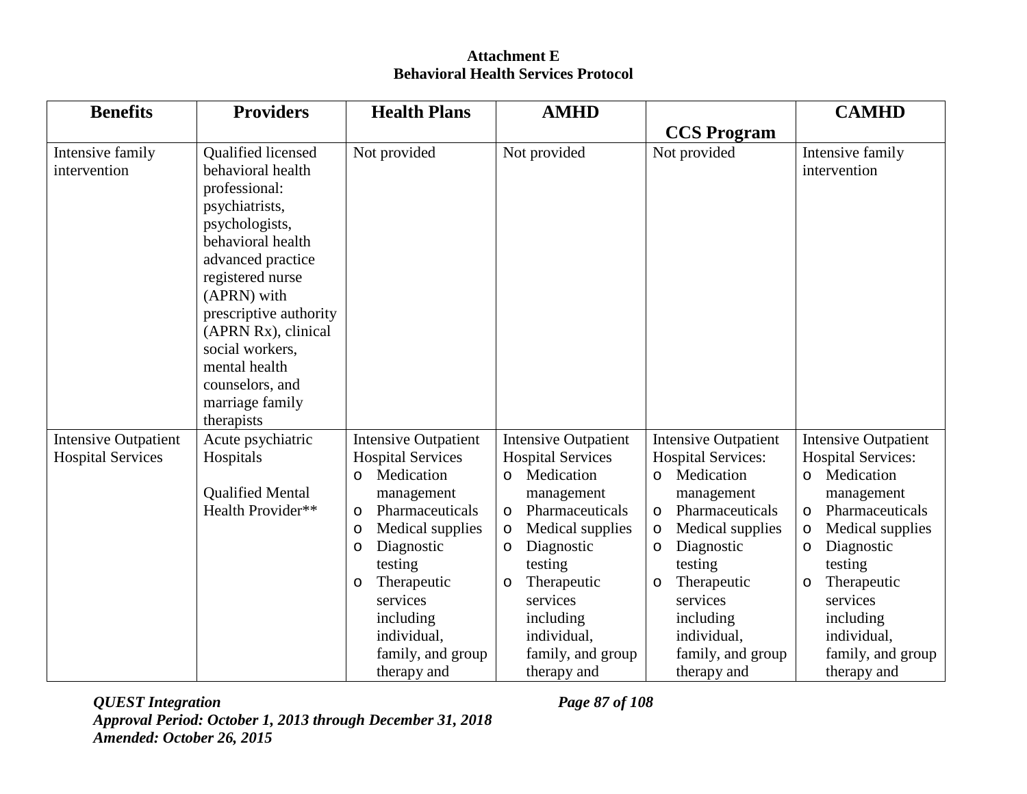**Attachment E**
**Behavioral Health Services Protocol**

| Benefits | Providers | Health Plans | AMHD | CCS Program | CAMHD |
|---|---|---|---|---|---|
| Intensive family intervention | Qualified licensed behavioral health professional: psychiatrists, psychologists, behavioral health advanced practice registered nurse (APRN) with prescriptive authority (APRN Rx), clinical social workers, mental health counselors, and marriage family therapists | Not provided | Not provided | Not provided | Intensive family intervention |
| Intensive Outpatient Hospital Services | Acute psychiatric Hospitals<br><br>Qualified Mental Health Provider** | Intensive Outpatient Hospital Services<br>o Medication management<br>o Pharmaceuticals<br>o Medical supplies<br>o Diagnostic testing<br>o Therapeutic services including individual, family, and group therapy and | Intensive Outpatient Hospital Services<br>o Medication management<br>o Pharmaceuticals<br>o Medical supplies<br>o Diagnostic testing<br>o Therapeutic services including individual, family, and group therapy and | Intensive Outpatient Hospital Services:<br>o Medication management<br>o Pharmaceuticals<br>o Medical supplies<br>o Diagnostic testing<br>o Therapeutic services including individual, family, and group therapy and | Intensive Outpatient Hospital Services:<br>o Medication management<br>o Pharmaceuticals<br>o Medical supplies<br>o Diagnostic testing<br>o Therapeutic services including individual, family, and group therapy and |

*QUEST Integration*
*Approval Period: October 1, 2013 through December 31, 2018*
*Amended: October 26, 2015*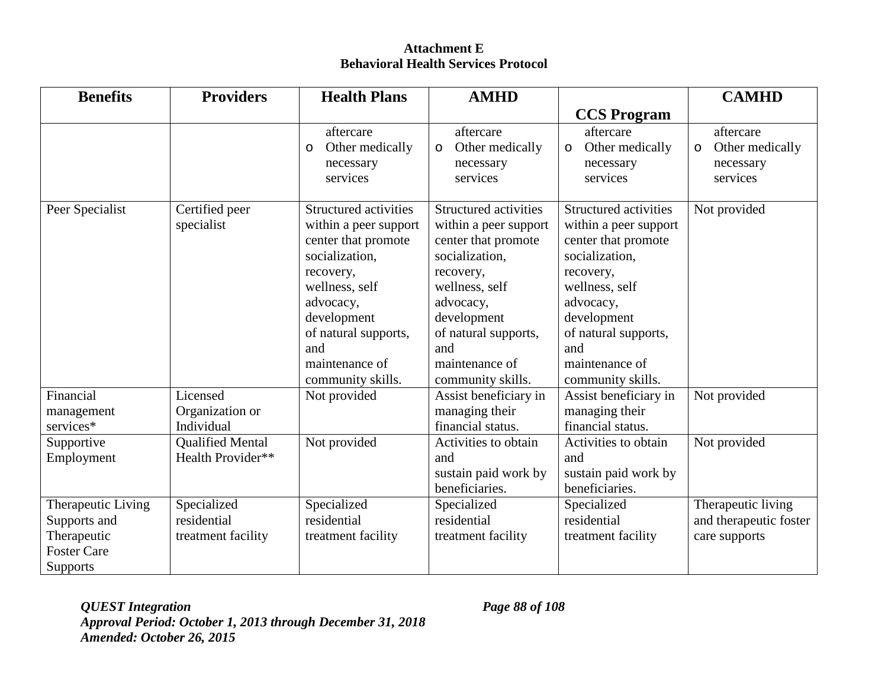**Attachment E**
**Behavioral Health Services Protocol**

| Benefits | Providers | Health Plans | AMHD | CCS Program | CAMHD |
|---|---|---|---|---|---|
| | | aftercare<br>o Other medically necessary services | aftercare<br>o Other medically necessary services | aftercare<br>o Other medically necessary services | aftercare<br>o Other medically necessary services |
| Peer Specialist | Certified peer specialist | Structured activities within a peer support center that promote socialization, recovery, wellness, self advocacy, development of natural supports, and maintenance of community skills. | Structured activities within a peer support center that promote socialization, recovery, wellness, self advocacy, development of natural supports, and maintenance of community skills. | Structured activities within a peer support center that promote socialization, recovery, wellness, self advocacy, development of natural supports, and maintenance of community skills. | Not provided |
| Financial management services* | Licensed Organization or Individual | Not provided | Assist beneficiary in managing their financial status. | Assist beneficiary in managing their financial status. | Not provided |
| Supportive Employment | Qualified Mental Health Provider** | Not provided | Activities to obtain and sustain paid work by beneficiaries. | Activities to obtain and sustain paid work by beneficiaries. | Not provided |
| Therapeutic Living Supports and Therapeutic Foster Care Supports | Specialized residential treatment facility | Specialized residential treatment facility | Specialized residential treatment facility | Specialized residential treatment facility | Therapeutic living and therapeutic foster care supports |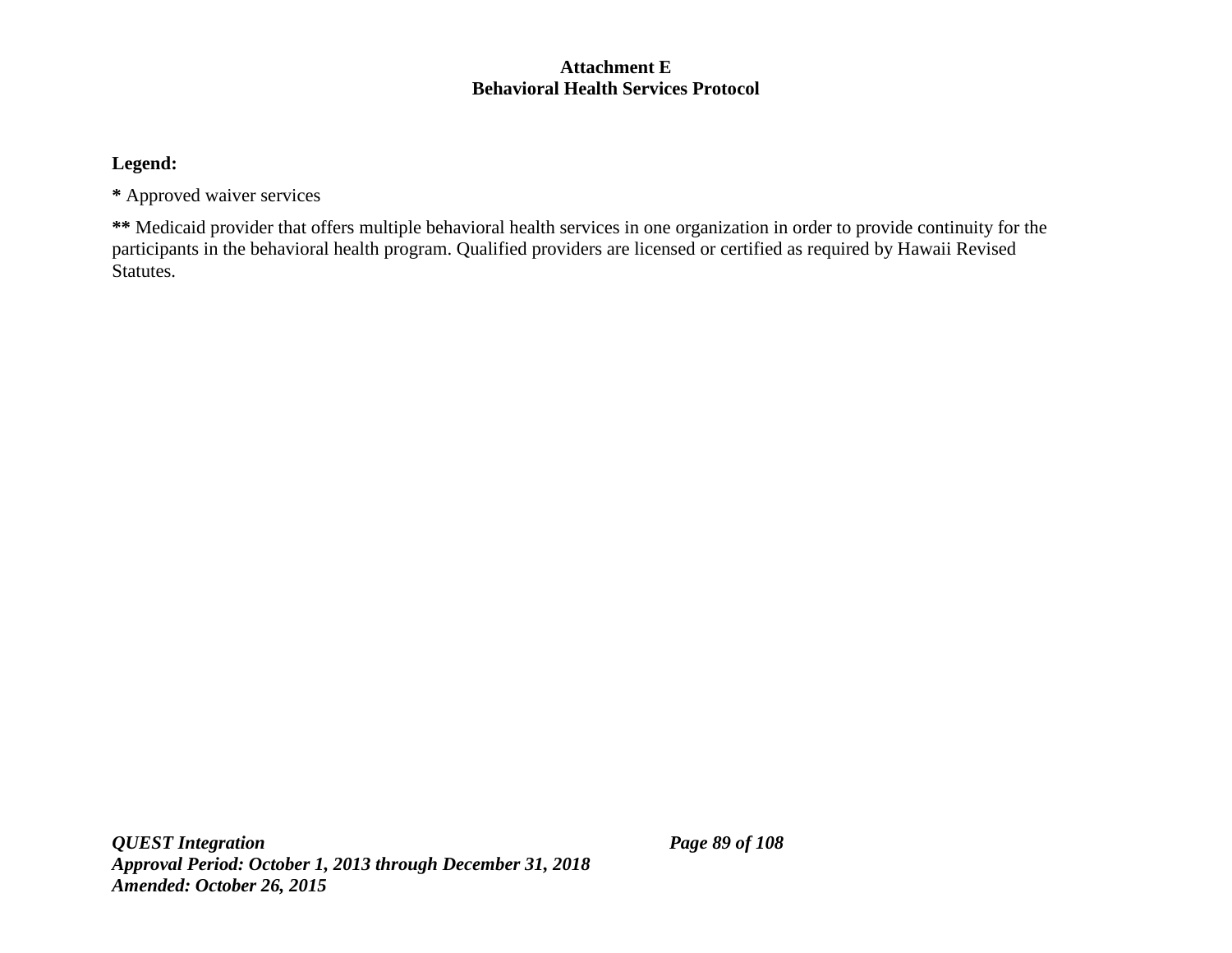**Attachment E**
**Behavioral Health Services Protocol**

**Legend:**

**\*** Approved waiver services

**\*\*** Medicaid provider that offers multiple behavioral health services in one organization in order to provide continuity for the participants in the behavioral health program. Qualified providers are licensed or certified as required by Hawaii Revised Statutes.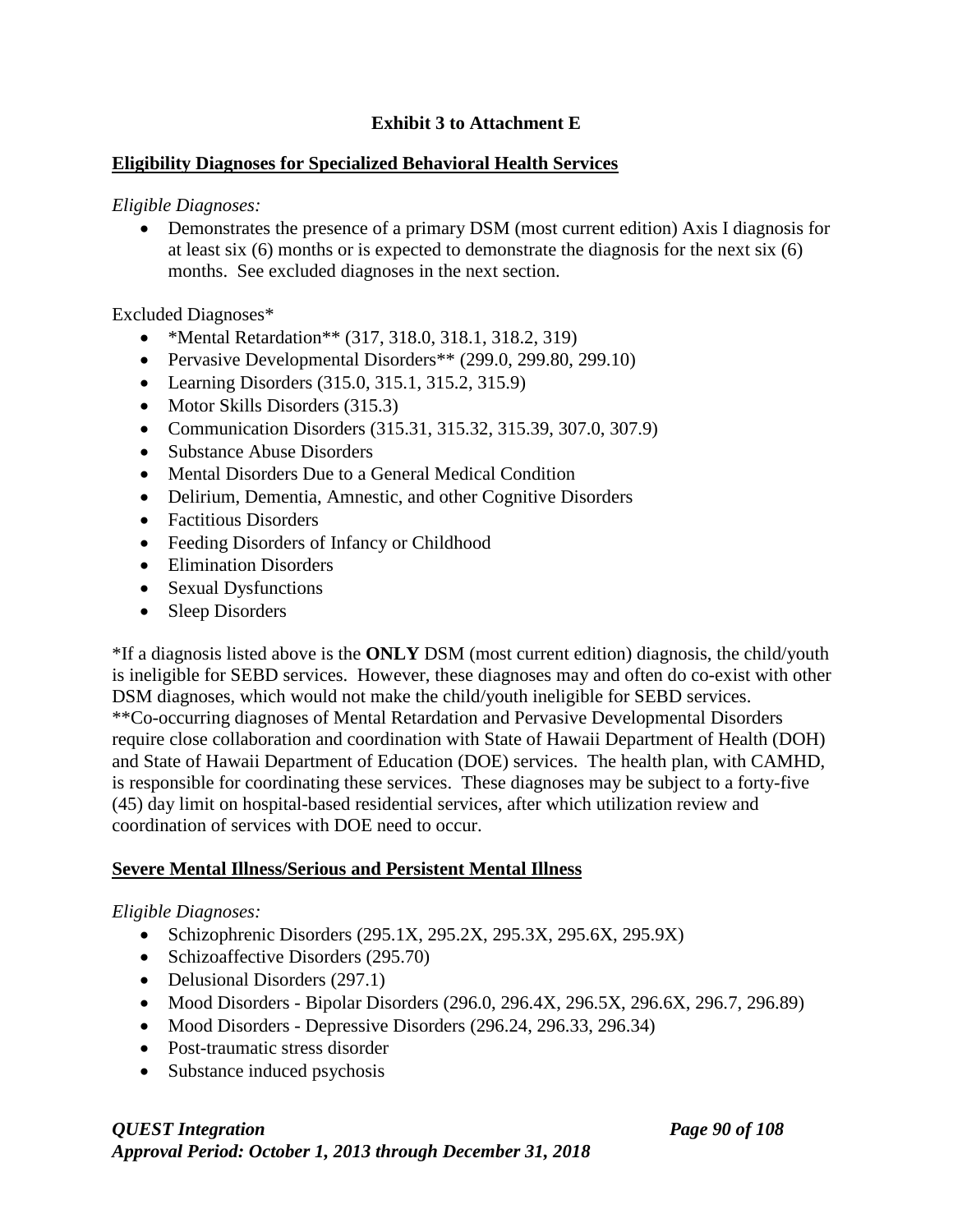**Exhibit 3 to Attachment E**

**Eligibility Diagnoses for Specialized Behavioral Health Services**

*Eligible Diagnoses:*

- Demonstrates the presence of a primary DSM (most current edition) Axis I diagnosis for at least six (6) months or is expected to demonstrate the diagnosis for the next six (6) months. See excluded diagnoses in the next section.

Excluded Diagnoses*

- *Mental Retardation** (317, 318.0, 318.1, 318.2, 319)
- Pervasive Developmental Disorders** (299.0, 299.80, 299.10)
- Learning Disorders (315.0, 315.1, 315.2, 315.9)
- Motor Skills Disorders (315.3)
- Communication Disorders (315.31, 315.32, 315.39, 307.0, 307.9)
- Substance Abuse Disorders
- Mental Disorders Due to a General Medical Condition
- Delirium, Dementia, Amnestic, and other Cognitive Disorders
- Factitious Disorders
- Feeding Disorders of Infancy or Childhood
- Elimination Disorders
- Sexual Dysfunctions
- Sleep Disorders

*If a diagnosis listed above is the **ONLY** DSM (most current edition) diagnosis, the child/youth is ineligible for SEBD services. However, these diagnoses may and often do co-exist with other DSM diagnoses, which would not make the child/youth ineligible for SEBD services.
**Co-occurring diagnoses of Mental Retardation and Pervasive Developmental Disorders require close collaboration and coordination with State of Hawaii Department of Health (DOH) and State of Hawaii Department of Education (DOE) services. The health plan, with CAMHD, is responsible for coordinating these services. These diagnoses may be subject to a forty-five (45) day limit on hospital-based residential services, after which utilization review and coordination of services with DOE need to occur.

**Severe Mental Illness/Serious and Persistent Mental Illness**

*Eligible Diagnoses:*

- Schizophrenic Disorders (295.1X, 295.2X, 295.3X, 295.6X, 295.9X)
- Schizoaffective Disorders (295.70)
- Delusional Disorders (297.1)
- Mood Disorders - Bipolar Disorders (296.0, 296.4X, 296.5X, 296.6X, 296.7, 296.89)
- Mood Disorders - Depressive Disorders (296.24, 296.33, 296.34)
- Post-traumatic stress disorder
- Substance induced psychosis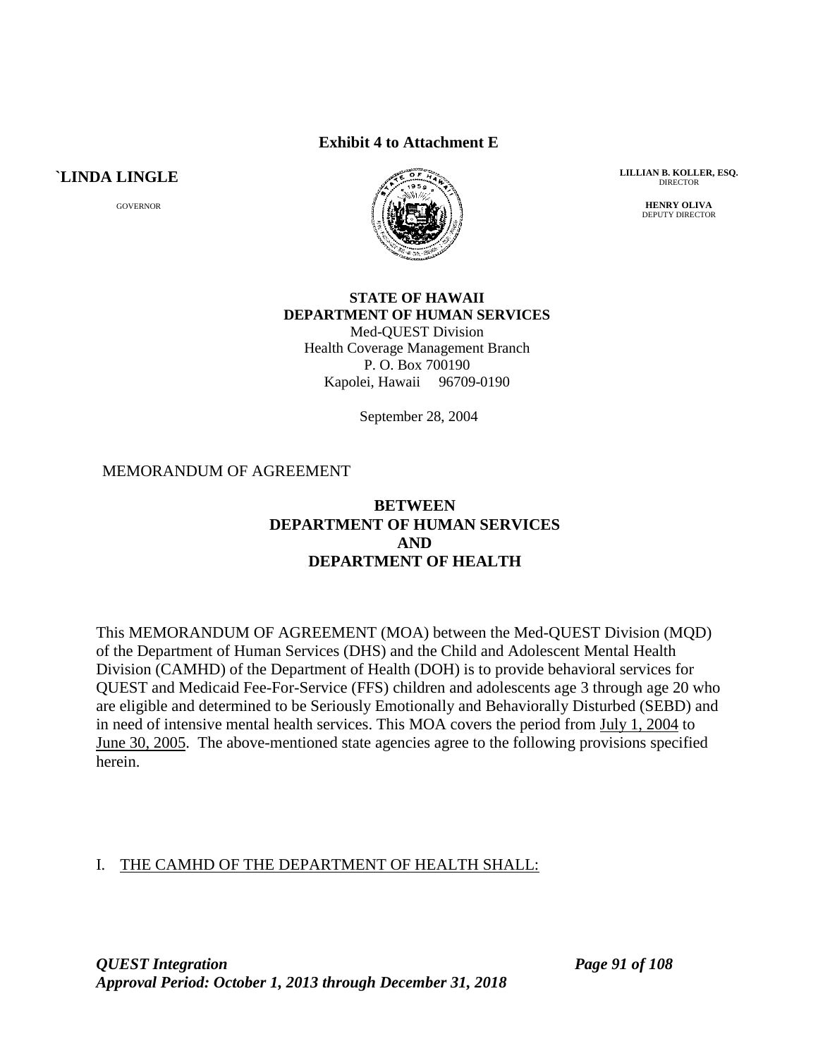**Exhibit 4 to Attachment E**

**`LINDA LINGLE**

GOVERNOR

**LILLIAN B. KOLLER, ESQ.**
DIRECTOR

**HENRY OLIVA**
DEPUTY DIRECTOR

**STATE OF HAWAII**
**DEPARTMENT OF HUMAN SERVICES**
Med-QUEST Division
Health Coverage Management Branch
P. O. Box 700190
Kapolei, Hawaii 96709-0190

September 28, 2004

MEMORANDUM OF AGREEMENT

**BETWEEN**
**DEPARTMENT OF HUMAN SERVICES**
**AND**
**DEPARTMENT OF HEALTH**

This MEMORANDUM OF AGREEMENT (MOA) between the Med-QUEST Division (MQD) of the Department of Human Services (DHS) and the Child and Adolescent Mental Health Division (CAMHD) of the Department of Health (DOH) is to provide behavioral services for QUEST and Medicaid Fee-For-Service (FFS) children and adolescents age 3 through age 20 who are eligible and determined to be Seriously Emotionally and Behaviorally Disturbed (SEBD) and in need of intensive mental health services. This MOA covers the period from July 1, 2004 to June 30, 2005. The above-mentioned state agencies agree to the following provisions specified herein.

I. THE CAMHD OF THE DEPARTMENT OF HEALTH SHALL: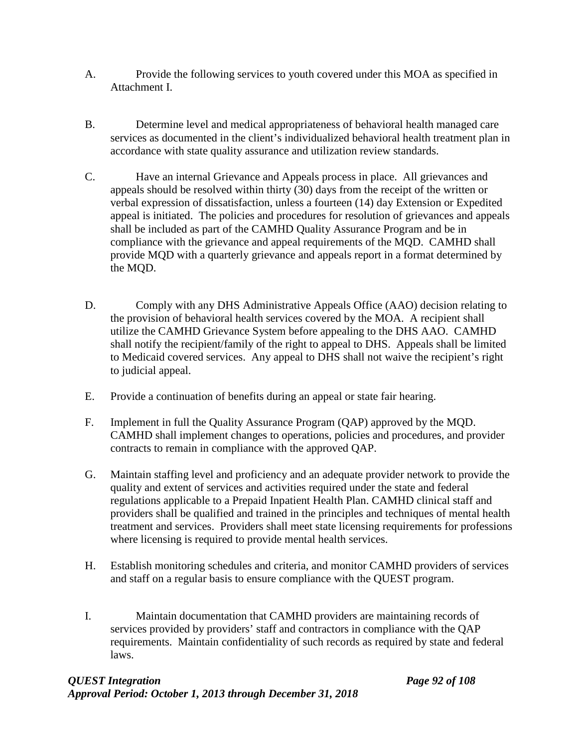A. Provide the following services to youth covered under this MOA as specified in Attachment I.

B. Determine level and medical appropriateness of behavioral health managed care services as documented in the client's individualized behavioral health treatment plan in accordance with state quality assurance and utilization review standards.

C. Have an internal Grievance and Appeals process in place. All grievances and appeals should be resolved within thirty (30) days from the receipt of the written or verbal expression of dissatisfaction, unless a fourteen (14) day Extension or Expedited appeal is initiated. The policies and procedures for resolution of grievances and appeals shall be included as part of the CAMHD Quality Assurance Program and be in compliance with the grievance and appeal requirements of the MQD. CAMHD shall provide MQD with a quarterly grievance and appeals report in a format determined by the MQD.

D. Comply with any DHS Administrative Appeals Office (AAO) decision relating to the provision of behavioral health services covered by the MOA. A recipient shall utilize the CAMHD Grievance System before appealing to the DHS AAO. CAMHD shall notify the recipient/family of the right to appeal to DHS. Appeals shall be limited to Medicaid covered services. Any appeal to DHS shall not waive the recipient's right to judicial appeal.

E. Provide a continuation of benefits during an appeal or state fair hearing.

F. Implement in full the Quality Assurance Program (QAP) approved by the MQD. CAMHD shall implement changes to operations, policies and procedures, and provider contracts to remain in compliance with the approved QAP.

G. Maintain staffing level and proficiency and an adequate provider network to provide the quality and extent of services and activities required under the state and federal regulations applicable to a Prepaid Inpatient Health Plan. CAMHD clinical staff and providers shall be qualified and trained in the principles and techniques of mental health treatment and services. Providers shall meet state licensing requirements for professions where licensing is required to provide mental health services.

H. Establish monitoring schedules and criteria, and monitor CAMHD providers of services and staff on a regular basis to ensure compliance with the QUEST program.

I. Maintain documentation that CAMHD providers are maintaining records of services provided by providers' staff and contractors in compliance with the QAP requirements. Maintain confidentiality of such records as required by state and federal laws.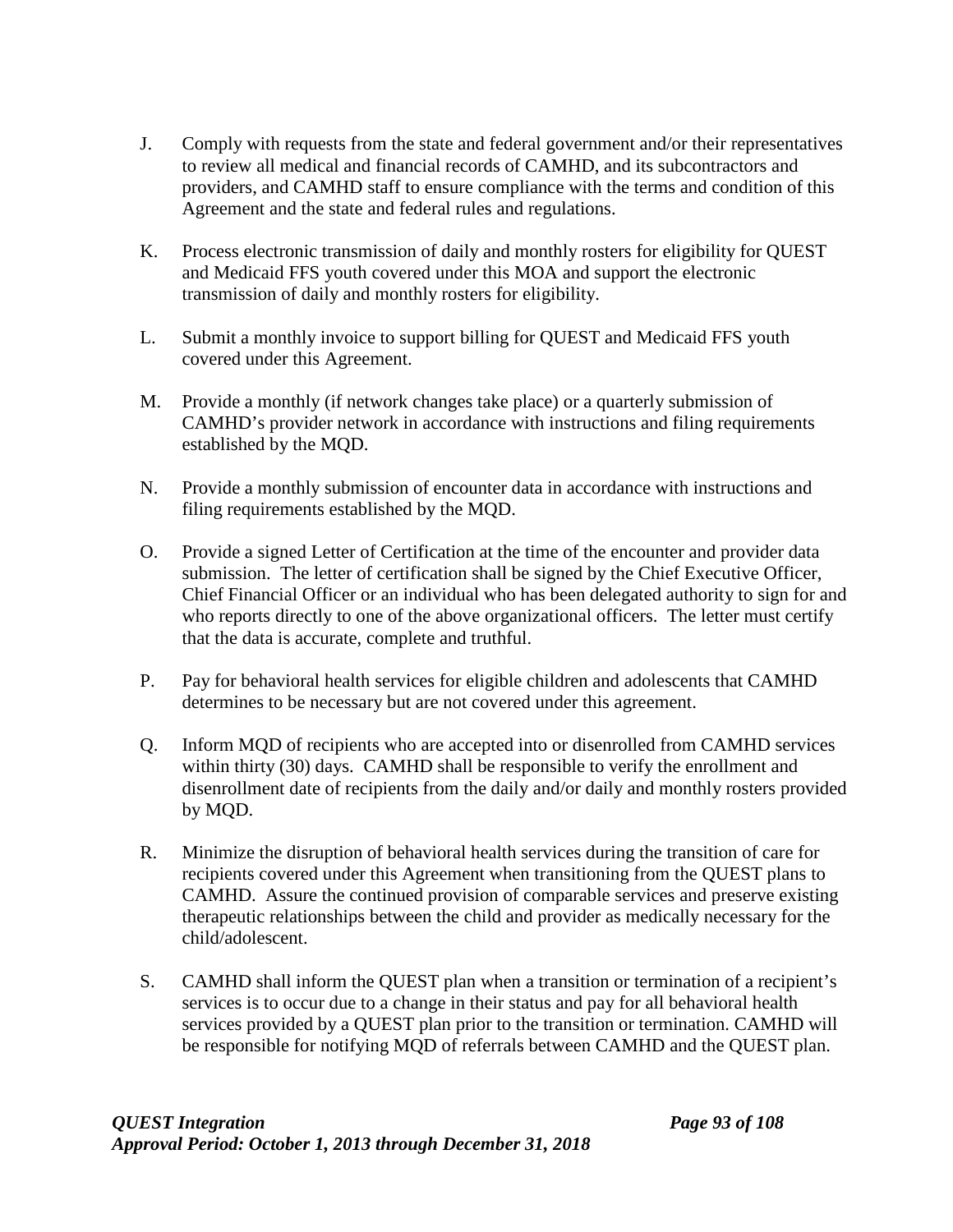J. Comply with requests from the state and federal government and/or their representatives to review all medical and financial records of CAMHD, and its subcontractors and providers, and CAMHD staff to ensure compliance with the terms and condition of this Agreement and the state and federal rules and regulations.

K. Process electronic transmission of daily and monthly rosters for eligibility for QUEST and Medicaid FFS youth covered under this MOA and support the electronic transmission of daily and monthly rosters for eligibility.

L. Submit a monthly invoice to support billing for QUEST and Medicaid FFS youth covered under this Agreement.

M. Provide a monthly (if network changes take place) or a quarterly submission of CAMHD's provider network in accordance with instructions and filing requirements established by the MQD.

N. Provide a monthly submission of encounter data in accordance with instructions and filing requirements established by the MQD.

O. Provide a signed Letter of Certification at the time of the encounter and provider data submission. The letter of certification shall be signed by the Chief Executive Officer, Chief Financial Officer or an individual who has been delegated authority to sign for and who reports directly to one of the above organizational officers. The letter must certify that the data is accurate, complete and truthful.

P. Pay for behavioral health services for eligible children and adolescents that CAMHD determines to be necessary but are not covered under this agreement.

Q. Inform MQD of recipients who are accepted into or disenrolled from CAMHD services within thirty (30) days. CAMHD shall be responsible to verify the enrollment and disenrollment date of recipients from the daily and/or daily and monthly rosters provided by MQD.

R. Minimize the disruption of behavioral health services during the transition of care for recipients covered under this Agreement when transitioning from the QUEST plans to CAMHD. Assure the continued provision of comparable services and preserve existing therapeutic relationships between the child and provider as medically necessary for the child/adolescent.

S. CAMHD shall inform the QUEST plan when a transition or termination of a recipient's services is to occur due to a change in their status and pay for all behavioral health services provided by a QUEST plan prior to the transition or termination. CAMHD will be responsible for notifying MQD of referrals between CAMHD and the QUEST plan.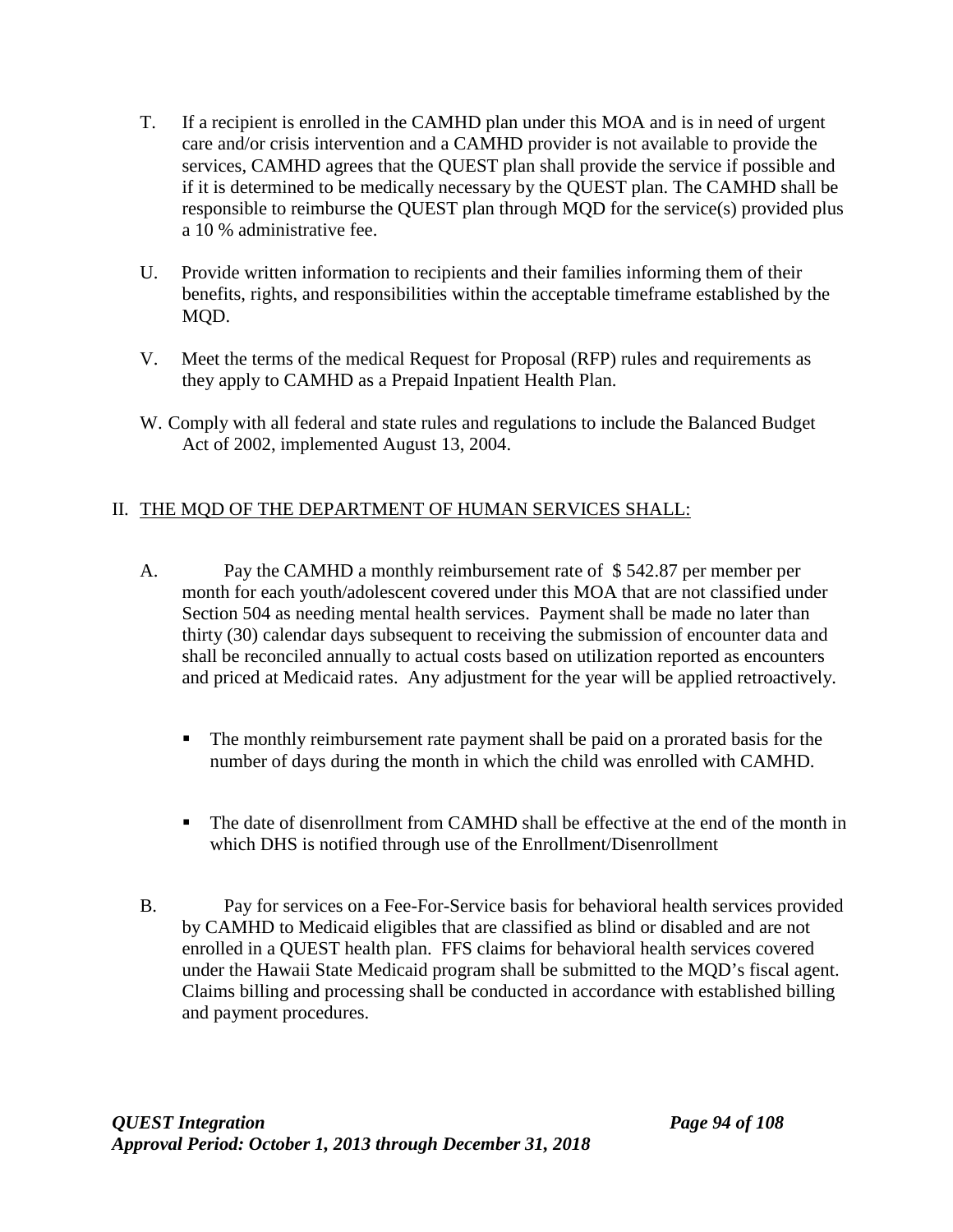T. If a recipient is enrolled in the CAMHD plan under this MOA and is in need of urgent care and/or crisis intervention and a CAMHD provider is not available to provide the services, CAMHD agrees that the QUEST plan shall provide the service if possible and if it is determined to be medically necessary by the QUEST plan. The CAMHD shall be responsible to reimburse the QUEST plan through MQD for the service(s) provided plus a 10 % administrative fee.

U. Provide written information to recipients and their families informing them of their benefits, rights, and responsibilities within the acceptable timeframe established by the MQD.

V. Meet the terms of the medical Request for Proposal (RFP) rules and requirements as they apply to CAMHD as a Prepaid Inpatient Health Plan.

W. Comply with all federal and state rules and regulations to include the Balanced Budget Act of 2002, implemented August 13, 2004.

II. <u>THE MQD OF THE DEPARTMENT OF HUMAN SERVICES SHALL:</u>

A. Pay the CAMHD a monthly reimbursement rate of $ 542.87 per member per month for each youth/adolescent covered under this MOA that are not classified under Section 504 as needing mental health services. Payment shall be made no later than thirty (30) calendar days subsequent to receiving the submission of encounter data and shall be reconciled annually to actual costs based on utilization reported as encounters and priced at Medicaid rates. Any adjustment for the year will be applied retroactively.

- The monthly reimbursement rate payment shall be paid on a prorated basis for the number of days during the month in which the child was enrolled with CAMHD.

- The date of disenrollment from CAMHD shall be effective at the end of the month in which DHS is notified through use of the Enrollment/Disenrollment

B. Pay for services on a Fee-For-Service basis for behavioral health services provided by CAMHD to Medicaid eligibles that are classified as blind or disabled and are not enrolled in a QUEST health plan. FFS claims for behavioral health services covered under the Hawaii State Medicaid program shall be submitted to the MQD's fiscal agent. Claims billing and processing shall be conducted in accordance with established billing and payment procedures.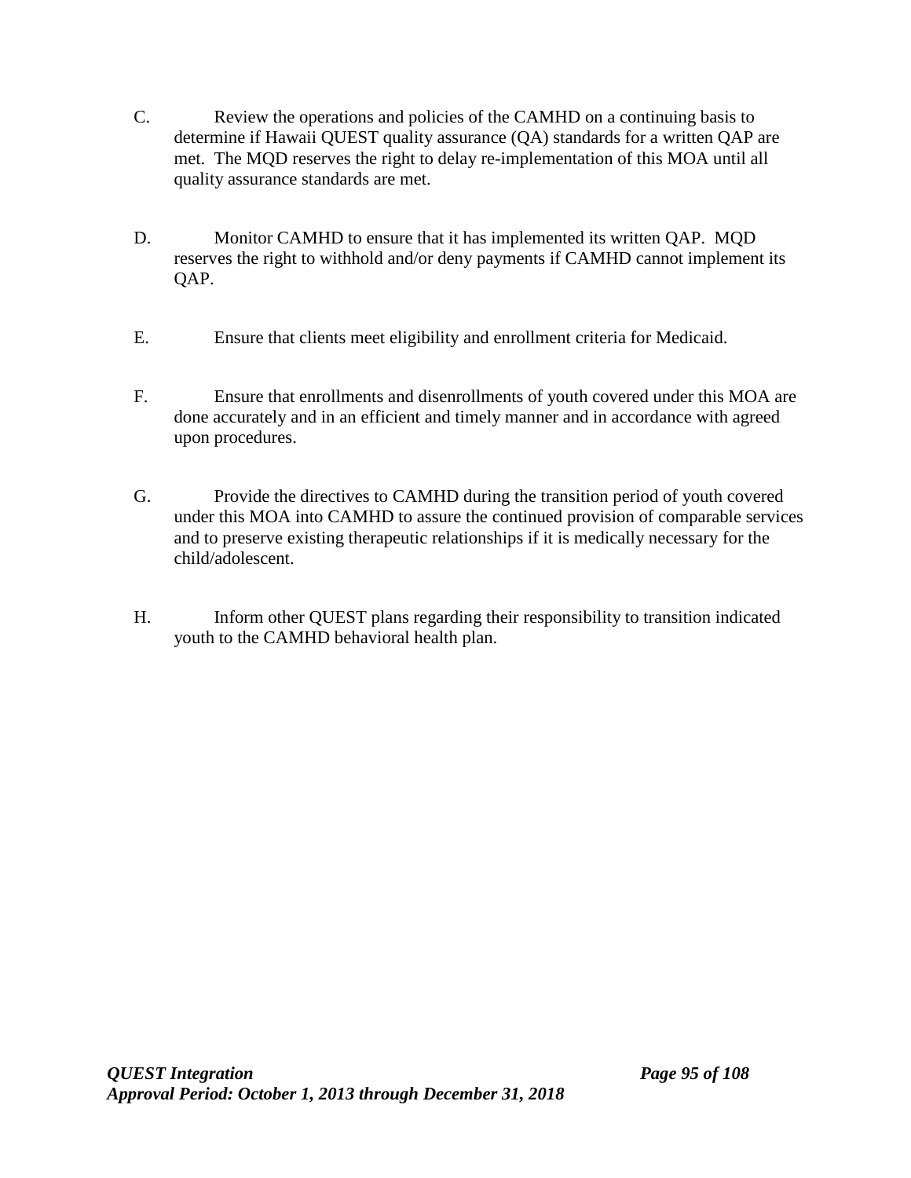C. Review the operations and policies of the CAMHD on a continuing basis to determine if Hawaii QUEST quality assurance (QA) standards for a written QAP are met. The MQD reserves the right to delay re-implementation of this MOA until all quality assurance standards are met.

D. Monitor CAMHD to ensure that it has implemented its written QAP. MQD reserves the right to withhold and/or deny payments if CAMHD cannot implement its QAP.

E. Ensure that clients meet eligibility and enrollment criteria for Medicaid.

F. Ensure that enrollments and disenrollments of youth covered under this MOA are done accurately and in an efficient and timely manner and in accordance with agreed upon procedures.

G. Provide the directives to CAMHD during the transition period of youth covered under this MOA into CAMHD to assure the continued provision of comparable services and to preserve existing therapeutic relationships if it is medically necessary for the child/adolescent.

H. Inform other QUEST plans regarding their responsibility to transition indicated youth to the CAMHD behavioral health plan.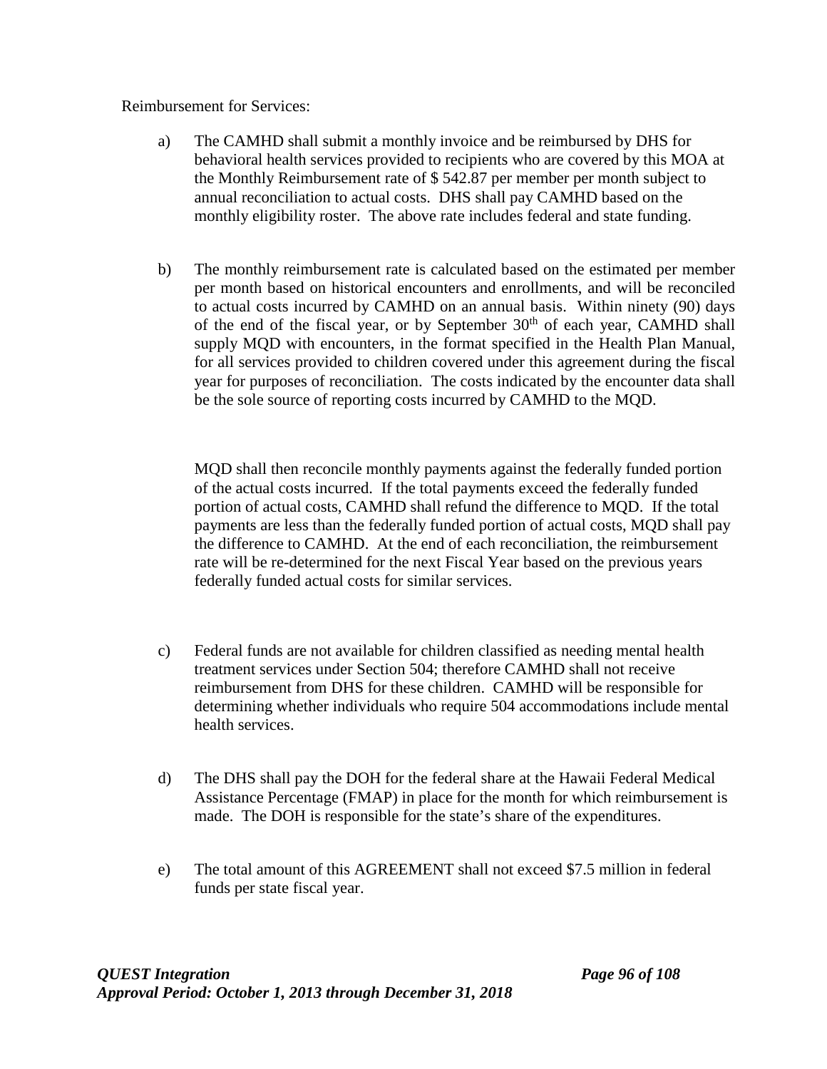Reimbursement for Services:

a) The CAMHD shall submit a monthly invoice and be reimbursed by DHS for behavioral health services provided to recipients who are covered by this MOA at the Monthly Reimbursement rate of $ 542.87 per member per month subject to annual reconciliation to actual costs. DHS shall pay CAMHD based on the monthly eligibility roster. The above rate includes federal and state funding.

b) The monthly reimbursement rate is calculated based on the estimated per member per month based on historical encounters and enrollments, and will be reconciled to actual costs incurred by CAMHD on an annual basis. Within ninety (90) days of the end of the fiscal year, or by September 30th of each year, CAMHD shall supply MQD with encounters, in the format specified in the Health Plan Manual, for all services provided to children covered under this agreement during the fiscal year for purposes of reconciliation. The costs indicated by the encounter data shall be the sole source of reporting costs incurred by CAMHD to the MQD.

   MQD shall then reconcile monthly payments against the federally funded portion of the actual costs incurred. If the total payments exceed the federally funded portion of actual costs, CAMHD shall refund the difference to MQD. If the total payments are less than the federally funded portion of actual costs, MQD shall pay the difference to CAMHD. At the end of each reconciliation, the reimbursement rate will be re-determined for the next Fiscal Year based on the previous years federally funded actual costs for similar services.

c) Federal funds are not available for children classified as needing mental health treatment services under Section 504; therefore CAMHD shall not receive reimbursement from DHS for these children. CAMHD will be responsible for determining whether individuals who require 504 accommodations include mental health services.

d) The DHS shall pay the DOH for the federal share at the Hawaii Federal Medical Assistance Percentage (FMAP) in place for the month for which reimbursement is made. The DOH is responsible for the state's share of the expenditures.

e) The total amount of this AGREEMENT shall not exceed $7.5 million in federal funds per state fiscal year.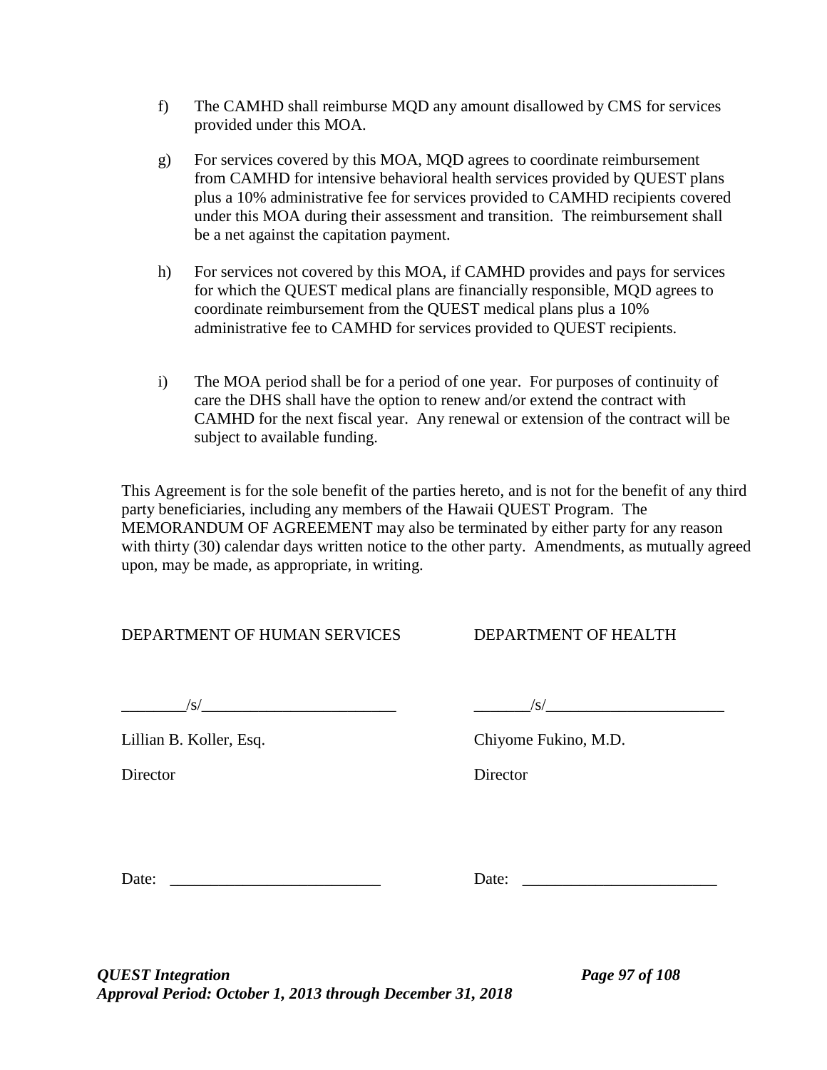f) The CAMHD shall reimburse MQD any amount disallowed by CMS for services provided under this MOA.

g) For services covered by this MOA, MQD agrees to coordinate reimbursement from CAMHD for intensive behavioral health services provided by QUEST plans plus a 10% administrative fee for services provided to CAMHD recipients covered under this MOA during their assessment and transition. The reimbursement shall be a net against the capitation payment.

h) For services not covered by this MOA, if CAMHD provides and pays for services for which the QUEST medical plans are financially responsible, MQD agrees to coordinate reimbursement from the QUEST medical plans plus a 10% administrative fee to CAMHD for services provided to QUEST recipients.

i) The MOA period shall be for a period of one year. For purposes of continuity of care the DHS shall have the option to renew and/or extend the contract with CAMHD for the next fiscal year. Any renewal or extension of the contract will be subject to available funding.

This Agreement is for the sole benefit of the parties hereto, and is not for the benefit of any third party beneficiaries, including any members of the Hawaii QUEST Program. The MEMORANDUM OF AGREEMENT may also be terminated by either party for any reason with thirty (30) calendar days written notice to the other party. Amendments, as mutually agreed upon, may be made, as appropriate, in writing.

DEPARTMENT OF HUMAN SERVICES

________/s/_________________________

Lillian B. Koller, Esq.

Director

Date: __________________________

DEPARTMENT OF HEALTH

_______/s/_______________________

Chiyome Fukino, M.D.

Director

Date: ________________________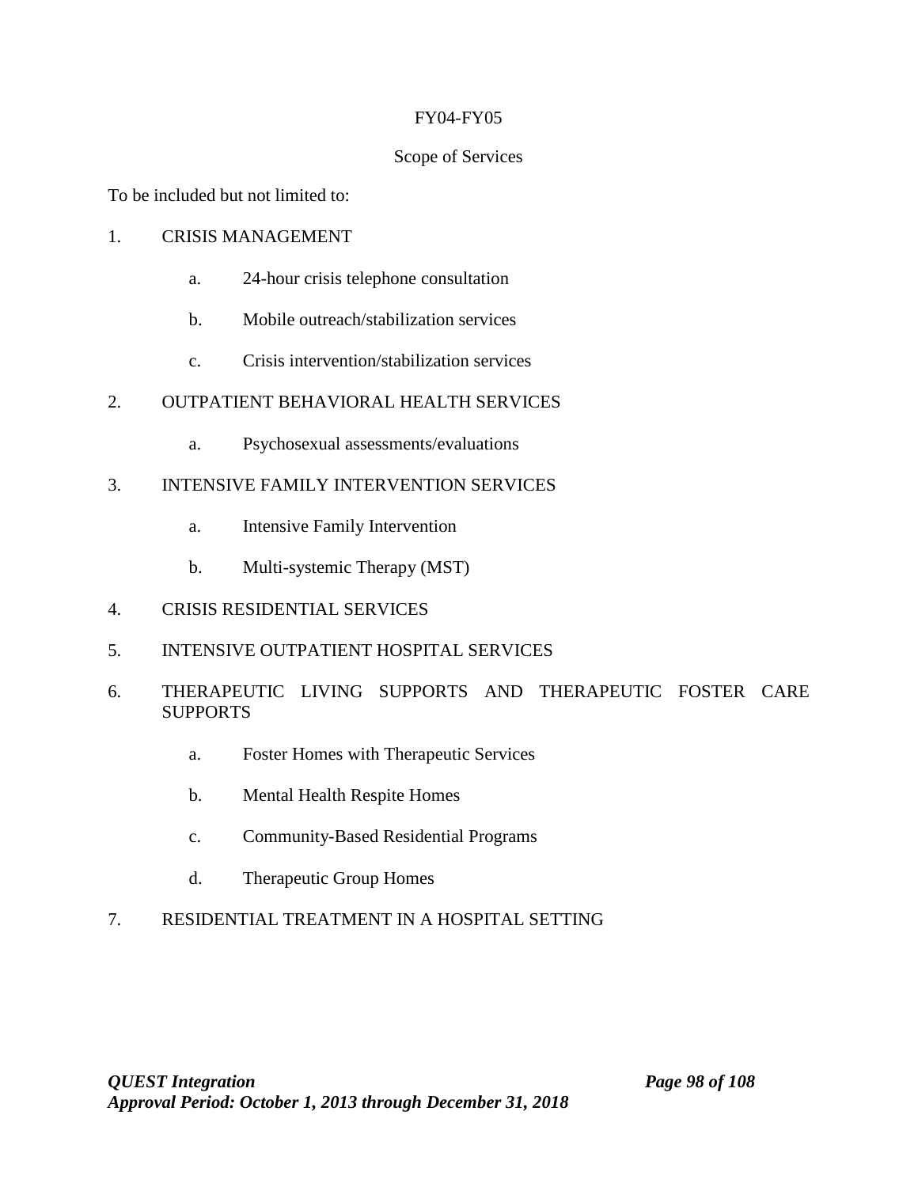FY04-FY05

Scope of Services

To be included but not limited to:

1. CRISIS MANAGEMENT
   a. 24-hour crisis telephone consultation
   b. Mobile outreach/stabilization services
   c. Crisis intervention/stabilization services
2. OUTPATIENT BEHAVIORAL HEALTH SERVICES
   a. Psychosexual assessments/evaluations
3. INTENSIVE FAMILY INTERVENTION SERVICES
   a. Intensive Family Intervention
   b. Multi-systemic Therapy (MST)
4. CRISIS RESIDENTIAL SERVICES
5. INTENSIVE OUTPATIENT HOSPITAL SERVICES
6. THERAPEUTIC LIVING SUPPORTS AND THERAPEUTIC FOSTER CARE SUPPORTS
   a. Foster Homes with Therapeutic Services
   b. Mental Health Respite Homes
   c. Community-Based Residential Programs
   d. Therapeutic Group Homes
7. RESIDENTIAL TREATMENT IN A HOSPITAL SETTING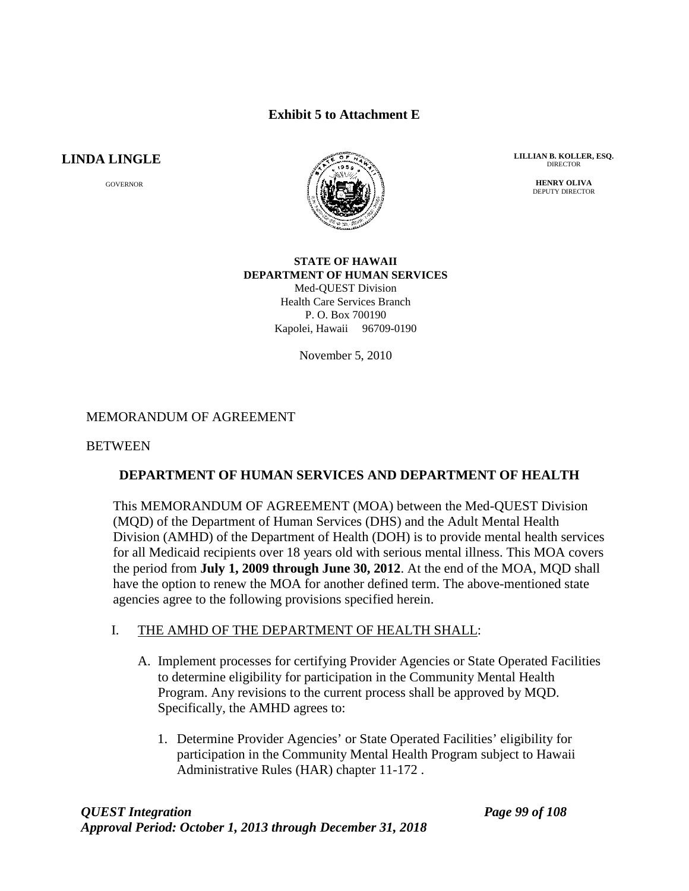**Exhibit 5 to Attachment E**

**LINDA LINGLE**

GOVERNOR

**LILLIAN B. KOLLER, ESQ.**
DIRECTOR

**HENRY OLIVA**
DEPUTY DIRECTOR

**STATE OF HAWAII**
**DEPARTMENT OF HUMAN SERVICES**
Med-QUEST Division
Health Care Services Branch
P. O. Box 700190
Kapolei, Hawaii 96709-0190

November 5, 2010

MEMORANDUM OF AGREEMENT

BETWEEN

**DEPARTMENT OF HUMAN SERVICES AND DEPARTMENT OF HEALTH**

This MEMORANDUM OF AGREEMENT (MOA) between the Med-QUEST Division (MQD) of the Department of Human Services (DHS) and the Adult Mental Health Division (AMHD) of the Department of Health (DOH) is to provide mental health services for all Medicaid recipients over 18 years old with serious mental illness. This MOA covers the period from **July 1, 2009 through June 30, 2012**. At the end of the MOA, MQD shall have the option to renew the MOA for another defined term. The above-mentioned state agencies agree to the following provisions specified herein.

I. THE AMHD OF THE DEPARTMENT OF HEALTH SHALL:

A. Implement processes for certifying Provider Agencies or State Operated Facilities to determine eligibility for participation in the Community Mental Health Program. Any revisions to the current process shall be approved by MQD. Specifically, the AMHD agrees to:

1. Determine Provider Agencies' or State Operated Facilities' eligibility for participation in the Community Mental Health Program subject to Hawaii Administrative Rules (HAR) chapter 11-172 .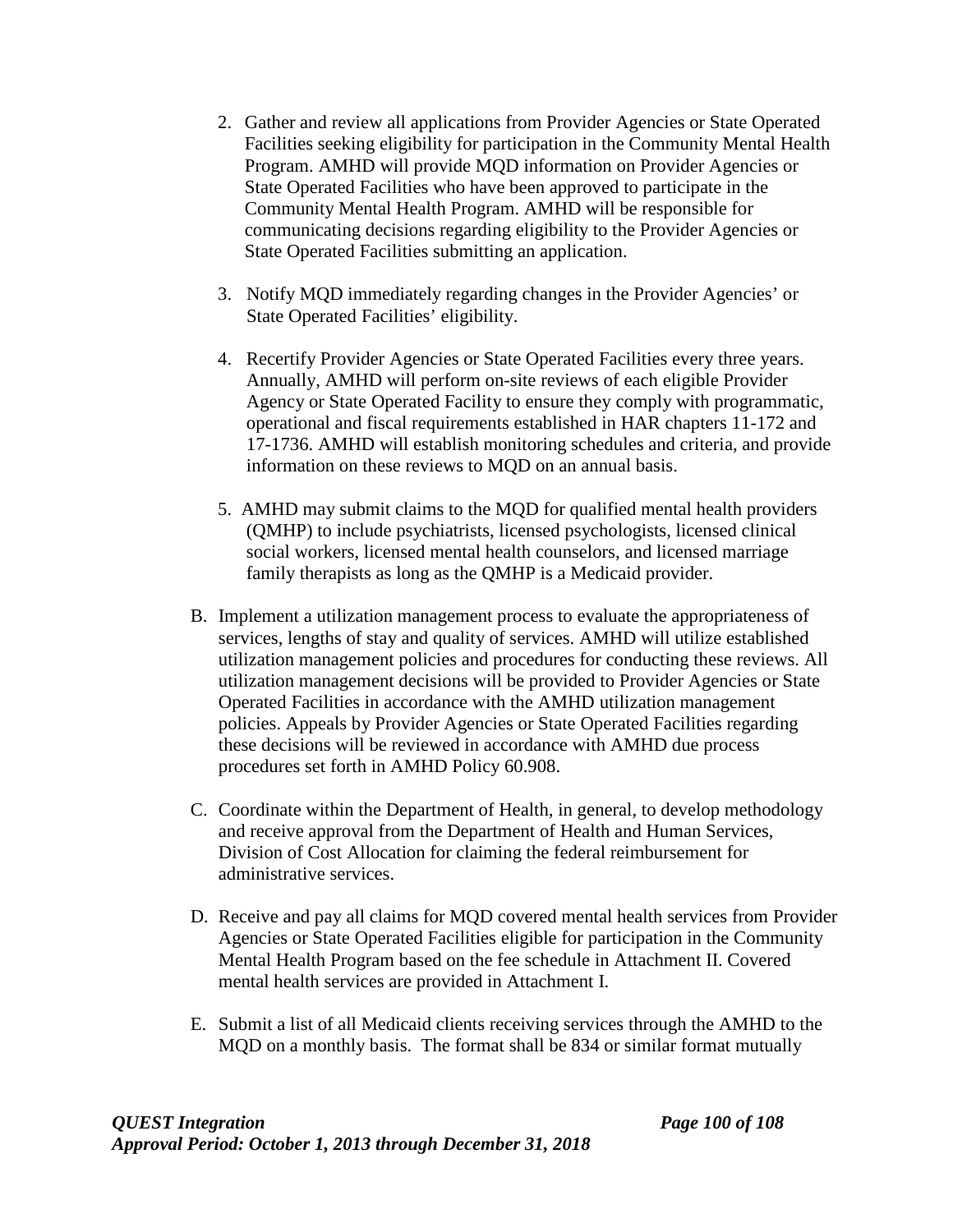2. Gather and review all applications from Provider Agencies or State Operated Facilities seeking eligibility for participation in the Community Mental Health Program. AMHD will provide MQD information on Provider Agencies or State Operated Facilities who have been approved to participate in the Community Mental Health Program. AMHD will be responsible for communicating decisions regarding eligibility to the Provider Agencies or State Operated Facilities submitting an application.

3. Notify MQD immediately regarding changes in the Provider Agencies' or State Operated Facilities' eligibility.

4. Recertify Provider Agencies or State Operated Facilities every three years. Annually, AMHD will perform on-site reviews of each eligible Provider Agency or State Operated Facility to ensure they comply with programmatic, operational and fiscal requirements established in HAR chapters 11-172 and 17-1736. AMHD will establish monitoring schedules and criteria, and provide information on these reviews to MQD on an annual basis.

5. AMHD may submit claims to the MQD for qualified mental health providers (QMHP) to include psychiatrists, licensed psychologists, licensed clinical social workers, licensed mental health counselors, and licensed marriage family therapists as long as the QMHP is a Medicaid provider.

B. Implement a utilization management process to evaluate the appropriateness of services, lengths of stay and quality of services. AMHD will utilize established utilization management policies and procedures for conducting these reviews. All utilization management decisions will be provided to Provider Agencies or State Operated Facilities in accordance with the AMHD utilization management policies. Appeals by Provider Agencies or State Operated Facilities regarding these decisions will be reviewed in accordance with AMHD due process procedures set forth in AMHD Policy 60.908.

C. Coordinate within the Department of Health, in general, to develop methodology and receive approval from the Department of Health and Human Services, Division of Cost Allocation for claiming the federal reimbursement for administrative services.

D. Receive and pay all claims for MQD covered mental health services from Provider Agencies or State Operated Facilities eligible for participation in the Community Mental Health Program based on the fee schedule in Attachment II. Covered mental health services are provided in Attachment I.

E. Submit a list of all Medicaid clients receiving services through the AMHD to the MQD on a monthly basis. The format shall be 834 or similar format mutually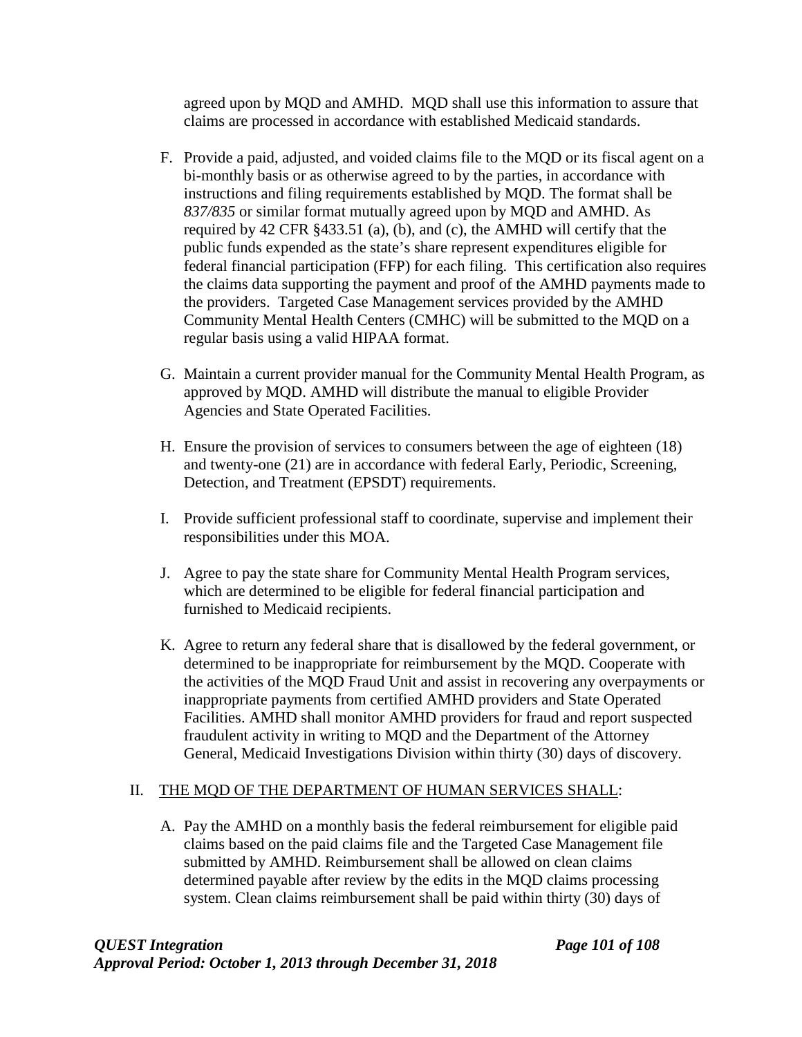agreed upon by MQD and AMHD. MQD shall use this information to assure that claims are processed in accordance with established Medicaid standards.

F. Provide a paid, adjusted, and voided claims file to the MQD or its fiscal agent on a bi-monthly basis or as otherwise agreed to by the parties, in accordance with instructions and filing requirements established by MQD. The format shall be *837/835* or similar format mutually agreed upon by MQD and AMHD. As required by 42 CFR §433.51 (a), (b), and (c), the AMHD will certify that the public funds expended as the state's share represent expenditures eligible for federal financial participation (FFP) for each filing. This certification also requires the claims data supporting the payment and proof of the AMHD payments made to the providers. Targeted Case Management services provided by the AMHD Community Mental Health Centers (CMHC) will be submitted to the MQD on a regular basis using a valid HIPAA format.

G. Maintain a current provider manual for the Community Mental Health Program, as approved by MQD. AMHD will distribute the manual to eligible Provider Agencies and State Operated Facilities.

H. Ensure the provision of services to consumers between the age of eighteen (18) and twenty-one (21) are in accordance with federal Early, Periodic, Screening, Detection, and Treatment (EPSDT) requirements.

I. Provide sufficient professional staff to coordinate, supervise and implement their responsibilities under this MOA.

J. Agree to pay the state share for Community Mental Health Program services, which are determined to be eligible for federal financial participation and furnished to Medicaid recipients.

K. Agree to return any federal share that is disallowed by the federal government, or determined to be inappropriate for reimbursement by the MQD. Cooperate with the activities of the MQD Fraud Unit and assist in recovering any overpayments or inappropriate payments from certified AMHD providers and State Operated Facilities. AMHD shall monitor AMHD providers for fraud and report suspected fraudulent activity in writing to MQD and the Department of the Attorney General, Medicaid Investigations Division within thirty (30) days of discovery.

II. THE MQD OF THE DEPARTMENT OF HUMAN SERVICES SHALL:

A. Pay the AMHD on a monthly basis the federal reimbursement for eligible paid claims based on the paid claims file and the Targeted Case Management file submitted by AMHD. Reimbursement shall be allowed on clean claims determined payable after review by the edits in the MQD claims processing system. Clean claims reimbursement shall be paid within thirty (30) days of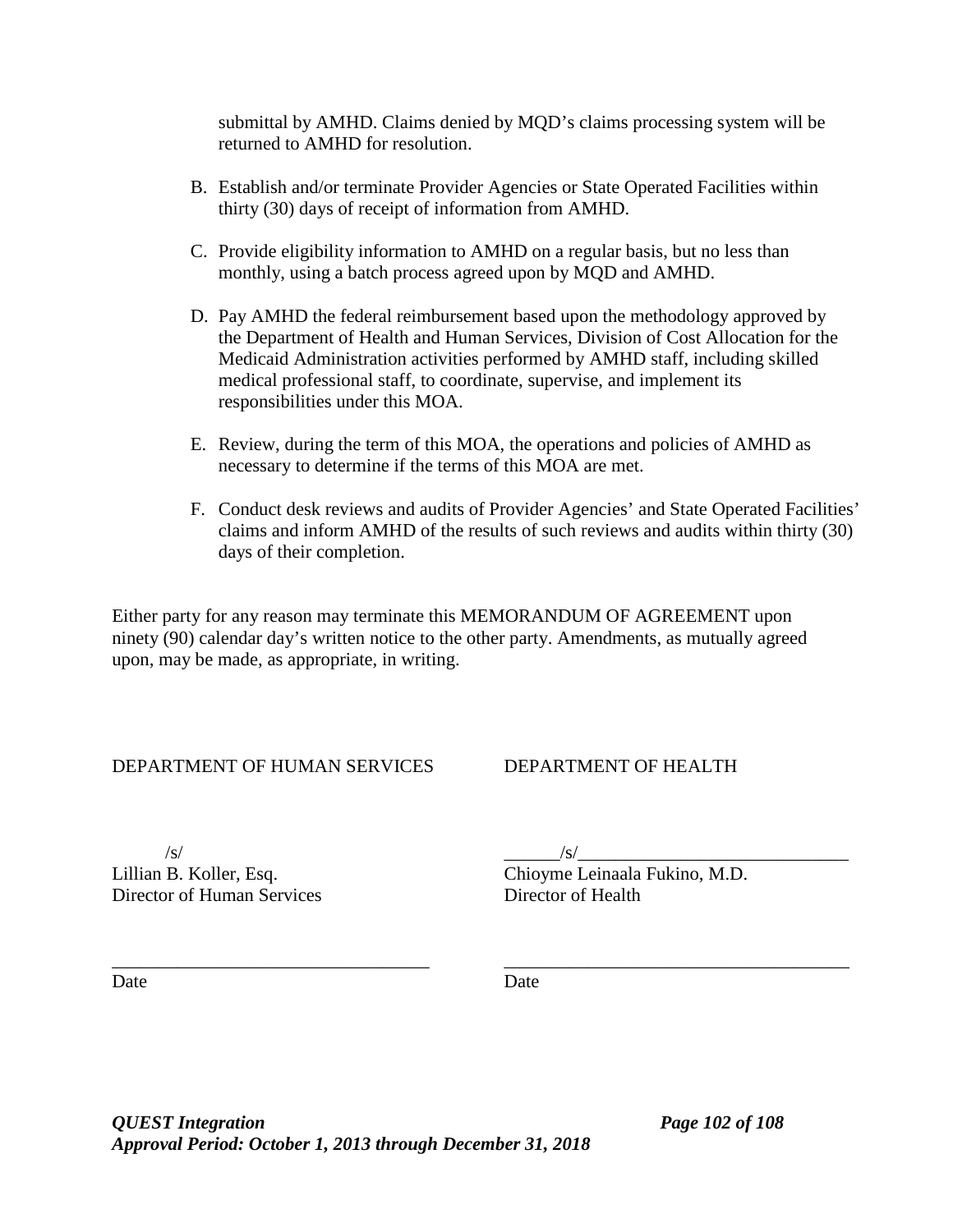submittal by AMHD. Claims denied by MQD's claims processing system will be returned to AMHD for resolution.

B. Establish and/or terminate Provider Agencies or State Operated Facilities within thirty (30) days of receipt of information from AMHD.

C. Provide eligibility information to AMHD on a regular basis, but no less than monthly, using a batch process agreed upon by MQD and AMHD.

D. Pay AMHD the federal reimbursement based upon the methodology approved by the Department of Health and Human Services, Division of Cost Allocation for the Medicaid Administration activities performed by AMHD staff, including skilled medical professional staff, to coordinate, supervise, and implement its responsibilities under this MOA.

E. Review, during the term of this MOA, the operations and policies of AMHD as necessary to determine if the terms of this MOA are met.

F. Conduct desk reviews and audits of Provider Agencies' and State Operated Facilities' claims and inform AMHD of the results of such reviews and audits within thirty (30) days of their completion.

Either party for any reason may terminate this MEMORANDUM OF AGREEMENT upon ninety (90) calendar day's written notice to the other party. Amendments, as mutually agreed upon, may be made, as appropriate, in writing.

DEPARTMENT OF HUMAN SERVICES

/s/
Lillian B. Koller, Esq.
Director of Human Services

________________________________
Date

DEPARTMENT OF HEALTH

______/s/______________________________
Chioyme Leinaala Fukino, M.D.
Director of Health

________________________________
Date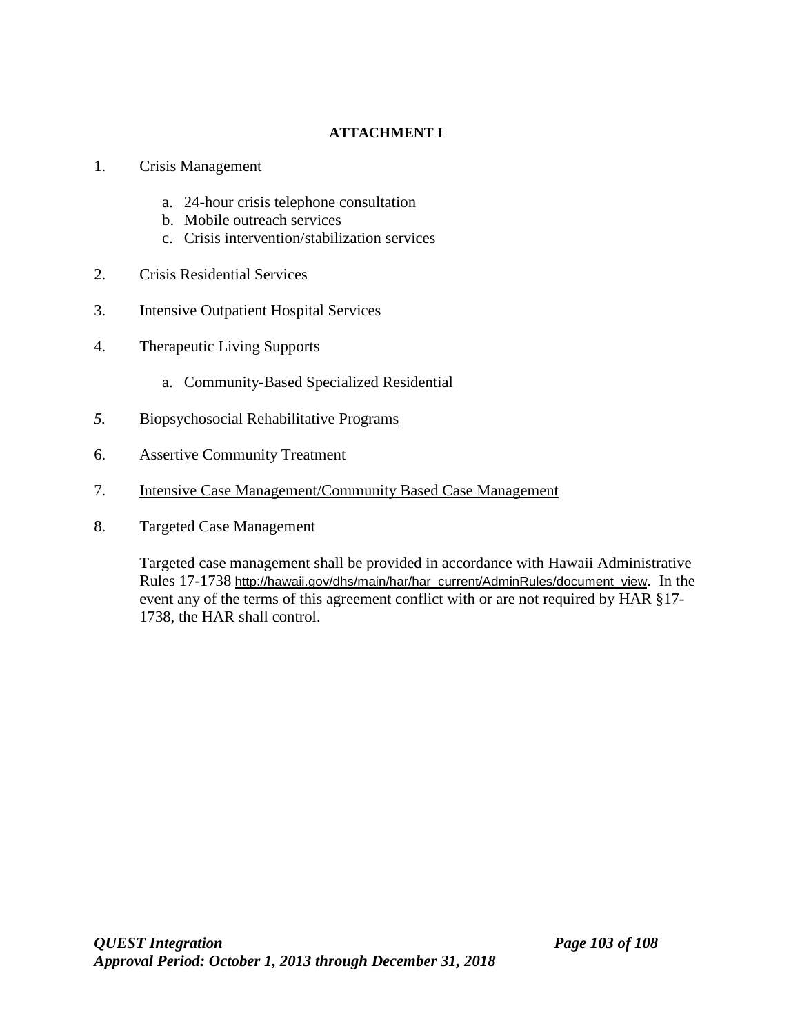**ATTACHMENT I**

1. Crisis Management

   a. 24-hour crisis telephone consultation
   b. Mobile outreach services
   c. Crisis intervention/stabilization services

2. Crisis Residential Services

3. Intensive Outpatient Hospital Services

4. Therapeutic Living Supports

   a. Community-Based Specialized Residential

5. Biopsychosocial Rehabilitative Programs

6. Assertive Community Treatment

7. Intensive Case Management/Community Based Case Management

8. Targeted Case Management

   Targeted case management shall be provided in accordance with Hawaii Administrative Rules 17-1738 http://hawaii.gov/dhs/main/har/har_current/AdminRules/document_view. In the event any of the terms of this agreement conflict with or are not required by HAR §17-1738, the HAR shall control.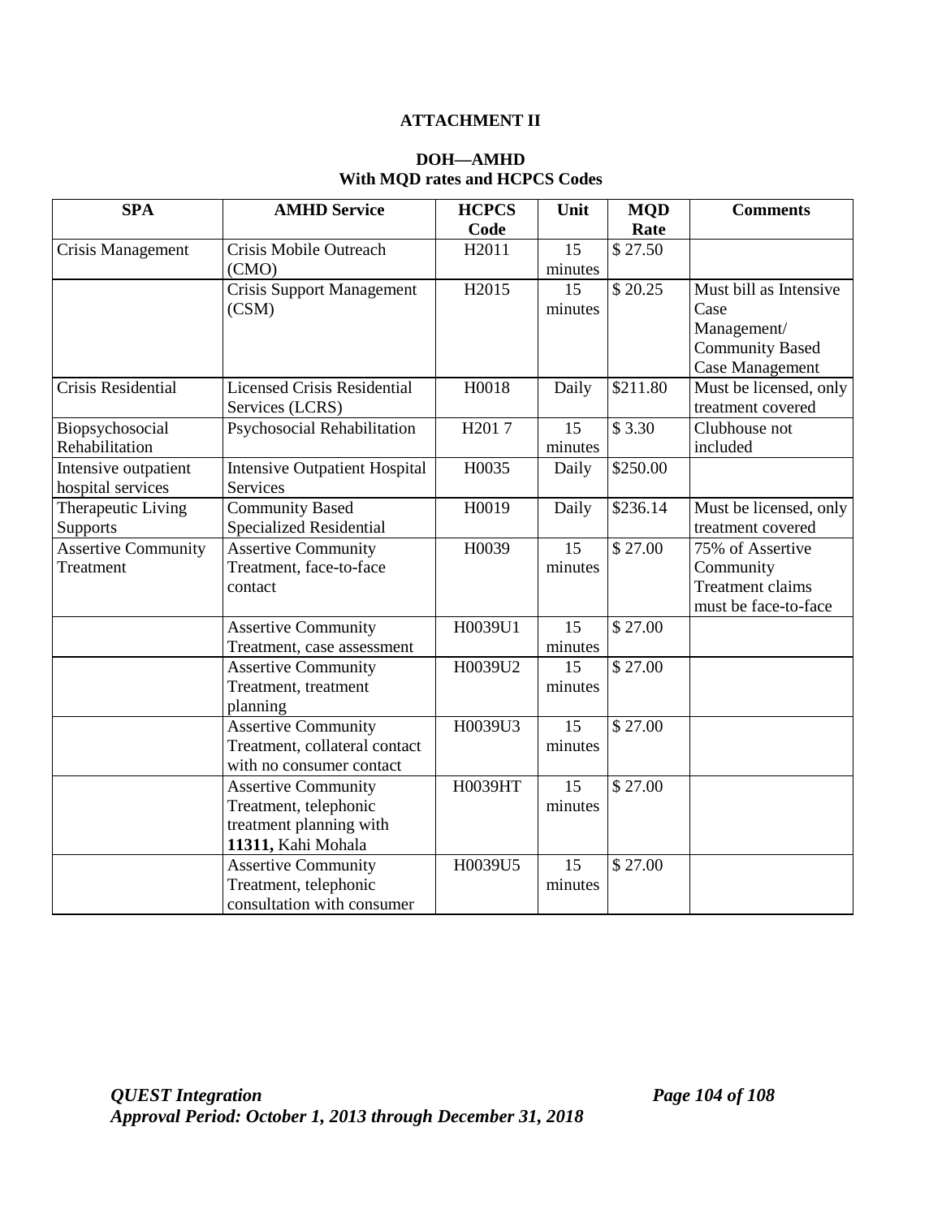**ATTACHMENT II**

**DOH—AMHD**
**With MQD rates and HCPCS Codes**

| SPA | AMHD Service | HCPCS Code | Unit | MQD Rate | Comments |
|---|---|---|---|---|---|
| Crisis Management | Crisis Mobile Outreach (CMO) | H2011 | 15 minutes | $ 27.50 | |
| | Crisis Support Management (CSM) | H2015 | 15 minutes | $ 20.25 | Must bill as Intensive Case Management/ Community Based Case Management |
| Crisis Residential | Licensed Crisis Residential Services (LCRS) | H0018 | Daily | $211.80 | Must be licensed, only treatment covered |
| Biopsychosocial Rehabilitation | Psychosocial Rehabilitation | H201 7 | 15 minutes | $ 3.30 | Clubhouse not included |
| Intensive outpatient hospital services | Intensive Outpatient Hospital Services | H0035 | Daily | $250.00 | |
| Therapeutic Living Supports | Community Based Specialized Residential | H0019 | Daily | $236.14 | Must be licensed, only treatment covered |
| Assertive Community Treatment | Assertive Community Treatment, face-to-face contact | H0039 | 15 minutes | $ 27.00 | 75% of Assertive Community Treatment claims must be face-to-face |
| | Assertive Community Treatment, case assessment | H0039U1 | 15 minutes | $ 27.00 | |
| | Assertive Community Treatment, treatment planning | H0039U2 | 15 minutes | $ 27.00 | |
| | Assertive Community Treatment, collateral contact with no consumer contact | H0039U3 | 15 minutes | $ 27.00 | |
| | Assertive Community Treatment, telephonic treatment planning with **11311,** Kahi Mohala | H0039HT | 15 minutes | $ 27.00 | |
| | Assertive Community Treatment, telephonic consultation with consumer | H0039U5 | 15 minutes | $ 27.00 | |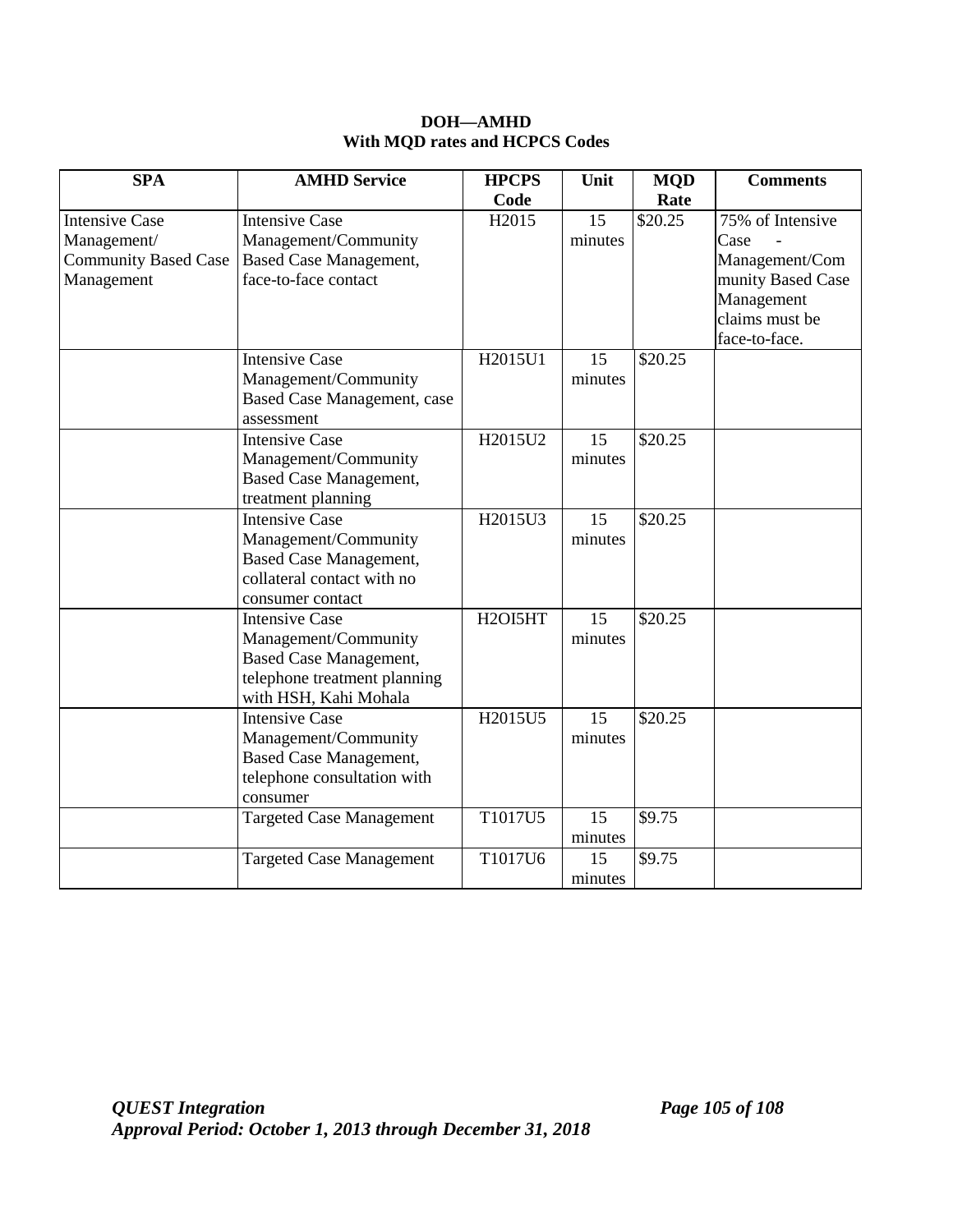**DOH—AMHD**
**With MQD rates and HCPCS Codes**

| SPA | AMHD Service | HPCPS Code | Unit | MQD Rate | Comments |
|---|---|---|---|---|---|
| Intensive Case Management/ Community Based Case Management | Intensive Case Management/Community Based Case Management, face-to-face contact | H2015 | 15 minutes | $20.25 | 75% of Intensive Case - Management/Community Based Case Management claims must be face-to-face. |
| | Intensive Case Management/Community Based Case Management, case assessment | H2015U1 | 15 minutes | $20.25 | |
| | Intensive Case Management/Community Based Case Management, treatment planning | H2015U2 | 15 minutes | $20.25 | |
| | Intensive Case Management/Community Based Case Management, collateral contact with no consumer contact | H2015U3 | 15 minutes | $20.25 | |
| | Intensive Case Management/Community Based Case Management, telephone treatment planning with HSH, Kahi Mohala | H2OI5HT | 15 minutes | $20.25 | |
| | Intensive Case Management/Community Based Case Management, telephone consultation with consumer | H2015U5 | 15 minutes | $20.25 | |
| | Targeted Case Management | T1017U5 | 15 minutes | $9.75 | |
| | Targeted Case Management | T1017U6 | 15 minutes | $9.75 | |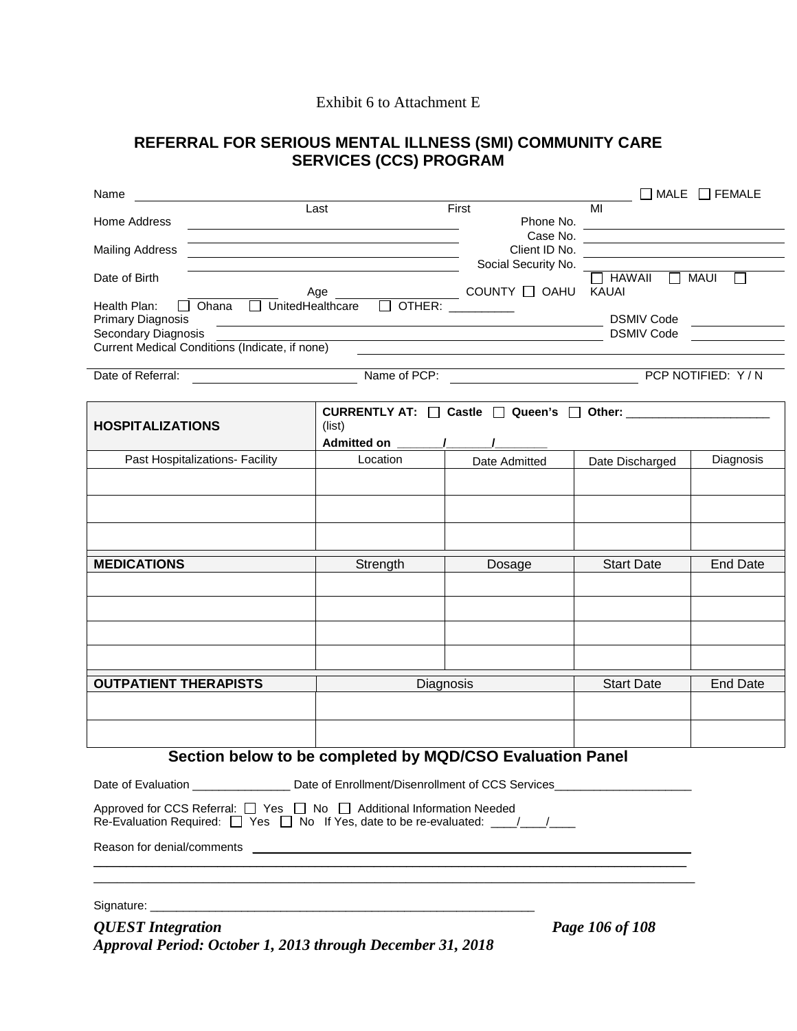Exhibit 6 to Attachment E

## REFERRAL FOR SERIOUS MENTAL ILLNESS (SMI) COMMUNITY CARE SERVICES (CCS) PROGRAM

Name ______________________________________________ ☐ MALE ☐ FEMALE
Last First MI

Home Address ______________________________ Phone No. ______________________

______________________________ Case No. ______________________

Mailing Address ______________________________ Client ID No. ______________________

______________________________ Social Security No. ______________________

Date of Birth ______________ Age ______________ COUNTY ☐ OAHU ☐ HAWAII ☐ MAUI ☐ KAUAI

Health Plan: ☐ Ohana ☐ UnitedHealthcare ☐ OTHER: __________

Primary Diagnosis ______________________________ DSMIV Code ______________

Secondary Diagnosis ______________________________ DSMIV Code ______________

Current Medical Conditions (Indicate, if none) ______________________________

Date of Referral: ______________ Name of PCP: ______________ PCP NOTIFIED: Y / N

| **HOSPITALIZATIONS** | **CURRENTLY AT:** ☐ **Castle** ☐ **Queen's** ☐ **Other:** ______________ (list) **Admitted on** ______/______/______ | | | |
|---|---|---|---|---|
| Past Hospitalizations- Facility | Location | Date Admitted | Date Discharged | Diagnosis |
| | | | | |
| | | | | |
| | | | | |

| **MEDICATIONS** | Strength | Dosage | Start Date | End Date |
|---|---|---|---|---|
| | | | | |
| | | | | |
| | | | | |
| | | | | |

| **OUTPATIENT THERAPISTS** | Diagnosis | Start Date | End Date |
|---|---|---|---|
| | | | |
| | | | |

### Section below to be completed by MQD/CSO Evaluation Panel

Date of Evaluation _______________ Date of Enrollment/Disenrollment of CCS Services_____________________

Approved for CCS Referral: ☐ Yes ☐ No ☐ Additional Information Needed
Re-Evaluation Required: ☐ Yes ☐ No If Yes, date to be re-evaluated: ____/____/____

Reason for denial/comments ________________________________________________

________________________________________________________________________

________________________________________________________________________

Signature: _____________________________________________________________

*QUEST Integration*
*Approval Period: October 1, 2013 through December 31, 2018*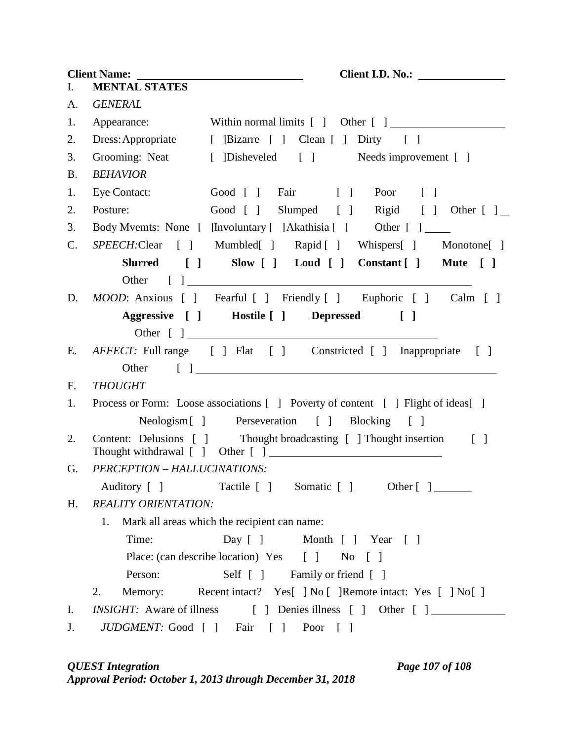**Client Name:** ______________________________ **Client I.D. No.:** ________________

I. **MENTAL STATES**

A. *GENERAL*

1. Appearance: Within normal limits [ ] Other [ ] ____________________
2. Dress: Appropriate [ ] Bizarre [ ] Clean [ ] Dirty [ ]
3. Grooming: Neat [ ] Disheveled [ ] Needs improvement [ ]

B. *BEHAVIOR*

1. Eye Contact: Good [ ] Fair [ ] Poor [ ]
2. Posture: Good [ ] Slumped [ ] Rigid [ ] Other [ ] _
3. Body Mvemts: None [ ] Involuntary [ ] Akathisia [ ] Other [ ] ____

C. *SPEECH:* Clear [ ] Mumbled [ ] Rapid [ ] Whispers [ ] Monotone [ ]
**Slurred [ ] Slow [ ] Loud [ ] Constant [ ] Mute [ ]**
Other [ ] ______________________________________________

D. *MOOD*: Anxious [ ] Fearful [ ] Friendly [ ] Euphoric [ ] Calm [ ]
**Aggressive [ ] Hostile [ ] Depressed [ ]**
Other [ ] ________________________________________

E. *AFFECT:* Full range [ ] Flat [ ] Constricted [ ] Inappropriate [ ]
Other [ ] ______________________________________________

F. *THOUGHT*

1. Process or Form: Loose associations [ ] Poverty of content [ ] Flight of ideas [ ]
Neologism [ ] Perseveration [ ] Blocking [ ]
2. Content: Delusions [ ] Thought broadcasting [ ] Thought insertion [ ]
Thought withdrawal [ ] Other [ ] ______________________________

G. *PERCEPTION – HALLUCINATIONS:*

Auditory [ ] Tactile [ ] Somatic [ ] Other [ ] _______

H. *REALITY ORIENTATION:*

1. Mark all areas which the recipient can name:
   - Time: Day [ ] Month [ ] Year [ ]
   - Place: (can describe location) Yes [ ] No [ ]
   - Person: Self [ ] Family or friend [ ]
2. Memory: Recent intact? Yes [ ] No [ ] Remote intact: Yes [ ] No [ ]

I. *INSIGHT:* Aware of illness [ ] Denies illness [ ] Other [ ] ____________

J. *JUDGMENT:* Good [ ] Fair [ ] Poor [ ]

*QUEST Integration*
*Approval Period: October 1, 2013 through December 31, 2018*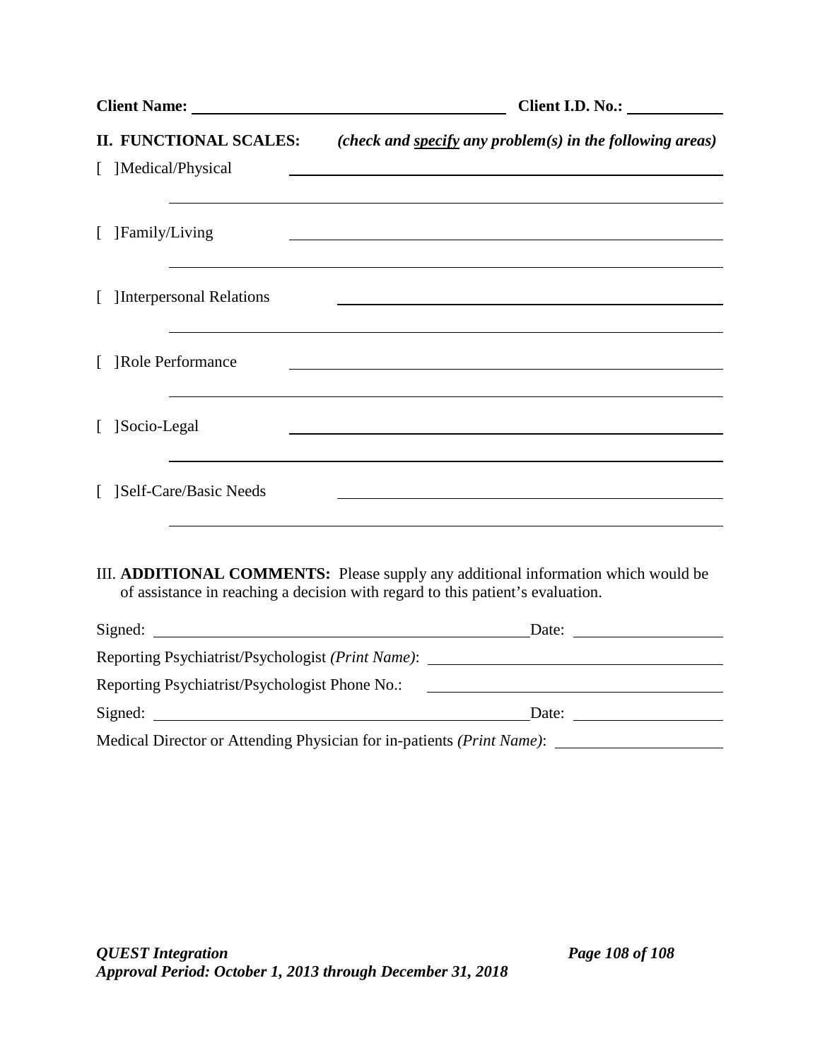**Client Name:** ______________________________ **Client I.D. No.:** __________

**II. FUNCTIONAL SCALES:** *(check and specify any problem(s) in the following areas)*

[ ]Medical/Physical ______________________________

______________________________

[ ]Family/Living ______________________________

______________________________

[ ]Interpersonal Relations ______________________________

______________________________

[ ]Role Performance ______________________________

______________________________

[ ]Socio-Legal ______________________________

______________________________

[ ]Self-Care/Basic Needs ______________________________

______________________________

III. **ADDITIONAL COMMENTS:** Please supply any additional information which would be of assistance in reaching a decision with regard to this patient's evaluation.

Signed: ______________________________ Date: __________

Reporting Psychiatrist/Psychologist *(Print Name)*: ______________________________

Reporting Psychiatrist/Psychologist Phone No.: ______________________________

Signed: ______________________________ Date: __________

Medical Director or Attending Physician for in-patients *(Print Name)*: ______________________________

***QUEST Integration***

***Approval Period: October 1, 2013 through December 31, 2018***